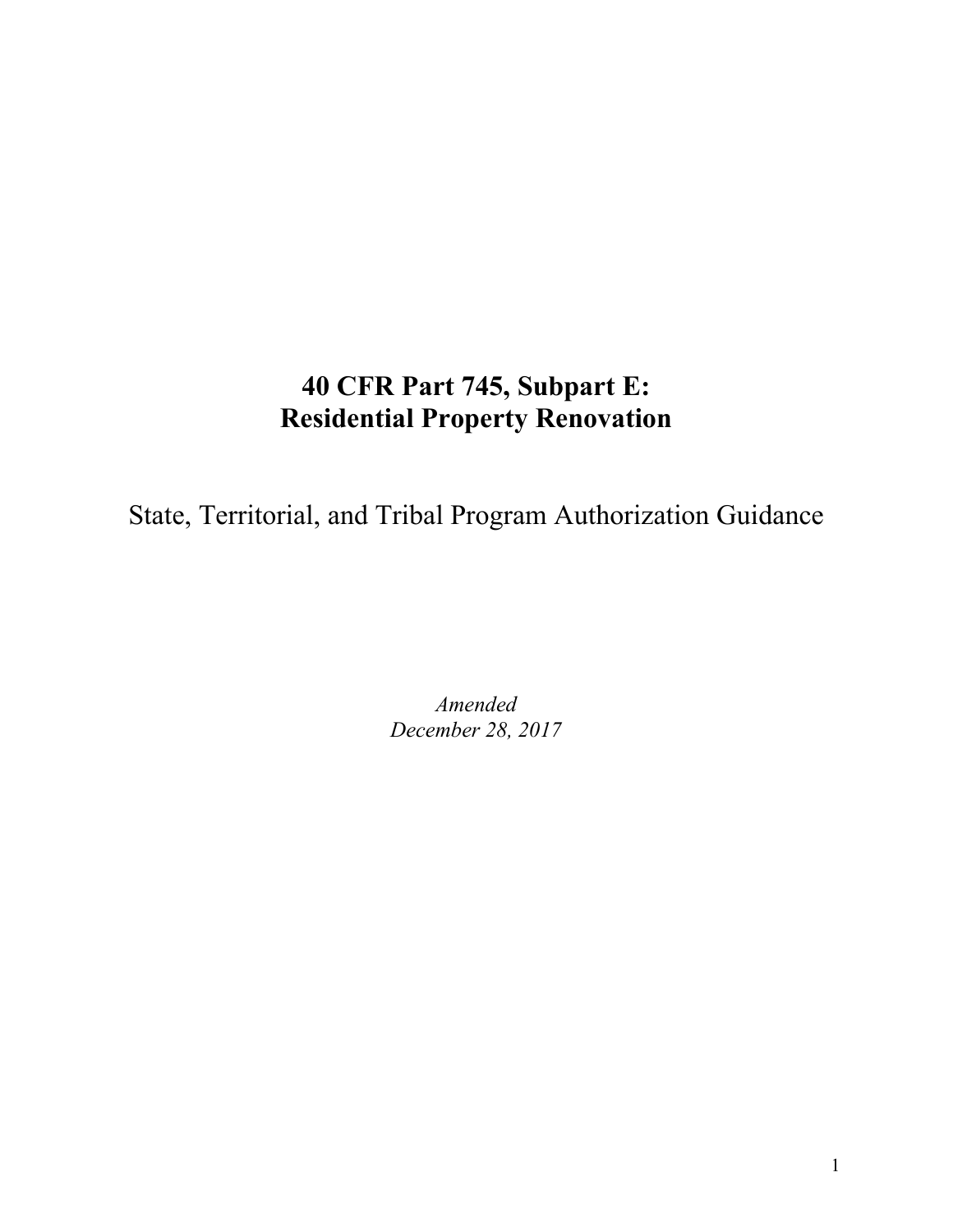# 40 CFR Part 745, Subpart E: Residential Property Renovation

State, Territorial, and Tribal Program Authorization Guidance

*Amended*
*December 28, 2017*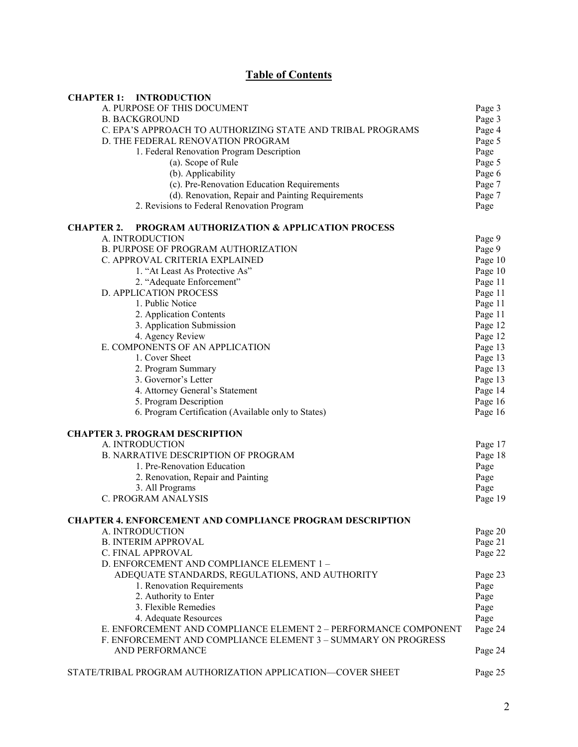# Table of Contents

| | |
|---|---|
| **CHAPTER 1: INTRODUCTION** | |
| A. PURPOSE OF THIS DOCUMENT | Page 3 |
| B. BACKGROUND | Page 3 |
| C. EPA'S APPROACH TO AUTHORIZING STATE AND TRIBAL PROGRAMS | Page 4 |
| D. THE FEDERAL RENOVATION PROGRAM | Page 5 |
| 1. Federal Renovation Program Description | Page |
| (a). Scope of Rule | Page 5 |
| (b). Applicability | Page 6 |
| (c). Pre-Renovation Education Requirements | Page 7 |
| (d). Renovation, Repair and Painting Requirements | Page 7 |
| 2. Revisions to Federal Renovation Program | Page |
| **CHAPTER 2. PROGRAM AUTHORIZATION & APPLICATION PROCESS** | |
| A. INTRODUCTION | Page 9 |
| B. PURPOSE OF PROGRAM AUTHORIZATION | Page 9 |
| C. APPROVAL CRITERIA EXPLAINED | Page 10 |
| 1. "At Least As Protective As" | Page 10 |
| 2. "Adequate Enforcement" | Page 11 |
| D. APPLICATION PROCESS | Page 11 |
| 1. Public Notice | Page 11 |
| 2. Application Contents | Page 11 |
| 3. Application Submission | Page 12 |
| 4. Agency Review | Page 12 |
| E. COMPONENTS OF AN APPLICATION | Page 13 |
| 1. Cover Sheet | Page 13 |
| 2. Program Summary | Page 13 |
| 3. Governor's Letter | Page 13 |
| 4. Attorney General's Statement | Page 14 |
| 5. Program Description | Page 16 |
| 6. Program Certification (Available only to States) | Page 16 |
| **CHAPTER 3. PROGRAM DESCRIPTION** | |
| A. INTRODUCTION | Page 17 |
| B. NARRATIVE DESCRIPTION OF PROGRAM | Page 18 |
| 1. Pre-Renovation Education | Page |
| 2. Renovation, Repair and Painting | Page |
| 3. All Programs | Page |
| C. PROGRAM ANALYSIS | Page 19 |
| **CHAPTER 4. ENFORCEMENT AND COMPLIANCE PROGRAM DESCRIPTION** | |
| A. INTRODUCTION | Page 20 |
| B. INTERIM APPROVAL | Page 21 |
| C. FINAL APPROVAL | Page 22 |
| D. ENFORCEMENT AND COMPLIANCE ELEMENT 1 – ADEQUATE STANDARDS, REGULATIONS, AND AUTHORITY | Page 23 |
| 1. Renovation Requirements | Page |
| 2. Authority to Enter | Page |
| 3. Flexible Remedies | Page |
| 4. Adequate Resources | Page |
| E. ENFORCEMENT AND COMPLIANCE ELEMENT 2 – PERFORMANCE COMPONENT | Page 24 |
| F. ENFORCEMENT AND COMPLIANCE ELEMENT 3 – SUMMARY ON PROGRESS AND PERFORMANCE | Page 24 |
| STATE/TRIBAL PROGRAM AUTHORIZATION APPLICATION—COVER SHEET | Page 25 |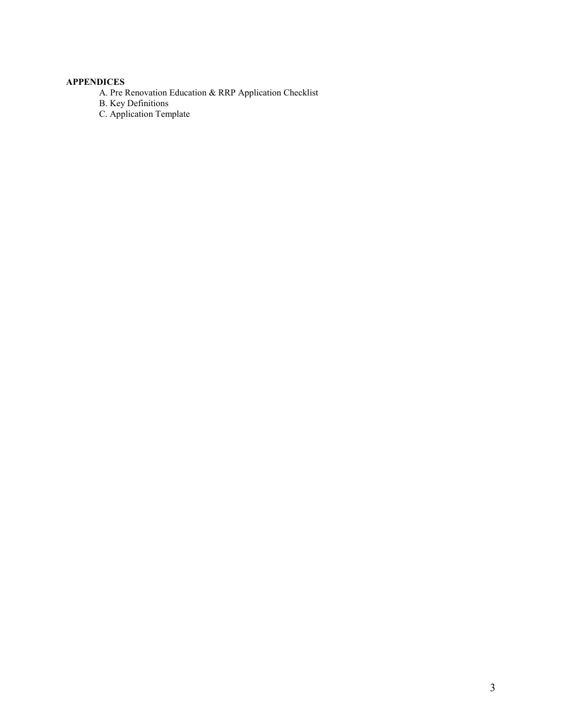**APPENDICES**

A. Pre Renovation Education & RRP Application Checklist
B. Key Definitions
C. Application Template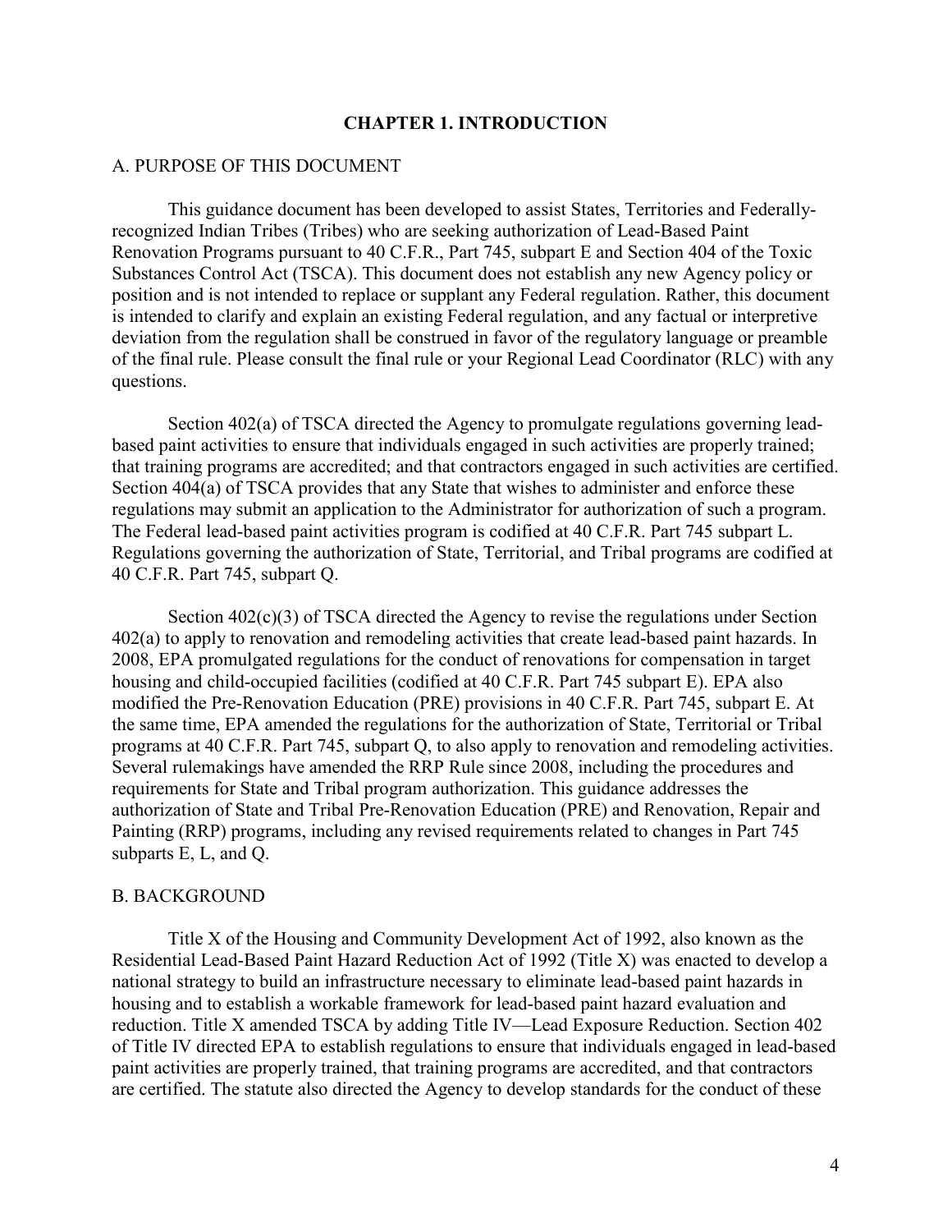# CHAPTER 1. INTRODUCTION

## A. PURPOSE OF THIS DOCUMENT

This guidance document has been developed to assist States, Territories and Federally-recognized Indian Tribes (Tribes) who are seeking authorization of Lead-Based Paint Renovation Programs pursuant to 40 C.F.R., Part 745, subpart E and Section 404 of the Toxic Substances Control Act (TSCA). This document does not establish any new Agency policy or position and is not intended to replace or supplant any Federal regulation. Rather, this document is intended to clarify and explain an existing Federal regulation, and any factual or interpretive deviation from the regulation shall be construed in favor of the regulatory language or preamble of the final rule. Please consult the final rule or your Regional Lead Coordinator (RLC) with any questions.

Section 402(a) of TSCA directed the Agency to promulgate regulations governing lead-based paint activities to ensure that individuals engaged in such activities are properly trained; that training programs are accredited; and that contractors engaged in such activities are certified. Section 404(a) of TSCA provides that any State that wishes to administer and enforce these regulations may submit an application to the Administrator for authorization of such a program. The Federal lead-based paint activities program is codified at 40 C.F.R. Part 745 subpart L. Regulations governing the authorization of State, Territorial, and Tribal programs are codified at 40 C.F.R. Part 745, subpart Q.

Section 402(c)(3) of TSCA directed the Agency to revise the regulations under Section 402(a) to apply to renovation and remodeling activities that create lead-based paint hazards. In 2008, EPA promulgated regulations for the conduct of renovations for compensation in target housing and child-occupied facilities (codified at 40 C.F.R. Part 745 subpart E). EPA also modified the Pre-Renovation Education (PRE) provisions in 40 C.F.R. Part 745, subpart E. At the same time, EPA amended the regulations for the authorization of State, Territorial or Tribal programs at 40 C.F.R. Part 745, subpart Q, to also apply to renovation and remodeling activities. Several rulemakings have amended the RRP Rule since 2008, including the procedures and requirements for State and Tribal program authorization. This guidance addresses the authorization of State and Tribal Pre-Renovation Education (PRE) and Renovation, Repair and Painting (RRP) programs, including any revised requirements related to changes in Part 745 subparts E, L, and Q.

## B. BACKGROUND

Title X of the Housing and Community Development Act of 1992, also known as the Residential Lead-Based Paint Hazard Reduction Act of 1992 (Title X) was enacted to develop a national strategy to build an infrastructure necessary to eliminate lead-based paint hazards in housing and to establish a workable framework for lead-based paint hazard evaluation and reduction. Title X amended TSCA by adding Title IV—Lead Exposure Reduction. Section 402 of Title IV directed EPA to establish regulations to ensure that individuals engaged in lead-based paint activities are properly trained, that training programs are accredited, and that contractors are certified. The statute also directed the Agency to develop standards for the conduct of these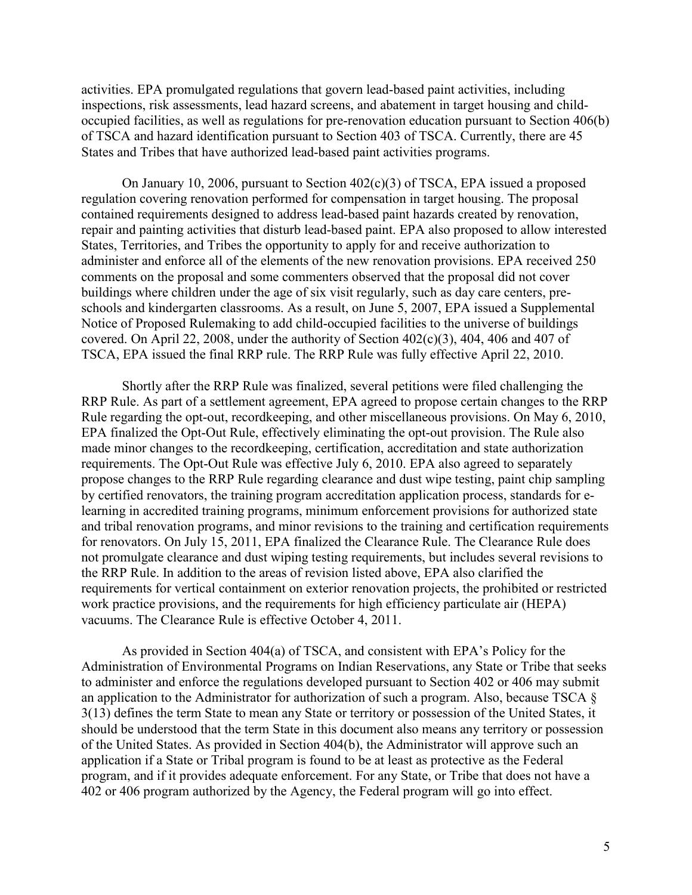activities. EPA promulgated regulations that govern lead-based paint activities, including inspections, risk assessments, lead hazard screens, and abatement in target housing and child-occupied facilities, as well as regulations for pre-renovation education pursuant to Section 406(b) of TSCA and hazard identification pursuant to Section 403 of TSCA. Currently, there are 45 States and Tribes that have authorized lead-based paint activities programs.

On January 10, 2006, pursuant to Section 402(c)(3) of TSCA, EPA issued a proposed regulation covering renovation performed for compensation in target housing. The proposal contained requirements designed to address lead-based paint hazards created by renovation, repair and painting activities that disturb lead-based paint. EPA also proposed to allow interested States, Territories, and Tribes the opportunity to apply for and receive authorization to administer and enforce all of the elements of the new renovation provisions. EPA received 250 comments on the proposal and some commenters observed that the proposal did not cover buildings where children under the age of six visit regularly, such as day care centers, pre-schools and kindergarten classrooms. As a result, on June 5, 2007, EPA issued a Supplemental Notice of Proposed Rulemaking to add child-occupied facilities to the universe of buildings covered. On April 22, 2008, under the authority of Section 402(c)(3), 404, 406 and 407 of TSCA, EPA issued the final RRP rule. The RRP Rule was fully effective April 22, 2010.

Shortly after the RRP Rule was finalized, several petitions were filed challenging the RRP Rule. As part of a settlement agreement, EPA agreed to propose certain changes to the RRP Rule regarding the opt-out, recordkeeping, and other miscellaneous provisions. On May 6, 2010, EPA finalized the Opt-Out Rule, effectively eliminating the opt-out provision. The Rule also made minor changes to the recordkeeping, certification, accreditation and state authorization requirements. The Opt-Out Rule was effective July 6, 2010. EPA also agreed to separately propose changes to the RRP Rule regarding clearance and dust wipe testing, paint chip sampling by certified renovators, the training program accreditation application process, standards for e-learning in accredited training programs, minimum enforcement provisions for authorized state and tribal renovation programs, and minor revisions to the training and certification requirements for renovators. On July 15, 2011, EPA finalized the Clearance Rule. The Clearance Rule does not promulgate clearance and dust wiping testing requirements, but includes several revisions to the RRP Rule. In addition to the areas of revision listed above, EPA also clarified the requirements for vertical containment on exterior renovation projects, the prohibited or restricted work practice provisions, and the requirements for high efficiency particulate air (HEPA) vacuums. The Clearance Rule is effective October 4, 2011.

As provided in Section 404(a) of TSCA, and consistent with EPA's Policy for the Administration of Environmental Programs on Indian Reservations, any State or Tribe that seeks to administer and enforce the regulations developed pursuant to Section 402 or 406 may submit an application to the Administrator for authorization of such a program. Also, because TSCA § 3(13) defines the term State to mean any State or territory or possession of the United States, it should be understood that the term State in this document also means any territory or possession of the United States. As provided in Section 404(b), the Administrator will approve such an application if a State or Tribal program is found to be at least as protective as the Federal program, and if it provides adequate enforcement. For any State, or Tribe that does not have a 402 or 406 program authorized by the Agency, the Federal program will go into effect.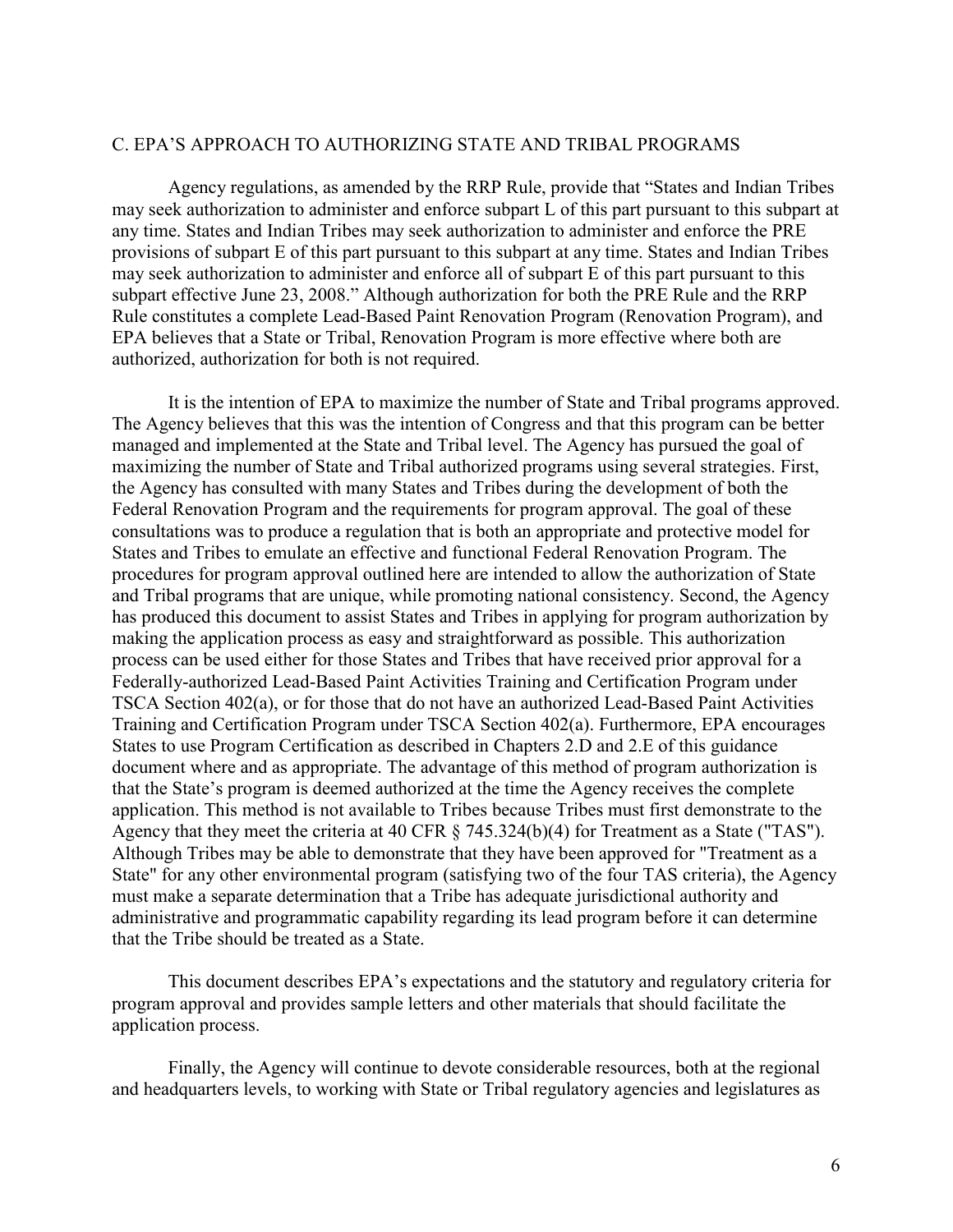## C. EPA'S APPROACH TO AUTHORIZING STATE AND TRIBAL PROGRAMS

Agency regulations, as amended by the RRP Rule, provide that "States and Indian Tribes may seek authorization to administer and enforce subpart L of this part pursuant to this subpart at any time. States and Indian Tribes may seek authorization to administer and enforce the PRE provisions of subpart E of this part pursuant to this subpart at any time. States and Indian Tribes may seek authorization to administer and enforce all of subpart E of this part pursuant to this subpart effective June 23, 2008." Although authorization for both the PRE Rule and the RRP Rule constitutes a complete Lead-Based Paint Renovation Program (Renovation Program), and EPA believes that a State or Tribal, Renovation Program is more effective where both are authorized, authorization for both is not required.

It is the intention of EPA to maximize the number of State and Tribal programs approved. The Agency believes that this was the intention of Congress and that this program can be better managed and implemented at the State and Tribal level. The Agency has pursued the goal of maximizing the number of State and Tribal authorized programs using several strategies. First, the Agency has consulted with many States and Tribes during the development of both the Federal Renovation Program and the requirements for program approval. The goal of these consultations was to produce a regulation that is both an appropriate and protective model for States and Tribes to emulate an effective and functional Federal Renovation Program. The procedures for program approval outlined here are intended to allow the authorization of State and Tribal programs that are unique, while promoting national consistency. Second, the Agency has produced this document to assist States and Tribes in applying for program authorization by making the application process as easy and straightforward as possible. This authorization process can be used either for those States and Tribes that have received prior approval for a Federally-authorized Lead-Based Paint Activities Training and Certification Program under TSCA Section 402(a), or for those that do not have an authorized Lead-Based Paint Activities Training and Certification Program under TSCA Section 402(a). Furthermore, EPA encourages States to use Program Certification as described in Chapters 2.D and 2.E of this guidance document where and as appropriate. The advantage of this method of program authorization is that the State's program is deemed authorized at the time the Agency receives the complete application. This method is not available to Tribes because Tribes must first demonstrate to the Agency that they meet the criteria at 40 CFR § 745.324(b)(4) for Treatment as a State ("TAS"). Although Tribes may be able to demonstrate that they have been approved for "Treatment as a State" for any other environmental program (satisfying two of the four TAS criteria), the Agency must make a separate determination that a Tribe has adequate jurisdictional authority and administrative and programmatic capability regarding its lead program before it can determine that the Tribe should be treated as a State.

This document describes EPA's expectations and the statutory and regulatory criteria for program approval and provides sample letters and other materials that should facilitate the application process.

Finally, the Agency will continue to devote considerable resources, both at the regional and headquarters levels, to working with State or Tribal regulatory agencies and legislatures as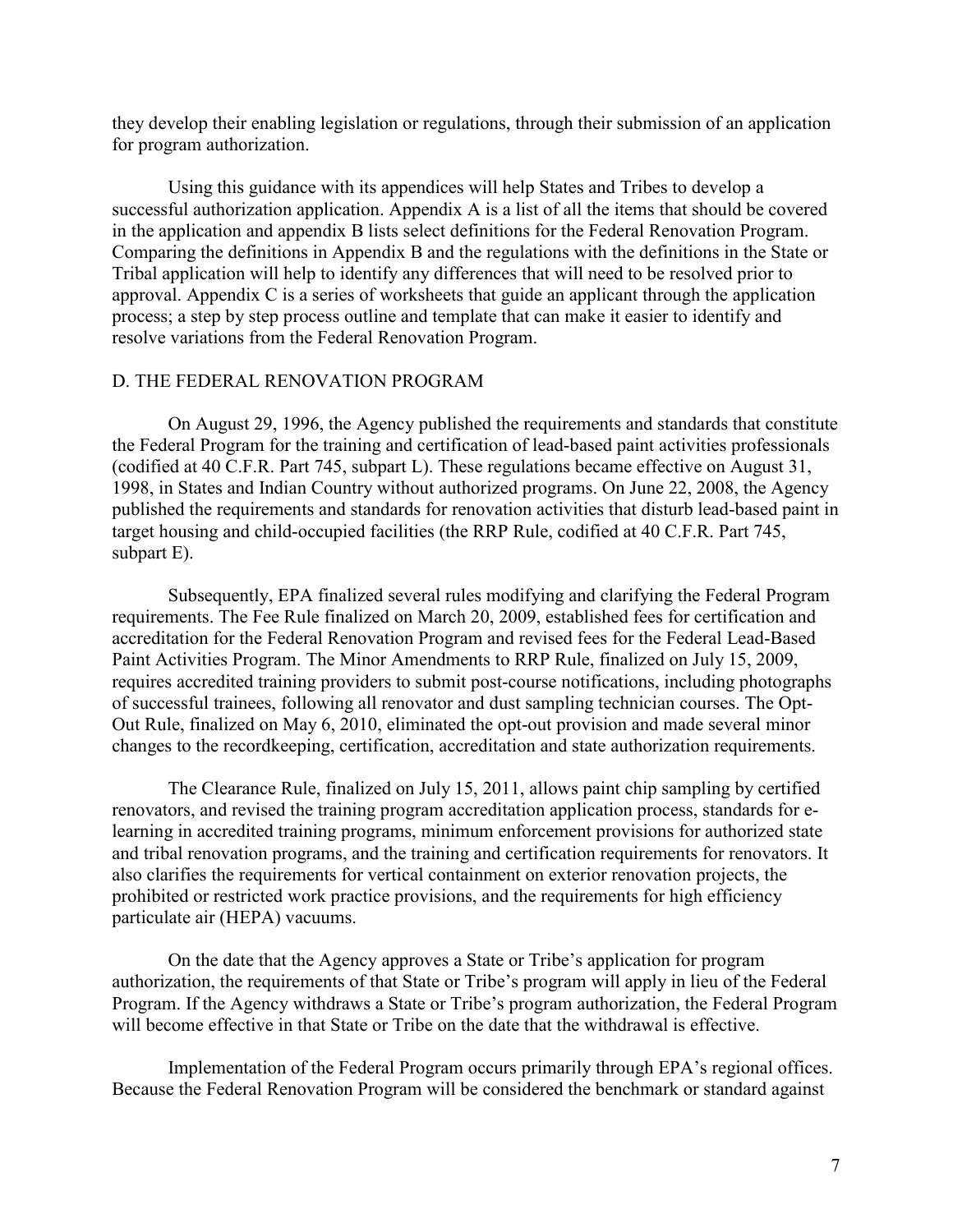they develop their enabling legislation or regulations, through their submission of an application for program authorization.

Using this guidance with its appendices will help States and Tribes to develop a successful authorization application. Appendix A is a list of all the items that should be covered in the application and appendix B lists select definitions for the Federal Renovation Program. Comparing the definitions in Appendix B and the regulations with the definitions in the State or Tribal application will help to identify any differences that will need to be resolved prior to approval. Appendix C is a series of worksheets that guide an applicant through the application process; a step by step process outline and template that can make it easier to identify and resolve variations from the Federal Renovation Program.

## D. THE FEDERAL RENOVATION PROGRAM

On August 29, 1996, the Agency published the requirements and standards that constitute the Federal Program for the training and certification of lead-based paint activities professionals (codified at 40 C.F.R. Part 745, subpart L). These regulations became effective on August 31, 1998, in States and Indian Country without authorized programs. On June 22, 2008, the Agency published the requirements and standards for renovation activities that disturb lead-based paint in target housing and child-occupied facilities (the RRP Rule, codified at 40 C.F.R. Part 745, subpart E).

Subsequently, EPA finalized several rules modifying and clarifying the Federal Program requirements. The Fee Rule finalized on March 20, 2009, established fees for certification and accreditation for the Federal Renovation Program and revised fees for the Federal Lead-Based Paint Activities Program. The Minor Amendments to RRP Rule, finalized on July 15, 2009, requires accredited training providers to submit post-course notifications, including photographs of successful trainees, following all renovator and dust sampling technician courses. The Opt-Out Rule, finalized on May 6, 2010, eliminated the opt-out provision and made several minor changes to the recordkeeping, certification, accreditation and state authorization requirements.

The Clearance Rule, finalized on July 15, 2011, allows paint chip sampling by certified renovators, and revised the training program accreditation application process, standards for e-learning in accredited training programs, minimum enforcement provisions for authorized state and tribal renovation programs, and the training and certification requirements for renovators. It also clarifies the requirements for vertical containment on exterior renovation projects, the prohibited or restricted work practice provisions, and the requirements for high efficiency particulate air (HEPA) vacuums.

On the date that the Agency approves a State or Tribe's application for program authorization, the requirements of that State or Tribe's program will apply in lieu of the Federal Program. If the Agency withdraws a State or Tribe's program authorization, the Federal Program will become effective in that State or Tribe on the date that the withdrawal is effective.

Implementation of the Federal Program occurs primarily through EPA's regional offices. Because the Federal Renovation Program will be considered the benchmark or standard against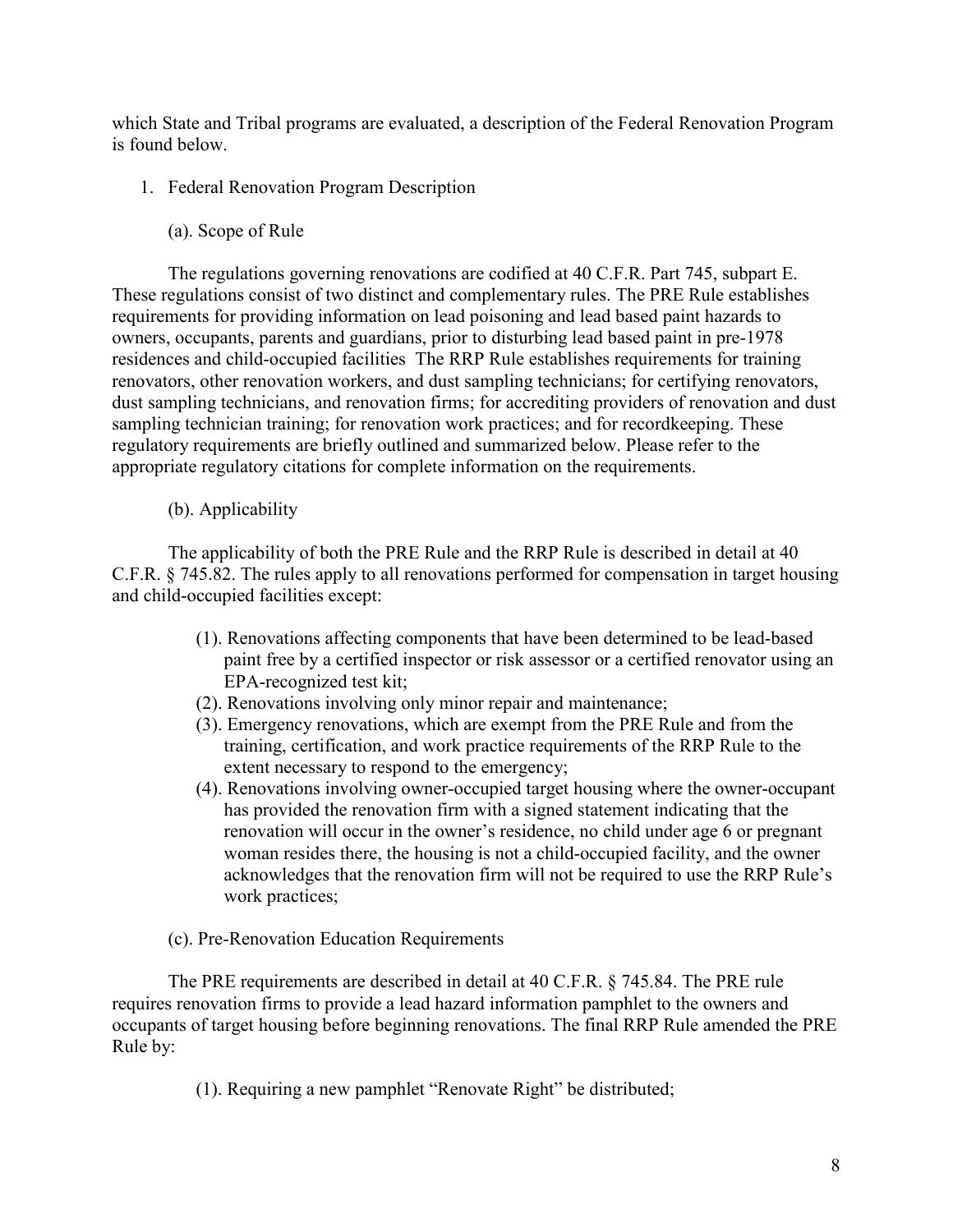which State and Tribal programs are evaluated, a description of the Federal Renovation Program is found below.

1. Federal Renovation Program Description

(a). Scope of Rule

The regulations governing renovations are codified at 40 C.F.R. Part 745, subpart E. These regulations consist of two distinct and complementary rules. The PRE Rule establishes requirements for providing information on lead poisoning and lead based paint hazards to owners, occupants, parents and guardians, prior to disturbing lead based paint in pre-1978 residences and child-occupied facilities The RRP Rule establishes requirements for training renovators, other renovation workers, and dust sampling technicians; for certifying renovators, dust sampling technicians, and renovation firms; for accrediting providers of renovation and dust sampling technician training; for renovation work practices; and for recordkeeping. These regulatory requirements are briefly outlined and summarized below. Please refer to the appropriate regulatory citations for complete information on the requirements.

(b). Applicability

The applicability of both the PRE Rule and the RRP Rule is described in detail at 40 C.F.R. § 745.82. The rules apply to all renovations performed for compensation in target housing and child-occupied facilities except:

(1). Renovations affecting components that have been determined to be lead-based paint free by a certified inspector or risk assessor or a certified renovator using an EPA-recognized test kit;
(2). Renovations involving only minor repair and maintenance;
(3). Emergency renovations, which are exempt from the PRE Rule and from the training, certification, and work practice requirements of the RRP Rule to the extent necessary to respond to the emergency;
(4). Renovations involving owner-occupied target housing where the owner-occupant has provided the renovation firm with a signed statement indicating that the renovation will occur in the owner's residence, no child under age 6 or pregnant woman resides there, the housing is not a child-occupied facility, and the owner acknowledges that the renovation firm will not be required to use the RRP Rule's work practices;

(c). Pre-Renovation Education Requirements

The PRE requirements are described in detail at 40 C.F.R. § 745.84. The PRE rule requires renovation firms to provide a lead hazard information pamphlet to the owners and occupants of target housing before beginning renovations. The final RRP Rule amended the PRE Rule by:

(1). Requiring a new pamphlet "Renovate Right" be distributed;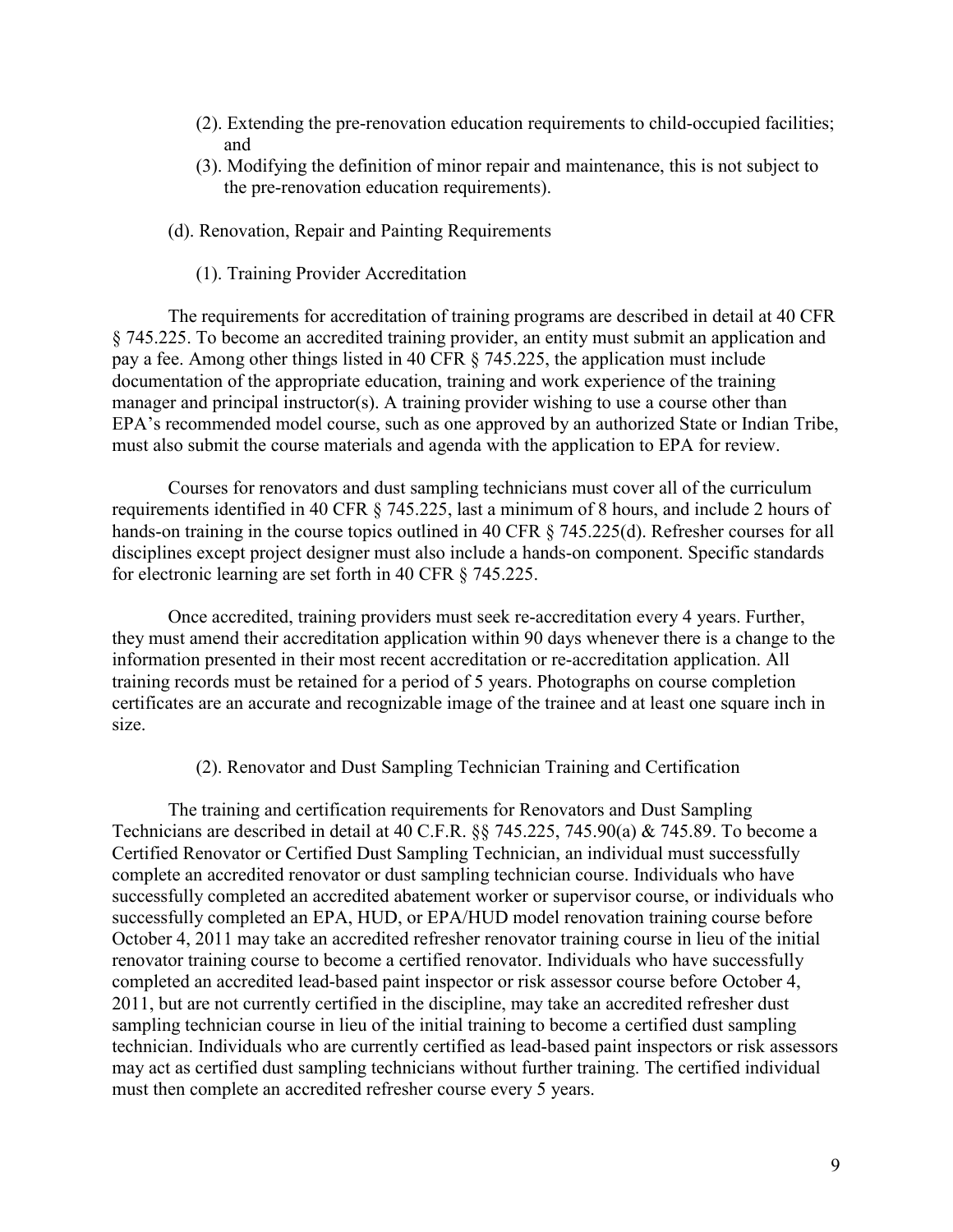(2). Extending the pre-renovation education requirements to child-occupied facilities; and

(3). Modifying the definition of minor repair and maintenance, this is not subject to the pre-renovation education requirements).

(d). Renovation, Repair and Painting Requirements

(1). Training Provider Accreditation

The requirements for accreditation of training programs are described in detail at 40 CFR § 745.225. To become an accredited training provider, an entity must submit an application and pay a fee. Among other things listed in 40 CFR § 745.225, the application must include documentation of the appropriate education, training and work experience of the training manager and principal instructor(s). A training provider wishing to use a course other than EPA's recommended model course, such as one approved by an authorized State or Indian Tribe, must also submit the course materials and agenda with the application to EPA for review.

Courses for renovators and dust sampling technicians must cover all of the curriculum requirements identified in 40 CFR § 745.225, last a minimum of 8 hours, and include 2 hours of hands-on training in the course topics outlined in 40 CFR § 745.225(d). Refresher courses for all disciplines except project designer must also include a hands-on component. Specific standards for electronic learning are set forth in 40 CFR § 745.225.

Once accredited, training providers must seek re-accreditation every 4 years. Further, they must amend their accreditation application within 90 days whenever there is a change to the information presented in their most recent accreditation or re-accreditation application. All training records must be retained for a period of 5 years. Photographs on course completion certificates are an accurate and recognizable image of the trainee and at least one square inch in size.

(2). Renovator and Dust Sampling Technician Training and Certification

The training and certification requirements for Renovators and Dust Sampling Technicians are described in detail at 40 C.F.R. §§ 745.225, 745.90(a) & 745.89. To become a Certified Renovator or Certified Dust Sampling Technician, an individual must successfully complete an accredited renovator or dust sampling technician course. Individuals who have successfully completed an accredited abatement worker or supervisor course, or individuals who successfully completed an EPA, HUD, or EPA/HUD model renovation training course before October 4, 2011 may take an accredited refresher renovator training course in lieu of the initial renovator training course to become a certified renovator. Individuals who have successfully completed an accredited lead-based paint inspector or risk assessor course before October 4, 2011, but are not currently certified in the discipline, may take an accredited refresher dust sampling technician course in lieu of the initial training to become a certified dust sampling technician. Individuals who are currently certified as lead-based paint inspectors or risk assessors may act as certified dust sampling technicians without further training. The certified individual must then complete an accredited refresher course every 5 years.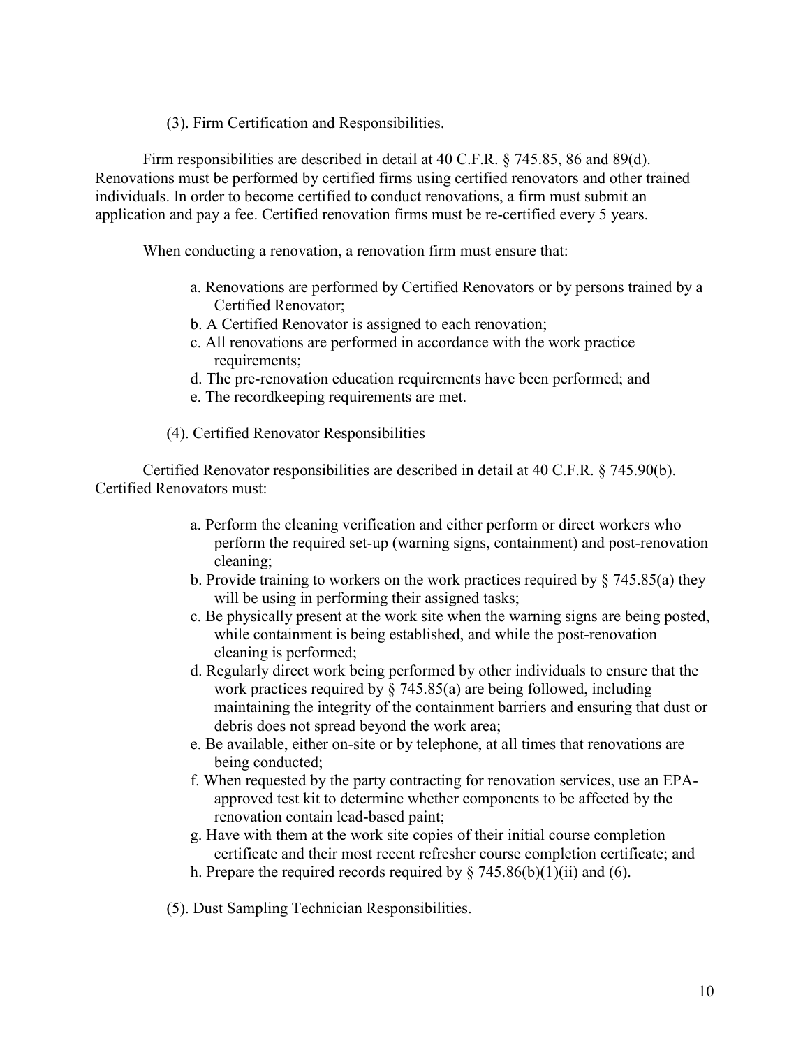(3). Firm Certification and Responsibilities.

Firm responsibilities are described in detail at 40 C.F.R. § 745.85, 86 and 89(d). Renovations must be performed by certified firms using certified renovators and other trained individuals. In order to become certified to conduct renovations, a firm must submit an application and pay a fee. Certified renovation firms must be re-certified every 5 years.

When conducting a renovation, a renovation firm must ensure that:

a. Renovations are performed by Certified Renovators or by persons trained by a Certified Renovator;
b. A Certified Renovator is assigned to each renovation;
c. All renovations are performed in accordance with the work practice requirements;
d. The pre-renovation education requirements have been performed; and
e. The recordkeeping requirements are met.

(4). Certified Renovator Responsibilities

Certified Renovator responsibilities are described in detail at 40 C.F.R. § 745.90(b). Certified Renovators must:

a. Perform the cleaning verification and either perform or direct workers who perform the required set-up (warning signs, containment) and post-renovation cleaning;
b. Provide training to workers on the work practices required by § 745.85(a) they will be using in performing their assigned tasks;
c. Be physically present at the work site when the warning signs are being posted, while containment is being established, and while the post-renovation cleaning is performed;
d. Regularly direct work being performed by other individuals to ensure that the work practices required by § 745.85(a) are being followed, including maintaining the integrity of the containment barriers and ensuring that dust or debris does not spread beyond the work area;
e. Be available, either on-site or by telephone, at all times that renovations are being conducted;
f. When requested by the party contracting for renovation services, use an EPA-approved test kit to determine whether components to be affected by the renovation contain lead-based paint;
g. Have with them at the work site copies of their initial course completion certificate and their most recent refresher course completion certificate; and
h. Prepare the required records required by § 745.86(b)(1)(ii) and (6).

(5). Dust Sampling Technician Responsibilities.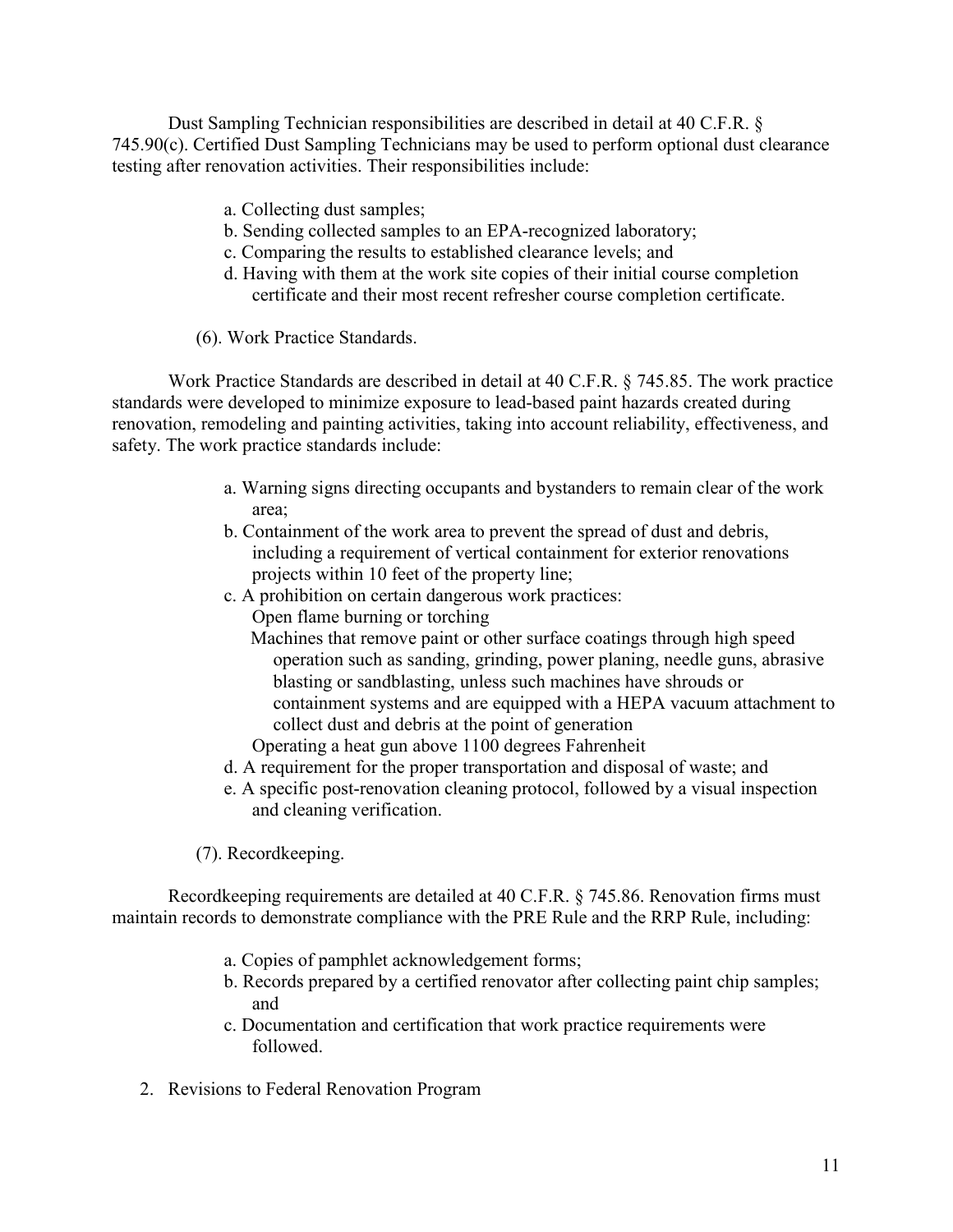Dust Sampling Technician responsibilities are described in detail at 40 C.F.R. § 745.90(c). Certified Dust Sampling Technicians may be used to perform optional dust clearance testing after renovation activities. Their responsibilities include:

a. Collecting dust samples;
b. Sending collected samples to an EPA-recognized laboratory;
c. Comparing the results to established clearance levels; and
d. Having with them at the work site copies of their initial course completion certificate and their most recent refresher course completion certificate.

(6). Work Practice Standards.

Work Practice Standards are described in detail at 40 C.F.R. § 745.85. The work practice standards were developed to minimize exposure to lead-based paint hazards created during renovation, remodeling and painting activities, taking into account reliability, effectiveness, and safety. The work practice standards include:

a. Warning signs directing occupants and bystanders to remain clear of the work area;
b. Containment of the work area to prevent the spread of dust and debris, including a requirement of vertical containment for exterior renovations projects within 10 feet of the property line;
c. A prohibition on certain dangerous work practices:
   Open flame burning or torching
   Machines that remove paint or other surface coatings through high speed operation such as sanding, grinding, power planing, needle guns, abrasive blasting or sandblasting, unless such machines have shrouds or containment systems and are equipped with a HEPA vacuum attachment to collect dust and debris at the point of generation
   Operating a heat gun above 1100 degrees Fahrenheit
d. A requirement for the proper transportation and disposal of waste; and
e. A specific post-renovation cleaning protocol, followed by a visual inspection and cleaning verification.

(7). Recordkeeping.

Recordkeeping requirements are detailed at 40 C.F.R. § 745.86. Renovation firms must maintain records to demonstrate compliance with the PRE Rule and the RRP Rule, including:

a. Copies of pamphlet acknowledgement forms;
b. Records prepared by a certified renovator after collecting paint chip samples; and
c. Documentation and certification that work practice requirements were followed.

2. Revisions to Federal Renovation Program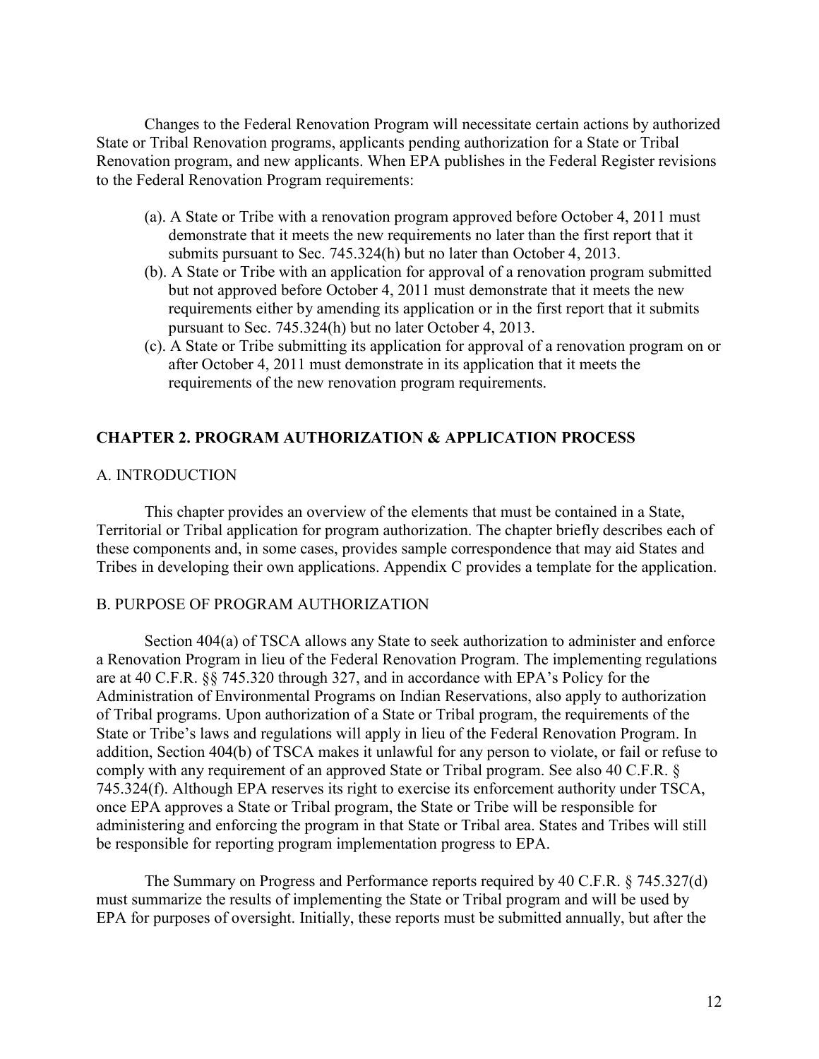Changes to the Federal Renovation Program will necessitate certain actions by authorized State or Tribal Renovation programs, applicants pending authorization for a State or Tribal Renovation program, and new applicants. When EPA publishes in the Federal Register revisions to the Federal Renovation Program requirements:

(a). A State or Tribe with a renovation program approved before October 4, 2011 must demonstrate that it meets the new requirements no later than the first report that it submits pursuant to Sec. 745.324(h) but no later than October 4, 2013.

(b). A State or Tribe with an application for approval of a renovation program submitted but not approved before October 4, 2011 must demonstrate that it meets the new requirements either by amending its application or in the first report that it submits pursuant to Sec. 745.324(h) but no later October 4, 2013.

(c). A State or Tribe submitting its application for approval of a renovation program on or after October 4, 2011 must demonstrate in its application that it meets the requirements of the new renovation program requirements.

## CHAPTER 2. PROGRAM AUTHORIZATION & APPLICATION PROCESS

### A. INTRODUCTION

This chapter provides an overview of the elements that must be contained in a State, Territorial or Tribal application for program authorization. The chapter briefly describes each of these components and, in some cases, provides sample correspondence that may aid States and Tribes in developing their own applications. Appendix C provides a template for the application.

### B. PURPOSE OF PROGRAM AUTHORIZATION

Section 404(a) of TSCA allows any State to seek authorization to administer and enforce a Renovation Program in lieu of the Federal Renovation Program. The implementing regulations are at 40 C.F.R. §§ 745.320 through 327, and in accordance with EPA's Policy for the Administration of Environmental Programs on Indian Reservations, also apply to authorization of Tribal programs. Upon authorization of a State or Tribal program, the requirements of the State or Tribe's laws and regulations will apply in lieu of the Federal Renovation Program. In addition, Section 404(b) of TSCA makes it unlawful for any person to violate, or fail or refuse to comply with any requirement of an approved State or Tribal program. See also 40 C.F.R. § 745.324(f). Although EPA reserves its right to exercise its enforcement authority under TSCA, once EPA approves a State or Tribal program, the State or Tribe will be responsible for administering and enforcing the program in that State or Tribal area. States and Tribes will still be responsible for reporting program implementation progress to EPA.

The Summary on Progress and Performance reports required by 40 C.F.R. § 745.327(d) must summarize the results of implementing the State or Tribal program and will be used by EPA for purposes of oversight. Initially, these reports must be submitted annually, but after the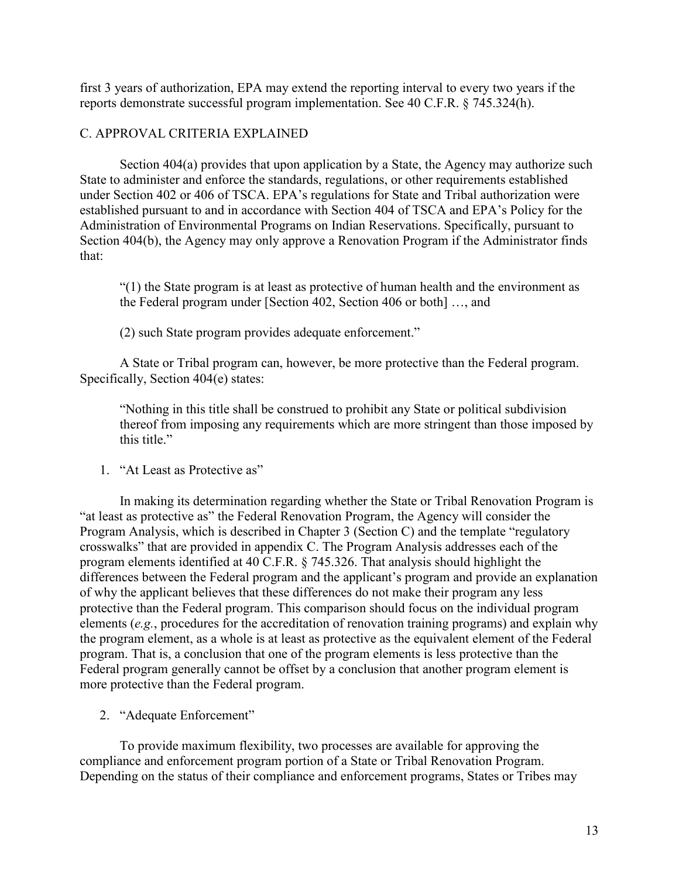first 3 years of authorization, EPA may extend the reporting interval to every two years if the reports demonstrate successful program implementation. See 40 C.F.R. § 745.324(h).

## C. APPROVAL CRITERIA EXPLAINED

Section 404(a) provides that upon application by a State, the Agency may authorize such State to administer and enforce the standards, regulations, or other requirements established under Section 402 or 406 of TSCA. EPA's regulations for State and Tribal authorization were established pursuant to and in accordance with Section 404 of TSCA and EPA's Policy for the Administration of Environmental Programs on Indian Reservations. Specifically, pursuant to Section 404(b), the Agency may only approve a Renovation Program if the Administrator finds that:

> "(1) the State program is at least as protective of human health and the environment as the Federal program under [Section 402, Section 406 or both] …, and
>
> (2) such State program provides adequate enforcement."

A State or Tribal program can, however, be more protective than the Federal program. Specifically, Section 404(e) states:

> "Nothing in this title shall be construed to prohibit any State or political subdivision thereof from imposing any requirements which are more stringent than those imposed by this title."

### 1. "At Least as Protective as"

In making its determination regarding whether the State or Tribal Renovation Program is "at least as protective as" the Federal Renovation Program, the Agency will consider the Program Analysis, which is described in Chapter 3 (Section C) and the template "regulatory crosswalks" that are provided in appendix C. The Program Analysis addresses each of the program elements identified at 40 C.F.R. § 745.326. That analysis should highlight the differences between the Federal program and the applicant's program and provide an explanation of why the applicant believes that these differences do not make their program any less protective than the Federal program. This comparison should focus on the individual program elements (*e.g.*, procedures for the accreditation of renovation training programs) and explain why the program element, as a whole is at least as protective as the equivalent element of the Federal program. That is, a conclusion that one of the program elements is less protective than the Federal program generally cannot be offset by a conclusion that another program element is more protective than the Federal program.

### 2. "Adequate Enforcement"

To provide maximum flexibility, two processes are available for approving the compliance and enforcement program portion of a State or Tribal Renovation Program. Depending on the status of their compliance and enforcement programs, States or Tribes may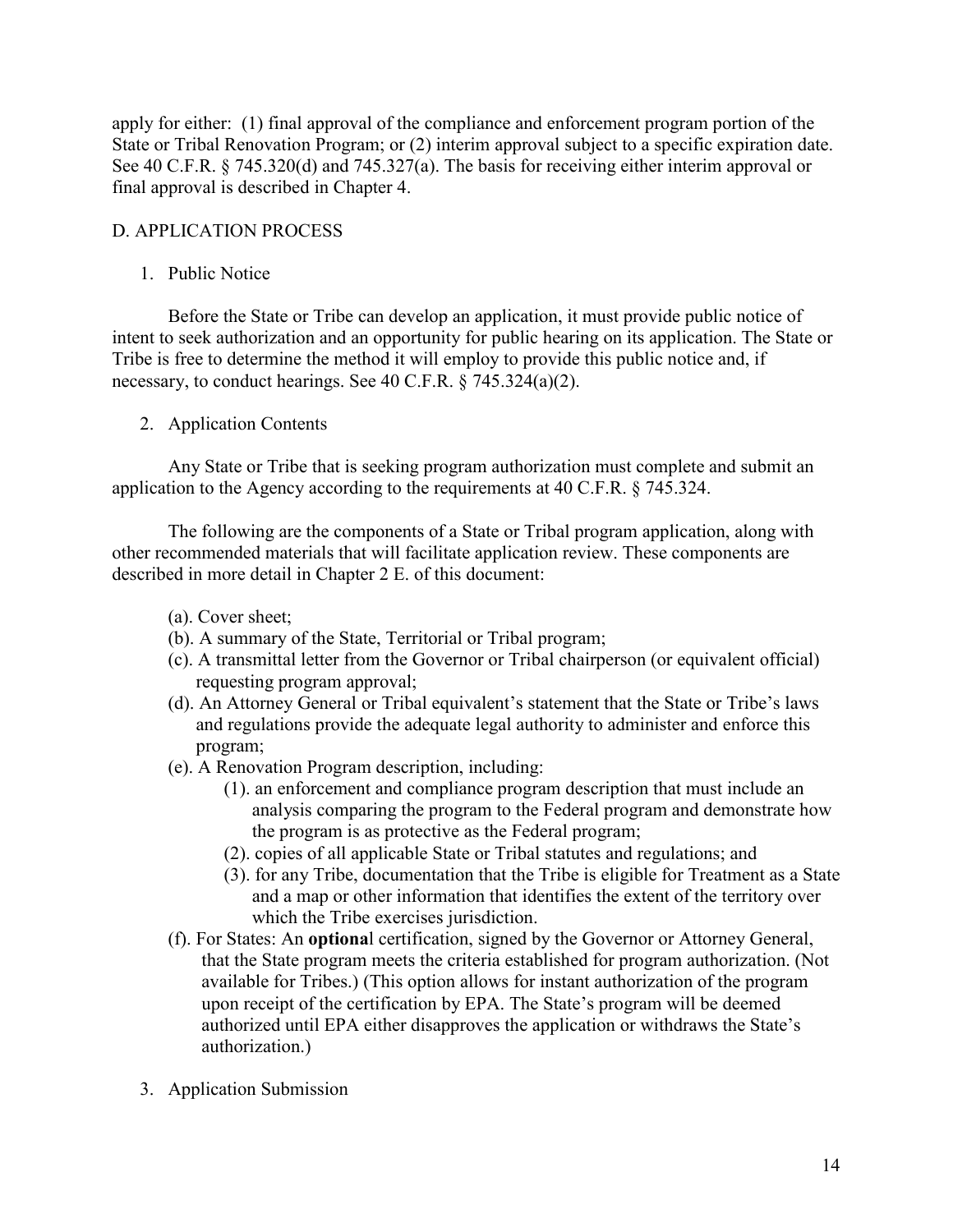apply for either: (1) final approval of the compliance and enforcement program portion of the State or Tribal Renovation Program; or (2) interim approval subject to a specific expiration date. See 40 C.F.R. § 745.320(d) and 745.327(a). The basis for receiving either interim approval or final approval is described in Chapter 4.

## D. APPLICATION PROCESS

### 1. Public Notice

Before the State or Tribe can develop an application, it must provide public notice of intent to seek authorization and an opportunity for public hearing on its application. The State or Tribe is free to determine the method it will employ to provide this public notice and, if necessary, to conduct hearings. See 40 C.F.R. § 745.324(a)(2).

### 2. Application Contents

Any State or Tribe that is seeking program authorization must complete and submit an application to the Agency according to the requirements at 40 C.F.R. § 745.324.

The following are the components of a State or Tribal program application, along with other recommended materials that will facilitate application review. These components are described in more detail in Chapter 2 E. of this document:

- (a). Cover sheet;
- (b). A summary of the State, Territorial or Tribal program;
- (c). A transmittal letter from the Governor or Tribal chairperson (or equivalent official) requesting program approval;
- (d). An Attorney General or Tribal equivalent's statement that the State or Tribe's laws and regulations provide the adequate legal authority to administer and enforce this program;
- (e). A Renovation Program description, including:
  - (1). an enforcement and compliance program description that must include an analysis comparing the program to the Federal program and demonstrate how the program is as protective as the Federal program;
  - (2). copies of all applicable State or Tribal statutes and regulations; and
  - (3). for any Tribe, documentation that the Tribe is eligible for Treatment as a State and a map or other information that identifies the extent of the territory over which the Tribe exercises jurisdiction.
- (f). For States: An **optiona**l certification, signed by the Governor or Attorney General, that the State program meets the criteria established for program authorization. (Not available for Tribes.) (This option allows for instant authorization of the program upon receipt of the certification by EPA. The State's program will be deemed authorized until EPA either disapproves the application or withdraws the State's authorization.)

### 3. Application Submission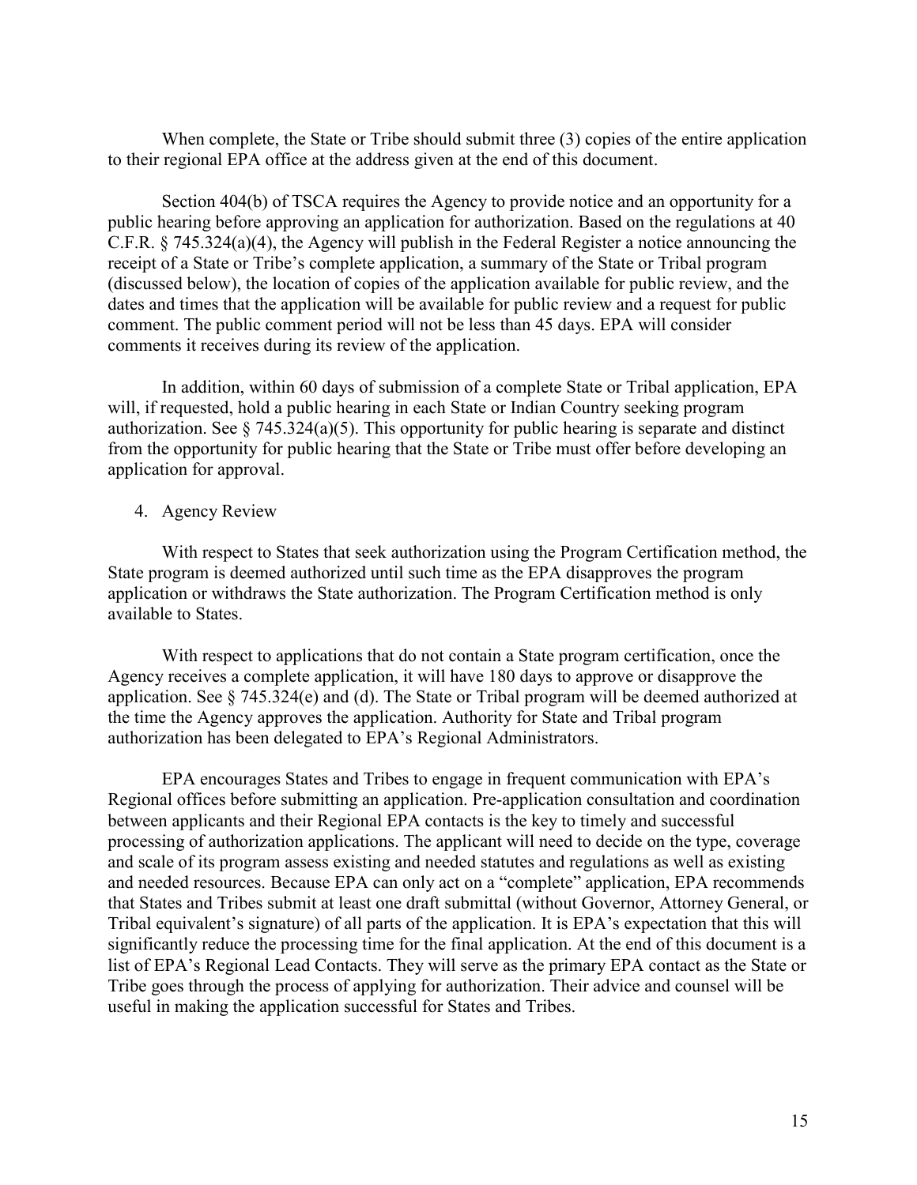When complete, the State or Tribe should submit three (3) copies of the entire application to their regional EPA office at the address given at the end of this document.

Section 404(b) of TSCA requires the Agency to provide notice and an opportunity for a public hearing before approving an application for authorization. Based on the regulations at 40 C.F.R. § 745.324(a)(4), the Agency will publish in the Federal Register a notice announcing the receipt of a State or Tribe's complete application, a summary of the State or Tribal program (discussed below), the location of copies of the application available for public review, and the dates and times that the application will be available for public review and a request for public comment. The public comment period will not be less than 45 days. EPA will consider comments it receives during its review of the application.

In addition, within 60 days of submission of a complete State or Tribal application, EPA will, if requested, hold a public hearing in each State or Indian Country seeking program authorization. See § 745.324(a)(5). This opportunity for public hearing is separate and distinct from the opportunity for public hearing that the State or Tribe must offer before developing an application for approval.

4. Agency Review

With respect to States that seek authorization using the Program Certification method, the State program is deemed authorized until such time as the EPA disapproves the program application or withdraws the State authorization. The Program Certification method is only available to States.

With respect to applications that do not contain a State program certification, once the Agency receives a complete application, it will have 180 days to approve or disapprove the application. See § 745.324(e) and (d). The State or Tribal program will be deemed authorized at the time the Agency approves the application. Authority for State and Tribal program authorization has been delegated to EPA's Regional Administrators.

EPA encourages States and Tribes to engage in frequent communication with EPA's Regional offices before submitting an application. Pre-application consultation and coordination between applicants and their Regional EPA contacts is the key to timely and successful processing of authorization applications. The applicant will need to decide on the type, coverage and scale of its program assess existing and needed statutes and regulations as well as existing and needed resources. Because EPA can only act on a "complete" application, EPA recommends that States and Tribes submit at least one draft submittal (without Governor, Attorney General, or Tribal equivalent's signature) of all parts of the application. It is EPA's expectation that this will significantly reduce the processing time for the final application. At the end of this document is a list of EPA's Regional Lead Contacts. They will serve as the primary EPA contact as the State or Tribe goes through the process of applying for authorization. Their advice and counsel will be useful in making the application successful for States and Tribes.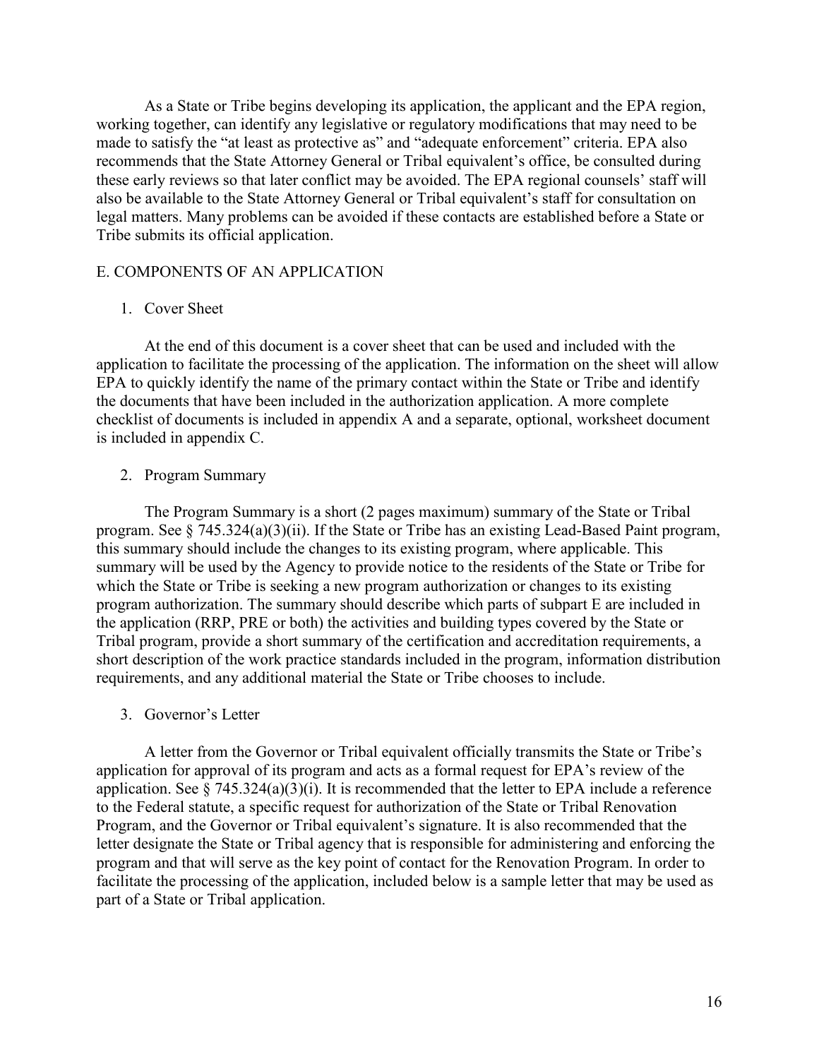As a State or Tribe begins developing its application, the applicant and the EPA region, working together, can identify any legislative or regulatory modifications that may need to be made to satisfy the "at least as protective as" and "adequate enforcement" criteria. EPA also recommends that the State Attorney General or Tribal equivalent's office, be consulted during these early reviews so that later conflict may be avoided. The EPA regional counsels' staff will also be available to the State Attorney General or Tribal equivalent's staff for consultation on legal matters. Many problems can be avoided if these contacts are established before a State or Tribe submits its official application.

## E. COMPONENTS OF AN APPLICATION

### 1. Cover Sheet

At the end of this document is a cover sheet that can be used and included with the application to facilitate the processing of the application. The information on the sheet will allow EPA to quickly identify the name of the primary contact within the State or Tribe and identify the documents that have been included in the authorization application. A more complete checklist of documents is included in appendix A and a separate, optional, worksheet document is included in appendix C.

### 2. Program Summary

The Program Summary is a short (2 pages maximum) summary of the State or Tribal program. See § 745.324(a)(3)(ii). If the State or Tribe has an existing Lead-Based Paint program, this summary should include the changes to its existing program, where applicable. This summary will be used by the Agency to provide notice to the residents of the State or Tribe for which the State or Tribe is seeking a new program authorization or changes to its existing program authorization. The summary should describe which parts of subpart E are included in the application (RRP, PRE or both) the activities and building types covered by the State or Tribal program, provide a short summary of the certification and accreditation requirements, a short description of the work practice standards included in the program, information distribution requirements, and any additional material the State or Tribe chooses to include.

### 3. Governor's Letter

A letter from the Governor or Tribal equivalent officially transmits the State or Tribe's application for approval of its program and acts as a formal request for EPA's review of the application. See § 745.324(a)(3)(i). It is recommended that the letter to EPA include a reference to the Federal statute, a specific request for authorization of the State or Tribal Renovation Program, and the Governor or Tribal equivalent's signature. It is also recommended that the letter designate the State or Tribal agency that is responsible for administering and enforcing the program and that will serve as the key point of contact for the Renovation Program. In order to facilitate the processing of the application, included below is a sample letter that may be used as part of a State or Tribal application.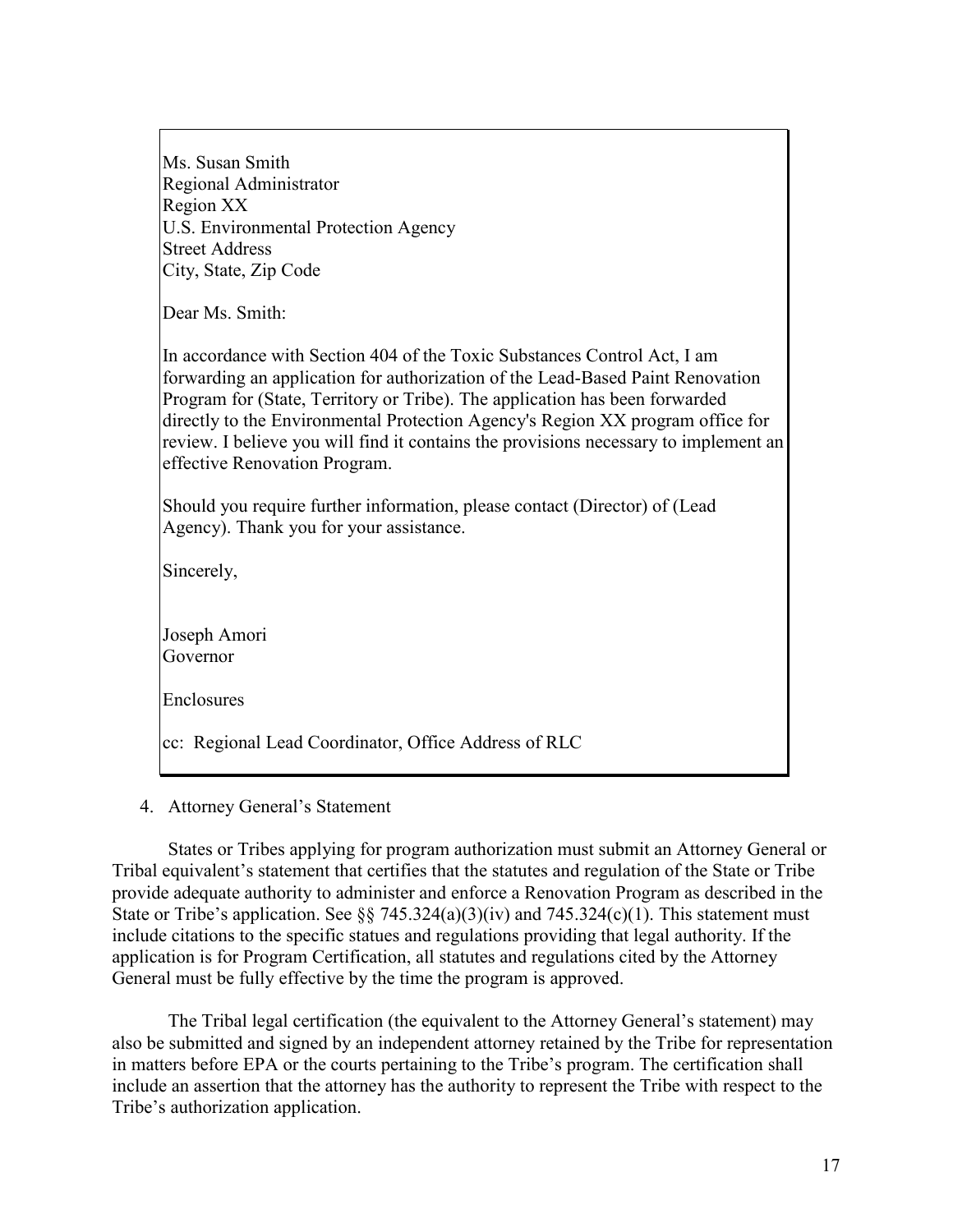Ms. Susan Smith
Regional Administrator
Region XX
U.S. Environmental Protection Agency
Street Address
City, State, Zip Code

Dear Ms. Smith:

In accordance with Section 404 of the Toxic Substances Control Act, I am forwarding an application for authorization of the Lead-Based Paint Renovation Program for (State, Territory or Tribe). The application has been forwarded directly to the Environmental Protection Agency's Region XX program office for review. I believe you will find it contains the provisions necessary to implement an effective Renovation Program.

Should you require further information, please contact (Director) of (Lead Agency). Thank you for your assistance.

Sincerely,

Joseph Amori
Governor

Enclosures

cc: Regional Lead Coordinator, Office Address of RLC

4. Attorney General's Statement

States or Tribes applying for program authorization must submit an Attorney General or Tribal equivalent's statement that certifies that the statutes and regulation of the State or Tribe provide adequate authority to administer and enforce a Renovation Program as described in the State or Tribe's application. See §§ 745.324(a)(3)(iv) and 745.324(c)(1). This statement must include citations to the specific statues and regulations providing that legal authority. If the application is for Program Certification, all statutes and regulations cited by the Attorney General must be fully effective by the time the program is approved.

The Tribal legal certification (the equivalent to the Attorney General's statement) may also be submitted and signed by an independent attorney retained by the Tribe for representation in matters before EPA or the courts pertaining to the Tribe's program. The certification shall include an assertion that the attorney has the authority to represent the Tribe with respect to the Tribe's authorization application.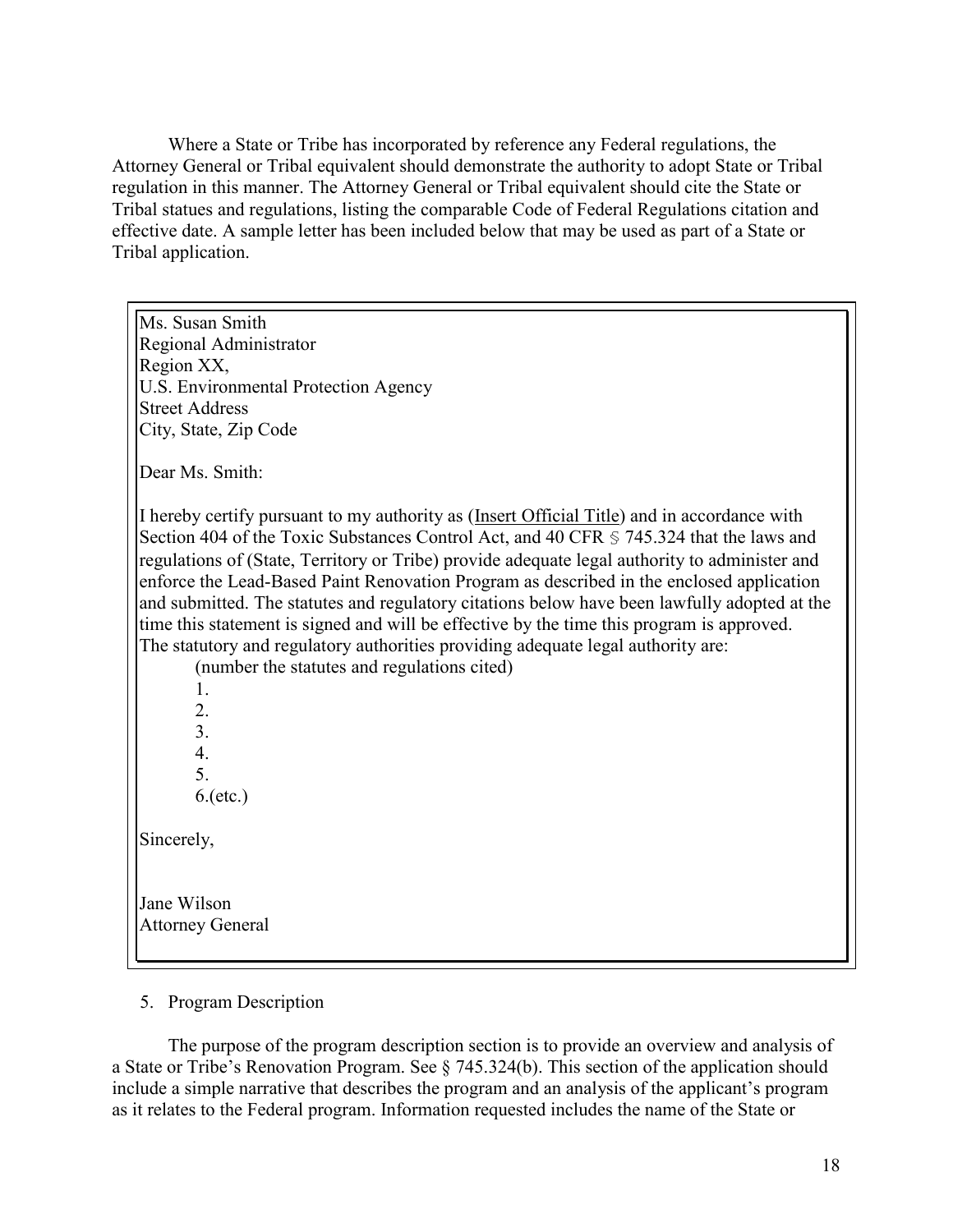Where a State or Tribe has incorporated by reference any Federal regulations, the Attorney General or Tribal equivalent should demonstrate the authority to adopt State or Tribal regulation in this manner. The Attorney General or Tribal equivalent should cite the State or Tribal statues and regulations, listing the comparable Code of Federal Regulations citation and effective date. A sample letter has been included below that may be used as part of a State or Tribal application.

> Ms. Susan Smith
> Regional Administrator
> Region XX,
> U.S. Environmental Protection Agency
> Street Address
> City, State, Zip Code
>
> Dear Ms. Smith:
>
> I hereby certify pursuant to my authority as (<u>Insert Official Title</u>) and in accordance with Section 404 of the Toxic Substances Control Act, and 40 CFR § 745.324 that the laws and regulations of (State, Territory or Tribe) provide adequate legal authority to administer and enforce the Lead-Based Paint Renovation Program as described in the enclosed application and submitted. The statutes and regulatory citations below have been lawfully adopted at the time this statement is signed and will be effective by the time this program is approved. The statutory and regulatory authorities providing adequate legal authority are:
>
> (number the statutes and regulations cited)
>
> 1.
> 2.
> 3.
> 4.
> 5.
> 6.(etc.)
>
> Sincerely,
>
> Jane Wilson
> Attorney General

5. Program Description

The purpose of the program description section is to provide an overview and analysis of a State or Tribe's Renovation Program. See § 745.324(b). This section of the application should include a simple narrative that describes the program and an analysis of the applicant's program as it relates to the Federal program. Information requested includes the name of the State or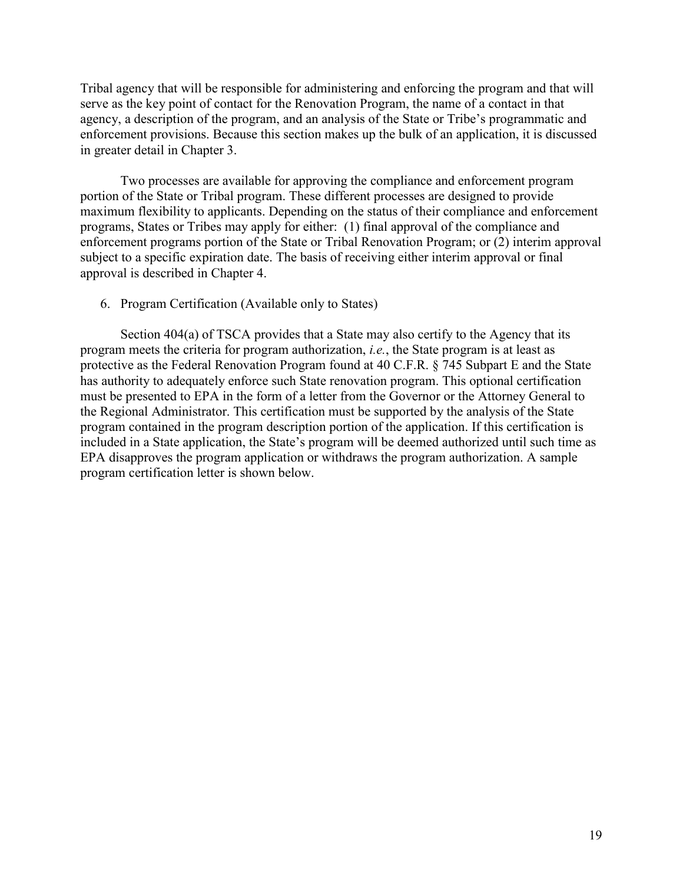Tribal agency that will be responsible for administering and enforcing the program and that will serve as the key point of contact for the Renovation Program, the name of a contact in that agency, a description of the program, and an analysis of the State or Tribe's programmatic and enforcement provisions. Because this section makes up the bulk of an application, it is discussed in greater detail in Chapter 3.

Two processes are available for approving the compliance and enforcement program portion of the State or Tribal program. These different processes are designed to provide maximum flexibility to applicants. Depending on the status of their compliance and enforcement programs, States or Tribes may apply for either: (1) final approval of the compliance and enforcement programs portion of the State or Tribal Renovation Program; or (2) interim approval subject to a specific expiration date. The basis of receiving either interim approval or final approval is described in Chapter 4.

6. Program Certification (Available only to States)

Section 404(a) of TSCA provides that a State may also certify to the Agency that its program meets the criteria for program authorization, *i.e.*, the State program is at least as protective as the Federal Renovation Program found at 40 C.F.R. § 745 Subpart E and the State has authority to adequately enforce such State renovation program. This optional certification must be presented to EPA in the form of a letter from the Governor or the Attorney General to the Regional Administrator. This certification must be supported by the analysis of the State program contained in the program description portion of the application. If this certification is included in a State application, the State's program will be deemed authorized until such time as EPA disapproves the program application or withdraws the program authorization. A sample program certification letter is shown below.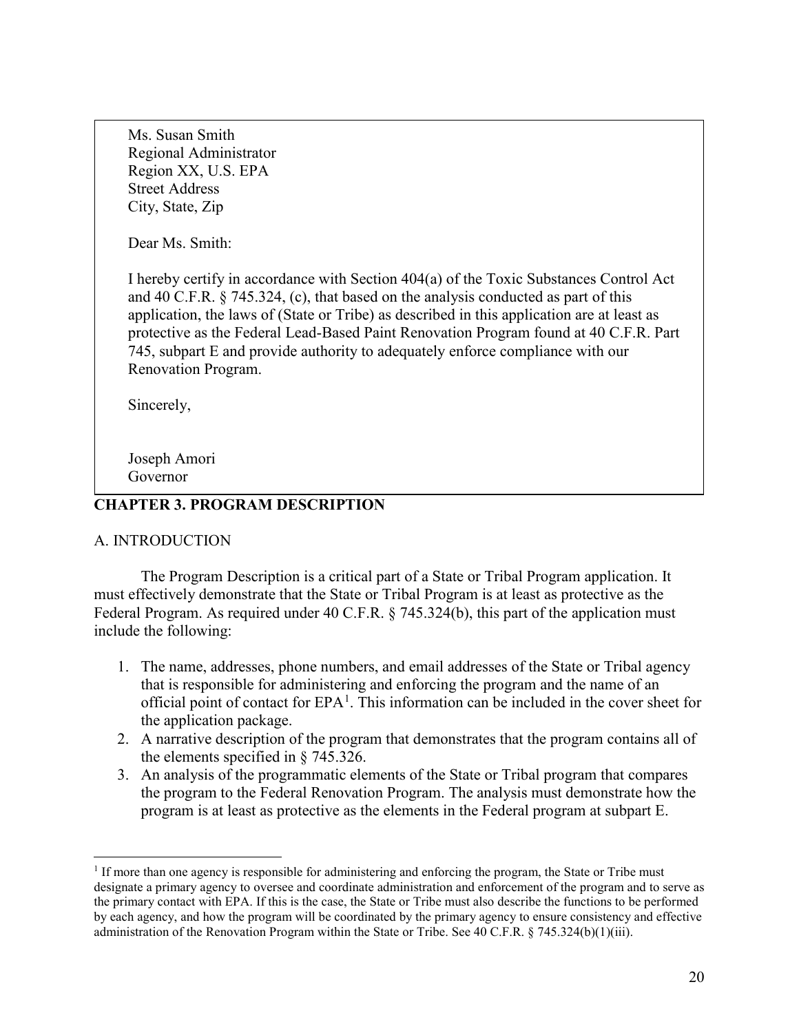Ms. Susan Smith
Regional Administrator
Region XX, U.S. EPA
Street Address
City, State, Zip

Dear Ms. Smith:

I hereby certify in accordance with Section 404(a) of the Toxic Substances Control Act and 40 C.F.R. § 745.324, (c), that based on the analysis conducted as part of this application, the laws of (State or Tribe) as described in this application are at least as protective as the Federal Lead-Based Paint Renovation Program found at 40 C.F.R. Part 745, subpart E and provide authority to adequately enforce compliance with our Renovation Program.

Sincerely,

Joseph Amori
Governor

## CHAPTER 3. PROGRAM DESCRIPTION

### A. INTRODUCTION

The Program Description is a critical part of a State or Tribal Program application. It must effectively demonstrate that the State or Tribal Program is at least as protective as the Federal Program. As required under 40 C.F.R. § 745.324(b), this part of the application must include the following:

1. The name, addresses, phone numbers, and email addresses of the State or Tribal agency that is responsible for administering and enforcing the program and the name of an official point of contact for EPA[1]. This information can be included in the cover sheet for the application package.
2. A narrative description of the program that demonstrates that the program contains all of the elements specified in § 745.326.
3. An analysis of the programmatic elements of the State or Tribal program that compares the program to the Federal Renovation Program. The analysis must demonstrate how the program is at least as protective as the elements in the Federal program at subpart E.

[1] If more than one agency is responsible for administering and enforcing the program, the State or Tribe must designate a primary agency to oversee and coordinate administration and enforcement of the program and to serve as the primary contact with EPA. If this is the case, the State or Tribe must also describe the functions to be performed by each agency, and how the program will be coordinated by the primary agency to ensure consistency and effective administration of the Renovation Program within the State or Tribe. See 40 C.F.R. § 745.324(b)(1)(iii).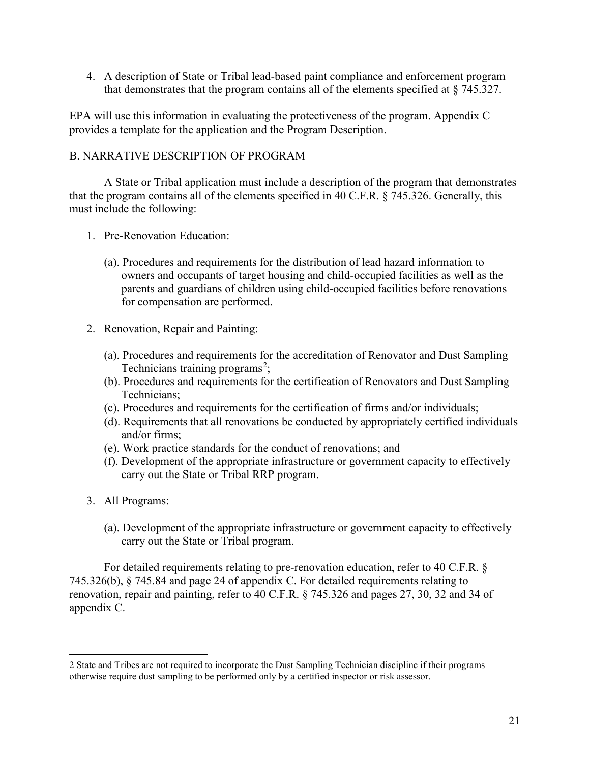4. A description of State or Tribal lead-based paint compliance and enforcement program that demonstrates that the program contains all of the elements specified at § 745.327.

EPA will use this information in evaluating the protectiveness of the program. Appendix C provides a template for the application and the Program Description.

## B. NARRATIVE DESCRIPTION OF PROGRAM

A State or Tribal application must include a description of the program that demonstrates that the program contains all of the elements specified in 40 C.F.R. § 745.326. Generally, this must include the following:

1. Pre-Renovation Education:

   (a). Procedures and requirements for the distribution of lead hazard information to owners and occupants of target housing and child-occupied facilities as well as the parents and guardians of children using child-occupied facilities before renovations for compensation are performed.

2. Renovation, Repair and Painting:

   (a). Procedures and requirements for the accreditation of Renovator and Dust Sampling Technicians training programs[2];
   (b). Procedures and requirements for the certification of Renovators and Dust Sampling Technicians;
   (c). Procedures and requirements for the certification of firms and/or individuals;
   (d). Requirements that all renovations be conducted by appropriately certified individuals and/or firms;
   (e). Work practice standards for the conduct of renovations; and
   (f). Development of the appropriate infrastructure or government capacity to effectively carry out the State or Tribal RRP program.

3. All Programs:

   (a). Development of the appropriate infrastructure or government capacity to effectively carry out the State or Tribal program.

For detailed requirements relating to pre-renovation education, refer to 40 C.F.R. § 745.326(b), § 745.84 and page 24 of appendix C. For detailed requirements relating to renovation, repair and painting, refer to 40 C.F.R. § 745.326 and pages 27, 30, 32 and 34 of appendix C.

---

2 State and Tribes are not required to incorporate the Dust Sampling Technician discipline if their programs otherwise require dust sampling to be performed only by a certified inspector or risk assessor.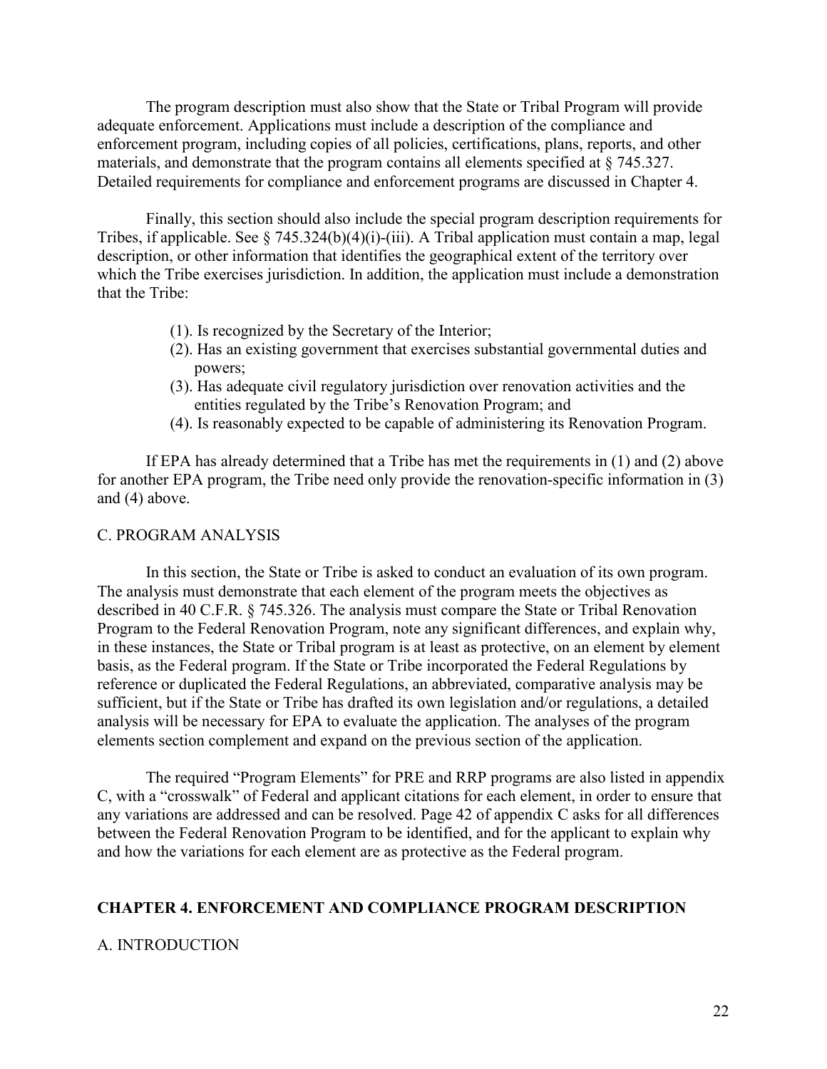The program description must also show that the State or Tribal Program will provide adequate enforcement. Applications must include a description of the compliance and enforcement program, including copies of all policies, certifications, plans, reports, and other materials, and demonstrate that the program contains all elements specified at § 745.327. Detailed requirements for compliance and enforcement programs are discussed in Chapter 4.

Finally, this section should also include the special program description requirements for Tribes, if applicable. See § 745.324(b)(4)(i)-(iii). A Tribal application must contain a map, legal description, or other information that identifies the geographical extent of the territory over which the Tribe exercises jurisdiction. In addition, the application must include a demonstration that the Tribe:

(1). Is recognized by the Secretary of the Interior;
(2). Has an existing government that exercises substantial governmental duties and powers;
(3). Has adequate civil regulatory jurisdiction over renovation activities and the entities regulated by the Tribe's Renovation Program; and
(4). Is reasonably expected to be capable of administering its Renovation Program.

If EPA has already determined that a Tribe has met the requirements in (1) and (2) above for another EPA program, the Tribe need only provide the renovation-specific information in (3) and (4) above.

## C. PROGRAM ANALYSIS

In this section, the State or Tribe is asked to conduct an evaluation of its own program. The analysis must demonstrate that each element of the program meets the objectives as described in 40 C.F.R. § 745.326. The analysis must compare the State or Tribal Renovation Program to the Federal Renovation Program, note any significant differences, and explain why, in these instances, the State or Tribal program is at least as protective, on an element by element basis, as the Federal program. If the State or Tribe incorporated the Federal Regulations by reference or duplicated the Federal Regulations, an abbreviated, comparative analysis may be sufficient, but if the State or Tribe has drafted its own legislation and/or regulations, a detailed analysis will be necessary for EPA to evaluate the application. The analyses of the program elements section complement and expand on the previous section of the application.

The required "Program Elements" for PRE and RRP programs are also listed in appendix C, with a "crosswalk" of Federal and applicant citations for each element, in order to ensure that any variations are addressed and can be resolved. Page 42 of appendix C asks for all differences between the Federal Renovation Program to be identified, and for the applicant to explain why and how the variations for each element are as protective as the Federal program.

# CHAPTER 4. ENFORCEMENT AND COMPLIANCE PROGRAM DESCRIPTION

## A. INTRODUCTION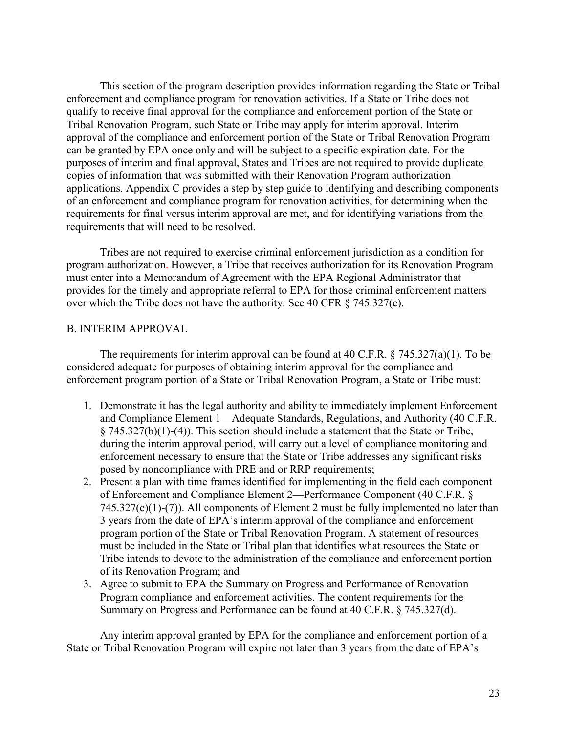This section of the program description provides information regarding the State or Tribal enforcement and compliance program for renovation activities. If a State or Tribe does not qualify to receive final approval for the compliance and enforcement portion of the State or Tribal Renovation Program, such State or Tribe may apply for interim approval. Interim approval of the compliance and enforcement portion of the State or Tribal Renovation Program can be granted by EPA once only and will be subject to a specific expiration date. For the purposes of interim and final approval, States and Tribes are not required to provide duplicate copies of information that was submitted with their Renovation Program authorization applications. Appendix C provides a step by step guide to identifying and describing components of an enforcement and compliance program for renovation activities, for determining when the requirements for final versus interim approval are met, and for identifying variations from the requirements that will need to be resolved.

Tribes are not required to exercise criminal enforcement jurisdiction as a condition for program authorization. However, a Tribe that receives authorization for its Renovation Program must enter into a Memorandum of Agreement with the EPA Regional Administrator that provides for the timely and appropriate referral to EPA for those criminal enforcement matters over which the Tribe does not have the authority. See 40 CFR § 745.327(e).

## B. INTERIM APPROVAL

The requirements for interim approval can be found at 40 C.F.R. § 745.327(a)(1). To be considered adequate for purposes of obtaining interim approval for the compliance and enforcement program portion of a State or Tribal Renovation Program, a State or Tribe must:

1. Demonstrate it has the legal authority and ability to immediately implement Enforcement and Compliance Element 1—Adequate Standards, Regulations, and Authority (40 C.F.R. § 745.327(b)(1)-(4)). This section should include a statement that the State or Tribe, during the interim approval period, will carry out a level of compliance monitoring and enforcement necessary to ensure that the State or Tribe addresses any significant risks posed by noncompliance with PRE and or RRP requirements;
2. Present a plan with time frames identified for implementing in the field each component of Enforcement and Compliance Element 2—Performance Component (40 C.F.R. § 745.327(c)(1)-(7)). All components of Element 2 must be fully implemented no later than 3 years from the date of EPA's interim approval of the compliance and enforcement program portion of the State or Tribal Renovation Program. A statement of resources must be included in the State or Tribal plan that identifies what resources the State or Tribe intends to devote to the administration of the compliance and enforcement portion of its Renovation Program; and
3. Agree to submit to EPA the Summary on Progress and Performance of Renovation Program compliance and enforcement activities. The content requirements for the Summary on Progress and Performance can be found at 40 C.F.R. § 745.327(d).

Any interim approval granted by EPA for the compliance and enforcement portion of a State or Tribal Renovation Program will expire not later than 3 years from the date of EPA's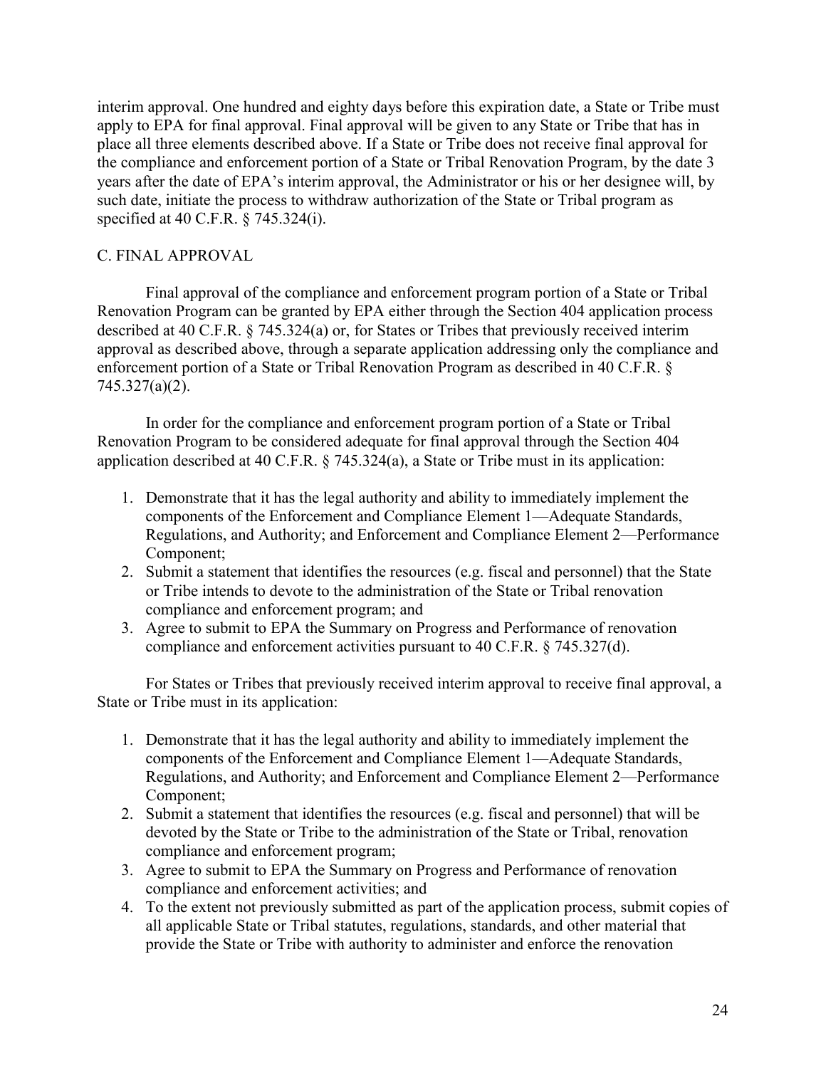interim approval. One hundred and eighty days before this expiration date, a State or Tribe must apply to EPA for final approval. Final approval will be given to any State or Tribe that has in place all three elements described above. If a State or Tribe does not receive final approval for the compliance and enforcement portion of a State or Tribal Renovation Program, by the date 3 years after the date of EPA's interim approval, the Administrator or his or her designee will, by such date, initiate the process to withdraw authorization of the State or Tribal program as specified at 40 C.F.R. § 745.324(i).

## C. FINAL APPROVAL

Final approval of the compliance and enforcement program portion of a State or Tribal Renovation Program can be granted by EPA either through the Section 404 application process described at 40 C.F.R. § 745.324(a) or, for States or Tribes that previously received interim approval as described above, through a separate application addressing only the compliance and enforcement portion of a State or Tribal Renovation Program as described in 40 C.F.R. § 745.327(a)(2).

In order for the compliance and enforcement program portion of a State or Tribal Renovation Program to be considered adequate for final approval through the Section 404 application described at 40 C.F.R. § 745.324(a), a State or Tribe must in its application:

1. Demonstrate that it has the legal authority and ability to immediately implement the components of the Enforcement and Compliance Element 1—Adequate Standards, Regulations, and Authority; and Enforcement and Compliance Element 2—Performance Component;
2. Submit a statement that identifies the resources (e.g. fiscal and personnel) that the State or Tribe intends to devote to the administration of the State or Tribal renovation compliance and enforcement program; and
3. Agree to submit to EPA the Summary on Progress and Performance of renovation compliance and enforcement activities pursuant to 40 C.F.R. § 745.327(d).

For States or Tribes that previously received interim approval to receive final approval, a State or Tribe must in its application:

1. Demonstrate that it has the legal authority and ability to immediately implement the components of the Enforcement and Compliance Element 1—Adequate Standards, Regulations, and Authority; and Enforcement and Compliance Element 2—Performance Component;
2. Submit a statement that identifies the resources (e.g. fiscal and personnel) that will be devoted by the State or Tribe to the administration of the State or Tribal, renovation compliance and enforcement program;
3. Agree to submit to EPA the Summary on Progress and Performance of renovation compliance and enforcement activities; and
4. To the extent not previously submitted as part of the application process, submit copies of all applicable State or Tribal statutes, regulations, standards, and other material that provide the State or Tribe with authority to administer and enforce the renovation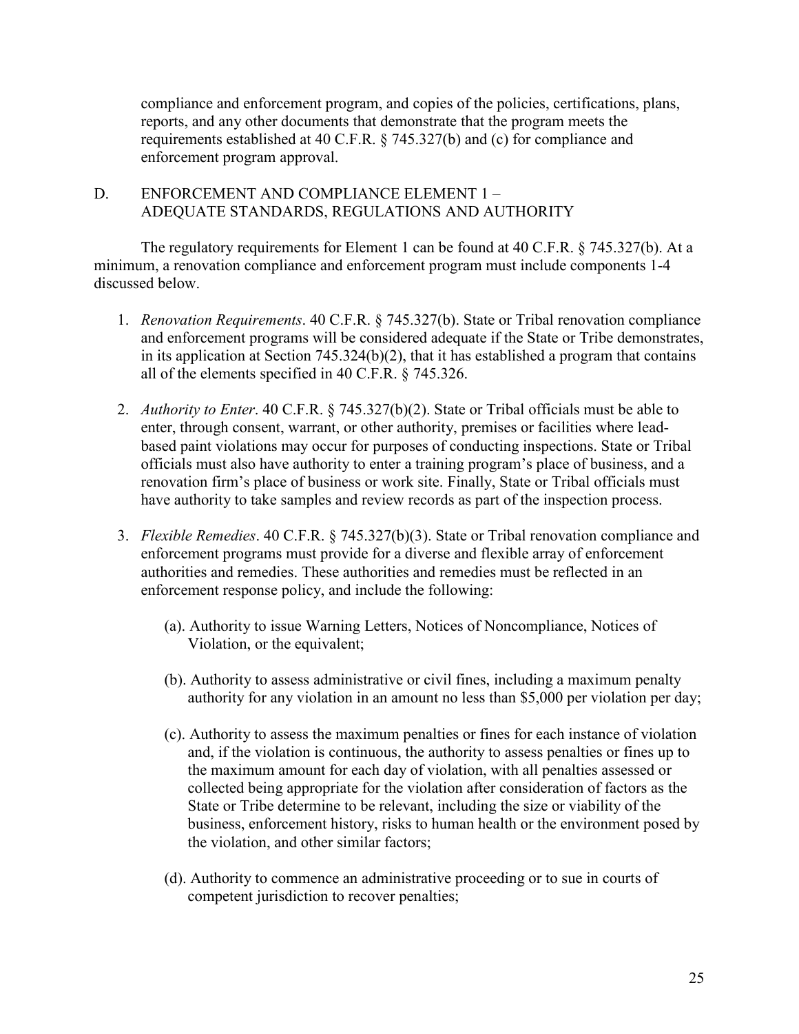compliance and enforcement program, and copies of the policies, certifications, plans, reports, and any other documents that demonstrate that the program meets the requirements established at 40 C.F.R. § 745.327(b) and (c) for compliance and enforcement program approval.

## D. ENFORCEMENT AND COMPLIANCE ELEMENT 1 – ADEQUATE STANDARDS, REGULATIONS AND AUTHORITY

The regulatory requirements for Element 1 can be found at 40 C.F.R. § 745.327(b). At a minimum, a renovation compliance and enforcement program must include components 1-4 discussed below.

1. *Renovation Requirements*. 40 C.F.R. § 745.327(b). State or Tribal renovation compliance and enforcement programs will be considered adequate if the State or Tribe demonstrates, in its application at Section 745.324(b)(2), that it has established a program that contains all of the elements specified in 40 C.F.R. § 745.326.

2. *Authority to Enter*. 40 C.F.R. § 745.327(b)(2). State or Tribal officials must be able to enter, through consent, warrant, or other authority, premises or facilities where lead-based paint violations may occur for purposes of conducting inspections. State or Tribal officials must also have authority to enter a training program's place of business, and a renovation firm's place of business or work site. Finally, State or Tribal officials must have authority to take samples and review records as part of the inspection process.

3. *Flexible Remedies*. 40 C.F.R. § 745.327(b)(3). State or Tribal renovation compliance and enforcement programs must provide for a diverse and flexible array of enforcement authorities and remedies. These authorities and remedies must be reflected in an enforcement response policy, and include the following:

   (a). Authority to issue Warning Letters, Notices of Noncompliance, Notices of Violation, or the equivalent;

   (b). Authority to assess administrative or civil fines, including a maximum penalty authority for any violation in an amount no less than $5,000 per violation per day;

   (c). Authority to assess the maximum penalties or fines for each instance of violation and, if the violation is continuous, the authority to assess penalties or fines up to the maximum amount for each day of violation, with all penalties assessed or collected being appropriate for the violation after consideration of factors as the State or Tribe determine to be relevant, including the size or viability of the business, enforcement history, risks to human health or the environment posed by the violation, and other similar factors;

   (d). Authority to commence an administrative proceeding or to sue in courts of competent jurisdiction to recover penalties;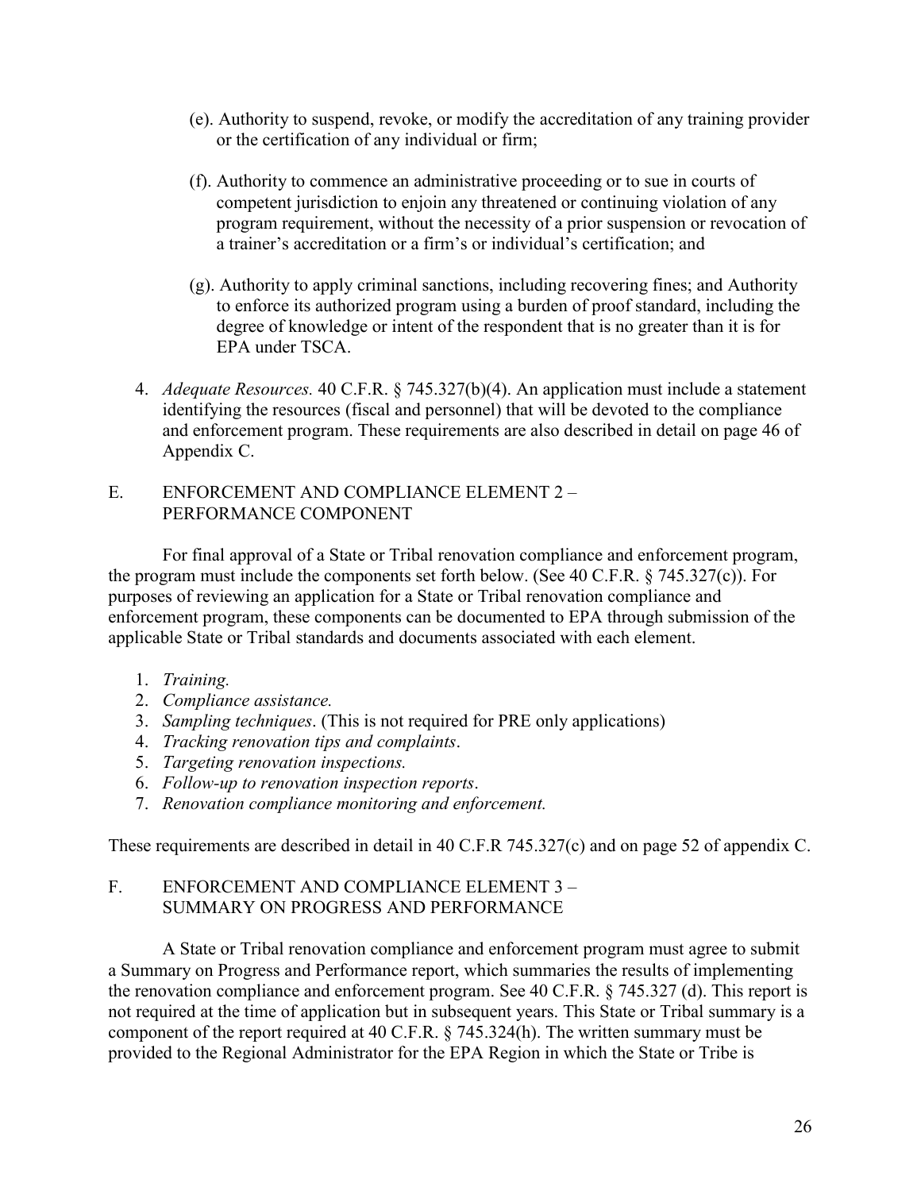(e). Authority to suspend, revoke, or modify the accreditation of any training provider or the certification of any individual or firm;

(f). Authority to commence an administrative proceeding or to sue in courts of competent jurisdiction to enjoin any threatened or continuing violation of any program requirement, without the necessity of a prior suspension or revocation of a trainer's accreditation or a firm's or individual's certification; and

(g). Authority to apply criminal sanctions, including recovering fines; and Authority to enforce its authorized program using a burden of proof standard, including the degree of knowledge or intent of the respondent that is no greater than it is for EPA under TSCA.

4. *Adequate Resources.* 40 C.F.R. § 745.327(b)(4). An application must include a statement identifying the resources (fiscal and personnel) that will be devoted to the compliance and enforcement program. These requirements are also described in detail on page 46 of Appendix C.

## E. ENFORCEMENT AND COMPLIANCE ELEMENT 2 – PERFORMANCE COMPONENT

For final approval of a State or Tribal renovation compliance and enforcement program, the program must include the components set forth below. (See 40 C.F.R. § 745.327(c)). For purposes of reviewing an application for a State or Tribal renovation compliance and enforcement program, these components can be documented to EPA through submission of the applicable State or Tribal standards and documents associated with each element.

1. *Training.*
2. *Compliance assistance.*
3. *Sampling techniques*. (This is not required for PRE only applications)
4. *Tracking renovation tips and complaints*.
5. *Targeting renovation inspections.*
6. *Follow-up to renovation inspection reports*.
7. *Renovation compliance monitoring and enforcement.*

These requirements are described in detail in 40 C.F.R 745.327(c) and on page 52 of appendix C.

## F. ENFORCEMENT AND COMPLIANCE ELEMENT 3 – SUMMARY ON PROGRESS AND PERFORMANCE

A State or Tribal renovation compliance and enforcement program must agree to submit a Summary on Progress and Performance report, which summaries the results of implementing the renovation compliance and enforcement program. See 40 C.F.R. § 745.327 (d). This report is not required at the time of application but in subsequent years. This State or Tribal summary is a component of the report required at 40 C.F.R. § 745.324(h). The written summary must be provided to the Regional Administrator for the EPA Region in which the State or Tribe is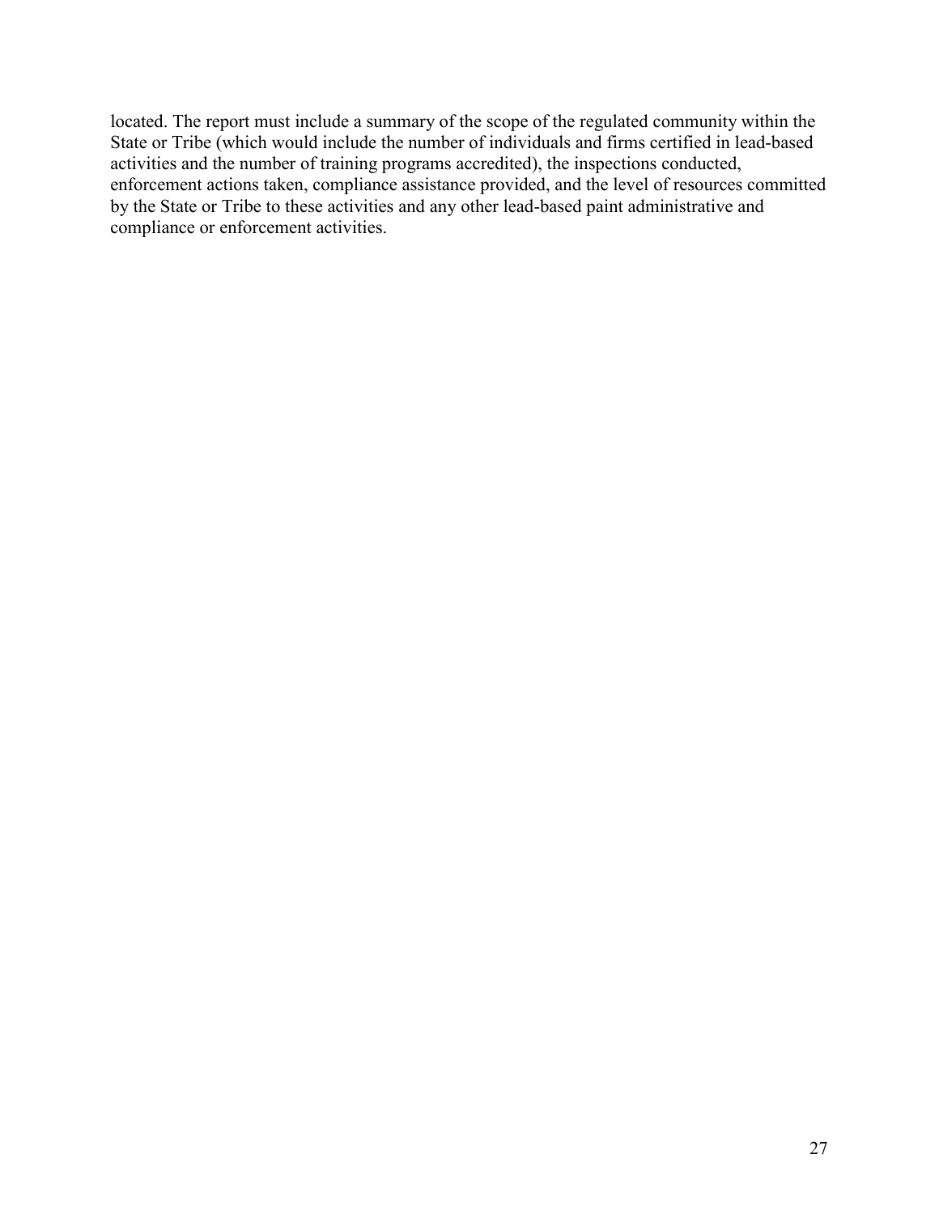located. The report must include a summary of the scope of the regulated community within the State or Tribe (which would include the number of individuals and firms certified in lead-based activities and the number of training programs accredited), the inspections conducted, enforcement actions taken, compliance assistance provided, and the level of resources committed by the State or Tribe to these activities and any other lead-based paint administrative and compliance or enforcement activities.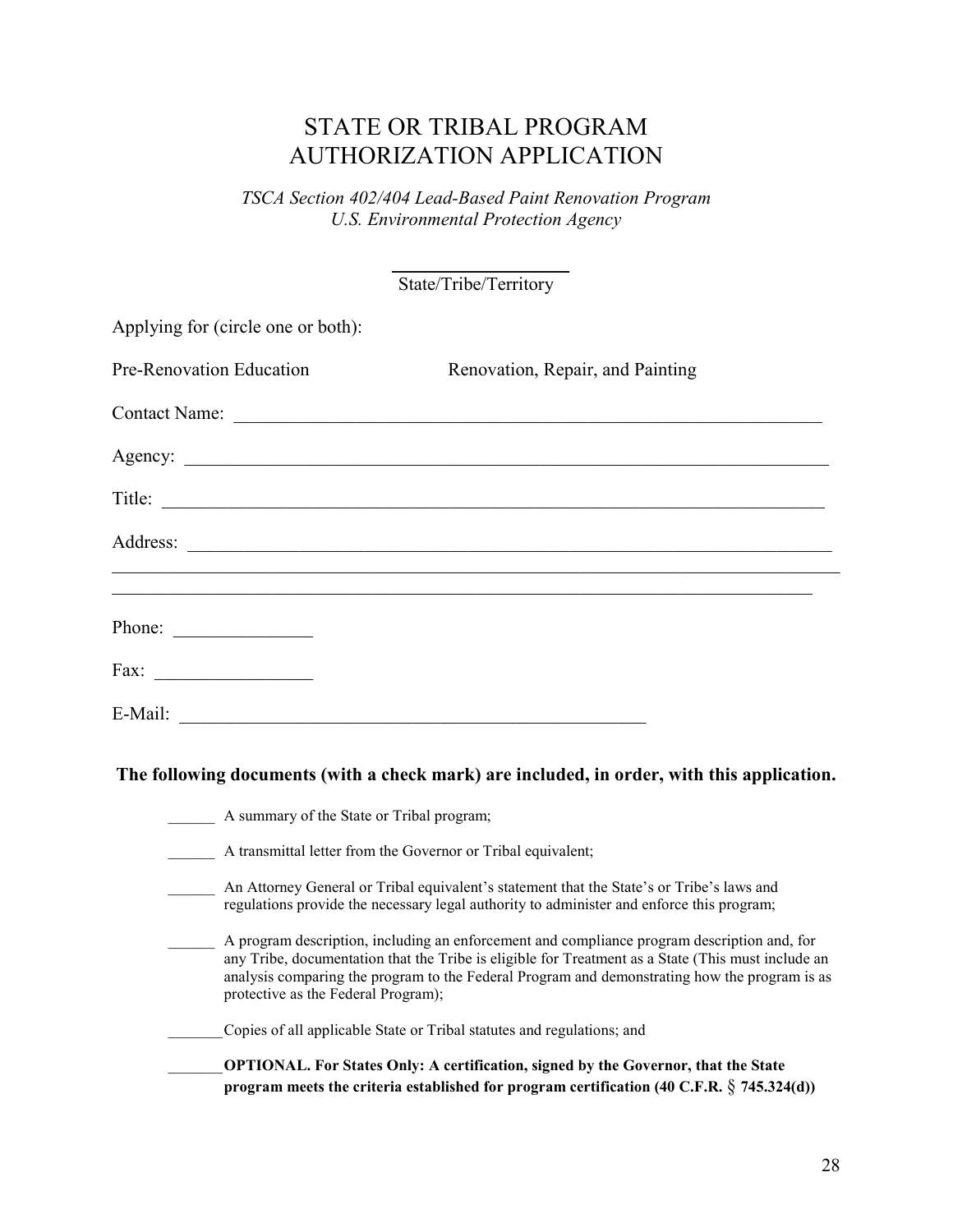# STATE OR TRIBAL PROGRAM AUTHORIZATION APPLICATION

*TSCA Section 402/404 Lead-Based Paint Renovation Program*
*U.S. Environmental Protection Agency*

________________
State/Tribe/Territory

Applying for (circle one or both):

Pre-Renovation Education                    Renovation, Repair, and Painting

Contact Name: ____________________________________________________________

Agency: _________________________________________________________________

Title: ___________________________________________________________________

Address: ________________________________________________________________

_________________________________________________________________________

_________________________________________________________________________

Phone: _______________

Fax: ________________

E-Mail: ______________________________________________

**The following documents (with a check mark) are included, in order, with this application.**

______ A summary of the State or Tribal program;

______ A transmittal letter from the Governor or Tribal equivalent;

______ An Attorney General or Tribal equivalent's statement that the State's or Tribe's laws and regulations provide the necessary legal authority to administer and enforce this program;

______ A program description, including an enforcement and compliance program description and, for any Tribe, documentation that the Tribe is eligible for Treatment as a State (This must include an analysis comparing the program to the Federal Program and demonstrating how the program is as protective as the Federal Program);

_______ Copies of all applicable State or Tribal statutes and regulations; and

_______ **OPTIONAL. For States Only: A certification, signed by the Governor, that the State program meets the criteria established for program certification (40 C.F.R. § 745.324(d))**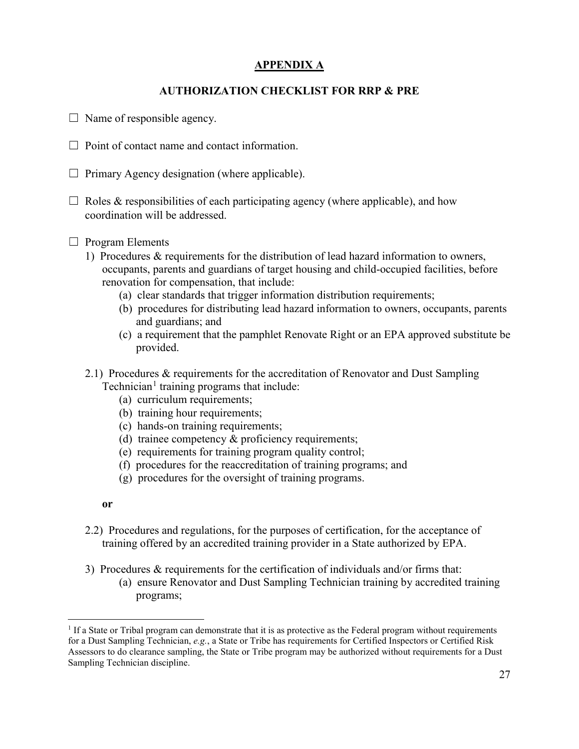# APPENDIX A

## AUTHORIZATION CHECKLIST FOR RRP & PRE

☐ Name of responsible agency.

☐ Point of contact name and contact information.

☐ Primary Agency designation (where applicable).

☐ Roles & responsibilities of each participating agency (where applicable), and how coordination will be addressed.

☐ Program Elements

1) Procedures & requirements for the distribution of lead hazard information to owners, occupants, parents and guardians of target housing and child-occupied facilities, before renovation for compensation, that include:
   - (a) clear standards that trigger information distribution requirements;
   - (b) procedures for distributing lead hazard information to owners, occupants, parents and guardians; and
   - (c) a requirement that the pamphlet Renovate Right or an EPA approved substitute be provided.

2.1) Procedures & requirements for the accreditation of Renovator and Dust Sampling Technician[1] training programs that include:
   - (a) curriculum requirements;
   - (b) training hour requirements;
   - (c) hands-on training requirements;
   - (d) trainee competency & proficiency requirements;
   - (e) requirements for training program quality control;
   - (f) procedures for the reaccreditation of training programs; and
   - (g) procedures for the oversight of training programs.

**or**

2.2) Procedures and regulations, for the purposes of certification, for the acceptance of training offered by an accredited training provider in a State authorized by EPA.

3) Procedures & requirements for the certification of individuals and/or firms that:
   - (a) ensure Renovator and Dust Sampling Technician training by accredited training programs;

---

[1] If a State or Tribal program can demonstrate that it is as protective as the Federal program without requirements for a Dust Sampling Technician, *e.g.*, a State or Tribe has requirements for Certified Inspectors or Certified Risk Assessors to do clearance sampling, the State or Tribe program may be authorized without requirements for a Dust Sampling Technician discipline.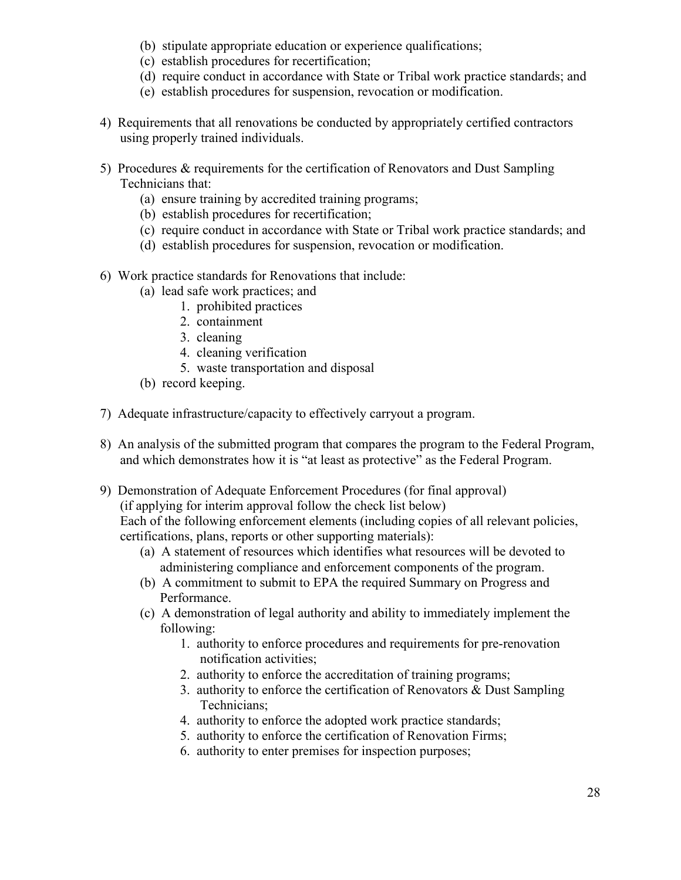(b) stipulate appropriate education or experience qualifications;
   (c) establish procedures for recertification;
   (d) require conduct in accordance with State or Tribal work practice standards; and
   (e) establish procedures for suspension, revocation or modification.

4) Requirements that all renovations be conducted by appropriately certified contractors using properly trained individuals.

5) Procedures & requirements for the certification of Renovators and Dust Sampling Technicians that:
   (a) ensure training by accredited training programs;
   (b) establish procedures for recertification;
   (c) require conduct in accordance with State or Tribal work practice standards; and
   (d) establish procedures for suspension, revocation or modification.

6) Work practice standards for Renovations that include:
   (a) lead safe work practices; and
      1. prohibited practices
      2. containment
      3. cleaning
      4. cleaning verification
      5. waste transportation and disposal
   (b) record keeping.

7) Adequate infrastructure/capacity to effectively carryout a program.

8) An analysis of the submitted program that compares the program to the Federal Program, and which demonstrates how it is "at least as protective" as the Federal Program.

9) Demonstration of Adequate Enforcement Procedures (for final approval)
   (if applying for interim approval follow the check list below)
   Each of the following enforcement elements (including copies of all relevant policies, certifications, plans, reports or other supporting materials):
   (a) A statement of resources which identifies what resources will be devoted to administering compliance and enforcement components of the program.
   (b) A commitment to submit to EPA the required Summary on Progress and Performance.
   (c) A demonstration of legal authority and ability to immediately implement the following:
      1. authority to enforce procedures and requirements for pre-renovation notification activities;
      2. authority to enforce the accreditation of training programs;
      3. authority to enforce the certification of Renovators & Dust Sampling Technicians;
      4. authority to enforce the adopted work practice standards;
      5. authority to enforce the certification of Renovation Firms;
      6. authority to enter premises for inspection purposes;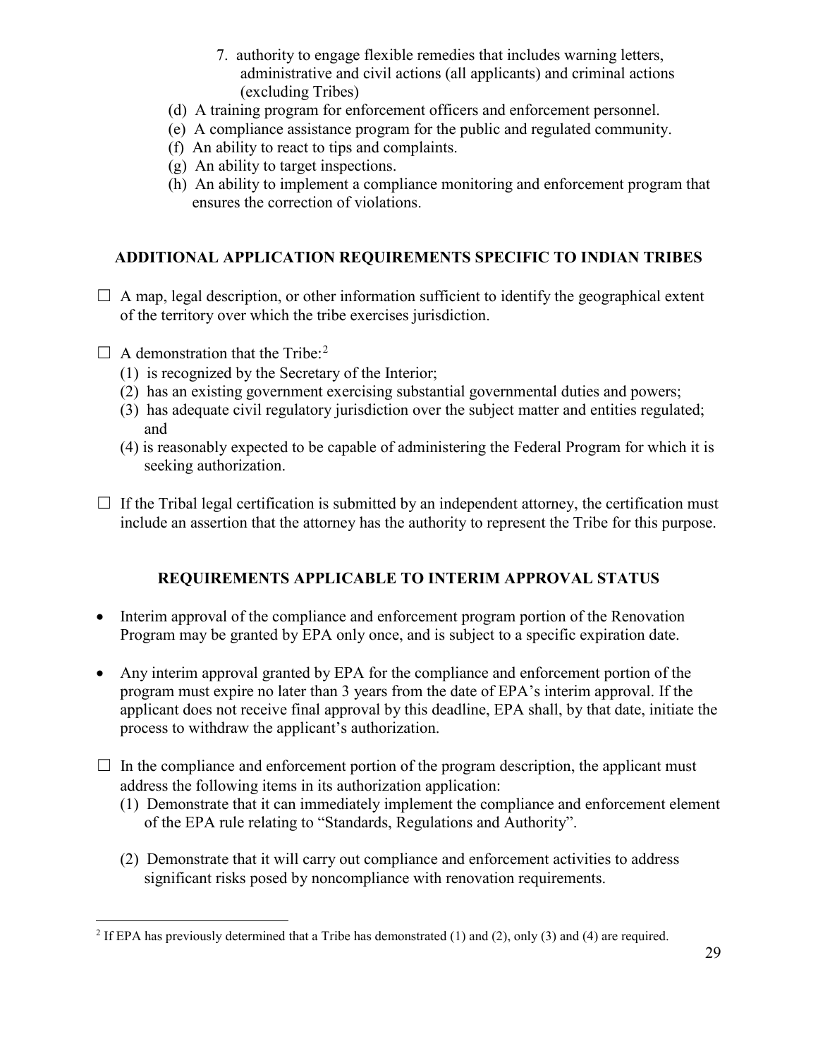7. authority to engage flexible remedies that includes warning letters, administrative and civil actions (all applicants) and criminal actions (excluding Tribes)

(d) A training program for enforcement officers and enforcement personnel.
(e) A compliance assistance program for the public and regulated community.
(f) An ability to react to tips and complaints.
(g) An ability to target inspections.
(h) An ability to implement a compliance monitoring and enforcement program that ensures the correction of violations.

## ADDITIONAL APPLICATION REQUIREMENTS SPECIFIC TO INDIAN TRIBES

☐ A map, legal description, or other information sufficient to identify the geographical extent of the territory over which the tribe exercises jurisdiction.

☐ A demonstration that the Tribe:[2]
  (1) is recognized by the Secretary of the Interior;
  (2) has an existing government exercising substantial governmental duties and powers;
  (3) has adequate civil regulatory jurisdiction over the subject matter and entities regulated; and
  (4) is reasonably expected to be capable of administering the Federal Program for which it is seeking authorization.

☐ If the Tribal legal certification is submitted by an independent attorney, the certification must include an assertion that the attorney has the authority to represent the Tribe for this purpose.

## REQUIREMENTS APPLICABLE TO INTERIM APPROVAL STATUS

- Interim approval of the compliance and enforcement program portion of the Renovation Program may be granted by EPA only once, and is subject to a specific expiration date.
- Any interim approval granted by EPA for the compliance and enforcement portion of the program must expire no later than 3 years from the date of EPA's interim approval. If the applicant does not receive final approval by this deadline, EPA shall, by that date, initiate the process to withdraw the applicant's authorization.

☐ In the compliance and enforcement portion of the program description, the applicant must address the following items in its authorization application:
  (1) Demonstrate that it can immediately implement the compliance and enforcement element of the EPA rule relating to "Standards, Regulations and Authority".
  (2) Demonstrate that it will carry out compliance and enforcement activities to address significant risks posed by noncompliance with renovation requirements.

[2] If EPA has previously determined that a Tribe has demonstrated (1) and (2), only (3) and (4) are required.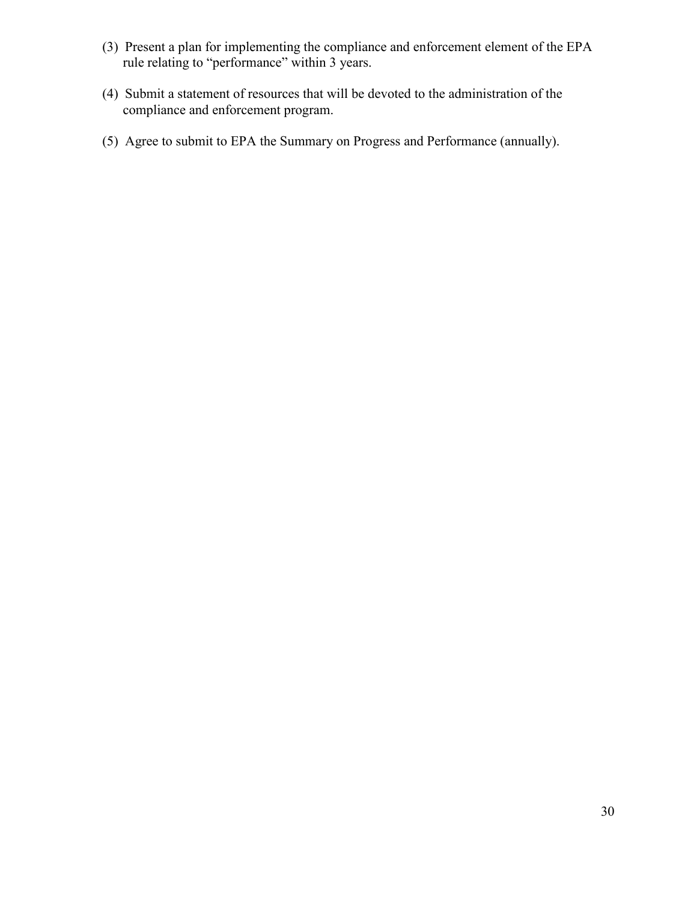(3) Present a plan for implementing the compliance and enforcement element of the EPA rule relating to "performance" within 3 years.

(4) Submit a statement of resources that will be devoted to the administration of the compliance and enforcement program.

(5) Agree to submit to EPA the Summary on Progress and Performance (annually).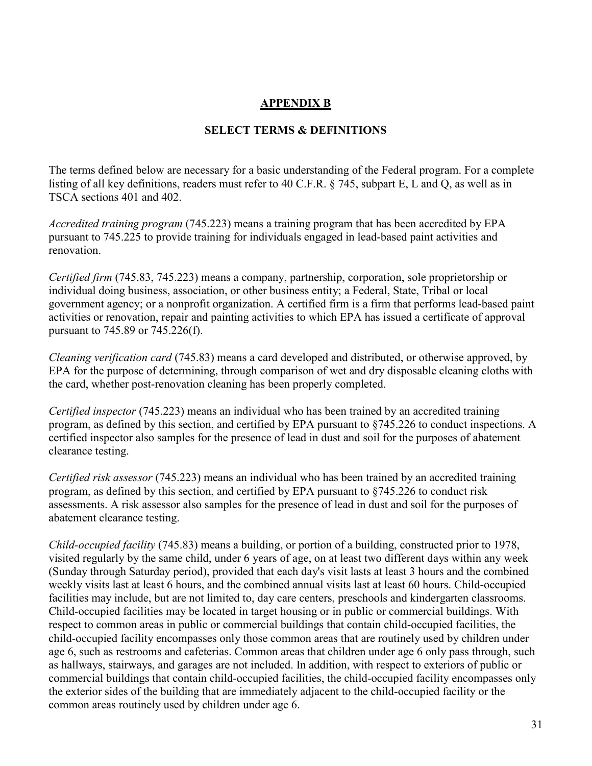## APPENDIX B

### SELECT TERMS & DEFINITIONS

The terms defined below are necessary for a basic understanding of the Federal program. For a complete listing of all key definitions, readers must refer to 40 C.F.R. § 745, subpart E, L and Q, as well as in TSCA sections 401 and 402.

*Accredited training program* (745.223) means a training program that has been accredited by EPA pursuant to 745.225 to provide training for individuals engaged in lead-based paint activities and renovation.

*Certified firm* (745.83, 745.223) means a company, partnership, corporation, sole proprietorship or individual doing business, association, or other business entity; a Federal, State, Tribal or local government agency; or a nonprofit organization. A certified firm is a firm that performs lead-based paint activities or renovation, repair and painting activities to which EPA has issued a certificate of approval pursuant to 745.89 or 745.226(f).

*Cleaning verification card* (745.83) means a card developed and distributed, or otherwise approved, by EPA for the purpose of determining, through comparison of wet and dry disposable cleaning cloths with the card, whether post-renovation cleaning has been properly completed.

*Certified inspector* (745.223) means an individual who has been trained by an accredited training program, as defined by this section, and certified by EPA pursuant to §745.226 to conduct inspections. A certified inspector also samples for the presence of lead in dust and soil for the purposes of abatement clearance testing.

*Certified risk assessor* (745.223) means an individual who has been trained by an accredited training program, as defined by this section, and certified by EPA pursuant to §745.226 to conduct risk assessments. A risk assessor also samples for the presence of lead in dust and soil for the purposes of abatement clearance testing.

*Child-occupied facility* (745.83) means a building, or portion of a building, constructed prior to 1978, visited regularly by the same child, under 6 years of age, on at least two different days within any week (Sunday through Saturday period), provided that each day's visit lasts at least 3 hours and the combined weekly visits last at least 6 hours, and the combined annual visits last at least 60 hours. Child-occupied facilities may include, but are not limited to, day care centers, preschools and kindergarten classrooms. Child-occupied facilities may be located in target housing or in public or commercial buildings. With respect to common areas in public or commercial buildings that contain child-occupied facilities, the child-occupied facility encompasses only those common areas that are routinely used by children under age 6, such as restrooms and cafeterias. Common areas that children under age 6 only pass through, such as hallways, stairways, and garages are not included. In addition, with respect to exteriors of public or commercial buildings that contain child-occupied facilities, the child-occupied facility encompasses only the exterior sides of the building that are immediately adjacent to the child-occupied facility or the common areas routinely used by children under age 6.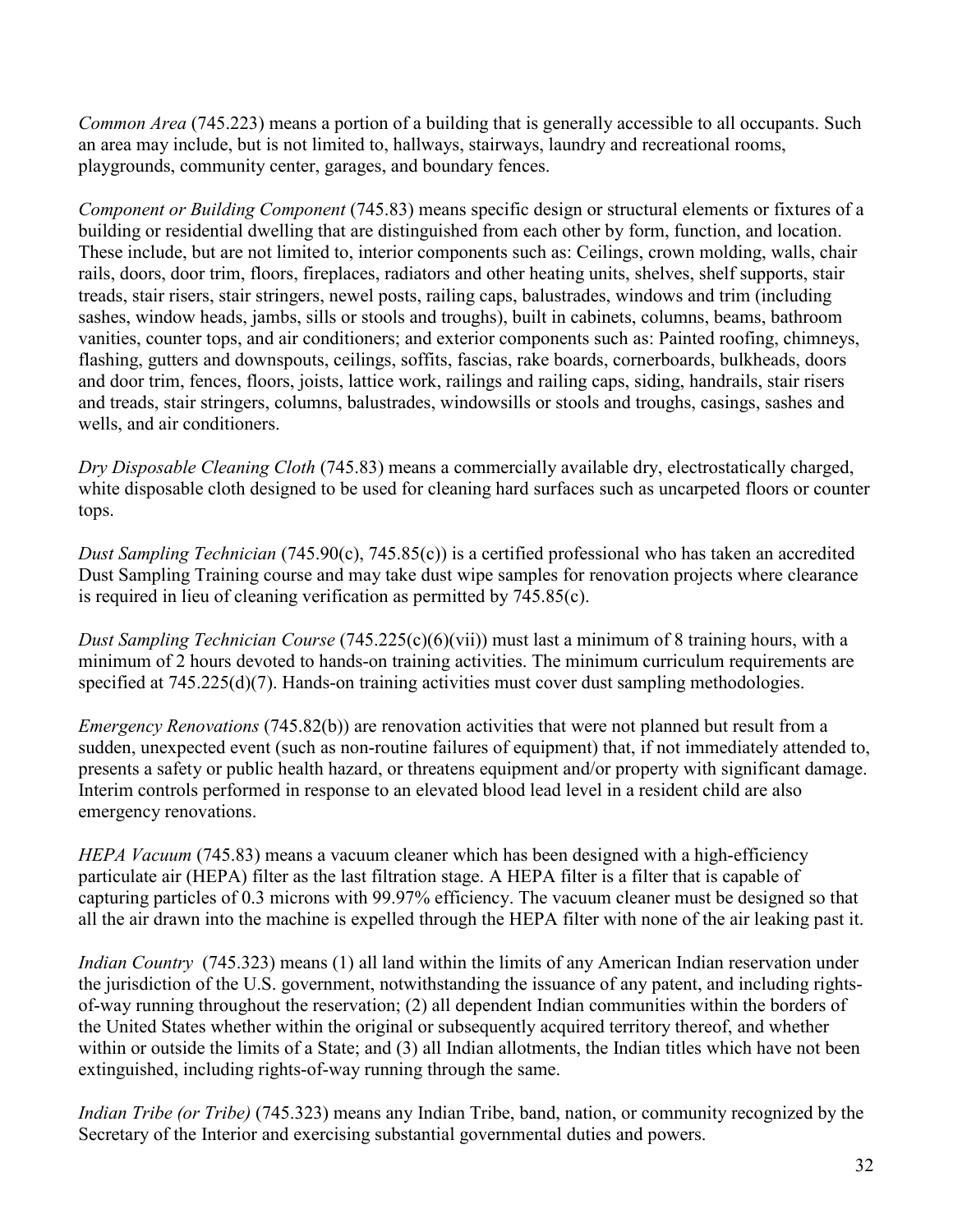*Common Area* (745.223) means a portion of a building that is generally accessible to all occupants. Such an area may include, but is not limited to, hallways, stairways, laundry and recreational rooms, playgrounds, community center, garages, and boundary fences.

*Component or Building Component* (745.83) means specific design or structural elements or fixtures of a building or residential dwelling that are distinguished from each other by form, function, and location. These include, but are not limited to, interior components such as: Ceilings, crown molding, walls, chair rails, doors, door trim, floors, fireplaces, radiators and other heating units, shelves, shelf supports, stair treads, stair risers, stair stringers, newel posts, railing caps, balustrades, windows and trim (including sashes, window heads, jambs, sills or stools and troughs), built in cabinets, columns, beams, bathroom vanities, counter tops, and air conditioners; and exterior components such as: Painted roofing, chimneys, flashing, gutters and downspouts, ceilings, soffits, fascias, rake boards, cornerboards, bulkheads, doors and door trim, fences, floors, joists, lattice work, railings and railing caps, siding, handrails, stair risers and treads, stair stringers, columns, balustrades, windowsills or stools and troughs, casings, sashes and wells, and air conditioners.

*Dry Disposable Cleaning Cloth* (745.83) means a commercially available dry, electrostatically charged, white disposable cloth designed to be used for cleaning hard surfaces such as uncarpeted floors or counter tops.

*Dust Sampling Technician* (745.90(c), 745.85(c)) is a certified professional who has taken an accredited Dust Sampling Training course and may take dust wipe samples for renovation projects where clearance is required in lieu of cleaning verification as permitted by 745.85(c).

*Dust Sampling Technician Course* (745.225(c)(6)(vii)) must last a minimum of 8 training hours, with a minimum of 2 hours devoted to hands-on training activities. The minimum curriculum requirements are specified at 745.225(d)(7). Hands-on training activities must cover dust sampling methodologies.

*Emergency Renovations* (745.82(b)) are renovation activities that were not planned but result from a sudden, unexpected event (such as non-routine failures of equipment) that, if not immediately attended to, presents a safety or public health hazard, or threatens equipment and/or property with significant damage. Interim controls performed in response to an elevated blood lead level in a resident child are also emergency renovations.

*HEPA Vacuum* (745.83) means a vacuum cleaner which has been designed with a high-efficiency particulate air (HEPA) filter as the last filtration stage. A HEPA filter is a filter that is capable of capturing particles of 0.3 microns with 99.97% efficiency. The vacuum cleaner must be designed so that all the air drawn into the machine is expelled through the HEPA filter with none of the air leaking past it.

*Indian Country* (745.323) means (1) all land within the limits of any American Indian reservation under the jurisdiction of the U.S. government, notwithstanding the issuance of any patent, and including rights-of-way running throughout the reservation; (2) all dependent Indian communities within the borders of the United States whether within the original or subsequently acquired territory thereof, and whether within or outside the limits of a State; and (3) all Indian allotments, the Indian titles which have not been extinguished, including rights-of-way running through the same.

*Indian Tribe (or Tribe)* (745.323) means any Indian Tribe, band, nation, or community recognized by the Secretary of the Interior and exercising substantial governmental duties and powers.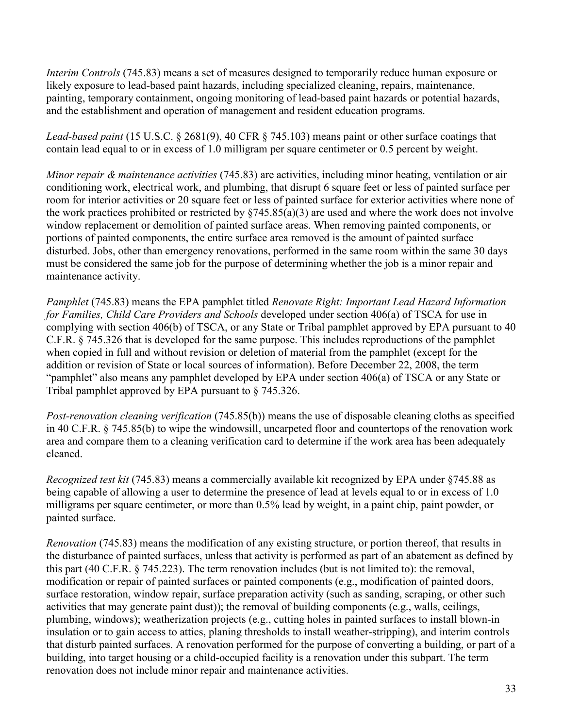*Interim Controls* (745.83) means a set of measures designed to temporarily reduce human exposure or likely exposure to lead-based paint hazards, including specialized cleaning, repairs, maintenance, painting, temporary containment, ongoing monitoring of lead-based paint hazards or potential hazards, and the establishment and operation of management and resident education programs.

*Lead-based paint* (15 U.S.C. § 2681(9), 40 CFR § 745.103) means paint or other surface coatings that contain lead equal to or in excess of 1.0 milligram per square centimeter or 0.5 percent by weight.

*Minor repair & maintenance activities* (745.83) are activities, including minor heating, ventilation or air conditioning work, electrical work, and plumbing, that disrupt 6 square feet or less of painted surface per room for interior activities or 20 square feet or less of painted surface for exterior activities where none of the work practices prohibited or restricted by §745.85(a)(3) are used and where the work does not involve window replacement or demolition of painted surface areas. When removing painted components, or portions of painted components, the entire surface area removed is the amount of painted surface disturbed. Jobs, other than emergency renovations, performed in the same room within the same 30 days must be considered the same job for the purpose of determining whether the job is a minor repair and maintenance activity.

*Pamphlet* (745.83) means the EPA pamphlet titled *Renovate Right: Important Lead Hazard Information for Families, Child Care Providers and Schools* developed under section 406(a) of TSCA for use in complying with section 406(b) of TSCA, or any State or Tribal pamphlet approved by EPA pursuant to 40 C.F.R. § 745.326 that is developed for the same purpose. This includes reproductions of the pamphlet when copied in full and without revision or deletion of material from the pamphlet (except for the addition or revision of State or local sources of information). Before December 22, 2008, the term "pamphlet" also means any pamphlet developed by EPA under section 406(a) of TSCA or any State or Tribal pamphlet approved by EPA pursuant to § 745.326.

*Post-renovation cleaning verification* (745.85(b)) means the use of disposable cleaning cloths as specified in 40 C.F.R. § 745.85(b) to wipe the windowsill, uncarpeted floor and countertops of the renovation work area and compare them to a cleaning verification card to determine if the work area has been adequately cleaned.

*Recognized test kit* (745.83) means a commercially available kit recognized by EPA under §745.88 as being capable of allowing a user to determine the presence of lead at levels equal to or in excess of 1.0 milligrams per square centimeter, or more than 0.5% lead by weight, in a paint chip, paint powder, or painted surface.

*Renovation* (745.83) means the modification of any existing structure, or portion thereof, that results in the disturbance of painted surfaces, unless that activity is performed as part of an abatement as defined by this part (40 C.F.R. § 745.223). The term renovation includes (but is not limited to): the removal, modification or repair of painted surfaces or painted components (e.g., modification of painted doors, surface restoration, window repair, surface preparation activity (such as sanding, scraping, or other such activities that may generate paint dust)); the removal of building components (e.g., walls, ceilings, plumbing, windows); weatherization projects (e.g., cutting holes in painted surfaces to install blown-in insulation or to gain access to attics, planing thresholds to install weather-stripping), and interim controls that disturb painted surfaces. A renovation performed for the purpose of converting a building, or part of a building, into target housing or a child-occupied facility is a renovation under this subpart. The term renovation does not include minor repair and maintenance activities.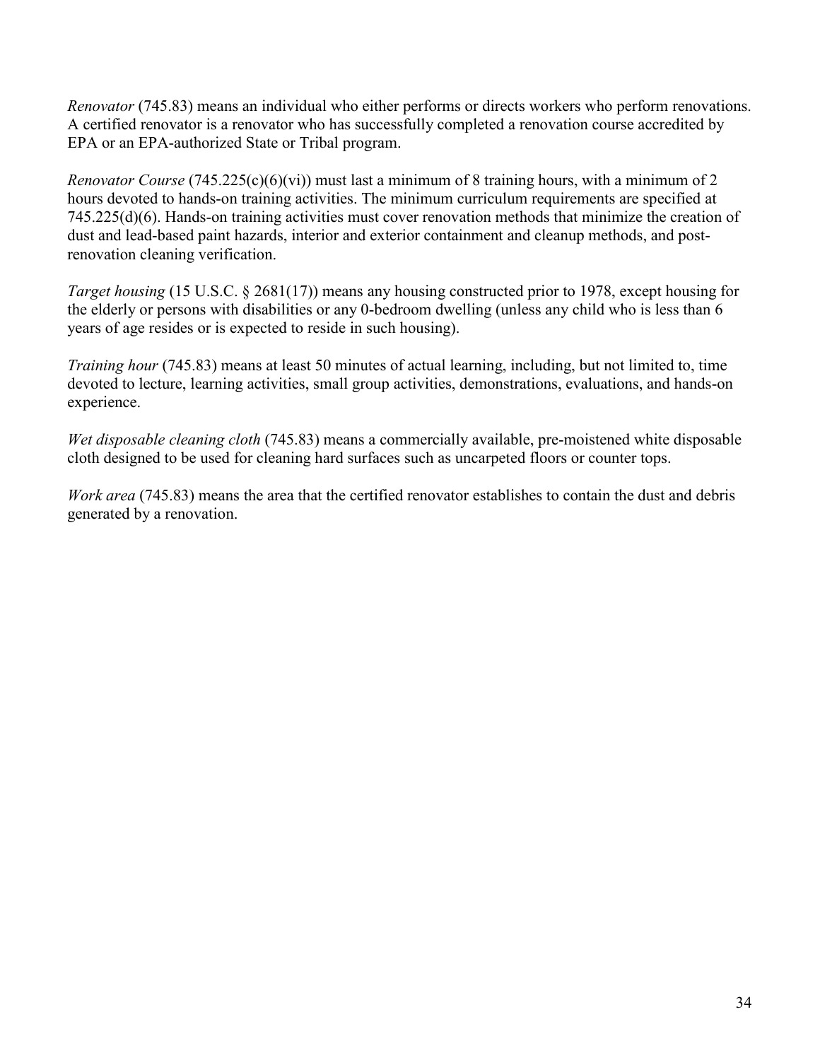*Renovator* (745.83) means an individual who either performs or directs workers who perform renovations. A certified renovator is a renovator who has successfully completed a renovation course accredited by EPA or an EPA-authorized State or Tribal program.

*Renovator Course* (745.225(c)(6)(vi)) must last a minimum of 8 training hours, with a minimum of 2 hours devoted to hands-on training activities. The minimum curriculum requirements are specified at 745.225(d)(6). Hands-on training activities must cover renovation methods that minimize the creation of dust and lead-based paint hazards, interior and exterior containment and cleanup methods, and post-renovation cleaning verification.

*Target housing* (15 U.S.C. § 2681(17)) means any housing constructed prior to 1978, except housing for the elderly or persons with disabilities or any 0-bedroom dwelling (unless any child who is less than 6 years of age resides or is expected to reside in such housing).

*Training hour* (745.83) means at least 50 minutes of actual learning, including, but not limited to, time devoted to lecture, learning activities, small group activities, demonstrations, evaluations, and hands-on experience.

*Wet disposable cleaning cloth* (745.83) means a commercially available, pre-moistened white disposable cloth designed to be used for cleaning hard surfaces such as uncarpeted floors or counter tops.

*Work area* (745.83) means the area that the certified renovator establishes to contain the dust and debris generated by a renovation.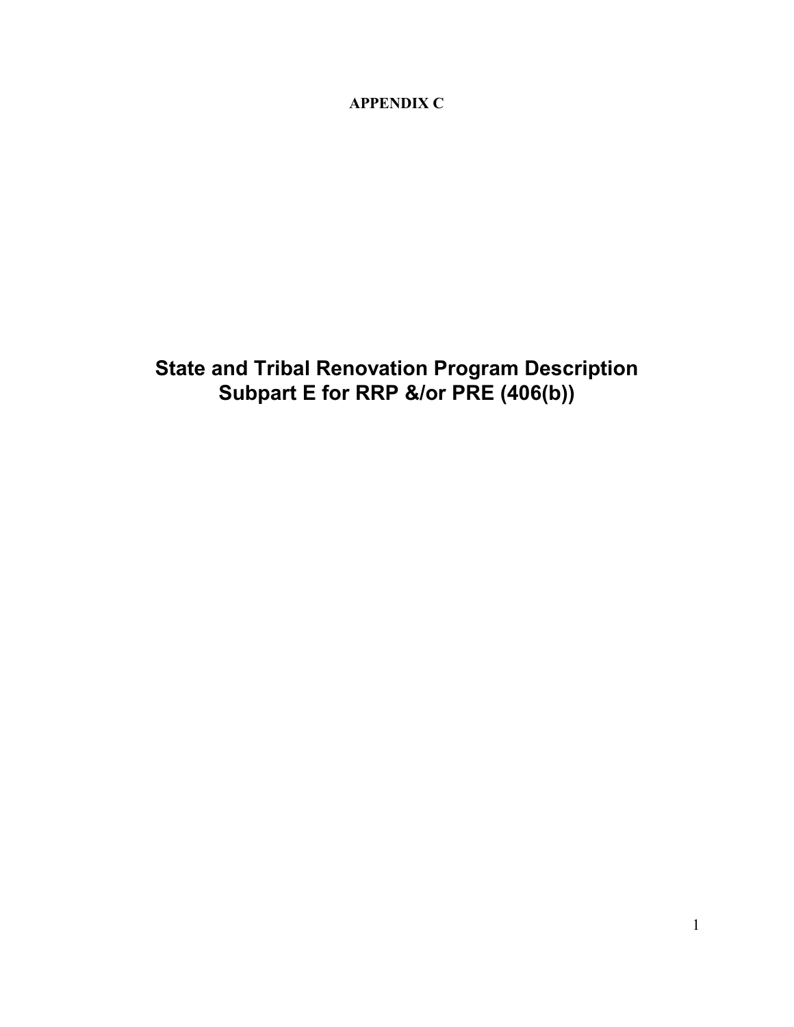**APPENDIX C**

# State and Tribal Renovation Program Description Subpart E for RRP &/or PRE (406(b))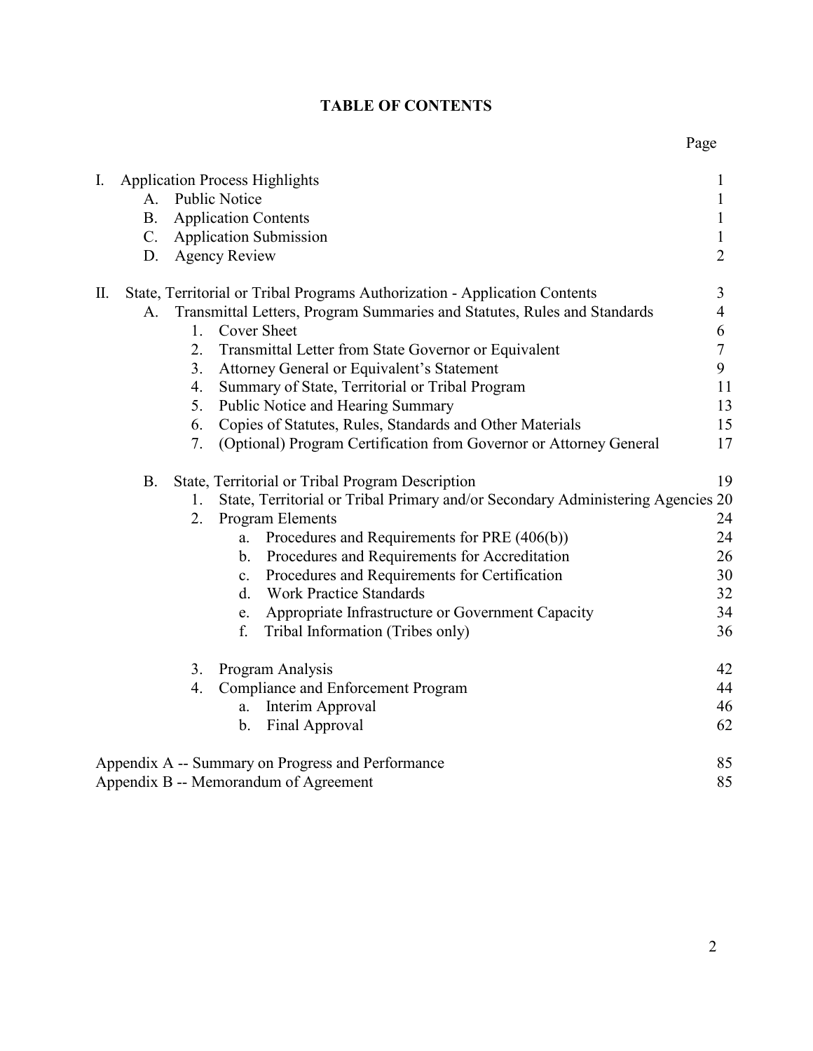# TABLE OF CONTENTS

| | Page |
|---|---|
| I. Application Process Highlights | 1 |
| A. Public Notice | 1 |
| B. Application Contents | 1 |
| C. Application Submission | 1 |
| D. Agency Review | 2 |
| II. State, Territorial or Tribal Programs Authorization - Application Contents | 3 |
| A. Transmittal Letters, Program Summaries and Statutes, Rules and Standards | 4 |
| 1. Cover Sheet | 6 |
| 2. Transmittal Letter from State Governor or Equivalent | 7 |
| 3. Attorney General or Equivalent's Statement | 9 |
| 4. Summary of State, Territorial or Tribal Program | 11 |
| 5. Public Notice and Hearing Summary | 13 |
| 6. Copies of Statutes, Rules, Standards and Other Materials | 15 |
| 7. (Optional) Program Certification from Governor or Attorney General | 17 |
| B. State, Territorial or Tribal Program Description | 19 |
| 1. State, Territorial or Tribal Primary and/or Secondary Administering Agencies | 20 |
| 2. Program Elements | 24 |
| a. Procedures and Requirements for PRE (406(b)) | 24 |
| b. Procedures and Requirements for Accreditation | 26 |
| c. Procedures and Requirements for Certification | 30 |
| d. Work Practice Standards | 32 |
| e. Appropriate Infrastructure or Government Capacity | 34 |
| f. Tribal Information (Tribes only) | 36 |
| 3. Program Analysis | 42 |
| 4. Compliance and Enforcement Program | 44 |
| a. Interim Approval | 46 |
| b. Final Approval | 62 |
| Appendix A -- Summary on Progress and Performance | 85 |
| Appendix B -- Memorandum of Agreement | 85 |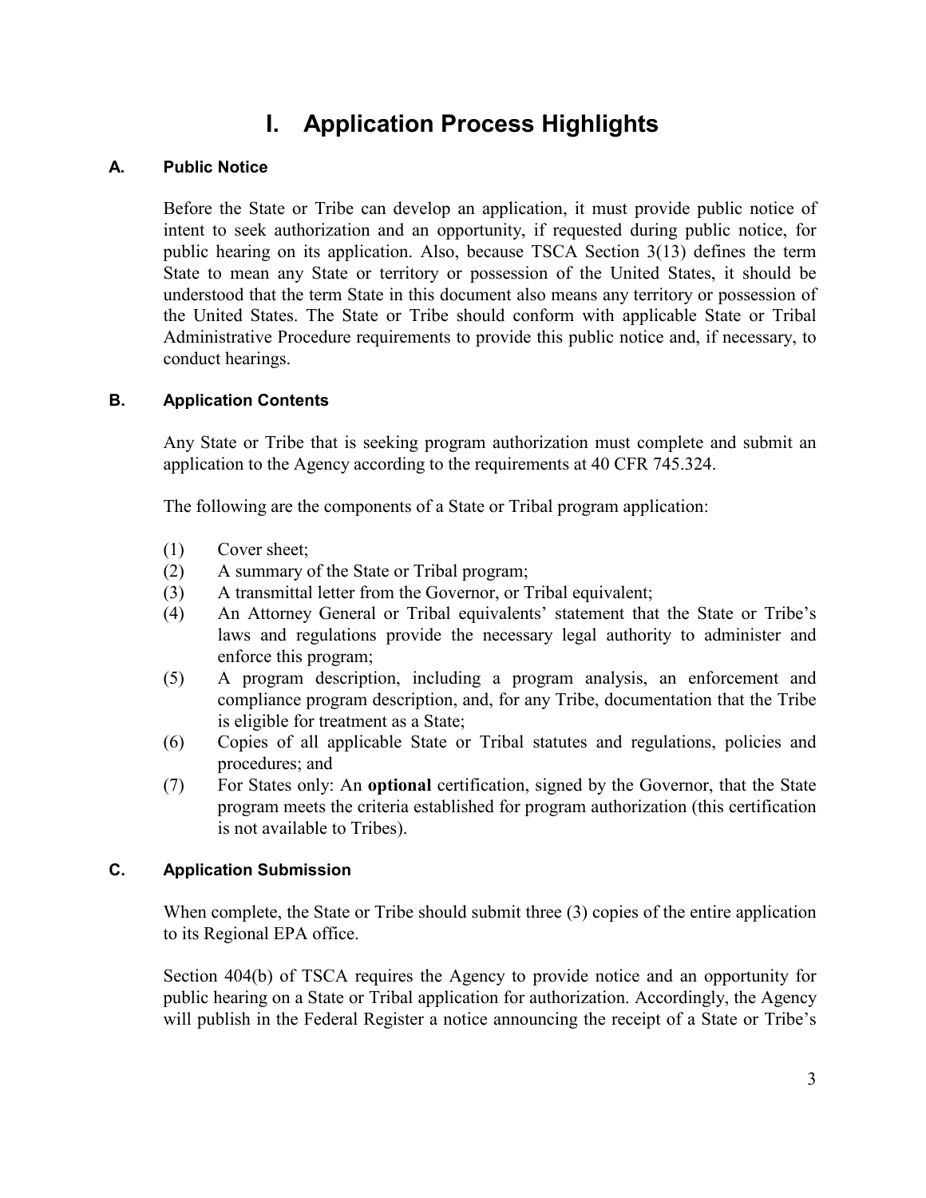# I. Application Process Highlights

### A. Public Notice

Before the State or Tribe can develop an application, it must provide public notice of intent to seek authorization and an opportunity, if requested during public notice, for public hearing on its application. Also, because TSCA Section 3(13) defines the term State to mean any State or territory or possession of the United States, it should be understood that the term State in this document also means any territory or possession of the United States. The State or Tribe should conform with applicable State or Tribal Administrative Procedure requirements to provide this public notice and, if necessary, to conduct hearings.

### B. Application Contents

Any State or Tribe that is seeking program authorization must complete and submit an application to the Agency according to the requirements at 40 CFR 745.324.

The following are the components of a State or Tribal program application:

(1) Cover sheet;
(2) A summary of the State or Tribal program;
(3) A transmittal letter from the Governor, or Tribal equivalent;
(4) An Attorney General or Tribal equivalents' statement that the State or Tribe's laws and regulations provide the necessary legal authority to administer and enforce this program;
(5) A program description, including a program analysis, an enforcement and compliance program description, and, for any Tribe, documentation that the Tribe is eligible for treatment as a State;
(6) Copies of all applicable State or Tribal statutes and regulations, policies and procedures; and
(7) For States only: An **optional** certification, signed by the Governor, that the State program meets the criteria established for program authorization (this certification is not available to Tribes).

### C. Application Submission

When complete, the State or Tribe should submit three (3) copies of the entire application to its Regional EPA office.

Section 404(b) of TSCA requires the Agency to provide notice and an opportunity for public hearing on a State or Tribal application for authorization. Accordingly, the Agency will publish in the Federal Register a notice announcing the receipt of a State or Tribe's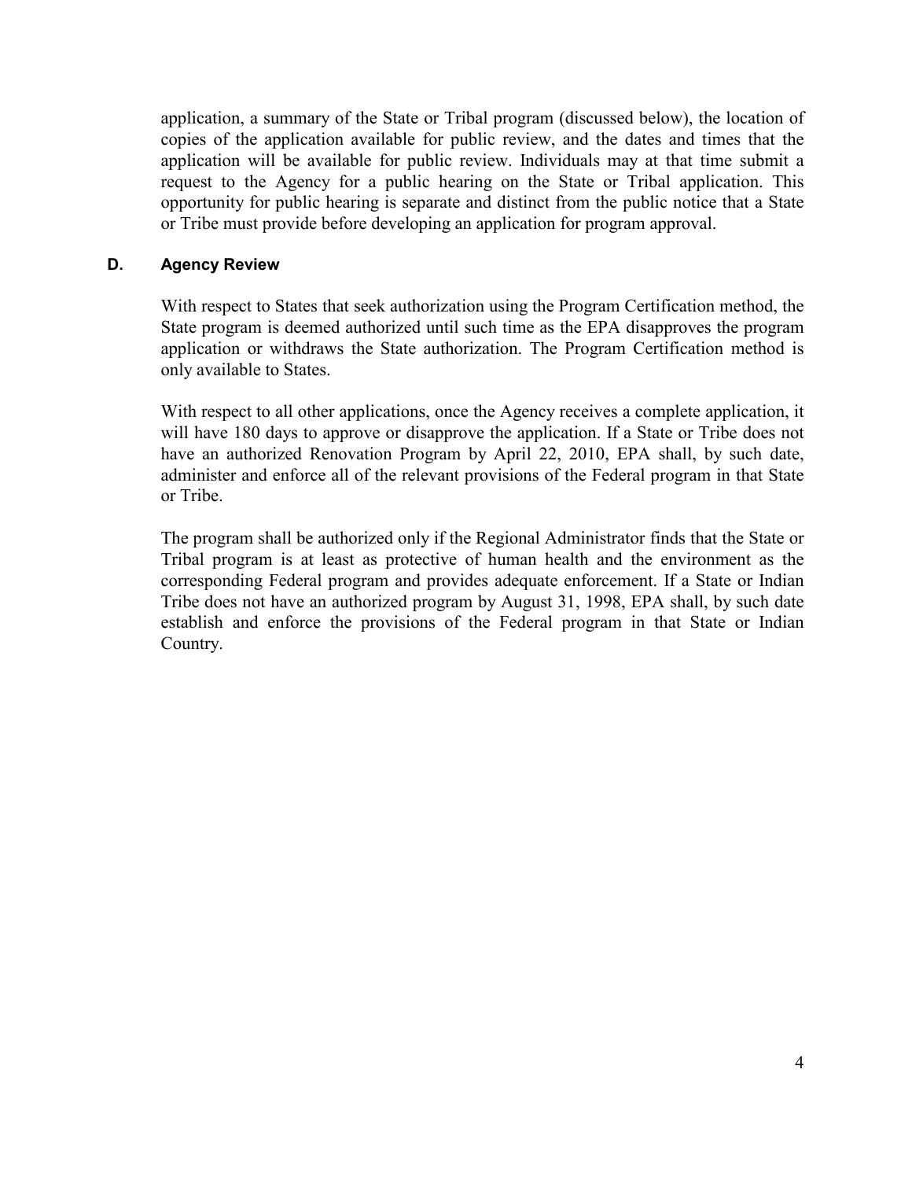application, a summary of the State or Tribal program (discussed below), the location of copies of the application available for public review, and the dates and times that the application will be available for public review. Individuals may at that time submit a request to the Agency for a public hearing on the State or Tribal application. This opportunity for public hearing is separate and distinct from the public notice that a State or Tribe must provide before developing an application for program approval.

### D. Agency Review

With respect to States that seek authorization using the Program Certification method, the State program is deemed authorized until such time as the EPA disapproves the program application or withdraws the State authorization. The Program Certification method is only available to States.

With respect to all other applications, once the Agency receives a complete application, it will have 180 days to approve or disapprove the application. If a State or Tribe does not have an authorized Renovation Program by April 22, 2010, EPA shall, by such date, administer and enforce all of the relevant provisions of the Federal program in that State or Tribe.

The program shall be authorized only if the Regional Administrator finds that the State or Tribal program is at least as protective of human health and the environment as the corresponding Federal program and provides adequate enforcement. If a State or Indian Tribe does not have an authorized program by August 31, 1998, EPA shall, by such date establish and enforce the provisions of the Federal program in that State or Indian Country.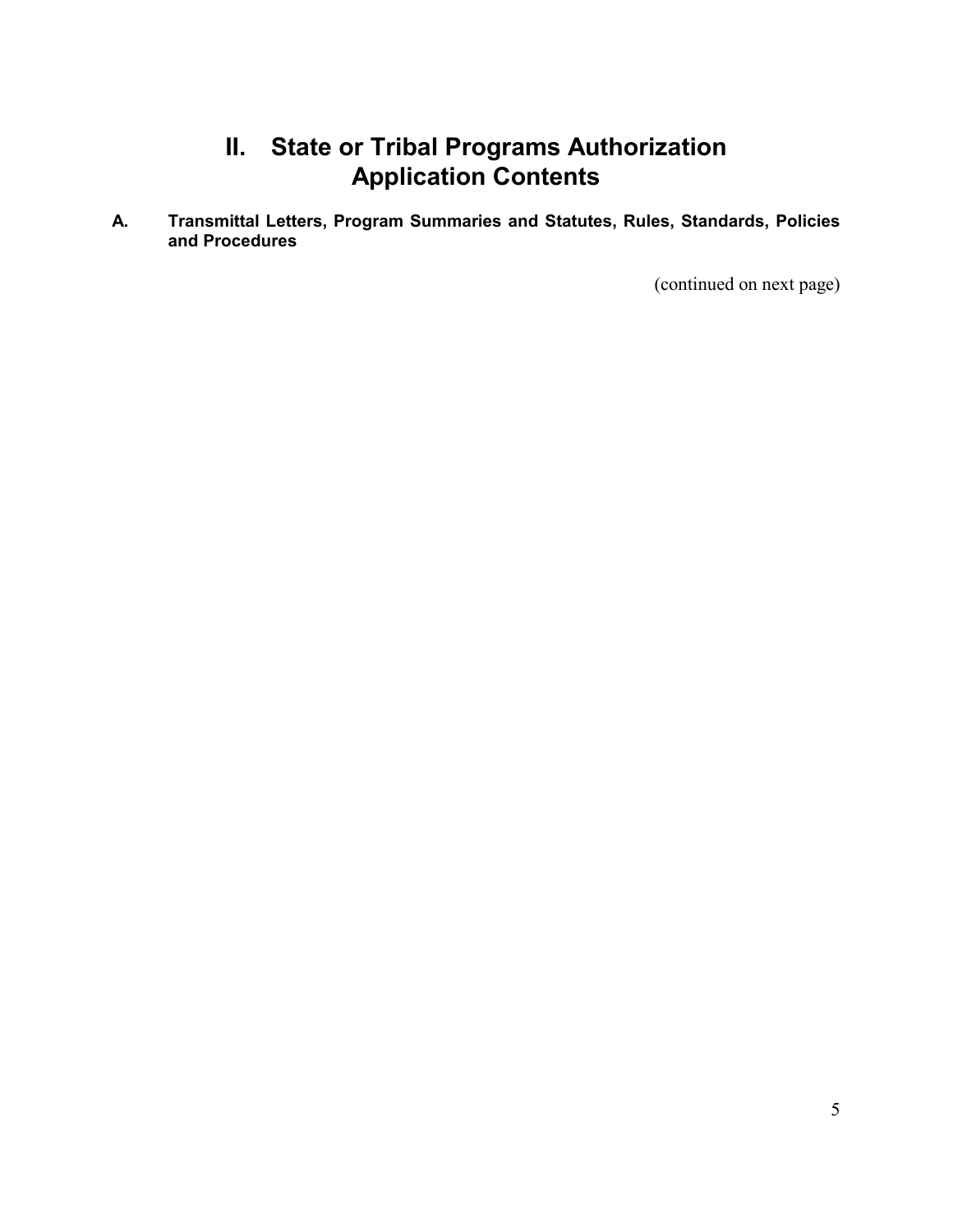# II. State or Tribal Programs Authorization Application Contents

## A. Transmittal Letters, Program Summaries and Statutes, Rules, Standards, Policies and Procedures

(continued on next page)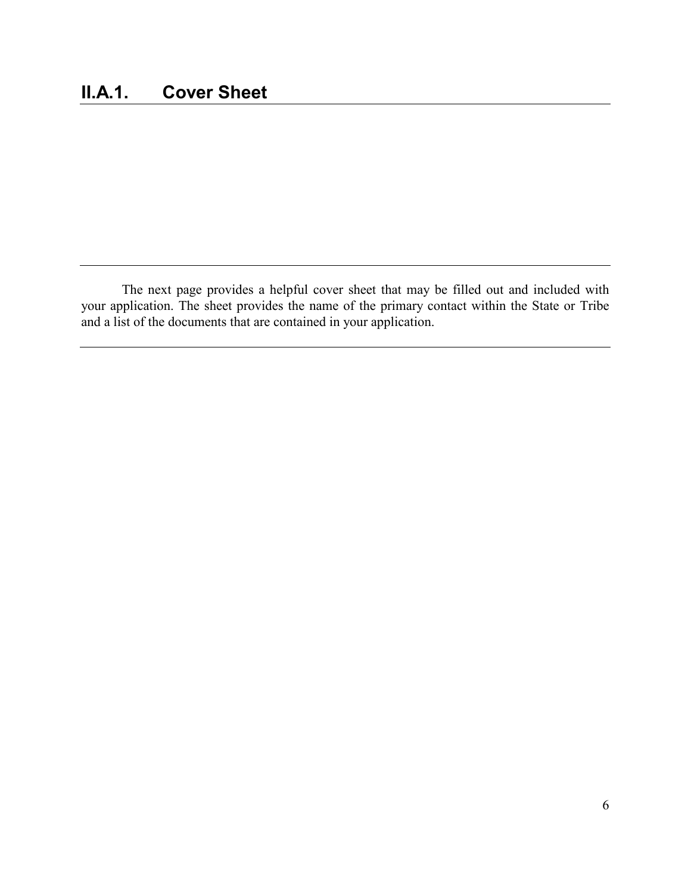## II.A.1. Cover Sheet

---

The next page provides a helpful cover sheet that may be filled out and included with your application. The sheet provides the name of the primary contact within the State or Tribe and a list of the documents that are contained in your application.

---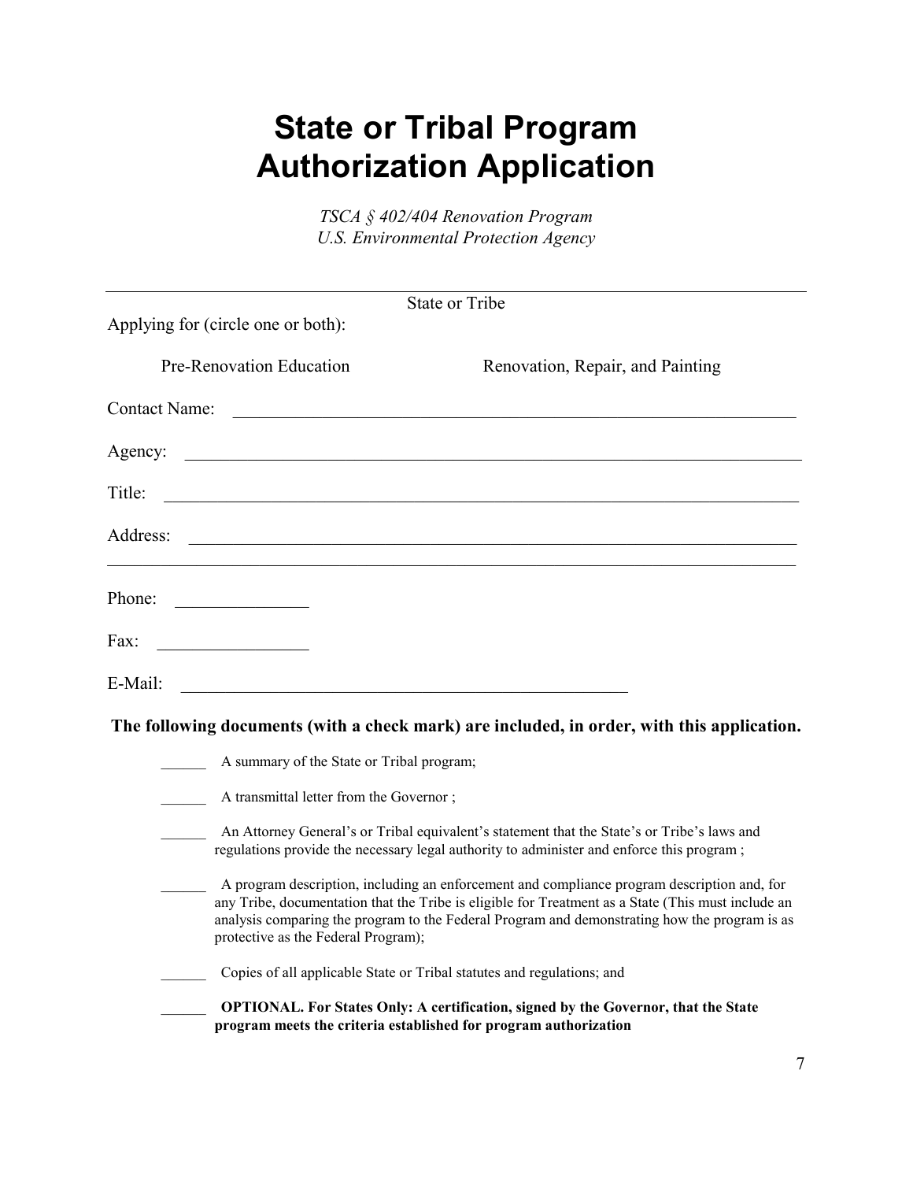# State or Tribal Program Authorization Application

*TSCA § 402/404 Renovation Program*
*U.S. Environmental Protection Agency*

______________________________________________________________________________

State or Tribe

Applying for (circle one or both):

Pre-Renovation Education Renovation, Repair, and Painting

Contact Name: ____________________________________________________________

Agency: ________________________________________________________________

Title: __________________________________________________________________

Address: ________________________________________________________________
______________________________________________________________________________

Phone: _______________

Fax: _________________

E-Mail: ____________________________________________________

**The following documents (with a check mark) are included, in order, with this application.**

______ A summary of the State or Tribal program;

______ A transmittal letter from the Governor ;

______ An Attorney General's or Tribal equivalent's statement that the State's or Tribe's laws and regulations provide the necessary legal authority to administer and enforce this program ;

______ A program description, including an enforcement and compliance program description and, for any Tribe, documentation that the Tribe is eligible for Treatment as a State (This must include an analysis comparing the program to the Federal Program and demonstrating how the program is as protective as the Federal Program);

______ Copies of all applicable State or Tribal statutes and regulations; and

______ **OPTIONAL. For States Only: A certification, signed by the Governor, that the State program meets the criteria established for program authorization**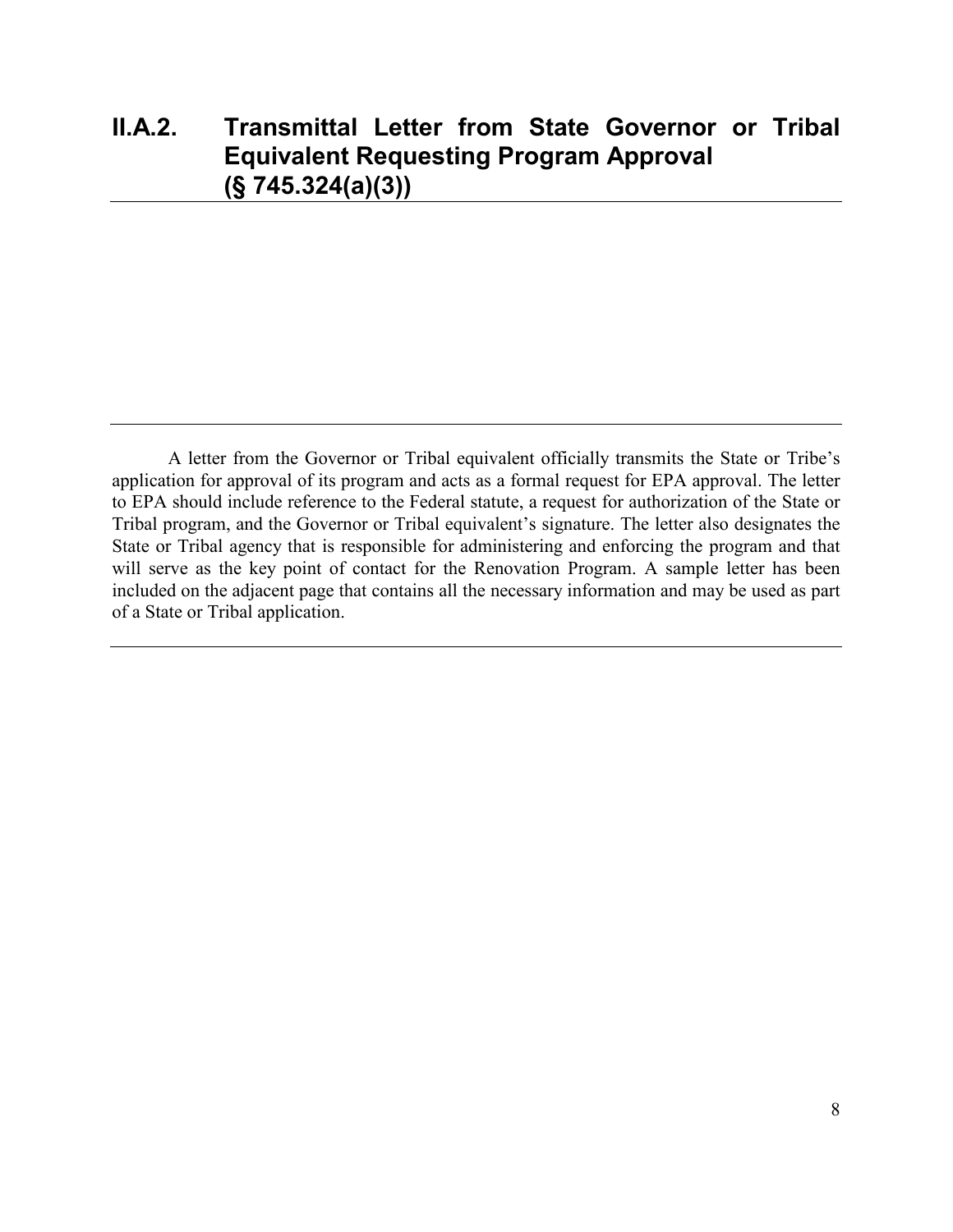## II.A.2. Transmittal Letter from State Governor or Tribal Equivalent Requesting Program Approval (§ 745.324(a)(3))

A letter from the Governor or Tribal equivalent officially transmits the State or Tribe's application for approval of its program and acts as a formal request for EPA approval. The letter to EPA should include reference to the Federal statute, a request for authorization of the State or Tribal program, and the Governor or Tribal equivalent's signature. The letter also designates the State or Tribal agency that is responsible for administering and enforcing the program and that will serve as the key point of contact for the Renovation Program. A sample letter has been included on the adjacent page that contains all the necessary information and may be used as part of a State or Tribal application.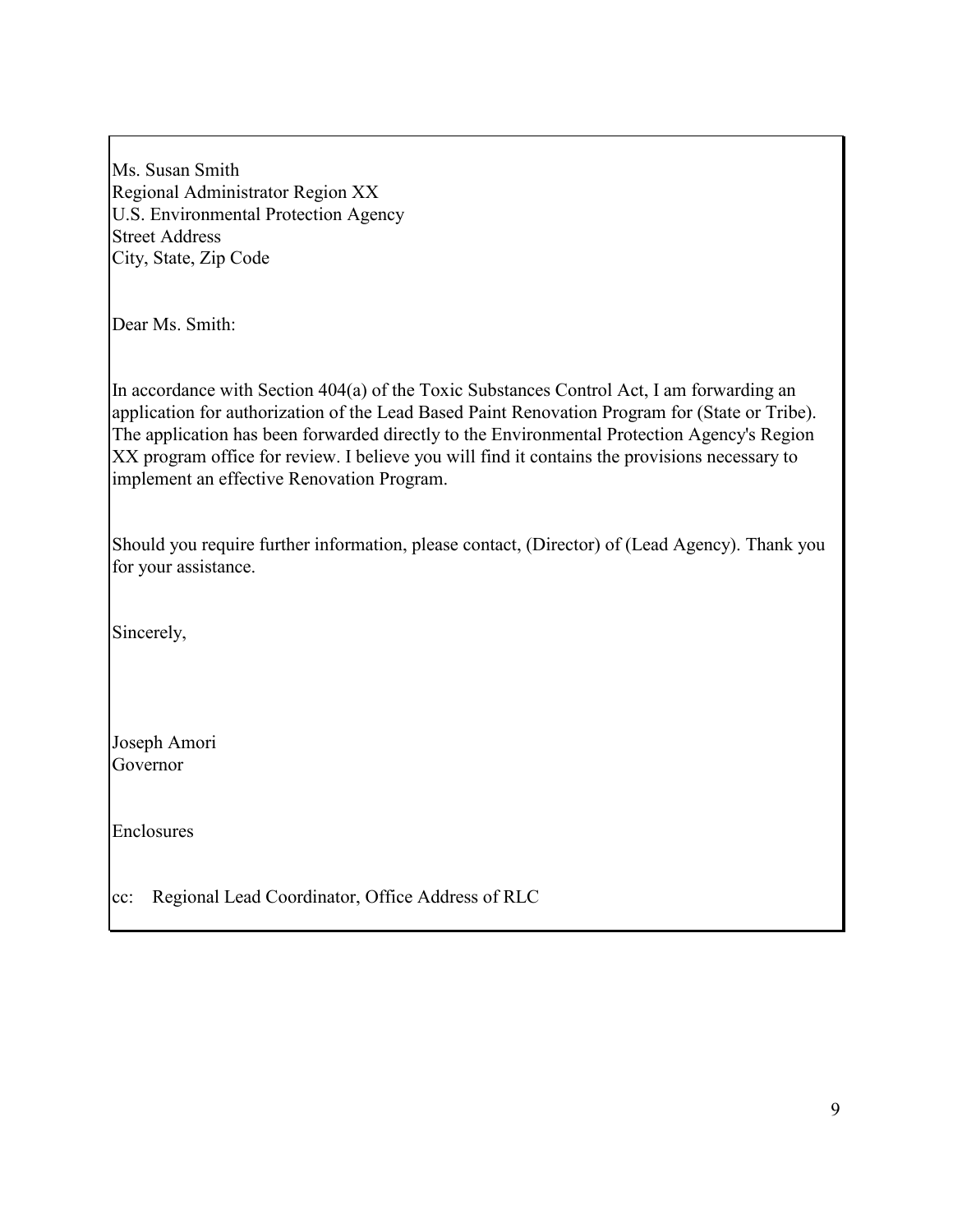Ms. Susan Smith
Regional Administrator Region XX
U.S. Environmental Protection Agency
Street Address
City, State, Zip Code

Dear Ms. Smith:

In accordance with Section 404(a) of the Toxic Substances Control Act, I am forwarding an application for authorization of the Lead Based Paint Renovation Program for (State or Tribe). The application has been forwarded directly to the Environmental Protection Agency's Region XX program office for review. I believe you will find it contains the provisions necessary to implement an effective Renovation Program.

Should you require further information, please contact, (Director) of (Lead Agency). Thank you for your assistance.

Sincerely,

Joseph Amori
Governor

Enclosures

cc: Regional Lead Coordinator, Office Address of RLC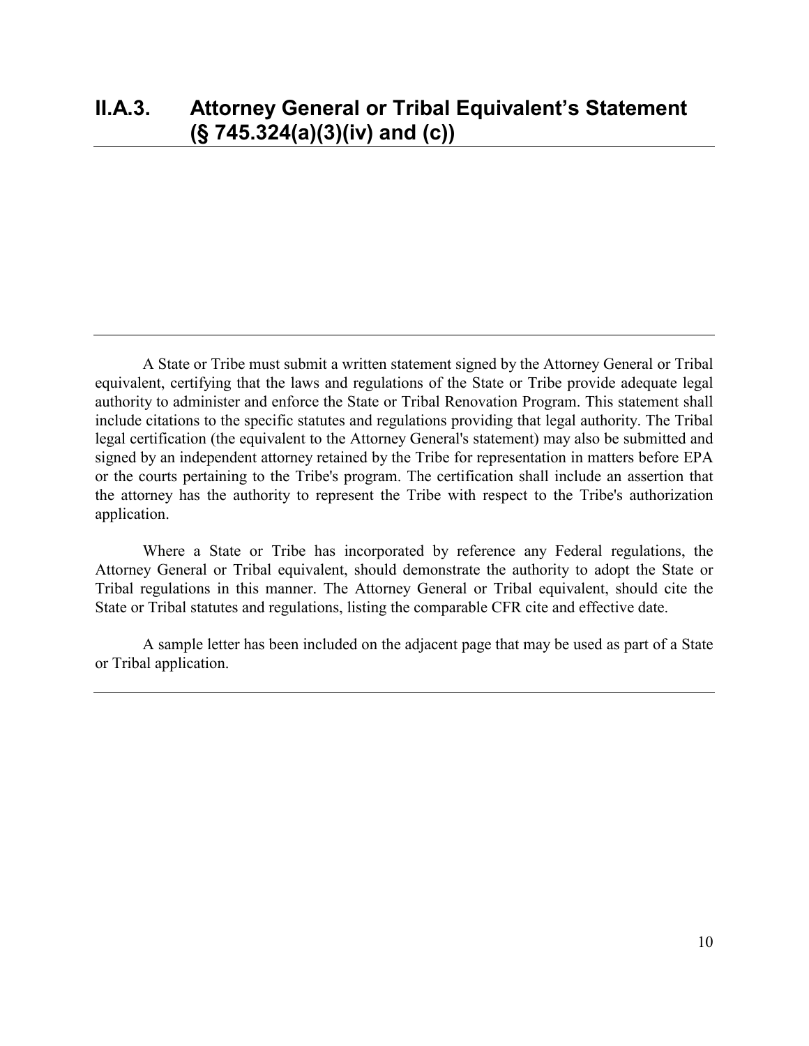## II.A.3. Attorney General or Tribal Equivalent's Statement (§ 745.324(a)(3)(iv) and (c))

---

A State or Tribe must submit a written statement signed by the Attorney General or Tribal equivalent, certifying that the laws and regulations of the State or Tribe provide adequate legal authority to administer and enforce the State or Tribal Renovation Program. This statement shall include citations to the specific statutes and regulations providing that legal authority. The Tribal legal certification (the equivalent to the Attorney General's statement) may also be submitted and signed by an independent attorney retained by the Tribe for representation in matters before EPA or the courts pertaining to the Tribe's program. The certification shall include an assertion that the attorney has the authority to represent the Tribe with respect to the Tribe's authorization application.

Where a State or Tribe has incorporated by reference any Federal regulations, the Attorney General or Tribal equivalent, should demonstrate the authority to adopt the State or Tribal regulations in this manner. The Attorney General or Tribal equivalent, should cite the State or Tribal statutes and regulations, listing the comparable CFR cite and effective date.

A sample letter has been included on the adjacent page that may be used as part of a State or Tribal application.

---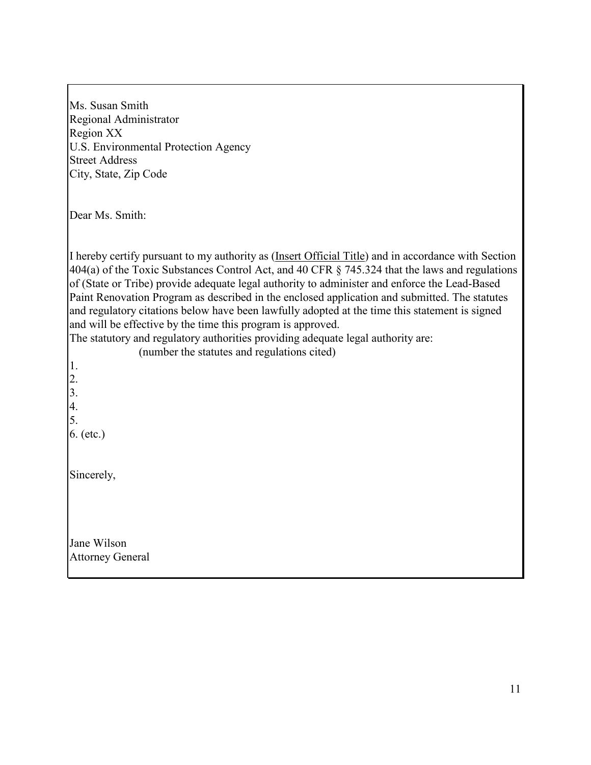Ms. Susan Smith  
Regional Administrator  
Region XX  
U.S. Environmental Protection Agency  
Street Address  
City, State, Zip Code

Dear Ms. Smith:

I hereby certify pursuant to my authority as (<u>Insert Official Title</u>) and in accordance with Section 404(a) of the Toxic Substances Control Act, and 40 CFR § 745.324 that the laws and regulations of (State or Tribe) provide adequate legal authority to administer and enforce the Lead-Based Paint Renovation Program as described in the enclosed application and submitted. The statutes and regulatory citations below have been lawfully adopted at the time this statement is signed and will be effective by the time this program is approved.  
The statutory and regulatory authorities providing adequate legal authority are:

(number the statutes and regulations cited)

1.  
2.  
3.  
4.  
5.  
6. (etc.)

Sincerely,

Jane Wilson  
Attorney General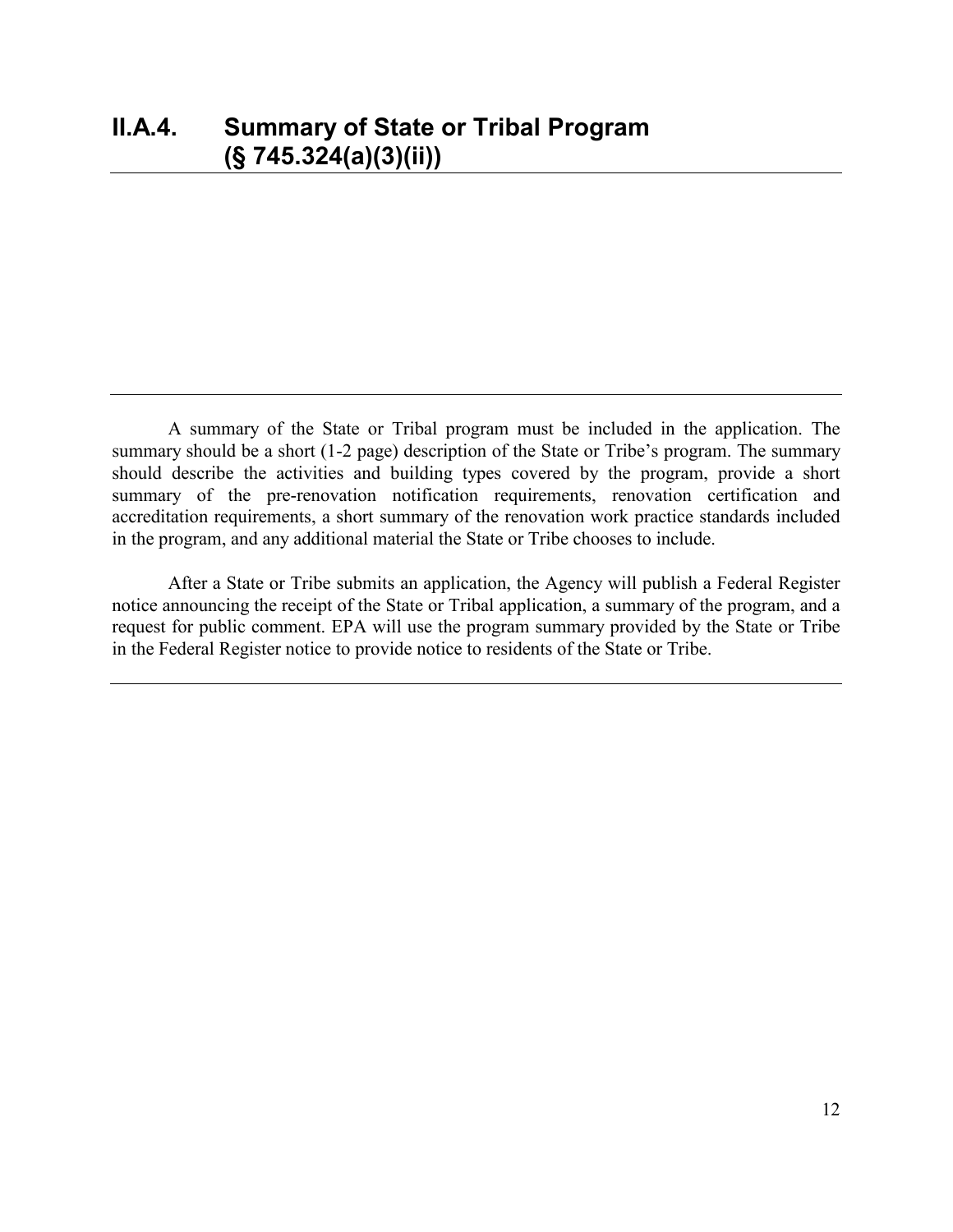## II.A.4. Summary of State or Tribal Program (§ 745.324(a)(3)(ii))

---

A summary of the State or Tribal program must be included in the application. The summary should be a short (1-2 page) description of the State or Tribe's program. The summary should describe the activities and building types covered by the program, provide a short summary of the pre-renovation notification requirements, renovation certification and accreditation requirements, a short summary of the renovation work practice standards included in the program, and any additional material the State or Tribe chooses to include.

After a State or Tribe submits an application, the Agency will publish a Federal Register notice announcing the receipt of the State or Tribal application, a summary of the program, and a request for public comment. EPA will use the program summary provided by the State or Tribe in the Federal Register notice to provide notice to residents of the State or Tribe.

---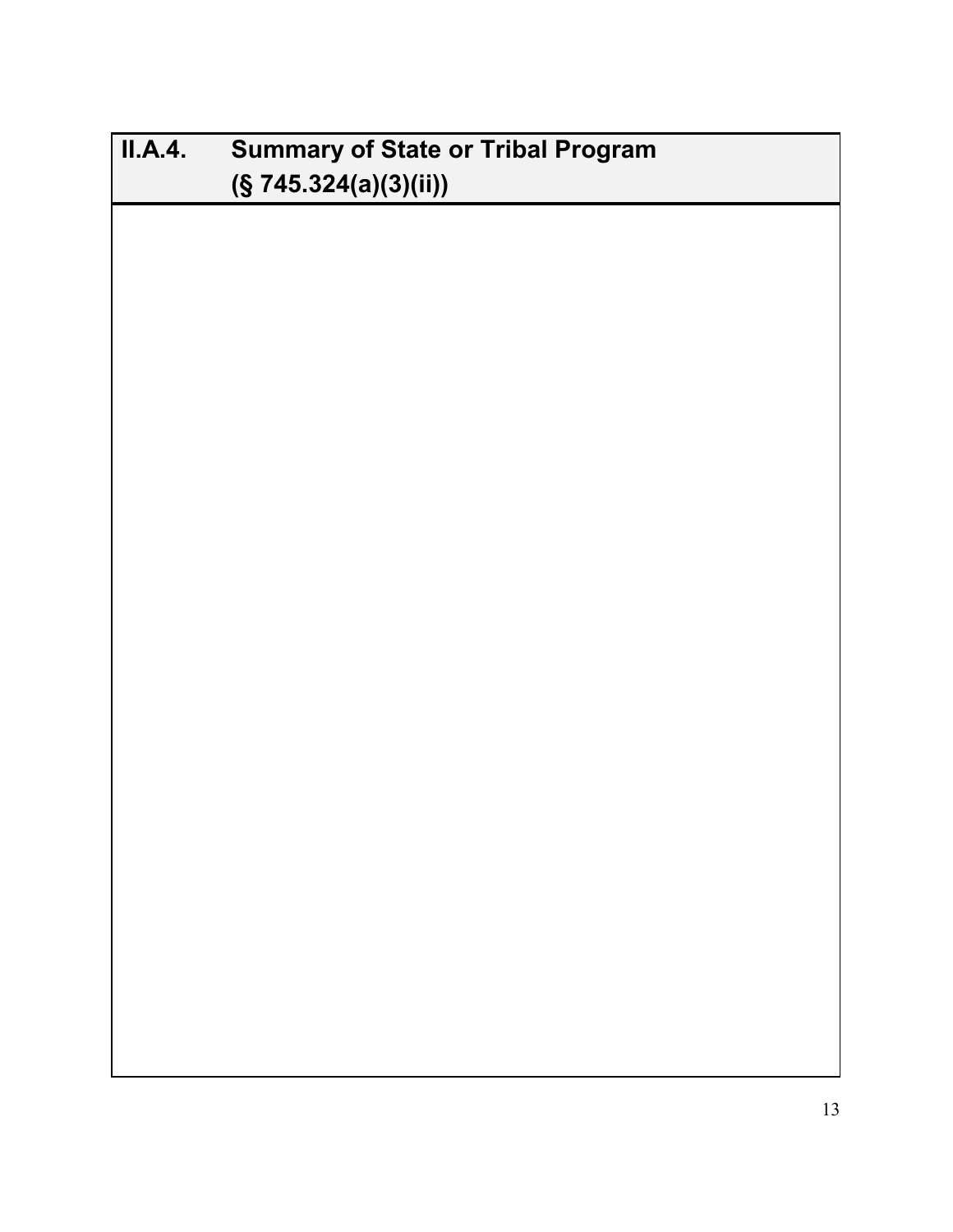## II.A.4. Summary of State or Tribal Program (§ 745.324(a)(3)(ii))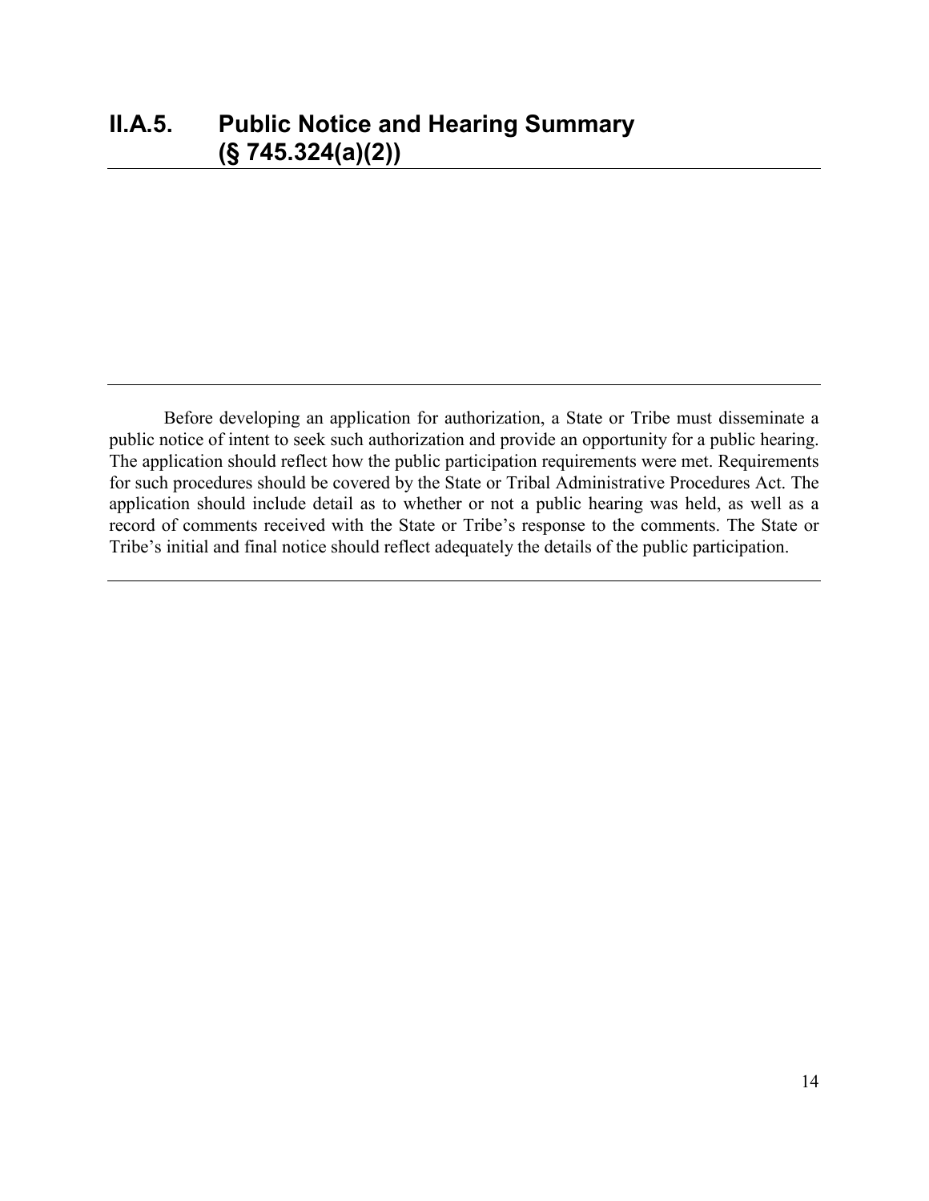## II.A.5. Public Notice and Hearing Summary (§ 745.324(a)(2))

---

Before developing an application for authorization, a State or Tribe must disseminate a public notice of intent to seek such authorization and provide an opportunity for a public hearing. The application should reflect how the public participation requirements were met. Requirements for such procedures should be covered by the State or Tribal Administrative Procedures Act. The application should include detail as to whether or not a public hearing was held, as well as a record of comments received with the State or Tribe's response to the comments. The State or Tribe's initial and final notice should reflect adequately the details of the public participation.

---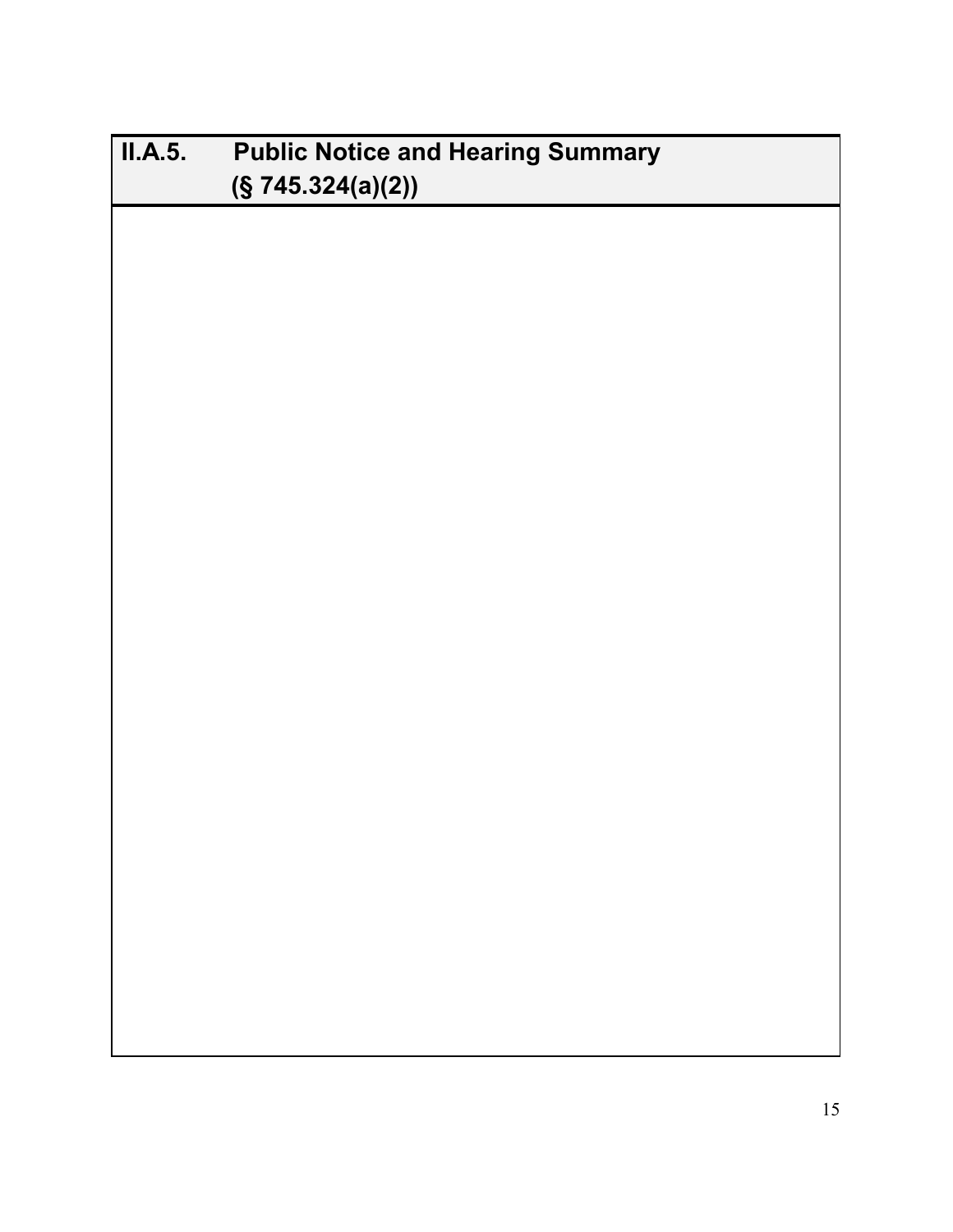## II.A.5. Public Notice and Hearing Summary (§ 745.324(a)(2))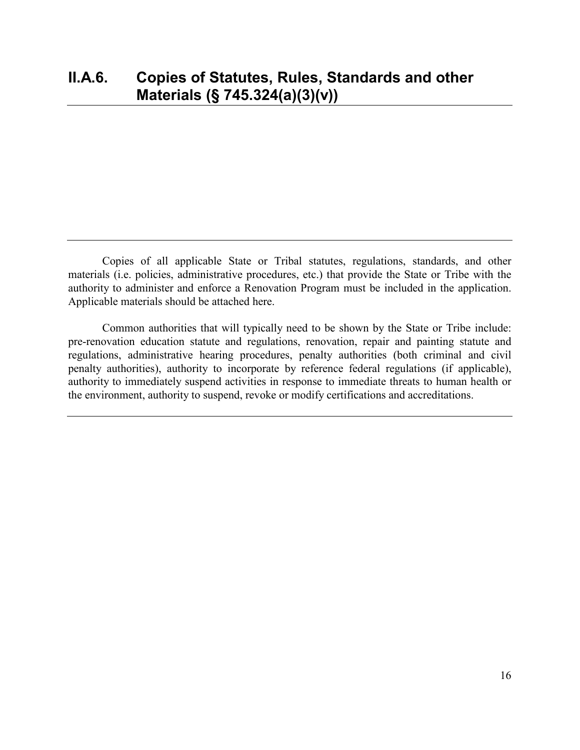## II.A.6. Copies of Statutes, Rules, Standards and other Materials (§ 745.324(a)(3)(v))

---

Copies of all applicable State or Tribal statutes, regulations, standards, and other materials (i.e. policies, administrative procedures, etc.) that provide the State or Tribe with the authority to administer and enforce a Renovation Program must be included in the application. Applicable materials should be attached here.

Common authorities that will typically need to be shown by the State or Tribe include: pre-renovation education statute and regulations, renovation, repair and painting statute and regulations, administrative hearing procedures, penalty authorities (both criminal and civil penalty authorities), authority to incorporate by reference federal regulations (if applicable), authority to immediately suspend activities in response to immediate threats to human health or the environment, authority to suspend, revoke or modify certifications and accreditations.

---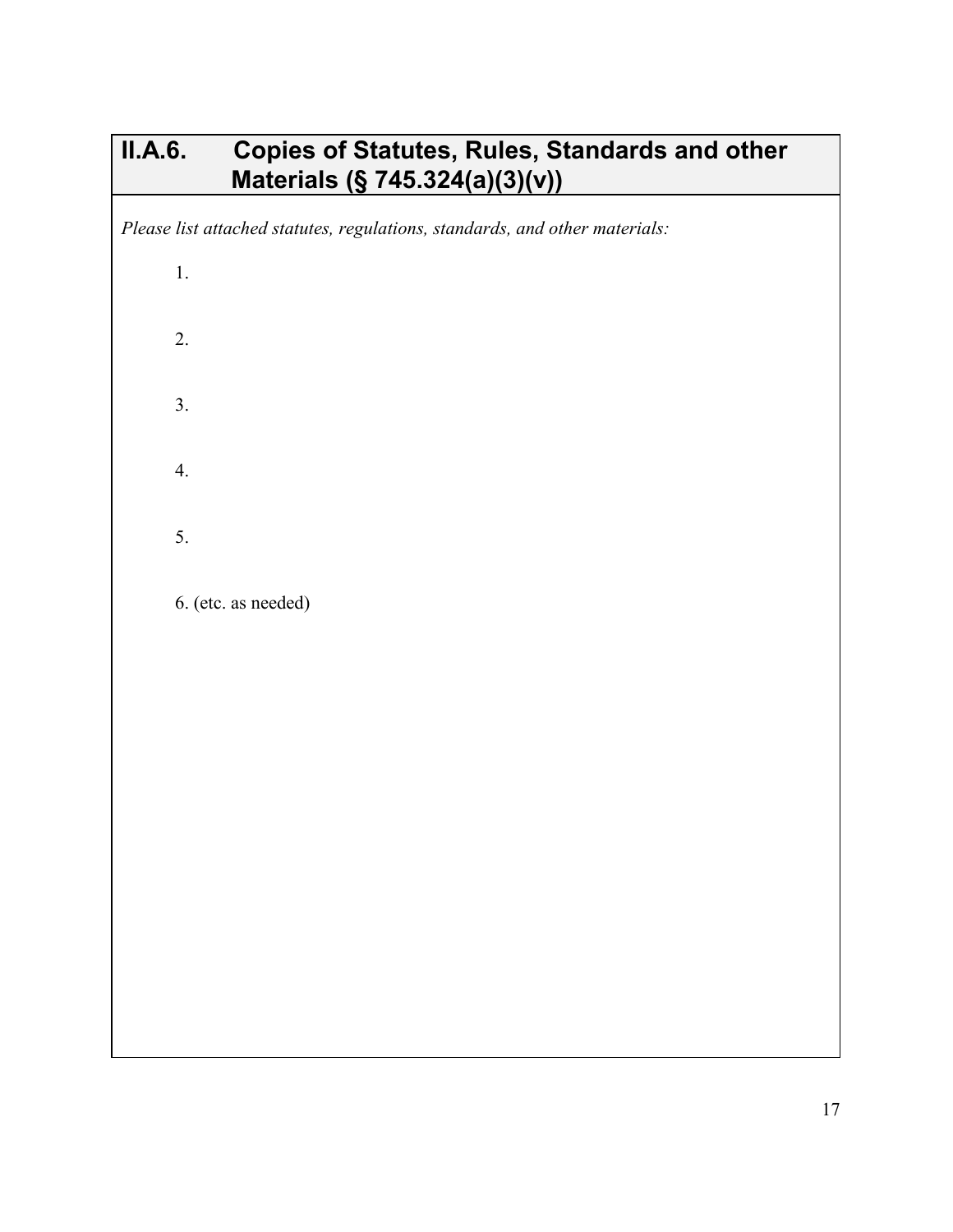## II.A.6. Copies of Statutes, Rules, Standards and other Materials (§ 745.324(a)(3)(v))

*Please list attached statutes, regulations, standards, and other materials:*

1.

2.

3.

4.

5.

6. (etc. as needed)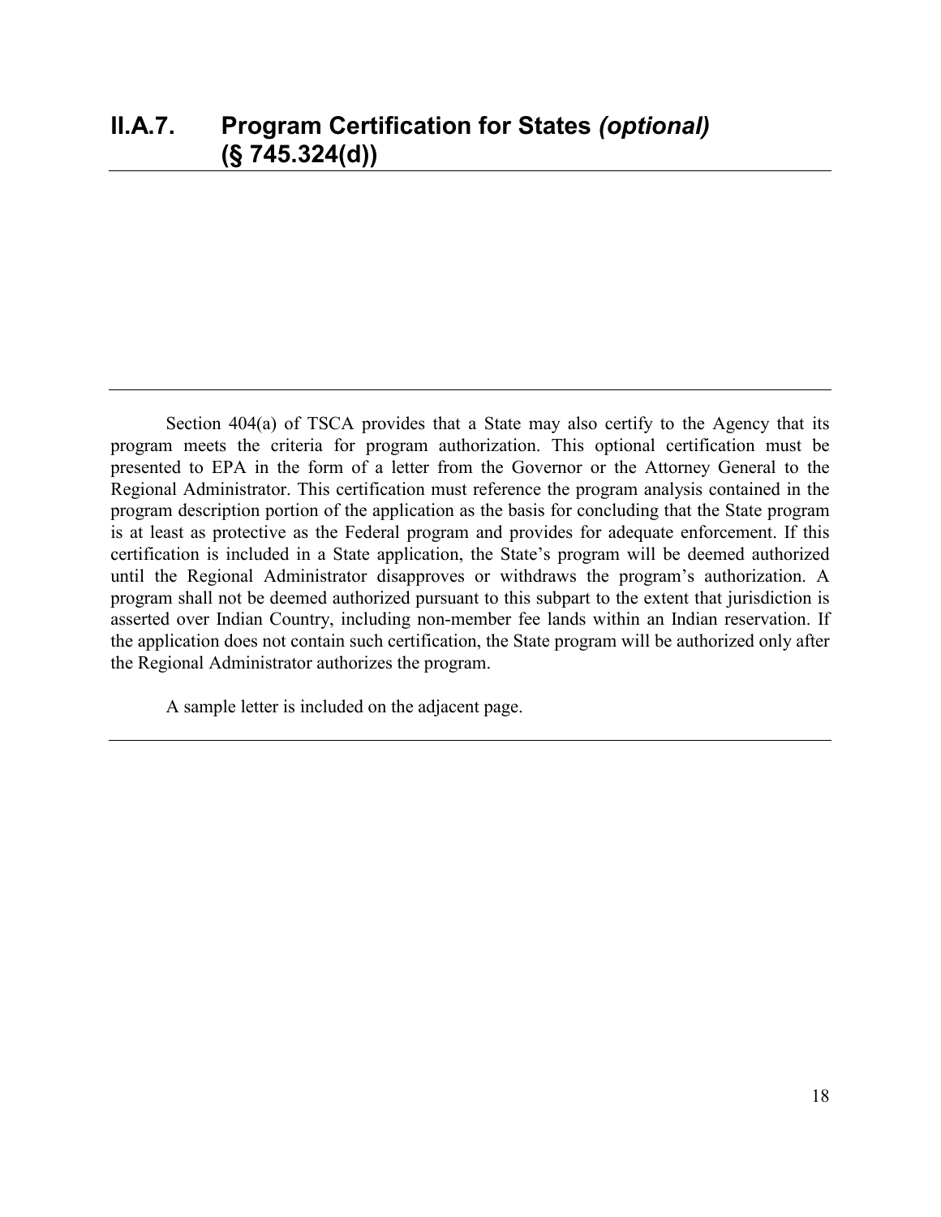## II.A.7. Program Certification for States *(optional)* (§ 745.324(d))

---

Section 404(a) of TSCA provides that a State may also certify to the Agency that its program meets the criteria for program authorization. This optional certification must be presented to EPA in the form of a letter from the Governor or the Attorney General to the Regional Administrator. This certification must reference the program analysis contained in the program description portion of the application as the basis for concluding that the State program is at least as protective as the Federal program and provides for adequate enforcement. If this certification is included in a State application, the State's program will be deemed authorized until the Regional Administrator disapproves or withdraws the program's authorization. A program shall not be deemed authorized pursuant to this subpart to the extent that jurisdiction is asserted over Indian Country, including non-member fee lands within an Indian reservation. If the application does not contain such certification, the State program will be authorized only after the Regional Administrator authorizes the program.

A sample letter is included on the adjacent page.

---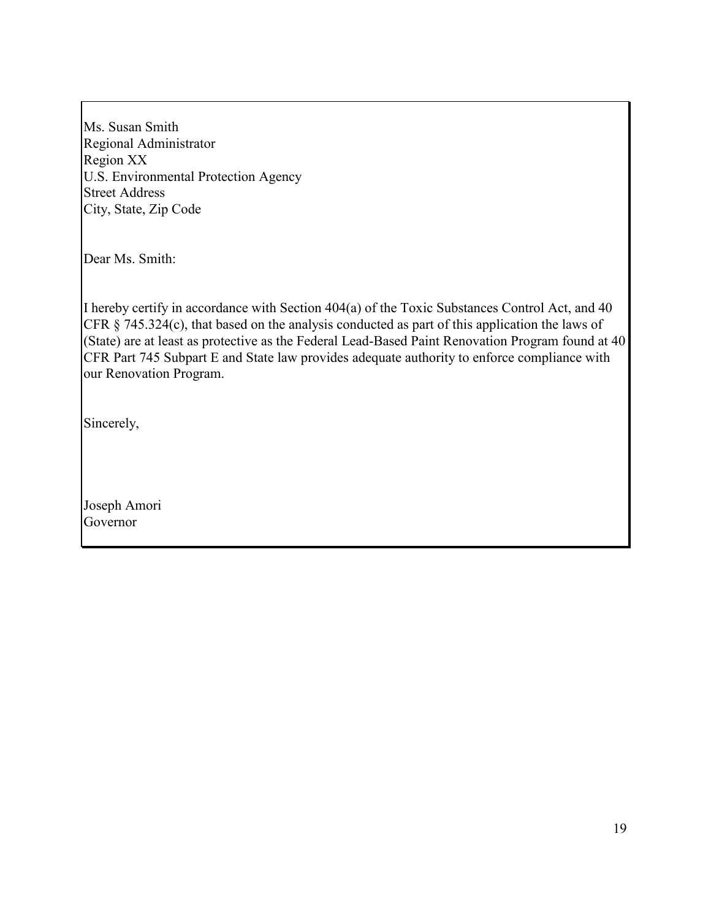Ms. Susan Smith
Regional Administrator
Region XX
U.S. Environmental Protection Agency
Street Address
City, State, Zip Code

Dear Ms. Smith:

I hereby certify in accordance with Section 404(a) of the Toxic Substances Control Act, and 40 CFR § 745.324(c), that based on the analysis conducted as part of this application the laws of (State) are at least as protective as the Federal Lead-Based Paint Renovation Program found at 40 CFR Part 745 Subpart E and State law provides adequate authority to enforce compliance with our Renovation Program.

Sincerely,

Joseph Amori
Governor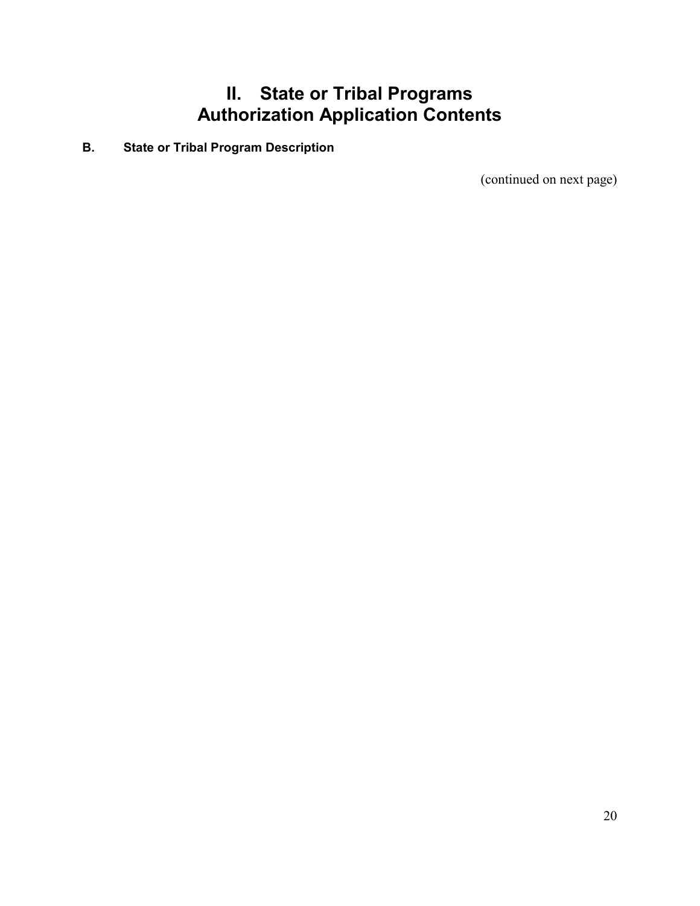# II. State or Tribal Programs Authorization Application Contents

## B. State or Tribal Program Description

(continued on next page)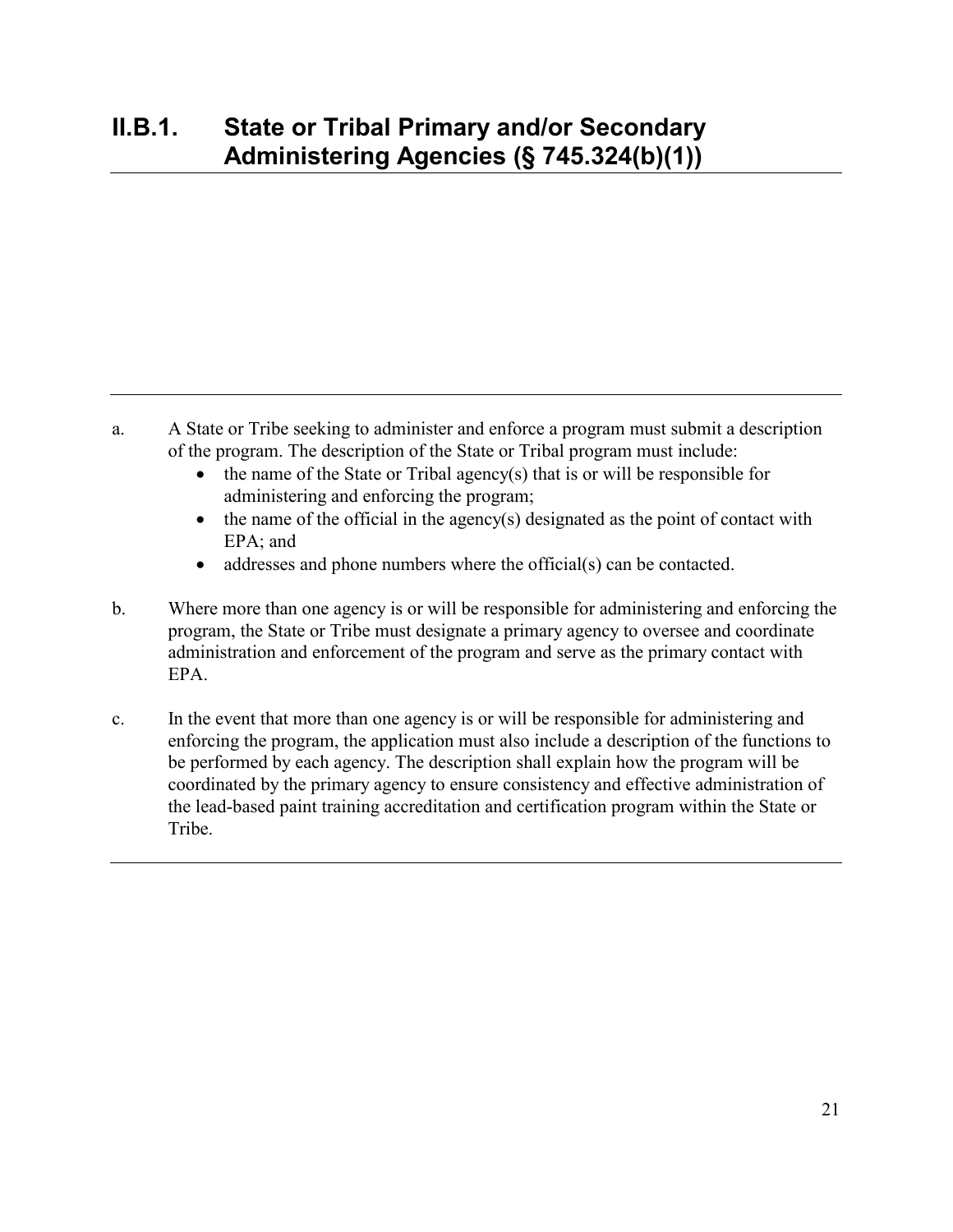## II.B.1. State or Tribal Primary and/or Secondary Administering Agencies (§ 745.324(b)(1))

---

a. A State or Tribe seeking to administer and enforce a program must submit a description of the program. The description of the State or Tribal program must include:
   - the name of the State or Tribal agency(s) that is or will be responsible for administering and enforcing the program;
   - the name of the official in the agency(s) designated as the point of contact with EPA; and
   - addresses and phone numbers where the official(s) can be contacted.

b. Where more than one agency is or will be responsible for administering and enforcing the program, the State or Tribe must designate a primary agency to oversee and coordinate administration and enforcement of the program and serve as the primary contact with EPA.

c. In the event that more than one agency is or will be responsible for administering and enforcing the program, the application must also include a description of the functions to be performed by each agency. The description shall explain how the program will be coordinated by the primary agency to ensure consistency and effective administration of the lead-based paint training accreditation and certification program within the State or Tribe.

---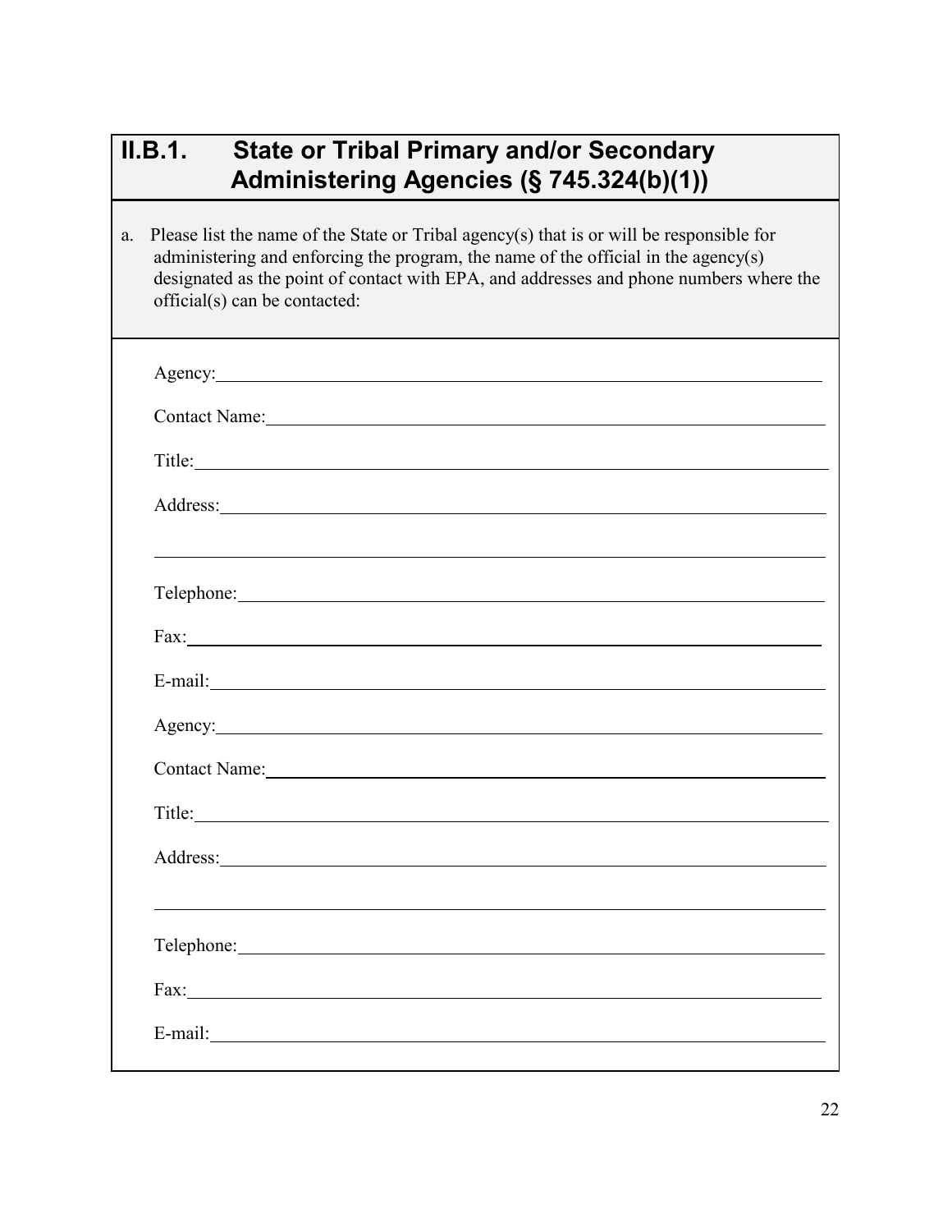## II.B.1. State or Tribal Primary and/or Secondary Administering Agencies (§ 745.324(b)(1))

a. Please list the name of the State or Tribal agency(s) that is or will be responsible for administering and enforcing the program, the name of the official in the agency(s) designated as the point of contact with EPA, and addresses and phone numbers where the official(s) can be contacted:

Agency: ______________________________

Contact Name: ______________________________

Title: ______________________________

Address: ______________________________

______________________________

Telephone: ______________________________

Fax: ______________________________

E-mail: ______________________________

Agency: ______________________________

Contact Name: ______________________________

Title: ______________________________

Address: ______________________________

______________________________

Telephone: ______________________________

Fax: ______________________________

E-mail: ______________________________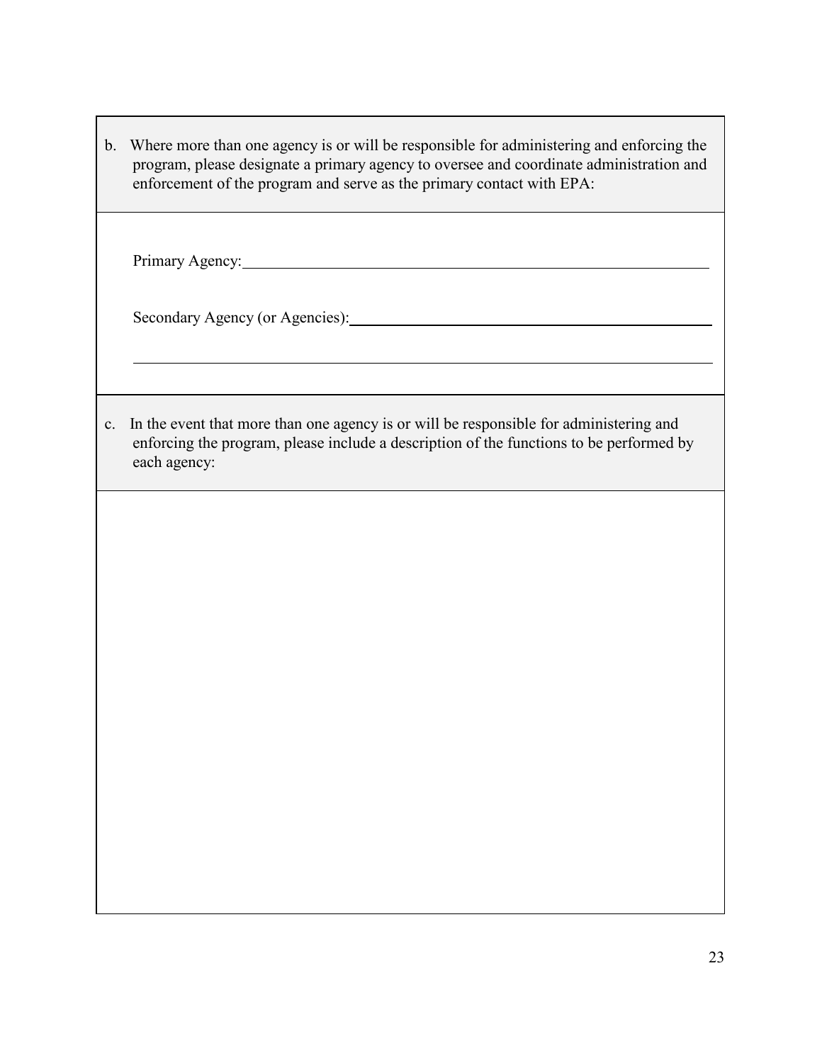b. Where more than one agency is or will be responsible for administering and enforcing the program, please designate a primary agency to oversee and coordinate administration and enforcement of the program and serve as the primary contact with EPA:

Primary Agency: ______________________________________________________________

Secondary Agency (or Agencies): ______________________________________________

______________________________________________________________________________

c. In the event that more than one agency is or will be responsible for administering and enforcing the program, please include a description of the functions to be performed by each agency: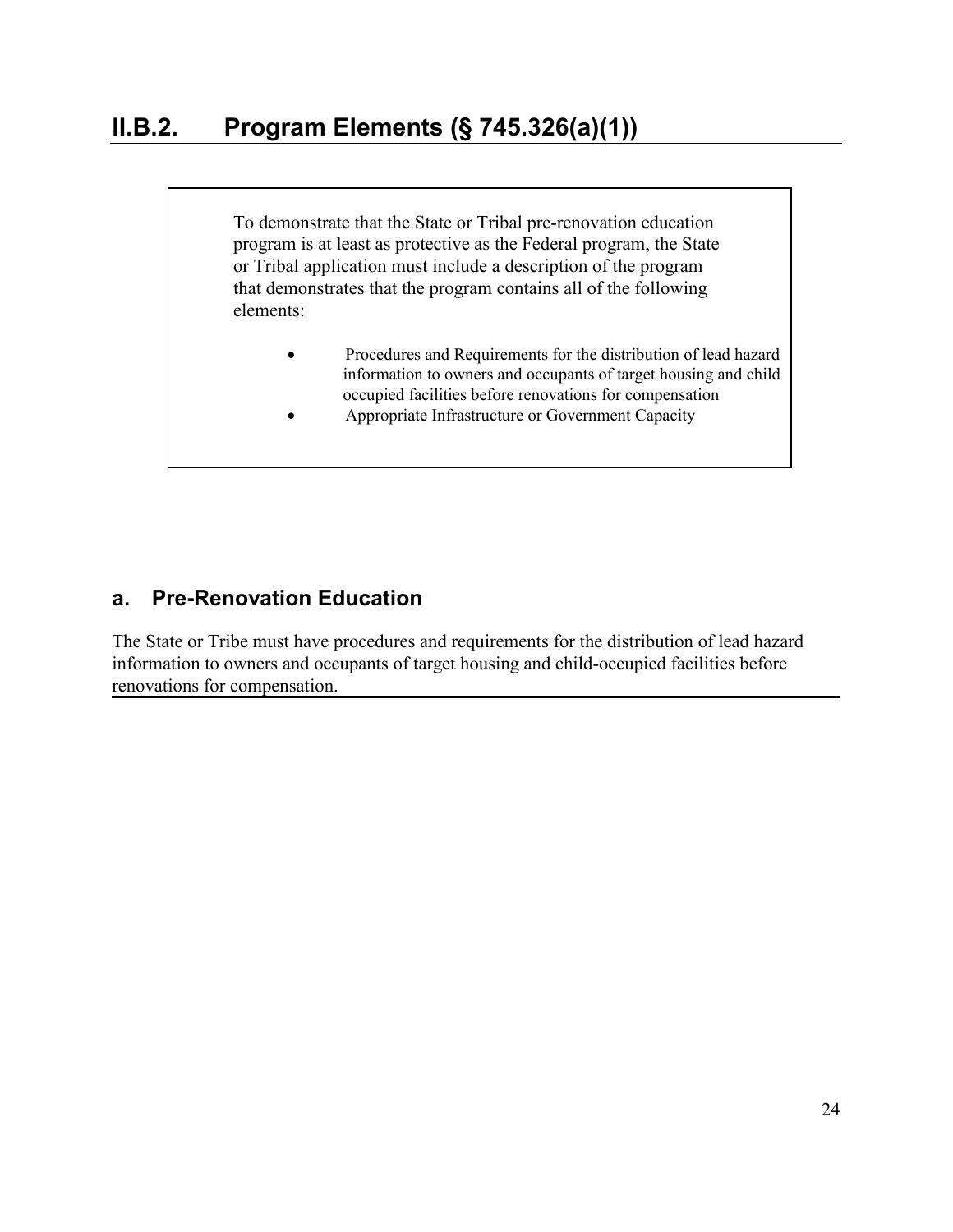## II.B.2. Program Elements (§ 745.326(a)(1))

> To demonstrate that the State or Tribal pre-renovation education program is at least as protective as the Federal program, the State or Tribal application must include a description of the program that demonstrates that the program contains all of the following elements:
>
> - Procedures and Requirements for the distribution of lead hazard information to owners and occupants of target housing and child occupied facilities before renovations for compensation
> - Appropriate Infrastructure or Government Capacity

### a. Pre-Renovation Education

The State or Tribe must have procedures and requirements for the distribution of lead hazard information to owners and occupants of target housing and child-occupied facilities before renovations for compensation.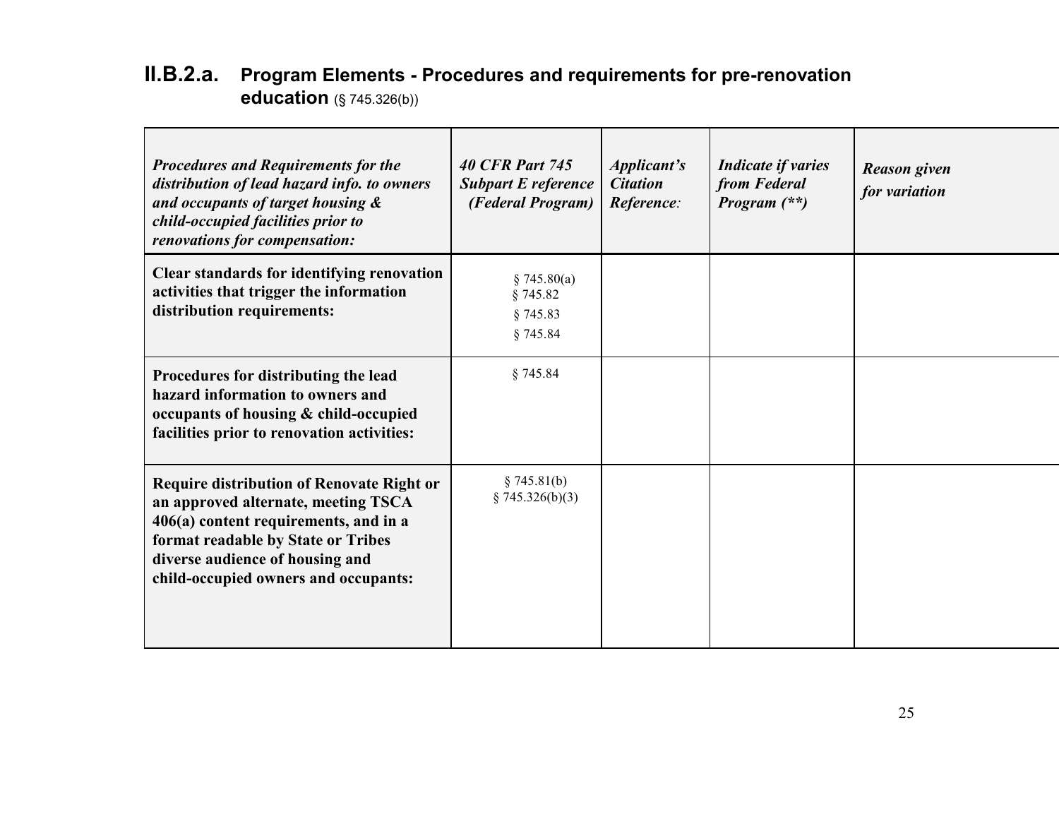## II.B.2.a. Program Elements - Procedures and requirements for pre-renovation education (§ 745.326(b))

| *Procedures and Requirements for the distribution of lead hazard info. to owners and occupants of target housing & child-occupied facilities prior to renovations for compensation:* | *40 CFR Part 745 Subpart E reference (Federal Program)* | *Applicant's Citation Reference:* | *Indicate if varies from Federal Program (\*\*)* | *Reason given for variation* |
|---|---|---|---|---|
| **Clear standards for identifying renovation activities that trigger the information distribution requirements:** | § 745.80(a)<br>§ 745.82<br>§ 745.83<br>§ 745.84 | | | |
| **Procedures for distributing the lead hazard information to owners and occupants of housing & child-occupied facilities prior to renovation activities:** | § 745.84 | | | |
| **Require distribution of Renovate Right or an approved alternate, meeting TSCA 406(a) content requirements, and in a format readable by State or Tribes diverse audience of housing and child-occupied owners and occupants:** | § 745.81(b)<br>§ 745.326(b)(3) | | | |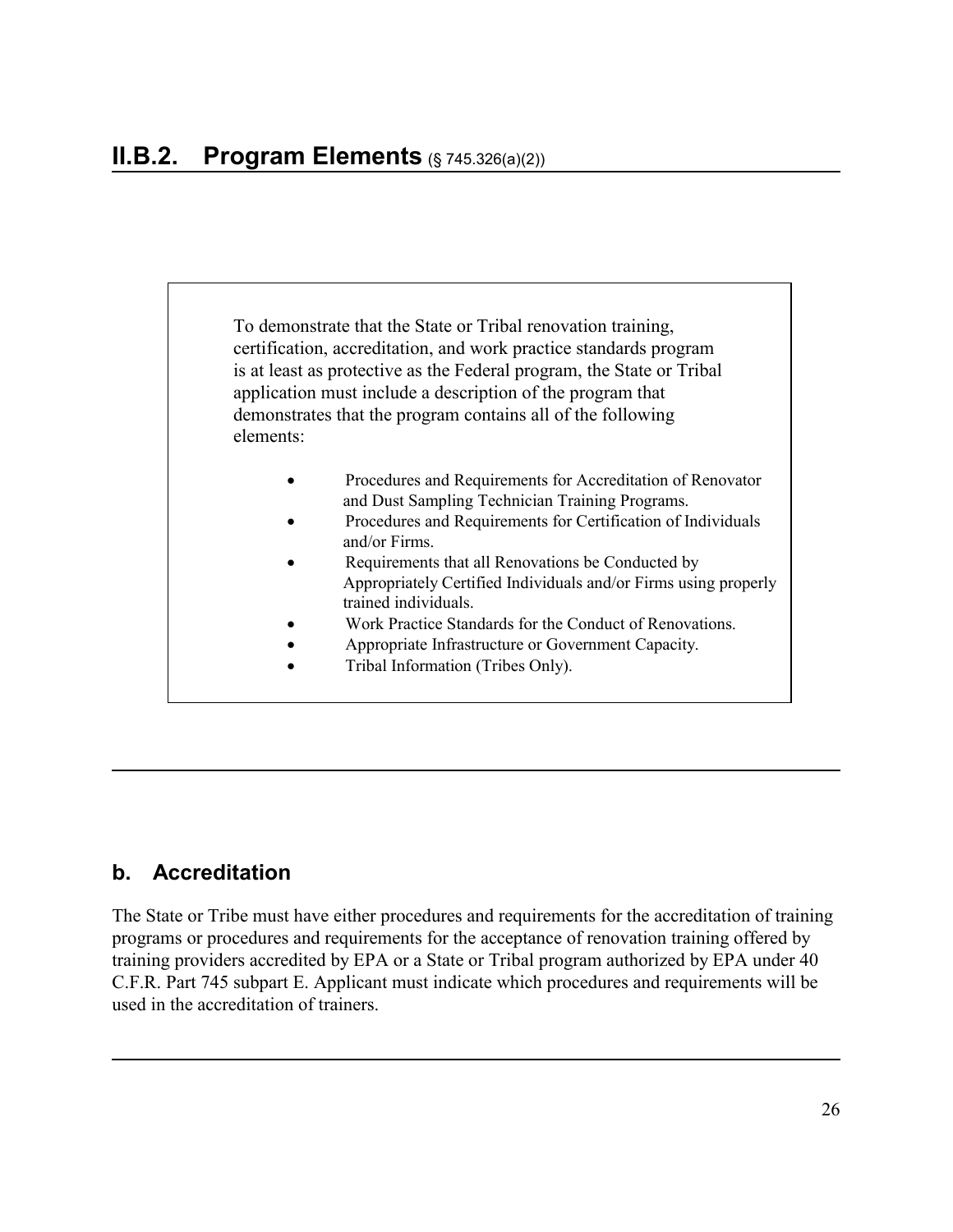## II.B.2. Program Elements (§ 745.326(a)(2))

> To demonstrate that the State or Tribal renovation training, certification, accreditation, and work practice standards program is at least as protective as the Federal program, the State or Tribal application must include a description of the program that demonstrates that the program contains all of the following elements:
>
> - Procedures and Requirements for Accreditation of Renovator and Dust Sampling Technician Training Programs.
> - Procedures and Requirements for Certification of Individuals and/or Firms.
> - Requirements that all Renovations be Conducted by Appropriately Certified Individuals and/or Firms using properly trained individuals.
> - Work Practice Standards for the Conduct of Renovations.
> - Appropriate Infrastructure or Government Capacity.
> - Tribal Information (Tribes Only).

---

### b. Accreditation

The State or Tribe must have either procedures and requirements for the accreditation of training programs or procedures and requirements for the acceptance of renovation training offered by training providers accredited by EPA or a State or Tribal program authorized by EPA under 40 C.F.R. Part 745 subpart E. Applicant must indicate which procedures and requirements will be used in the accreditation of trainers.

---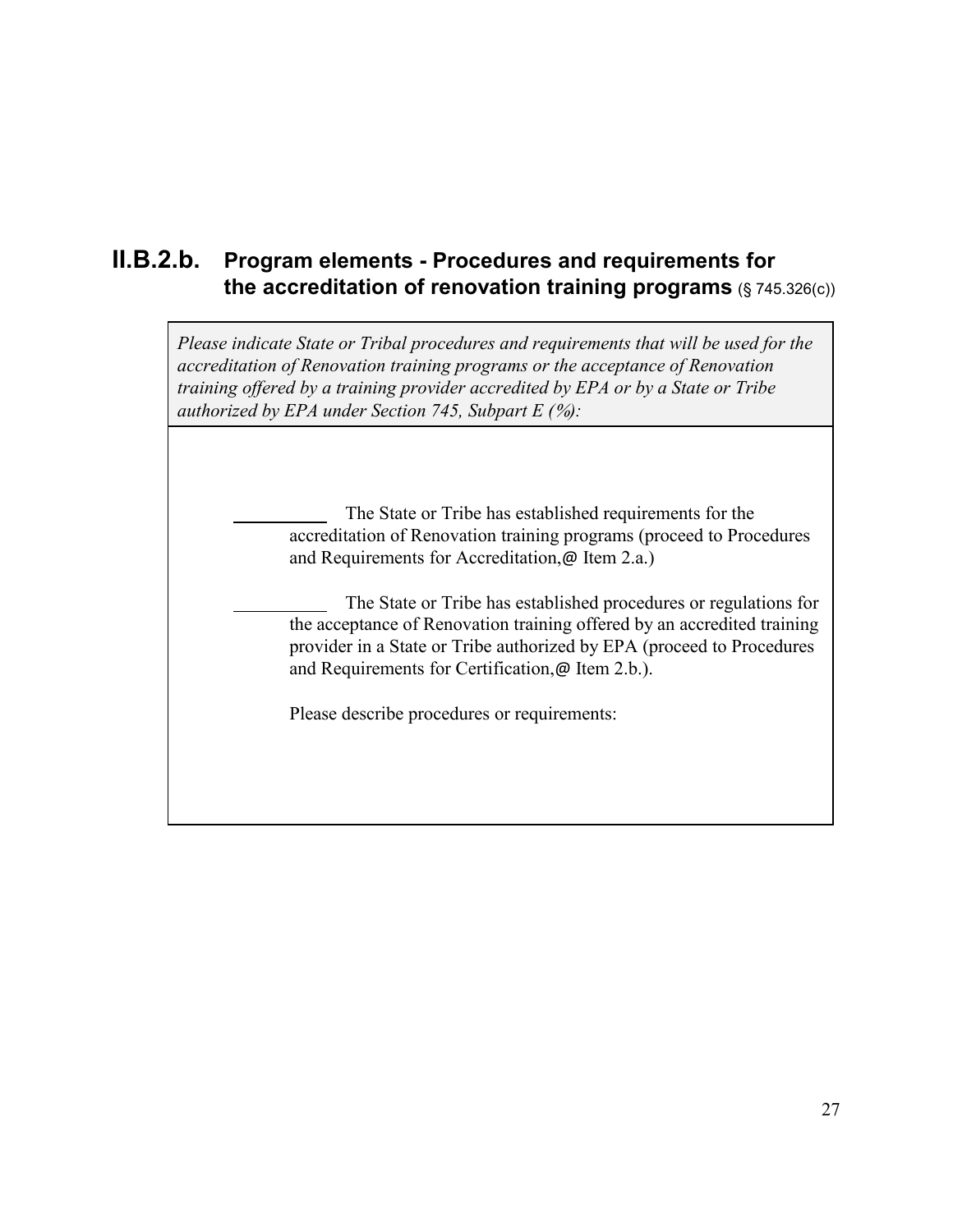## II.B.2.b. Program elements - Procedures and requirements for the accreditation of renovation training programs (§ 745.326(c))

*Please indicate State or Tribal procedures and requirements that will be used for the accreditation of Renovation training programs or the acceptance of Renovation training offered by a training provider accredited by EPA or by a State or Tribe authorized by EPA under Section 745, Subpart E (%):*

\_\_\_\_\_\_\_\_\_\_ The State or Tribe has established requirements for the accreditation of Renovation training programs (proceed to Procedures and Requirements for Accreditation,@ Item 2.a.)

\_\_\_\_\_\_\_\_\_\_ The State or Tribe has established procedures or regulations for the acceptance of Renovation training offered by an accredited training provider in a State or Tribe authorized by EPA (proceed to Procedures and Requirements for Certification,@ Item 2.b.).

Please describe procedures or requirements: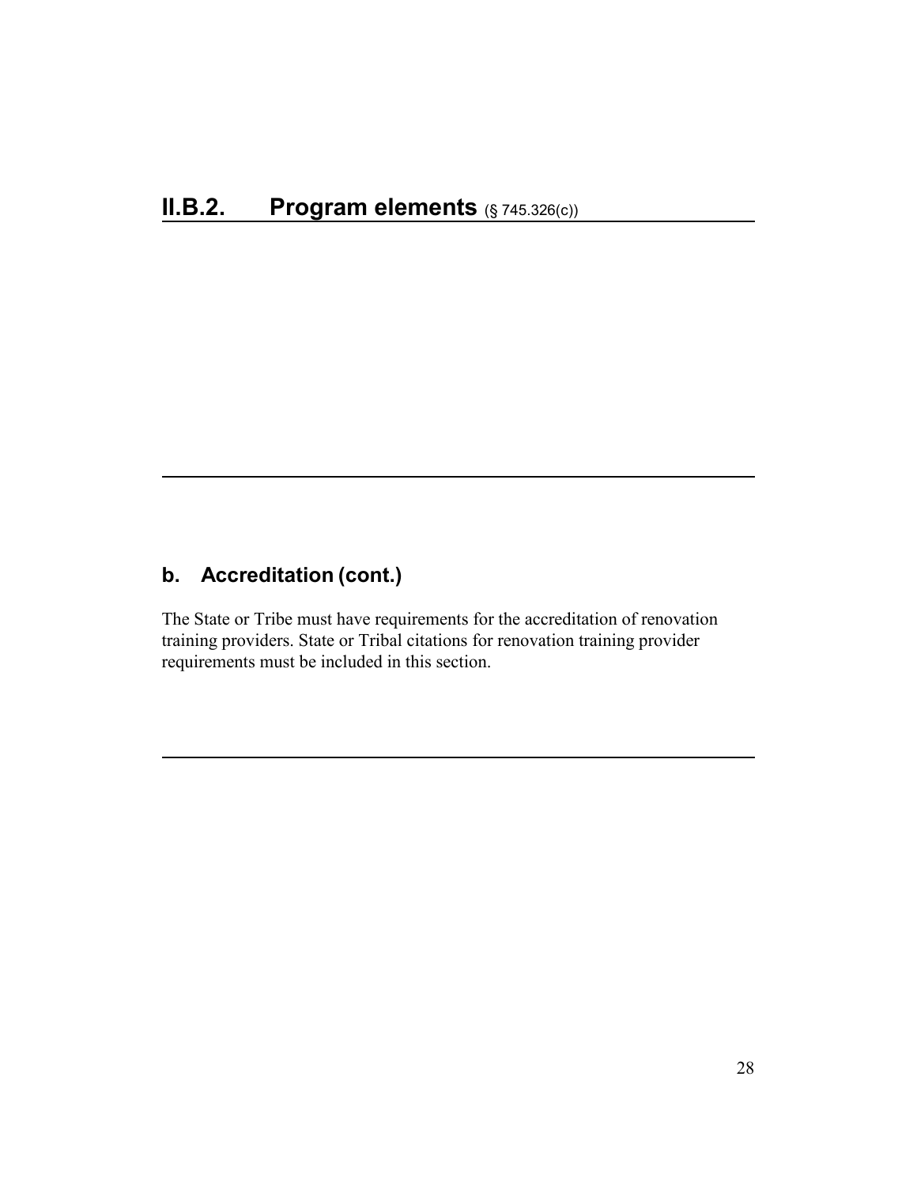## II.B.2. Program elements (§ 745.326(c))

### b. Accreditation (cont.)

The State or Tribe must have requirements for the accreditation of renovation training providers. State or Tribal citations for renovation training provider requirements must be included in this section.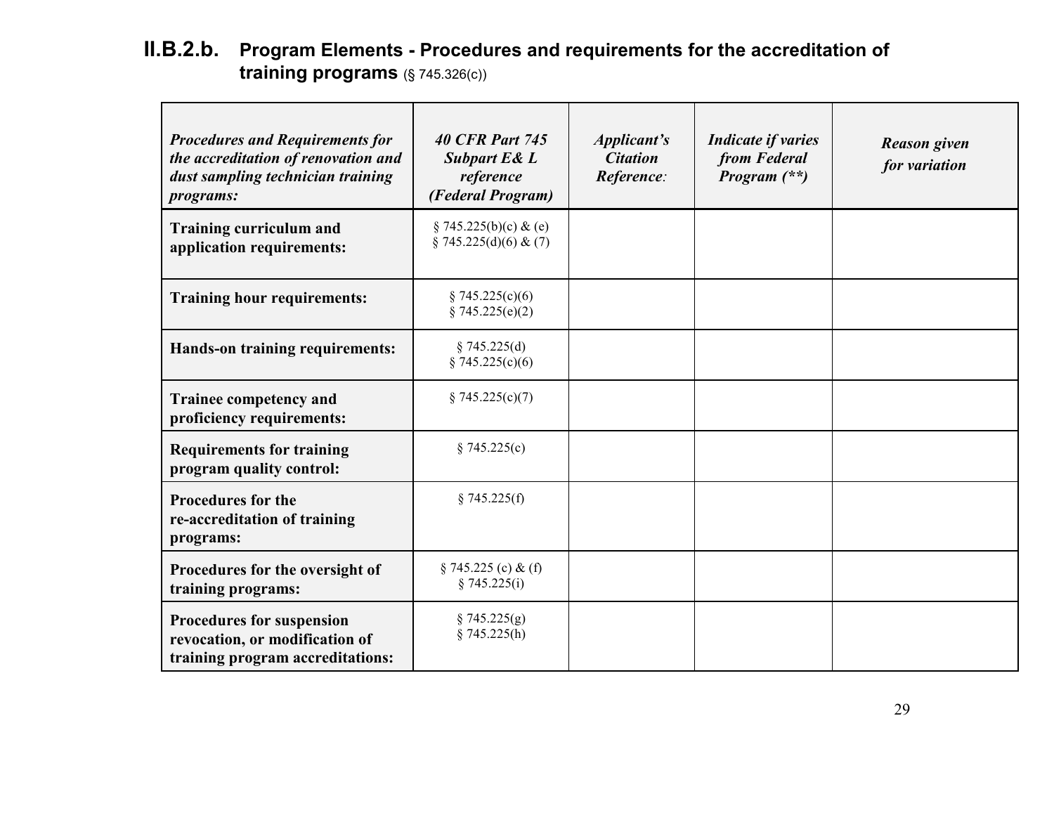## II.B.2.b. Program Elements - Procedures and requirements for the accreditation of training programs (§ 745.326(c))

| *Procedures and Requirements for the accreditation of renovation and dust sampling technician training programs:* | *40 CFR Part 745 Subpart E& L reference (Federal Program)* | *Applicant's Citation Reference:* | *Indicate if varies from Federal Program (\*\*)* | *Reason given for variation* |
|---|---|---|---|---|
| **Training curriculum and application requirements:** | § 745.225(b)(c) & (e) § 745.225(d)(6) & (7) | | | |
| **Training hour requirements:** | § 745.225(c)(6) § 745.225(e)(2) | | | |
| **Hands-on training requirements:** | § 745.225(d) § 745.225(c)(6) | | | |
| **Trainee competency and proficiency requirements:** | § 745.225(c)(7) | | | |
| **Requirements for training program quality control:** | § 745.225(c) | | | |
| **Procedures for the re-accreditation of training programs:** | § 745.225(f) | | | |
| **Procedures for the oversight of training programs:** | § 745.225 (c) & (f) § 745.225(i) | | | |
| **Procedures for suspension revocation, or modification of training program accreditations:** | § 745.225(g) § 745.225(h) | | | |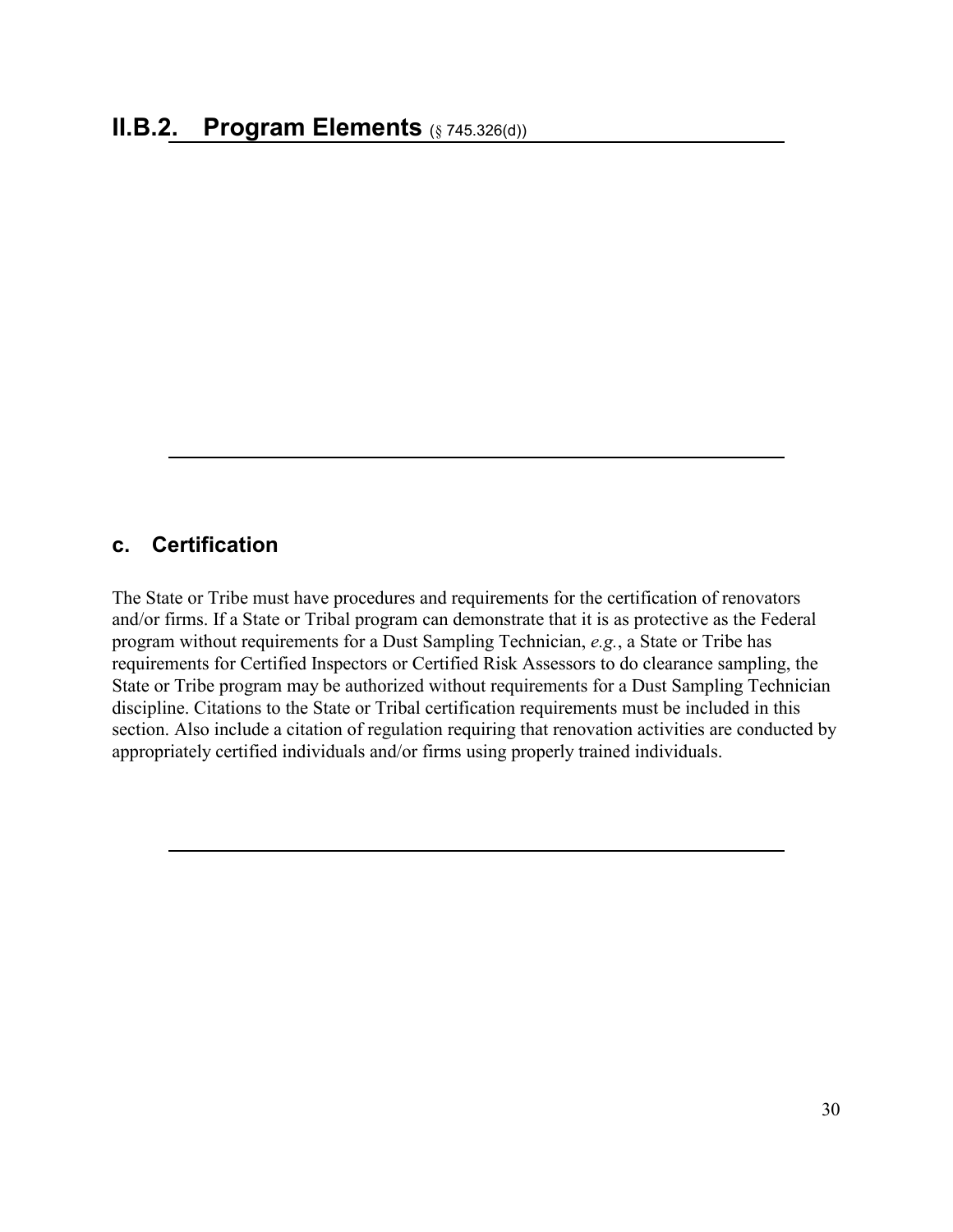# II.B.2. Program Elements (§ 745.326(d))

---

## c. Certification

The State or Tribe must have procedures and requirements for the certification of renovators and/or firms. If a State or Tribal program can demonstrate that it is as protective as the Federal program without requirements for a Dust Sampling Technician, *e.g.*, a State or Tribe has requirements for Certified Inspectors or Certified Risk Assessors to do clearance sampling, the State or Tribe program may be authorized without requirements for a Dust Sampling Technician discipline. Citations to the State or Tribal certification requirements must be included in this section. Also include a citation of regulation requiring that renovation activities are conducted by appropriately certified individuals and/or firms using properly trained individuals.

---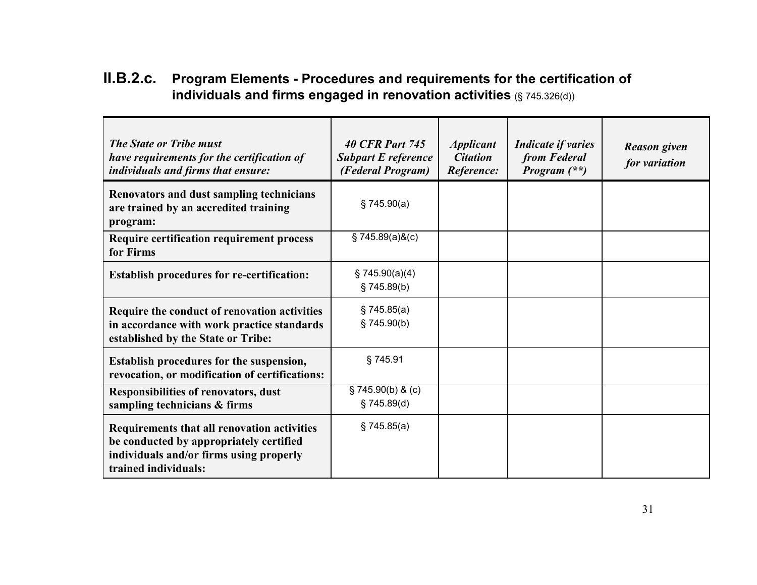## II.B.2.c. Program Elements - Procedures and requirements for the certification of individuals and firms engaged in renovation activities (§ 745.326(d))

| *The State or Tribe must have requirements for the certification of individuals and firms that ensure:* | *40 CFR Part 745 Subpart E reference (Federal Program)* | *Applicant Citation Reference:* | *Indicate if varies from Federal Program (**)* | *Reason given for variation* |
|---|---|---|---|---|
| **Renovators and dust sampling technicians are trained by an accredited training program:** | § 745.90(a) | | | |
| **Require certification requirement process for Firms** | § 745.89(a)&(c) | | | |
| **Establish procedures for re-certification:** | § 745.90(a)(4)<br>§ 745.89(b) | | | |
| **Require the conduct of renovation activities in accordance with work practice standards established by the State or Tribe:** | § 745.85(a)<br>§ 745.90(b) | | | |
| **Establish procedures for the suspension, revocation, or modification of certifications:** | § 745.91 | | | |
| **Responsibilities of renovators, dust sampling technicians & firms** | § 745.90(b) & (c)<br>§ 745.89(d) | | | |
| **Requirements that all renovation activities be conducted by appropriately certified individuals and/or firms using properly trained individuals:** | § 745.85(a) | | | |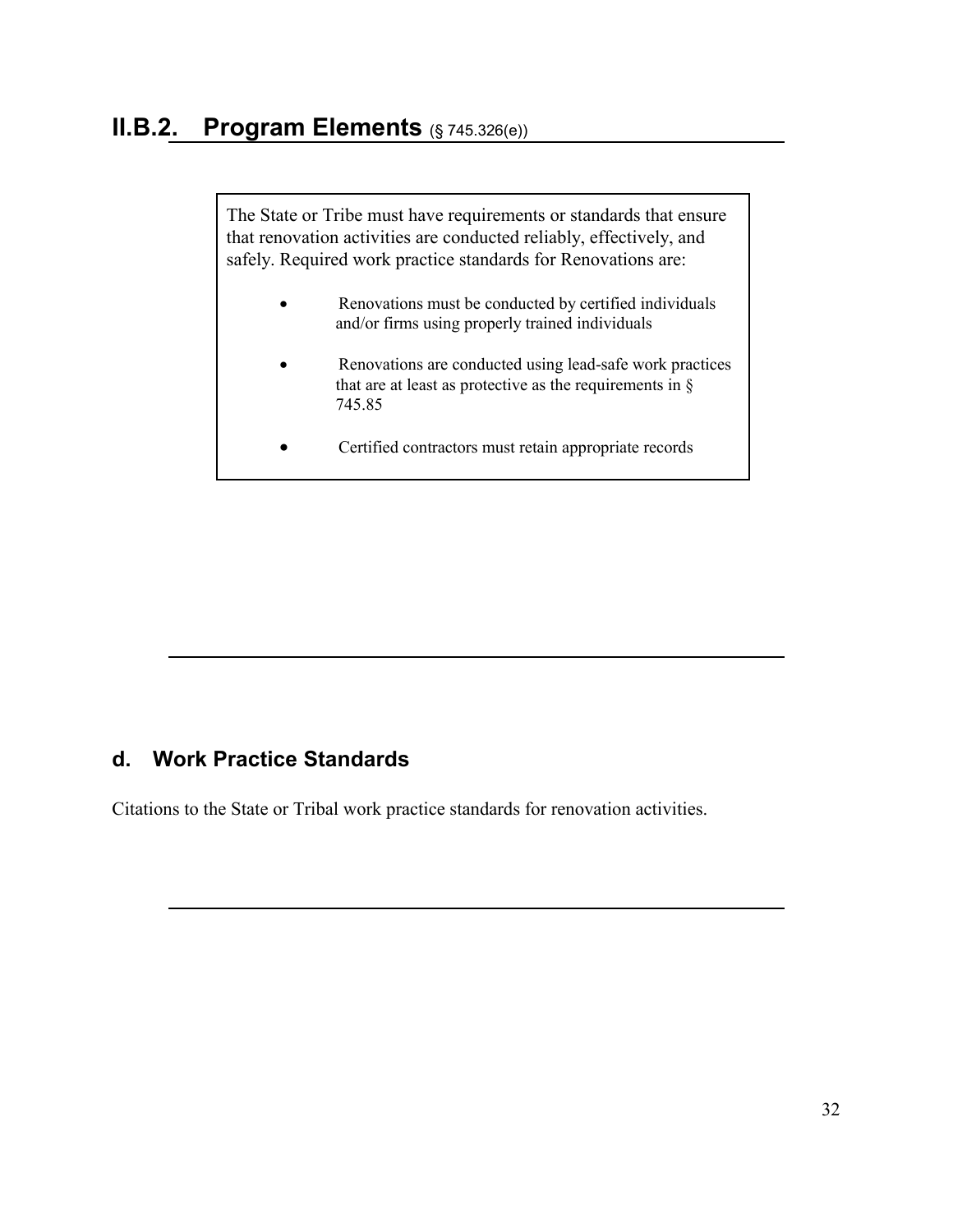## II.B.2. Program Elements (§ 745.326(e))

The State or Tribe must have requirements or standards that ensure that renovation activities are conducted reliably, effectively, and safely. Required work practice standards for Renovations are:

- Renovations must be conducted by certified individuals and/or firms using properly trained individuals
- Renovations are conducted using lead-safe work practices that are at least as protective as the requirements in § 745.85
- Certified contractors must retain appropriate records

---

### d. Work Practice Standards

Citations to the State or Tribal work practice standards for renovation activities.

---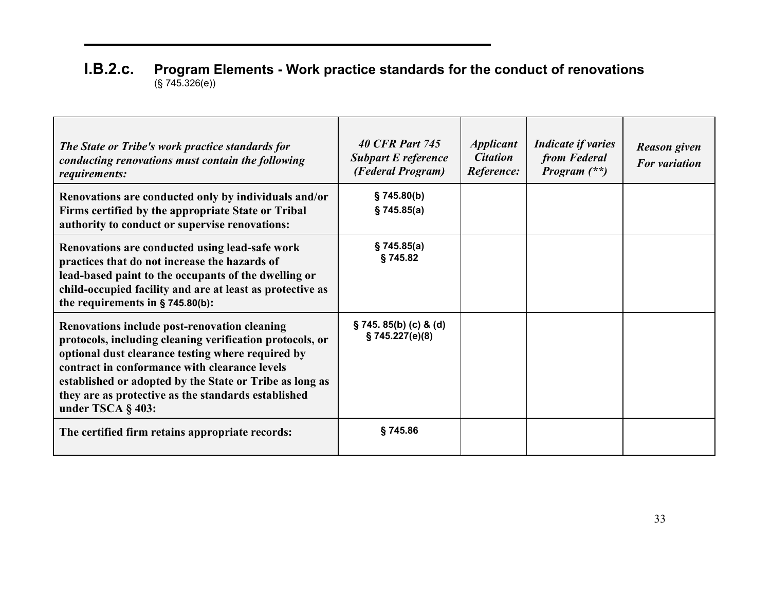## I.B.2.c. Program Elements - Work practice standards for the conduct of renovations

(§ 745.326(e))

| *The State or Tribe's work practice standards for conducting renovations must contain the following requirements:* | *40 CFR Part 745 Subpart E reference (Federal Program)* | *Applicant Citation Reference:* | *Indicate if varies from Federal Program (\*\*)* | *Reason given For variation* |
|---|---|---|---|---|
| **Renovations are conducted only by individuals and/or Firms certified by the appropriate State or Tribal authority to conduct or supervise renovations:** | **§ 745.80(b)**<br>**§ 745.85(a)** | | | |
| **Renovations are conducted using lead-safe work practices that do not increase the hazards of lead-based paint to the occupants of the dwelling or child-occupied facility and are at least as protective as the requirements in § 745.80(b):** | **§ 745.85(a)**<br>**§ 745.82** | | | |
| **Renovations include post-renovation cleaning protocols, including cleaning verification protocols, or optional dust clearance testing where required by contract in conformance with clearance levels established or adopted by the State or Tribe as long as they are as protective as the standards established under TSCA § 403:** | **§ 745. 85(b) (c) & (d)**<br>**§ 745.227(e)(8)** | | | |
| **The certified firm retains appropriate records:** | **§ 745.86** | | | |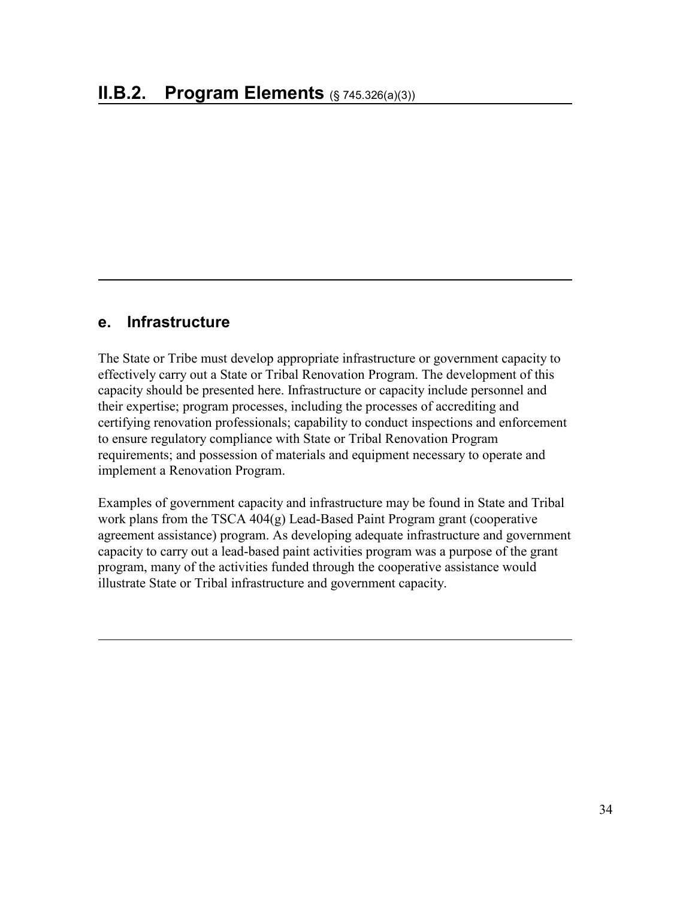## II.B.2. Program Elements (§ 745.326(a)(3))

---

### e. Infrastructure

The State or Tribe must develop appropriate infrastructure or government capacity to effectively carry out a State or Tribal Renovation Program. The development of this capacity should be presented here. Infrastructure or capacity include personnel and their expertise; program processes, including the processes of accrediting and certifying renovation professionals; capability to conduct inspections and enforcement to ensure regulatory compliance with State or Tribal Renovation Program requirements; and possession of materials and equipment necessary to operate and implement a Renovation Program.

Examples of government capacity and infrastructure may be found in State and Tribal work plans from the TSCA 404(g) Lead-Based Paint Program grant (cooperative agreement assistance) program. As developing adequate infrastructure and government capacity to carry out a lead-based paint activities program was a purpose of the grant program, many of the activities funded through the cooperative assistance would illustrate State or Tribal infrastructure and government capacity.

---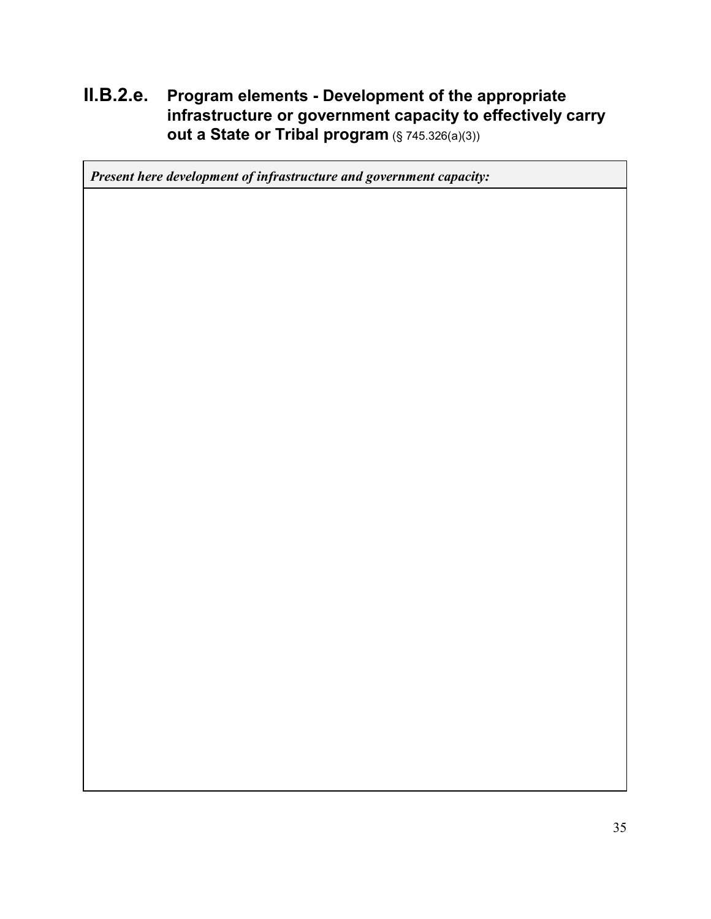## II.B.2.e. Program elements - Development of the appropriate infrastructure or government capacity to effectively carry out a State or Tribal program (§ 745.326(a)(3))

| *Present here development of infrastructure and government capacity:* |
| --- |
| |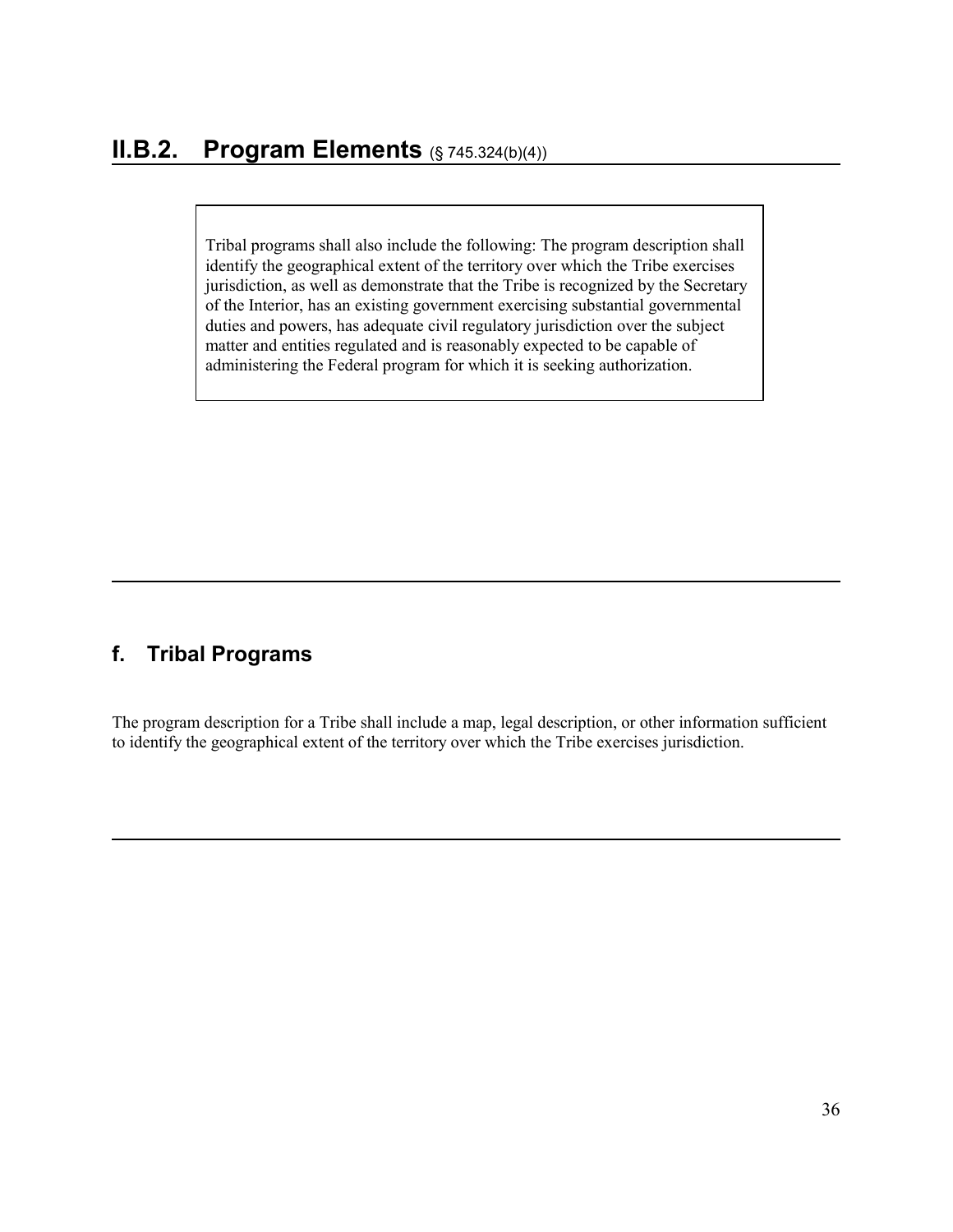## II.B.2. Program Elements (§ 745.324(b)(4))

> Tribal programs shall also include the following: The program description shall identify the geographical extent of the territory over which the Tribe exercises jurisdiction, as well as demonstrate that the Tribe is recognized by the Secretary of the Interior, has an existing government exercising substantial governmental duties and powers, has adequate civil regulatory jurisdiction over the subject matter and entities regulated and is reasonably expected to be capable of administering the Federal program for which it is seeking authorization.

---

### f. Tribal Programs

The program description for a Tribe shall include a map, legal description, or other information sufficient to identify the geographical extent of the territory over which the Tribe exercises jurisdiction.

---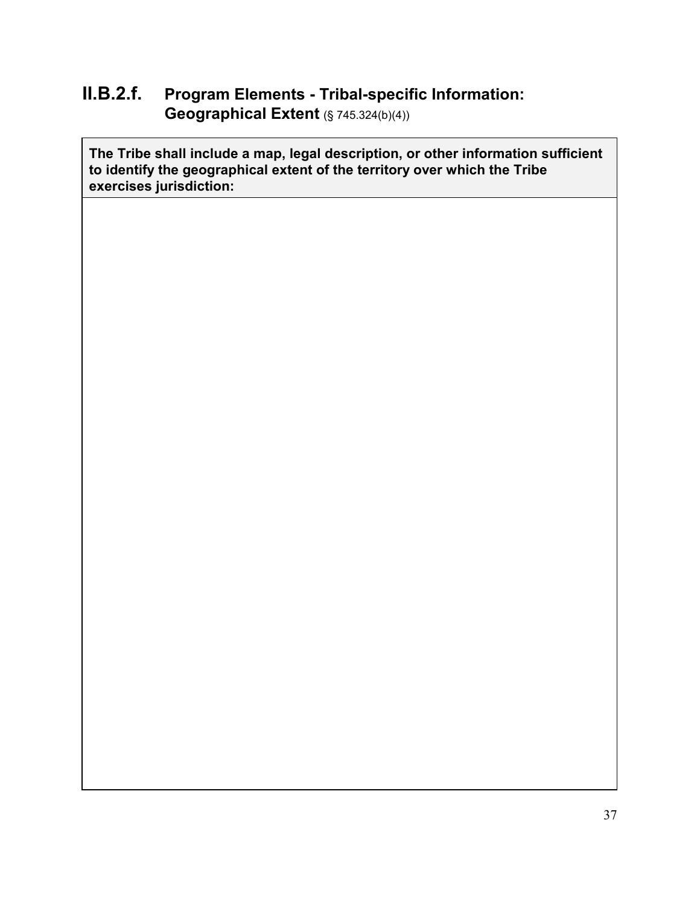## II.B.2.f. Program Elements - Tribal-specific Information: Geographical Extent (§ 745.324(b)(4))

| **The Tribe shall include a map, legal description, or other information sufficient to identify the geographical extent of the territory over which the Tribe exercises jurisdiction:** |
| --- |
| |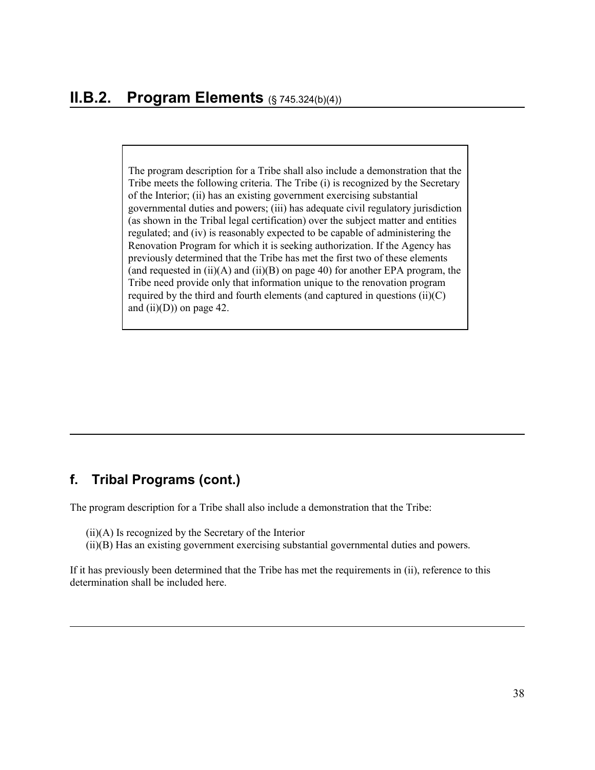## II.B.2. Program Elements (§ 745.324(b)(4))

> The program description for a Tribe shall also include a demonstration that the Tribe meets the following criteria. The Tribe (i) is recognized by the Secretary of the Interior; (ii) has an existing government exercising substantial governmental duties and powers; (iii) has adequate civil regulatory jurisdiction (as shown in the Tribal legal certification) over the subject matter and entities regulated; and (iv) is reasonably expected to be capable of administering the Renovation Program for which it is seeking authorization. If the Agency has previously determined that the Tribe has met the first two of these elements (and requested in (ii)(A) and (ii)(B) on page 40) for another EPA program, the Tribe need provide only that information unique to the renovation program required by the third and fourth elements (and captured in questions (ii)(C) and (ii)(D)) on page 42.

---

### f. Tribal Programs (cont.)

The program description for a Tribe shall also include a demonstration that the Tribe:

- (ii)(A) Is recognized by the Secretary of the Interior
- (ii)(B) Has an existing government exercising substantial governmental duties and powers.

If it has previously been determined that the Tribe has met the requirements in (ii), reference to this determination shall be included here.

---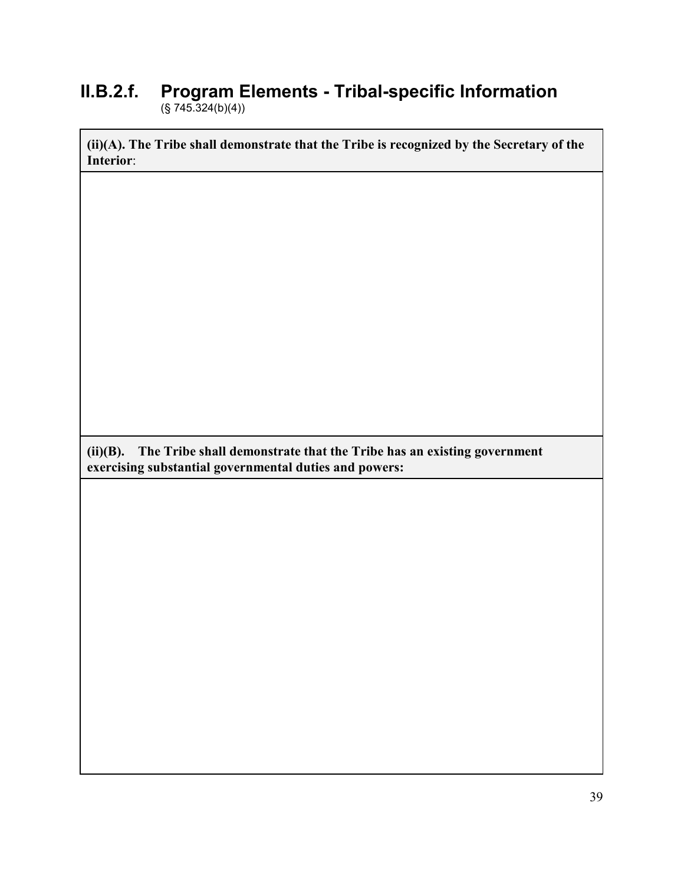## II.B.2.f. Program Elements - Tribal-specific Information

(§ 745.324(b)(4))

| **(ii)(A). The Tribe shall demonstrate that the Tribe is recognized by the Secretary of the Interior**: |
| --- |
| |
| **(ii)(B). The Tribe shall demonstrate that the Tribe has an existing government exercising substantial governmental duties and powers:** |
| |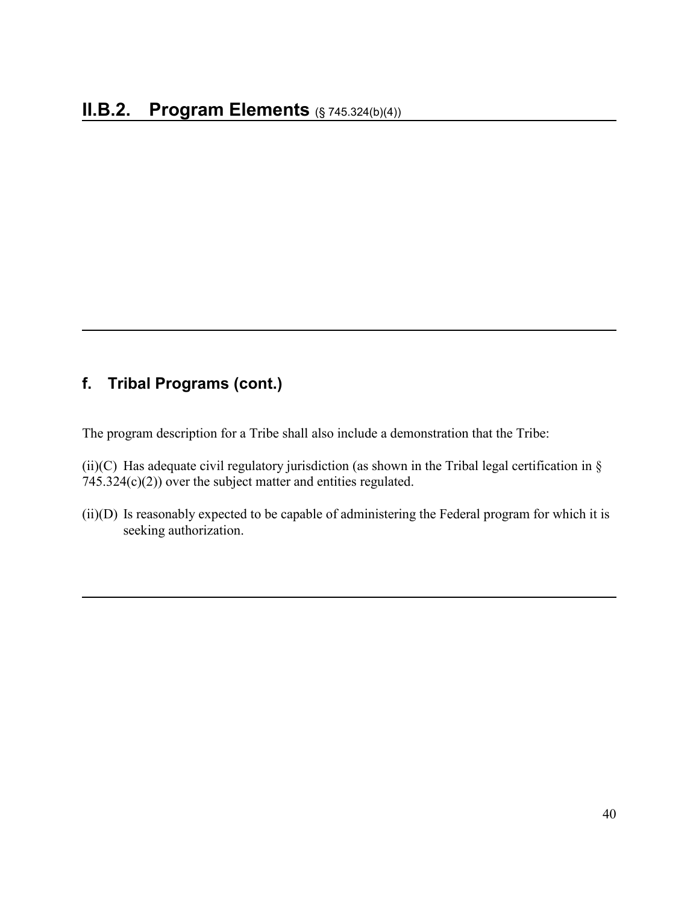## II.B.2. Program Elements (§ 745.324(b)(4))

---

### f. Tribal Programs (cont.)

The program description for a Tribe shall also include a demonstration that the Tribe:

(ii)(C) Has adequate civil regulatory jurisdiction (as shown in the Tribal legal certification in § 745.324(c)(2)) over the subject matter and entities regulated.

(ii)(D) Is reasonably expected to be capable of administering the Federal program for which it is seeking authorization.

---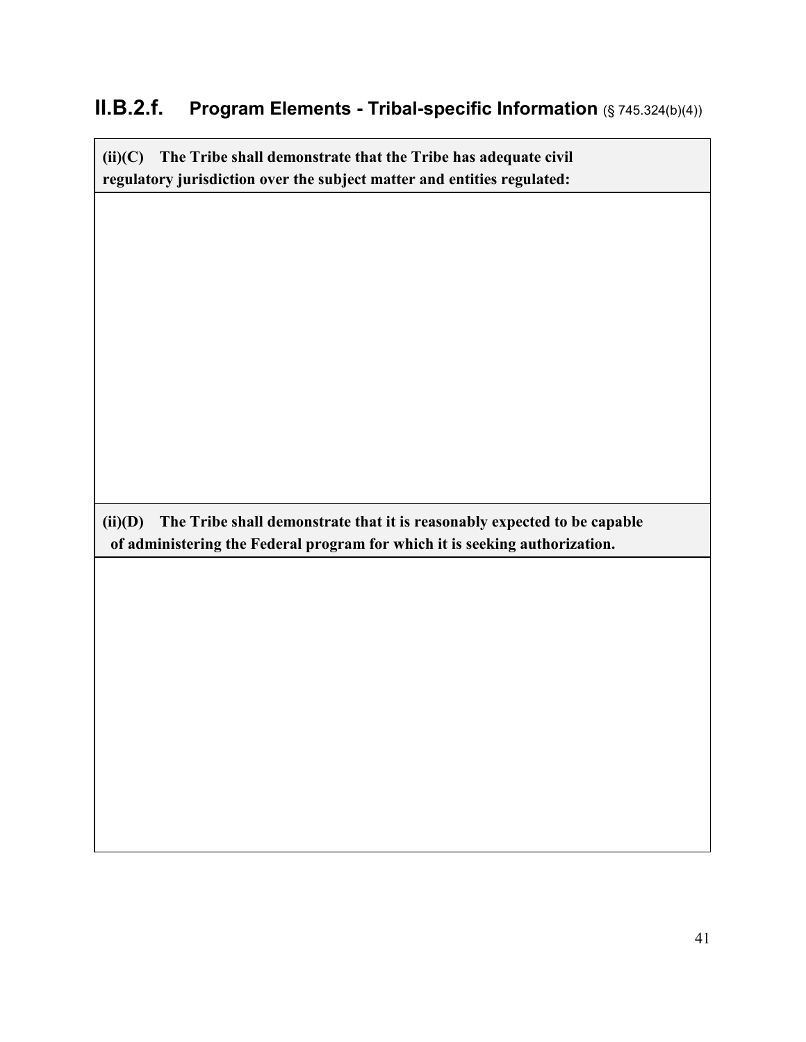## II.B.2.f. Program Elements - Tribal-specific Information (§ 745.324(b)(4))

| **(ii)(C) The Tribe shall demonstrate that the Tribe has adequate civil regulatory jurisdiction over the subject matter and entities regulated:** |
|---|
| |

| **(ii)(D) The Tribe shall demonstrate that it is reasonably expected to be capable of administering the Federal program for which it is seeking authorization.** |
|---|
| |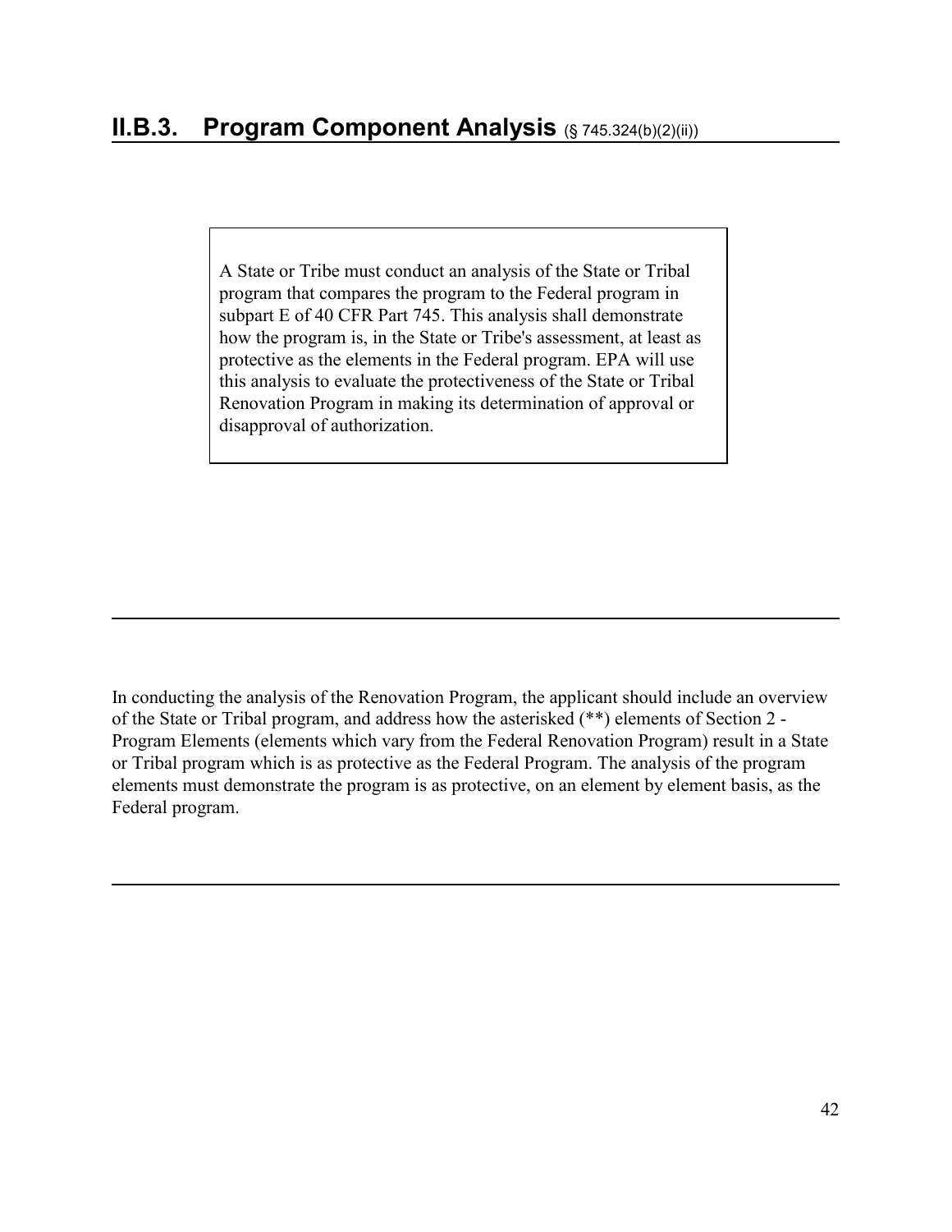## II.B.3. Program Component Analysis (§ 745.324(b)(2)(ii))

> A State or Tribe must conduct an analysis of the State or Tribal program that compares the program to the Federal program in subpart E of 40 CFR Part 745. This analysis shall demonstrate how the program is, in the State or Tribe's assessment, at least as protective as the elements in the Federal program. EPA will use this analysis to evaluate the protectiveness of the State or Tribal Renovation Program in making its determination of approval or disapproval of authorization.

---

In conducting the analysis of the Renovation Program, the applicant should include an overview of the State or Tribal program, and address how the asterisked (**) elements of Section 2 - Program Elements (elements which vary from the Federal Renovation Program) result in a State or Tribal program which is as protective as the Federal Program. The analysis of the program elements must demonstrate the program is as protective, on an element by element basis, as the Federal program.

---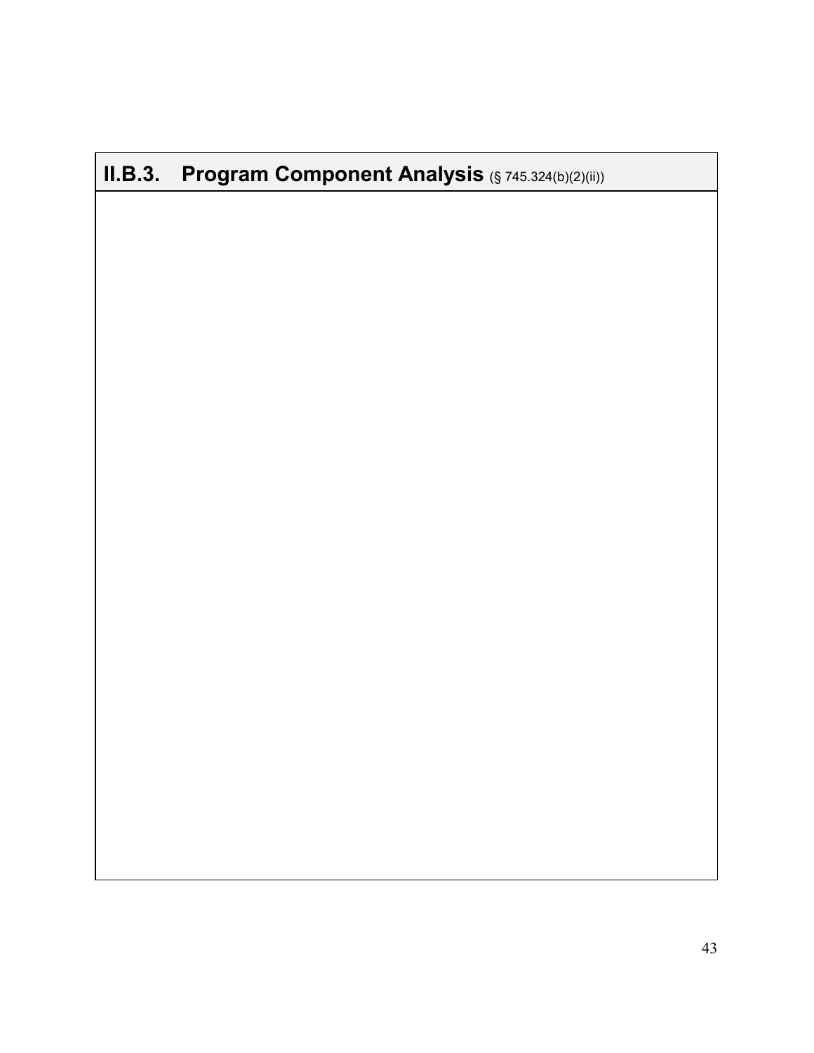## II.B.3. Program Component Analysis (§ 745.324(b)(2)(ii))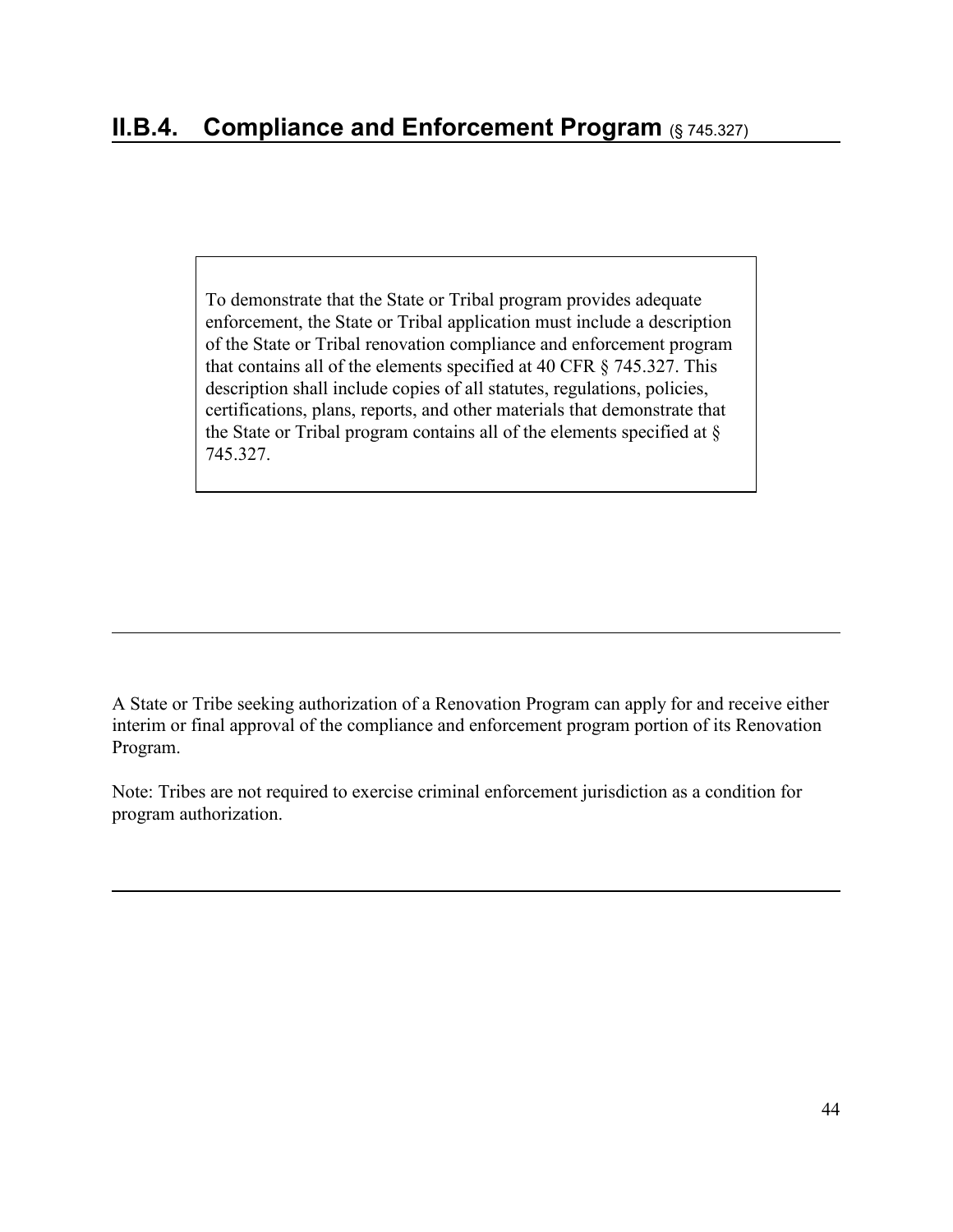## II.B.4. Compliance and Enforcement Program (§ 745.327)

> To demonstrate that the State or Tribal program provides adequate enforcement, the State or Tribal application must include a description of the State or Tribal renovation compliance and enforcement program that contains all of the elements specified at 40 CFR § 745.327. This description shall include copies of all statutes, regulations, policies, certifications, plans, reports, and other materials that demonstrate that the State or Tribal program contains all of the elements specified at § 745.327.

---

A State or Tribe seeking authorization of a Renovation Program can apply for and receive either interim or final approval of the compliance and enforcement program portion of its Renovation Program.

Note: Tribes are not required to exercise criminal enforcement jurisdiction as a condition for program authorization.

---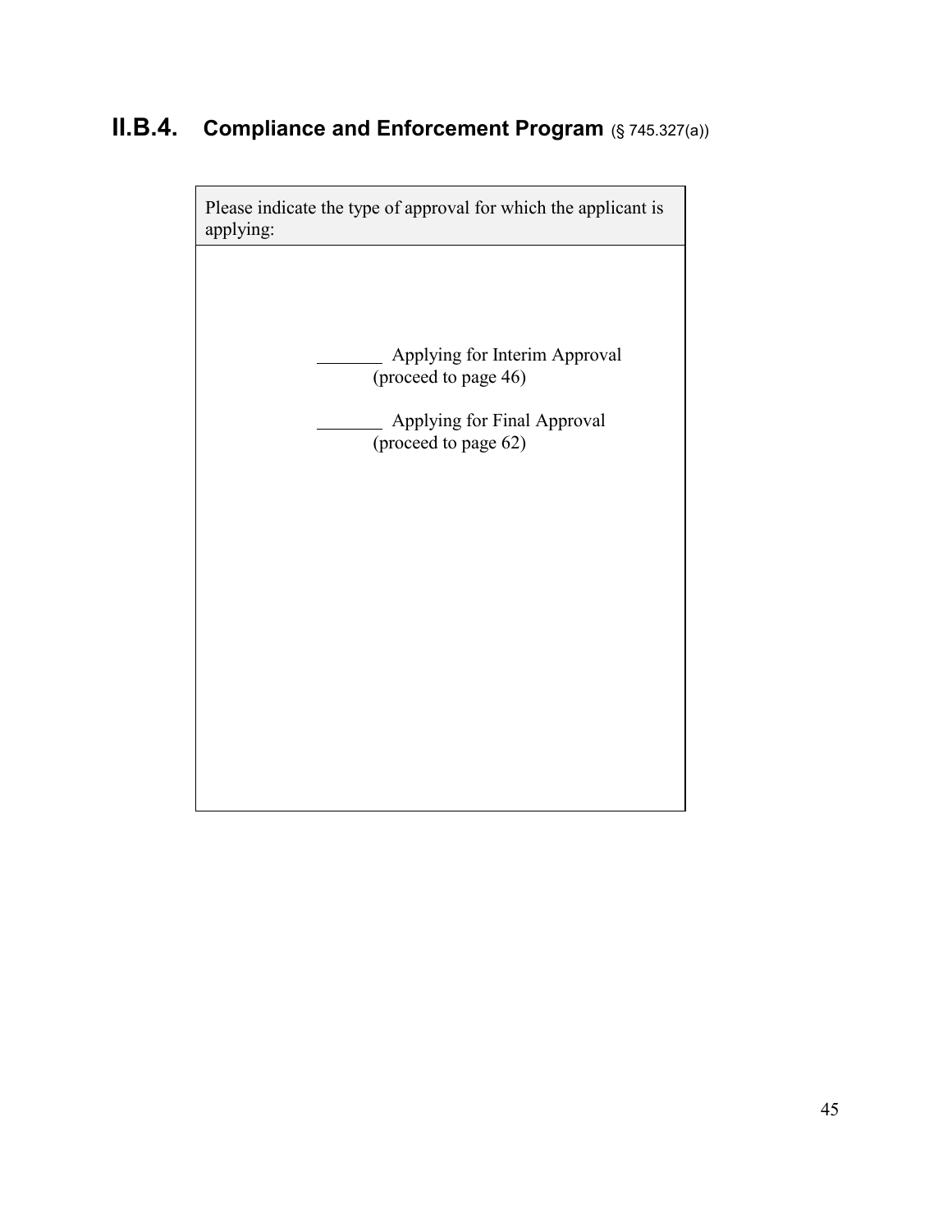## II.B.4. Compliance and Enforcement Program (§ 745.327(a))

| Please indicate the type of approval for which the applicant is applying: |
|---|
| _______ Applying for Interim Approval (proceed to page 46)<br><br>_______ Applying for Final Approval (proceed to page 62) |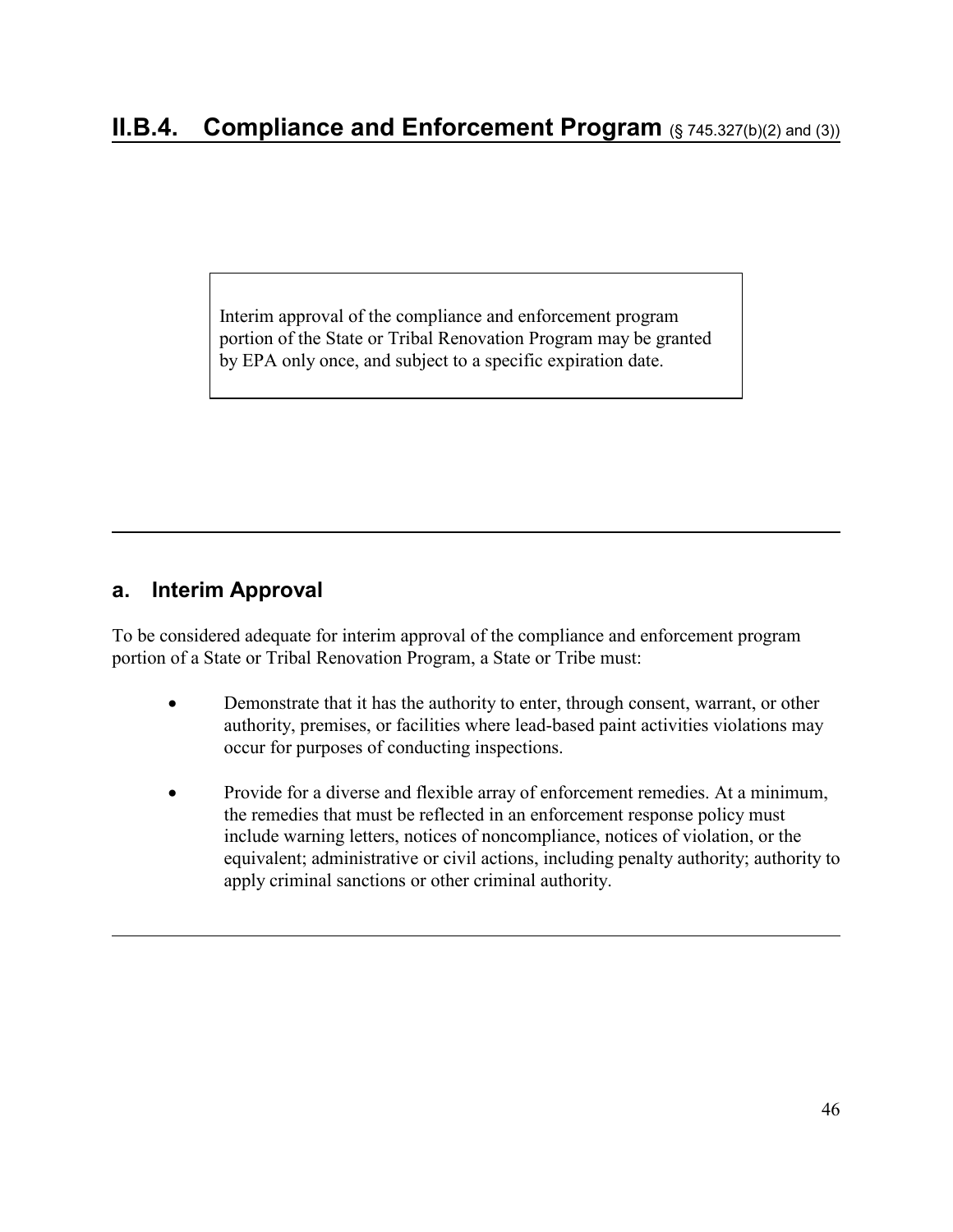## II.B.4. Compliance and Enforcement Program (§ 745.327(b)(2) and (3))

> Interim approval of the compliance and enforcement program portion of the State or Tribal Renovation Program may be granted by EPA only once, and subject to a specific expiration date.

---

### a. Interim Approval

To be considered adequate for interim approval of the compliance and enforcement program portion of a State or Tribal Renovation Program, a State or Tribe must:

- Demonstrate that it has the authority to enter, through consent, warrant, or other authority, premises, or facilities where lead-based paint activities violations may occur for purposes of conducting inspections.
- Provide for a diverse and flexible array of enforcement remedies. At a minimum, the remedies that must be reflected in an enforcement response policy must include warning letters, notices of noncompliance, notices of violation, or the equivalent; administrative or civil actions, including penalty authority; authority to apply criminal sanctions or other criminal authority.

---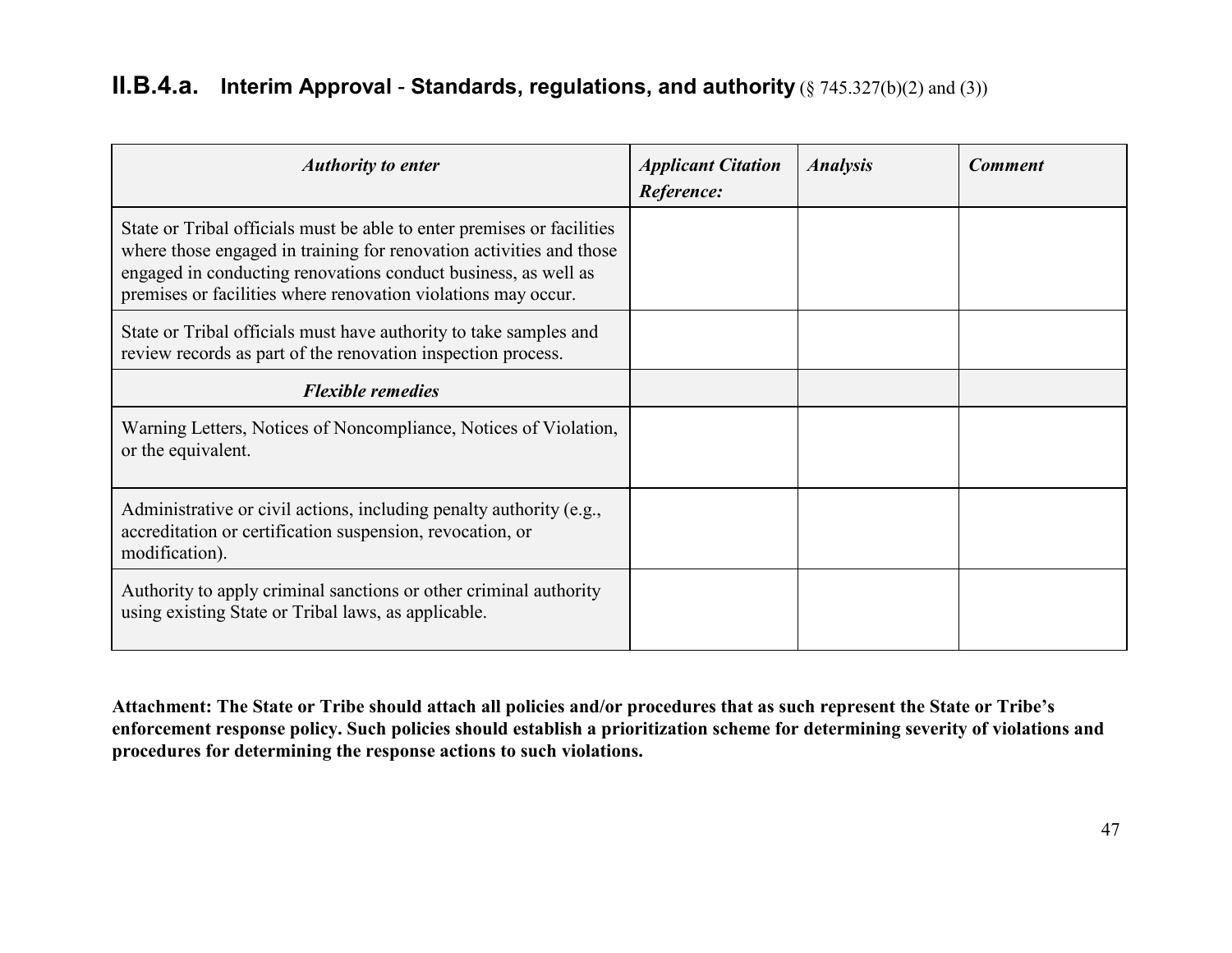## II.B.4.a. Interim Approval - Standards, regulations, and authority (§ 745.327(b)(2) and (3))

| ***Authority to enter*** | ***Applicant Citation Reference:*** | ***Analysis*** | ***Comment*** |
|---|---|---|---|
| State or Tribal officials must be able to enter premises or facilities where those engaged in training for renovation activities and those engaged in conducting renovations conduct business, as well as premises or facilities where renovation violations may occur. | | | |
| State or Tribal officials must have authority to take samples and review records as part of the renovation inspection process. | | | |
| ***Flexible remedies*** | | | |
| Warning Letters, Notices of Noncompliance, Notices of Violation, or the equivalent. | | | |
| Administrative or civil actions, including penalty authority (e.g., accreditation or certification suspension, revocation, or modification). | | | |
| Authority to apply criminal sanctions or other criminal authority using existing State or Tribal laws, as applicable. | | | |

**Attachment: The State or Tribe should attach all policies and/or procedures that as such represent the State or Tribe's enforcement response policy. Such policies should establish a prioritization scheme for determining severity of violations and procedures for determining the response actions to such violations.**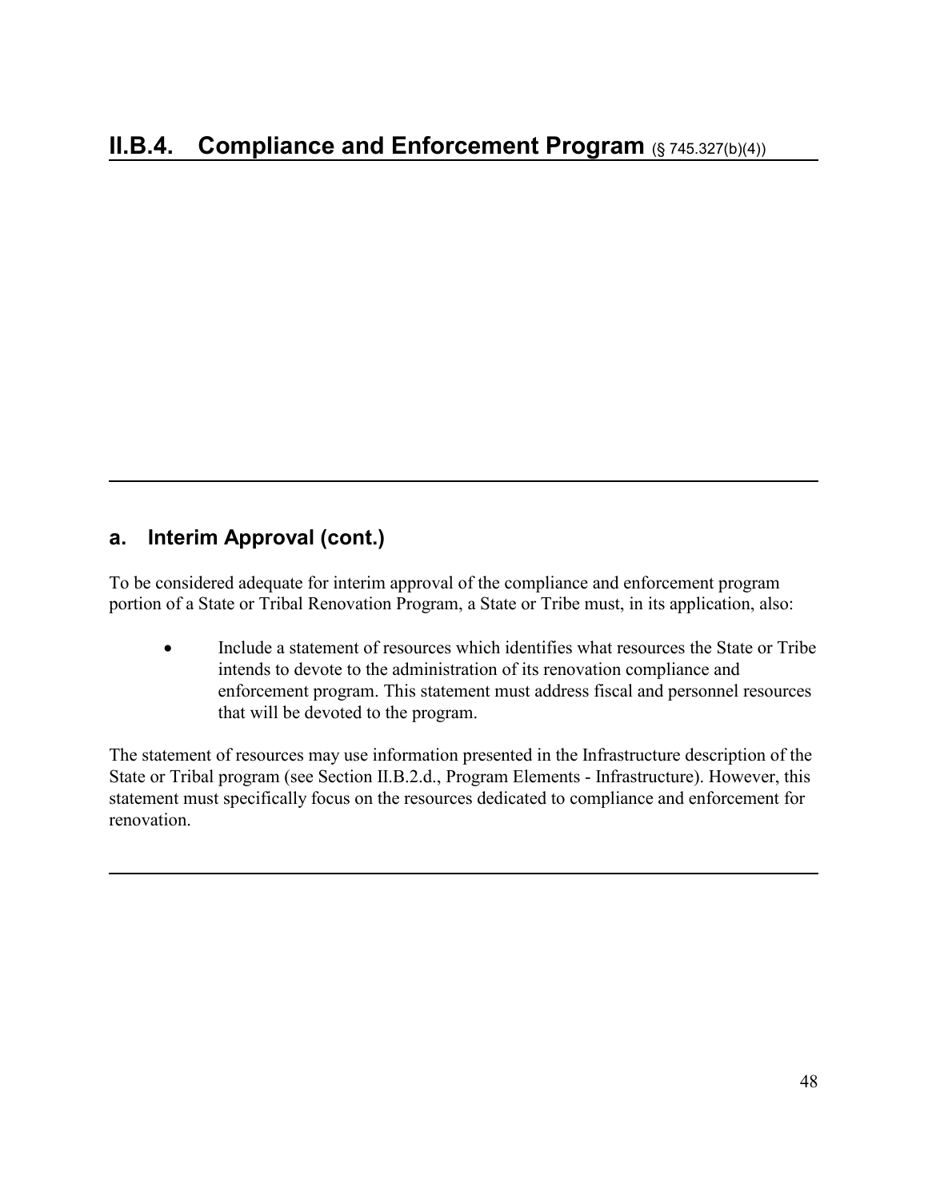# II.B.4. Compliance and Enforcement Program (§ 745.327(b)(4))

---

## a. Interim Approval (cont.)

To be considered adequate for interim approval of the compliance and enforcement program portion of a State or Tribal Renovation Program, a State or Tribe must, in its application, also:

- Include a statement of resources which identifies what resources the State or Tribe intends to devote to the administration of its renovation compliance and enforcement program. This statement must address fiscal and personnel resources that will be devoted to the program.

The statement of resources may use information presented in the Infrastructure description of the State or Tribal program (see Section II.B.2.d., Program Elements - Infrastructure). However, this statement must specifically focus on the resources dedicated to compliance and enforcement for renovation.

---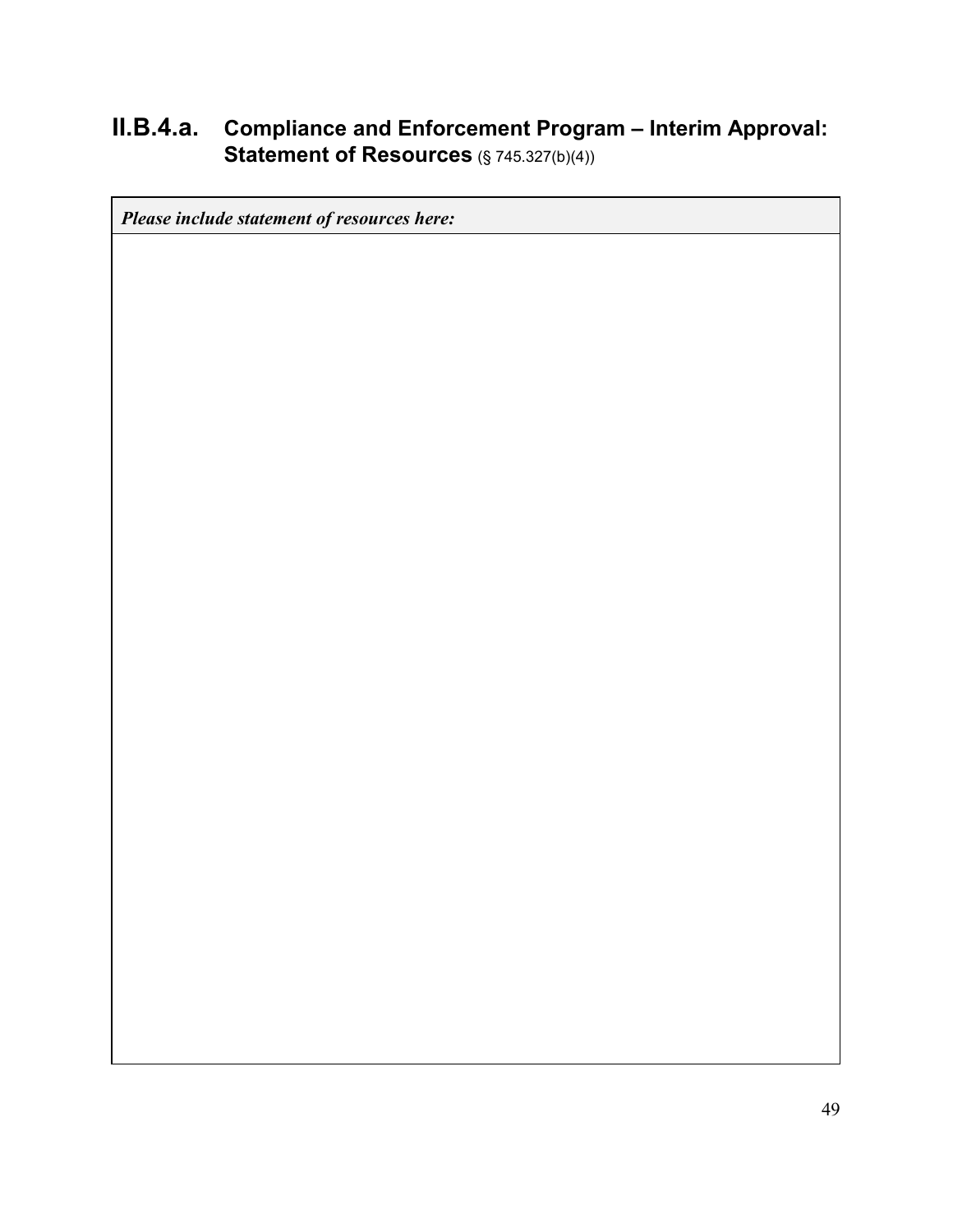## II.B.4.a. Compliance and Enforcement Program – Interim Approval: Statement of Resources (§ 745.327(b)(4))

| *Please include statement of resources here:* |
| --- |
| |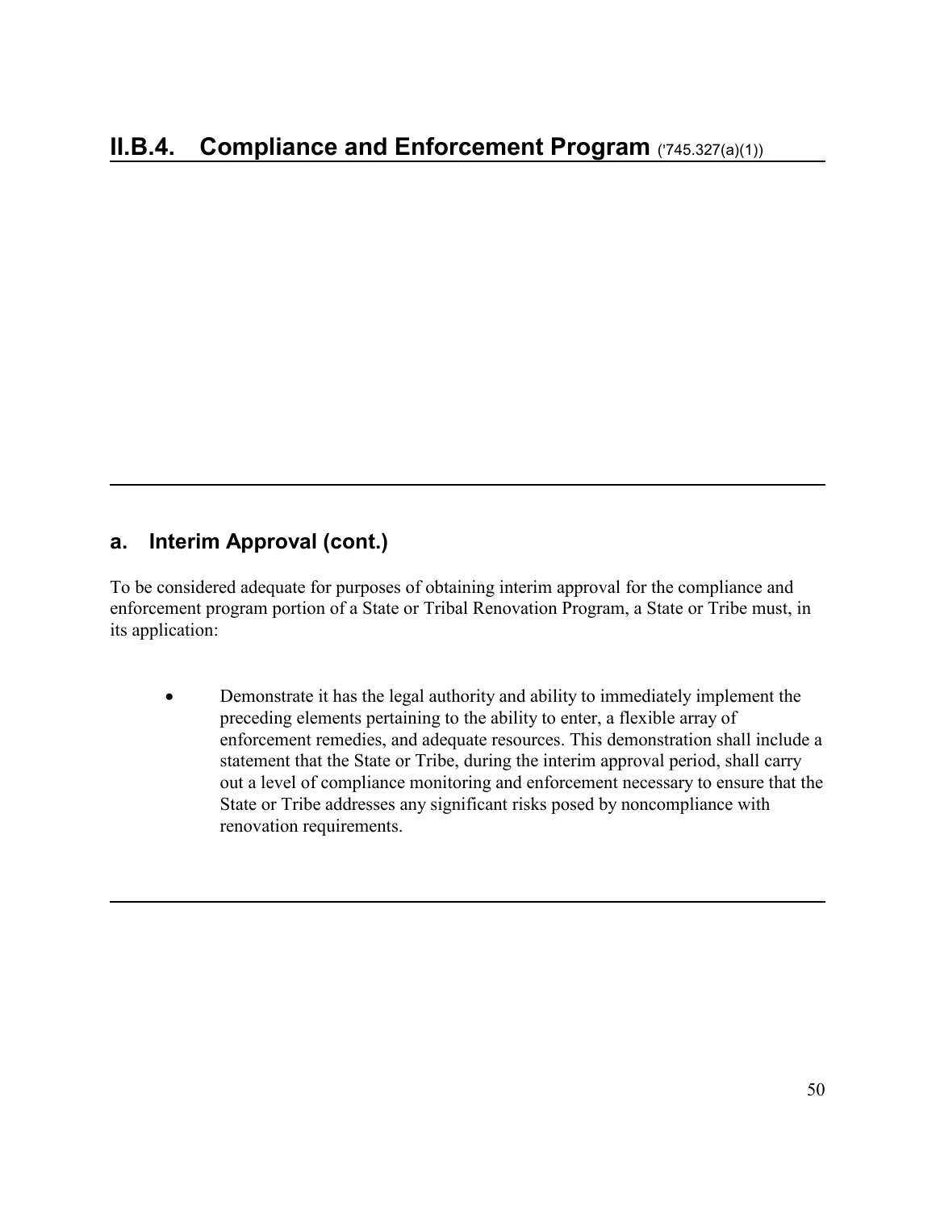# II.B.4. Compliance and Enforcement Program ('745.327(a)(1))

## a. Interim Approval (cont.)

To be considered adequate for purposes of obtaining interim approval for the compliance and enforcement program portion of a State or Tribal Renovation Program, a State or Tribe must, in its application:

- Demonstrate it has the legal authority and ability to immediately implement the preceding elements pertaining to the ability to enter, a flexible array of enforcement remedies, and adequate resources. This demonstration shall include a statement that the State or Tribe, during the interim approval period, shall carry out a level of compliance monitoring and enforcement necessary to ensure that the State or Tribe addresses any significant risks posed by noncompliance with renovation requirements.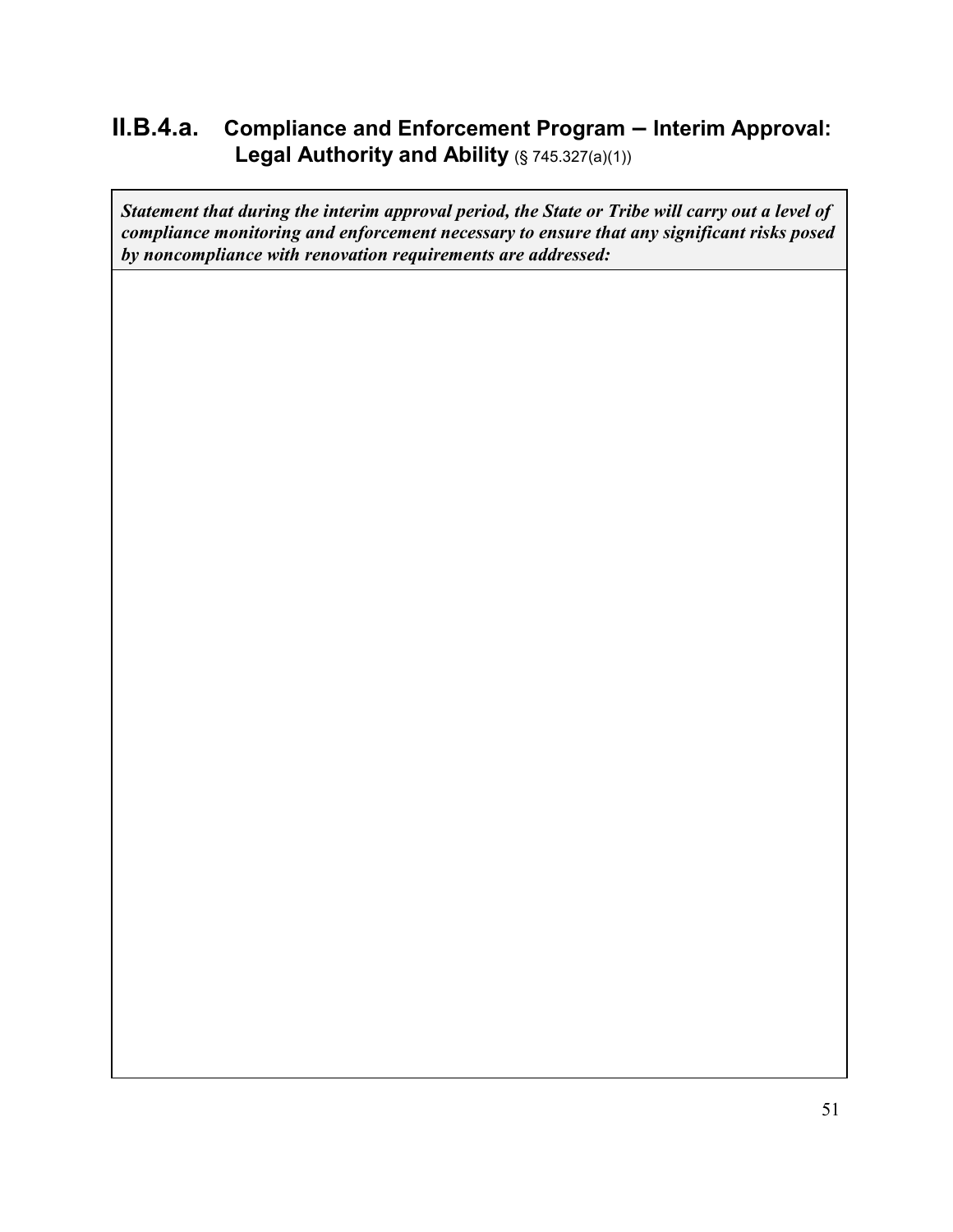## II.B.4.a. Compliance and Enforcement Program – Interim Approval: Legal Authority and Ability (§ 745.327(a)(1))

| ***Statement that during the interim approval period, the State or Tribe will carry out a level of compliance monitoring and enforcement necessary to ensure that any significant risks posed by noncompliance with renovation requirements are addressed:*** |
|---|
| |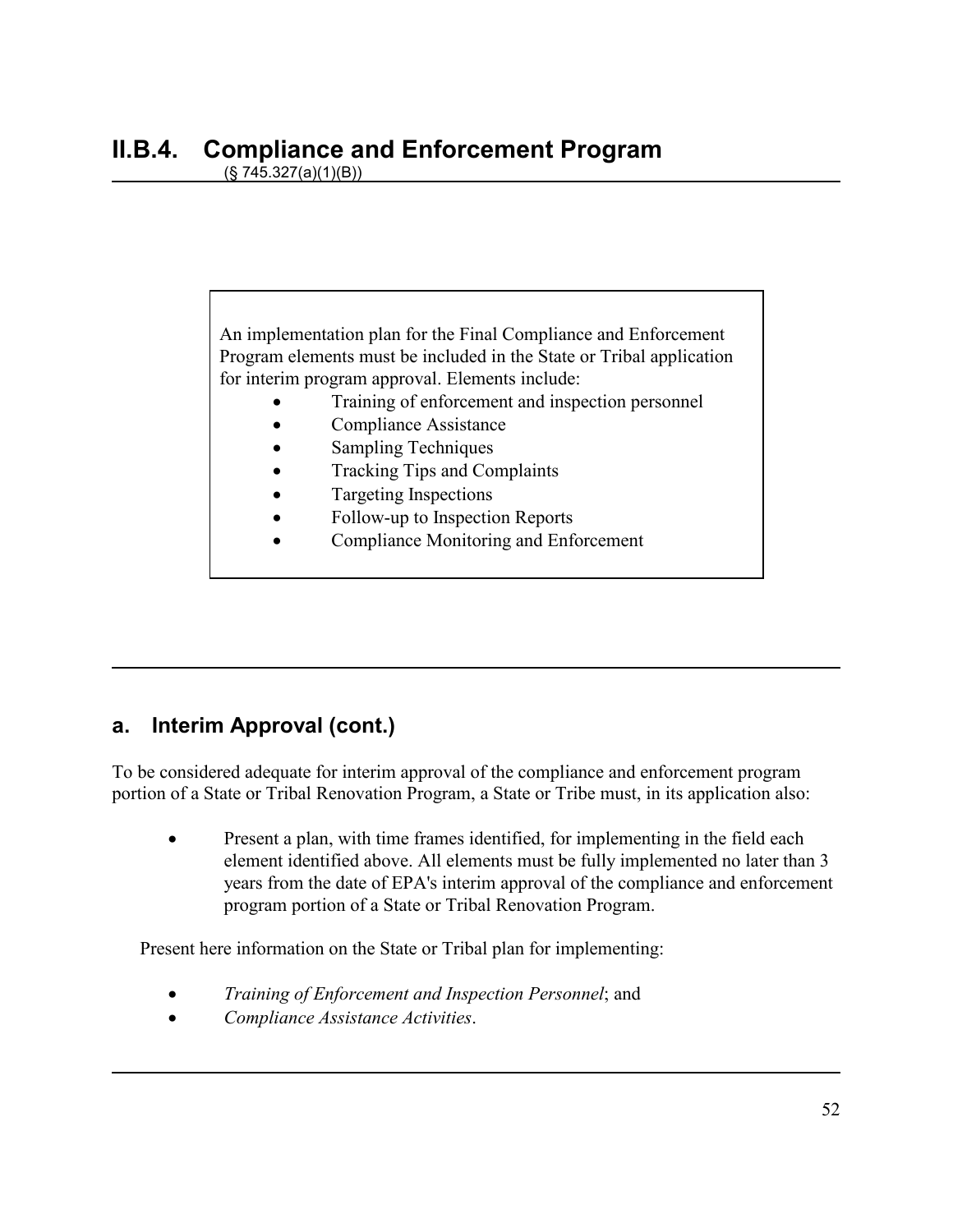## II.B.4. Compliance and Enforcement Program

(§ 745.327(a)(1)(B))

---

> An implementation plan for the Final Compliance and Enforcement Program elements must be included in the State or Tribal application for interim program approval. Elements include:
>
> - Training of enforcement and inspection personnel
> - Compliance Assistance
> - Sampling Techniques
> - Tracking Tips and Complaints
> - Targeting Inspections
> - Follow-up to Inspection Reports
> - Compliance Monitoring and Enforcement

---

### a. Interim Approval (cont.)

To be considered adequate for interim approval of the compliance and enforcement program portion of a State or Tribal Renovation Program, a State or Tribe must, in its application also:

- Present a plan, with time frames identified, for implementing in the field each element identified above. All elements must be fully implemented no later than 3 years from the date of EPA's interim approval of the compliance and enforcement program portion of a State or Tribal Renovation Program.

Present here information on the State or Tribal plan for implementing:

- *Training of Enforcement and Inspection Personnel*; and
- *Compliance Assistance Activities*.

---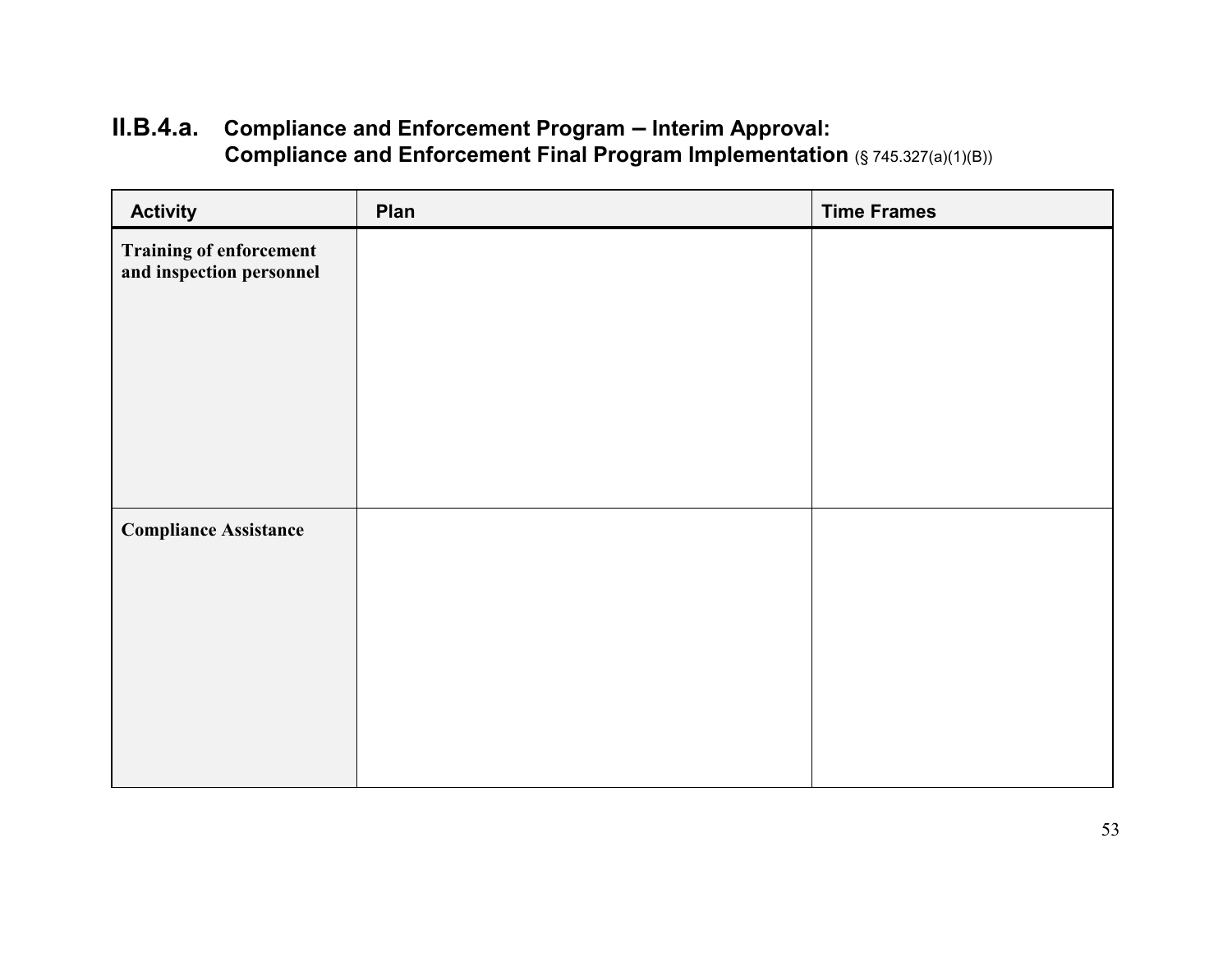## II.B.4.a. Compliance and Enforcement Program – Interim Approval: Compliance and Enforcement Final Program Implementation (§ 745.327(a)(1)(B))

| Activity | Plan | Time Frames |
|---|---|---|
| **Training of enforcement and inspection personnel** | | |
| **Compliance Assistance** | | |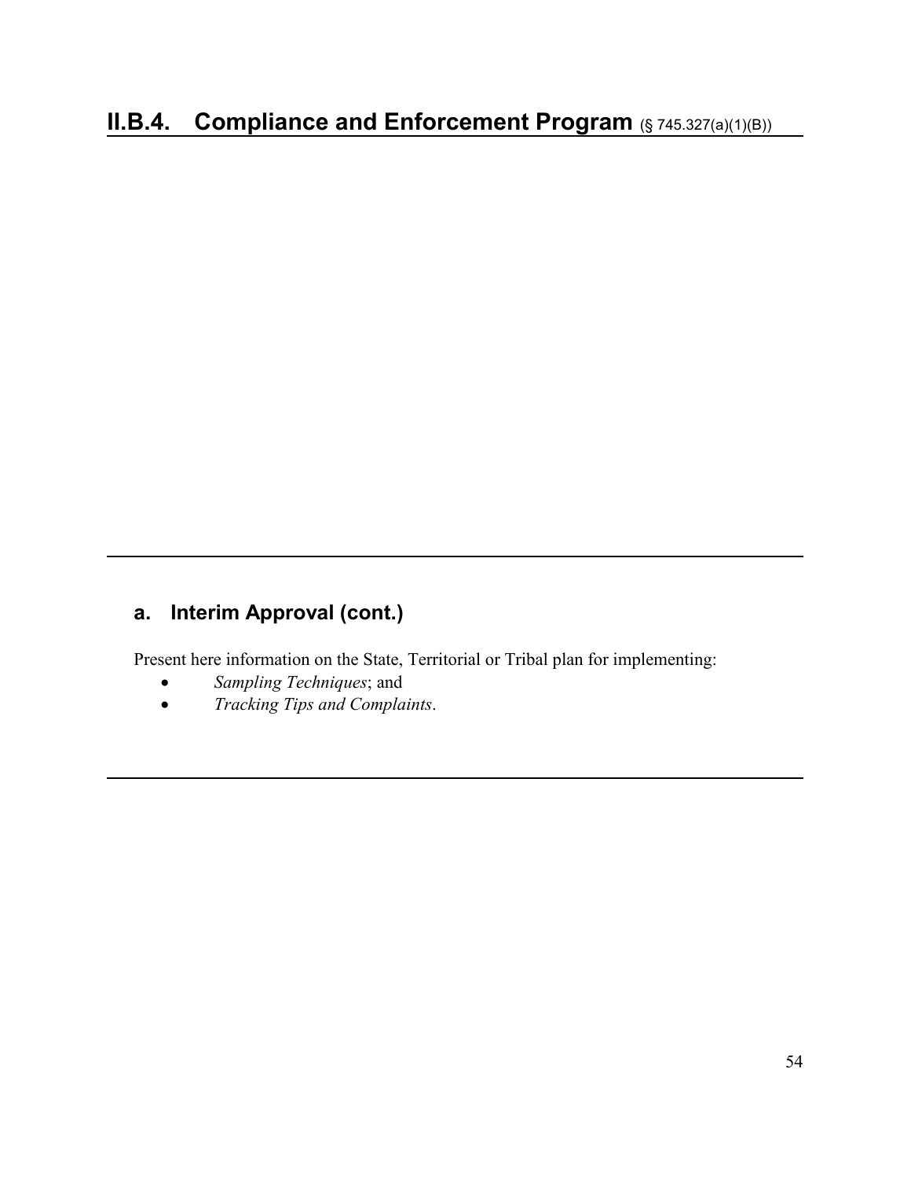# II.B.4. Compliance and Enforcement Program (§ 745.327(a)(1)(B))

## a. Interim Approval (cont.)

Present here information on the State, Territorial or Tribal plan for implementing:

- *Sampling Techniques*; and
- *Tracking Tips and Complaints*.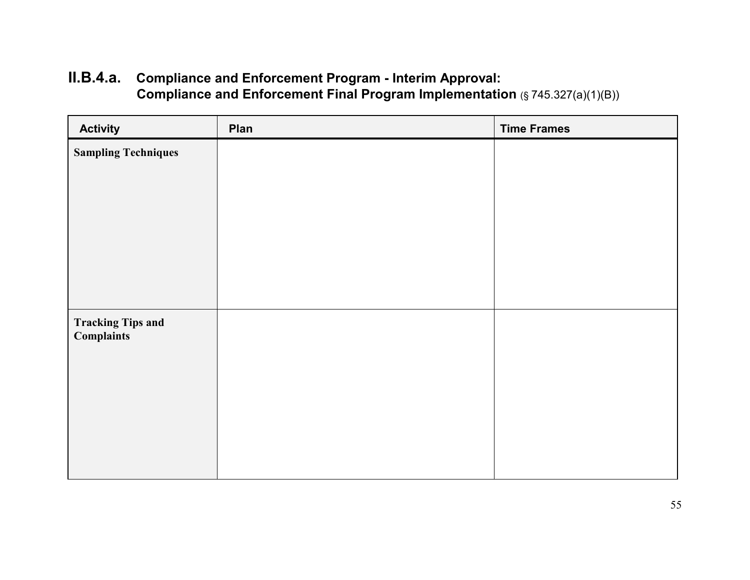## II.B.4.a. Compliance and Enforcement Program - Interim Approval: Compliance and Enforcement Final Program Implementation (§ 745.327(a)(1)(B))

| Activity | Plan | Time Frames |
| --- | --- | --- |
| **Sampling Techniques** | | |
| **Tracking Tips and Complaints** | | |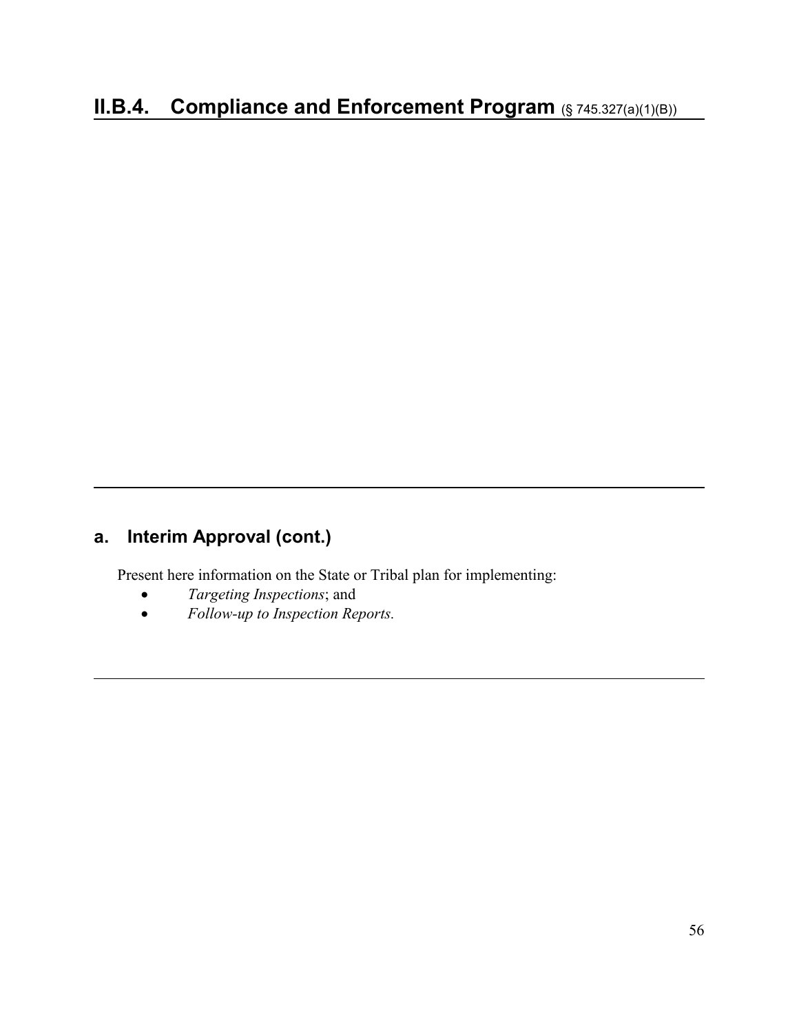# II.B.4. Compliance and Enforcement Program (§ 745.327(a)(1)(B))

## a. Interim Approval (cont.)

Present here information on the State or Tribal plan for implementing:

- *Targeting Inspections*; and
- *Follow-up to Inspection Reports.*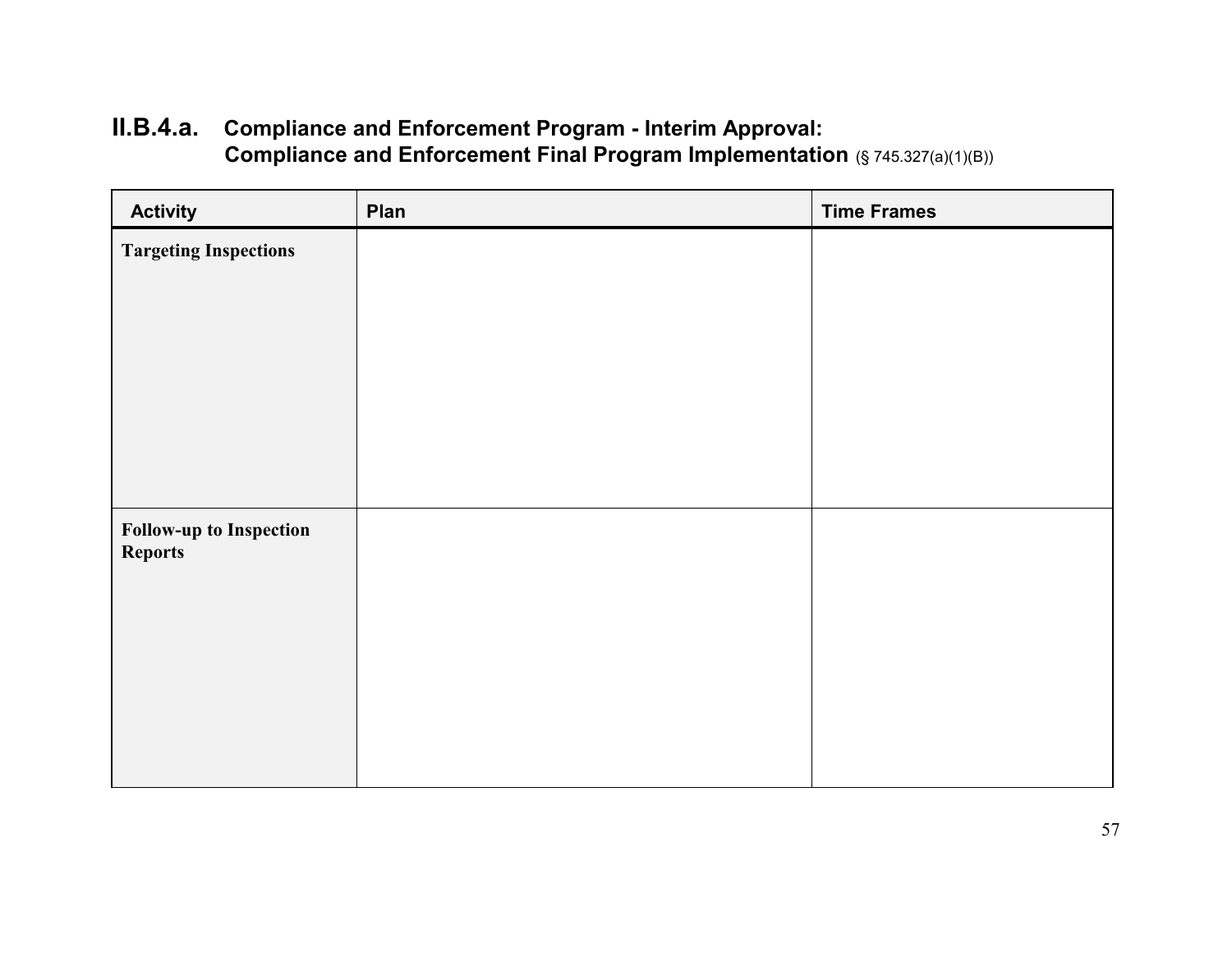## II.B.4.a. Compliance and Enforcement Program - Interim Approval: Compliance and Enforcement Final Program Implementation (§ 745.327(a)(1)(B))

| Activity | Plan | Time Frames |
|---|---|---|
| **Targeting Inspections** | | |
| **Follow-up to Inspection Reports** | | |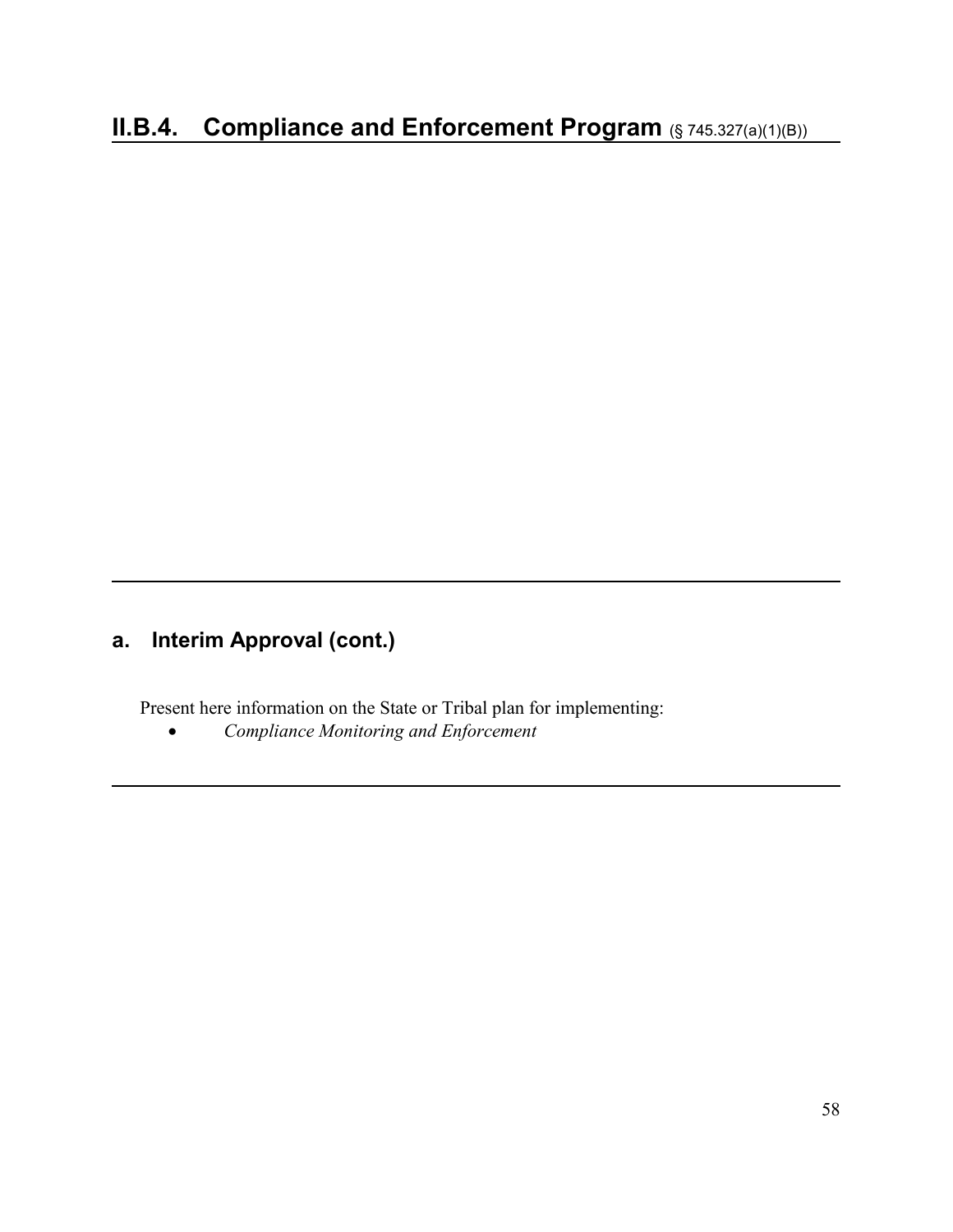# II.B.4. Compliance and Enforcement Program (§ 745.327(a)(1)(B))

---

## a. Interim Approval (cont.)

Present here information on the State or Tribal plan for implementing:

- *Compliance Monitoring and Enforcement*

---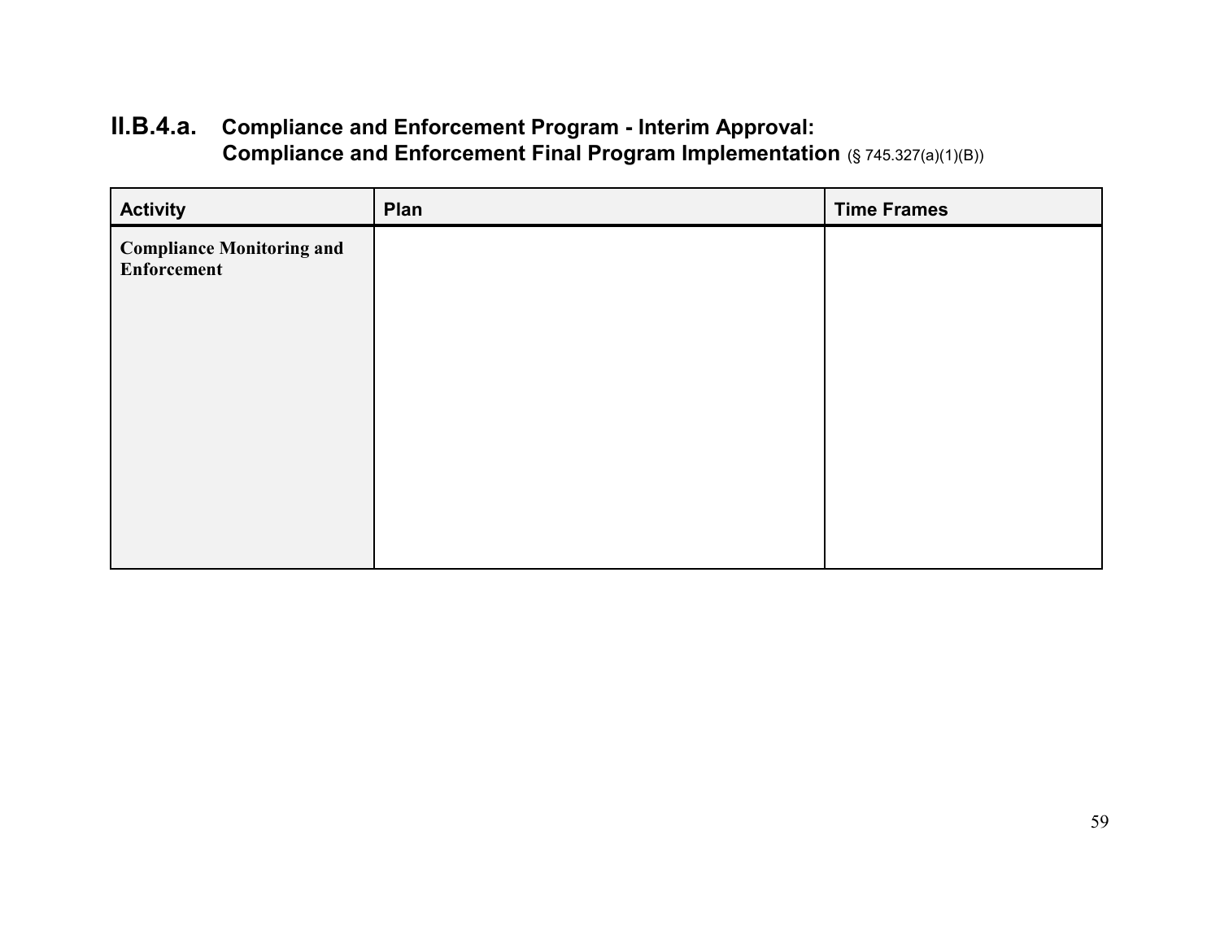## II.B.4.a. Compliance and Enforcement Program - Interim Approval: Compliance and Enforcement Final Program Implementation (§ 745.327(a)(1)(B))

| Activity | Plan | Time Frames |
|---|---|---|
| **Compliance Monitoring and Enforcement** | | |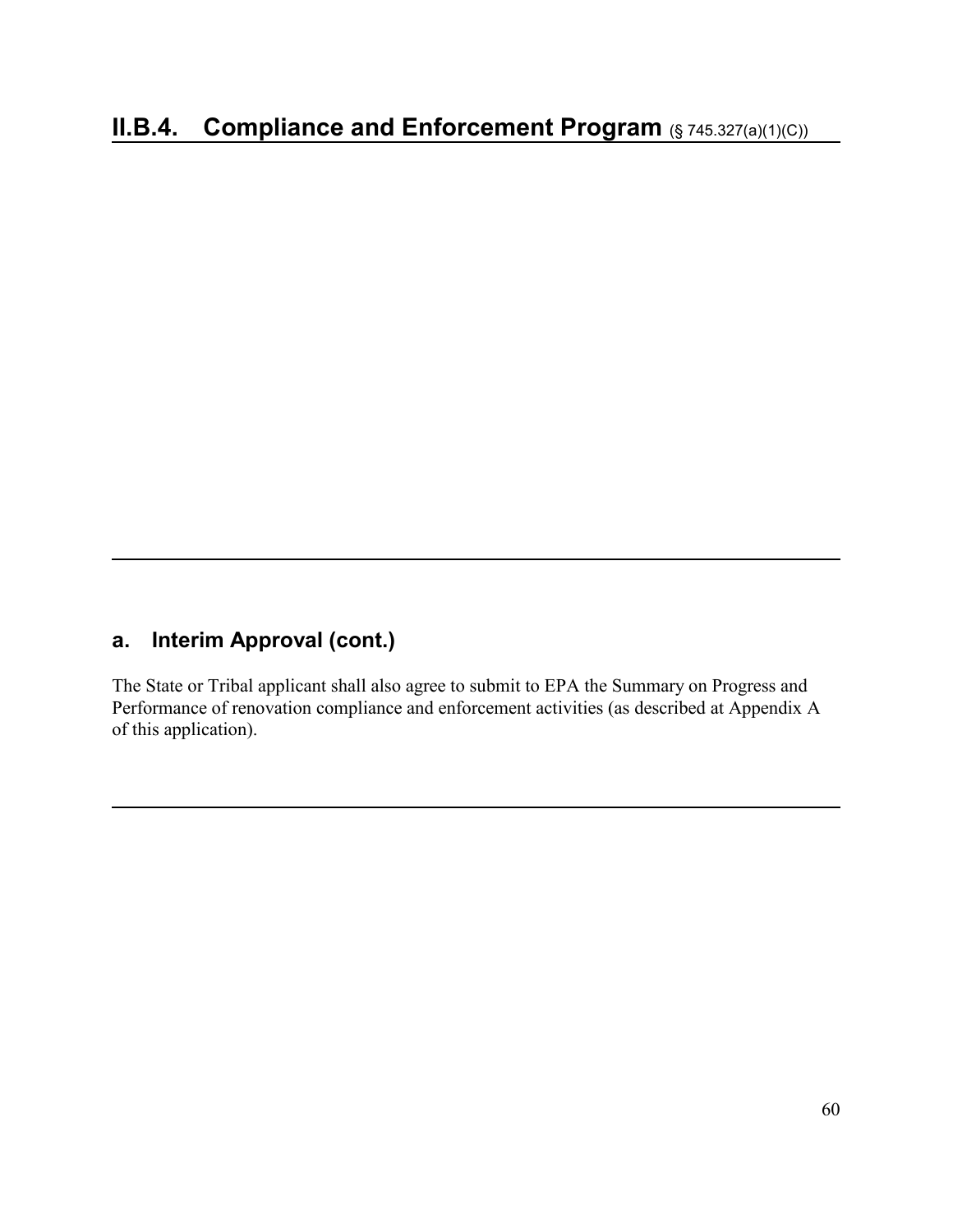# II.B.4. Compliance and Enforcement Program (§ 745.327(a)(1)(C))

---

## a. Interim Approval (cont.)

The State or Tribal applicant shall also agree to submit to EPA the Summary on Progress and Performance of renovation compliance and enforcement activities (as described at Appendix A of this application).

---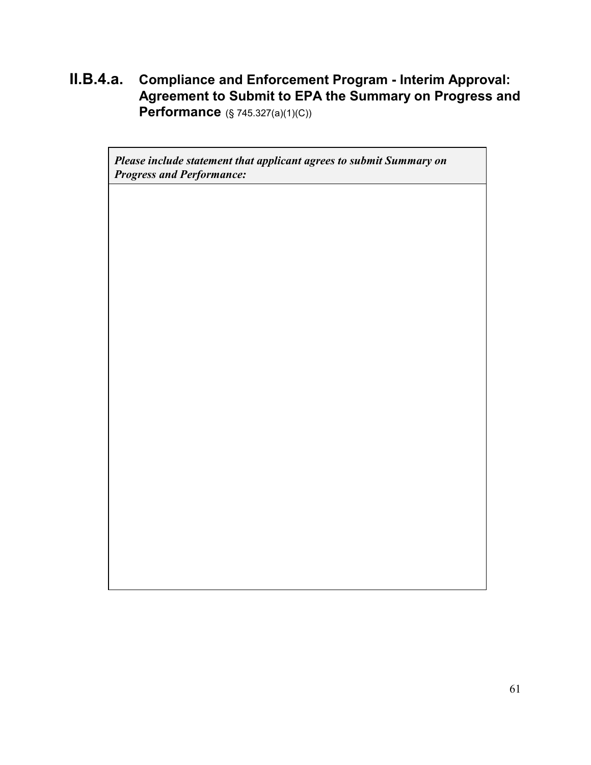## II.B.4.a. Compliance and Enforcement Program - Interim Approval: Agreement to Submit to EPA the Summary on Progress and Performance (§ 745.327(a)(1)(C))

| *Please include statement that applicant agrees to submit Summary on Progress and Performance:* |
| --- |
| |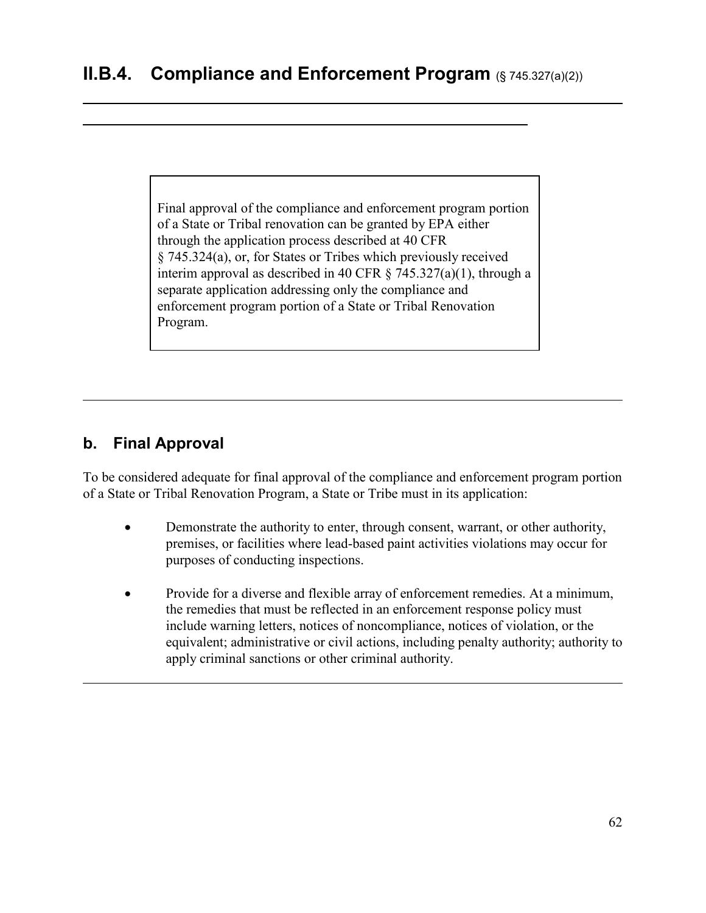## II.B.4. Compliance and Enforcement Program (§ 745.327(a)(2))

Final approval of the compliance and enforcement program portion of a State or Tribal renovation can be granted by EPA either through the application process described at 40 CFR § 745.324(a), or, for States or Tribes which previously received interim approval as described in 40 CFR § 745.327(a)(1), through a separate application addressing only the compliance and enforcement program portion of a State or Tribal Renovation Program.

### b. Final Approval

To be considered adequate for final approval of the compliance and enforcement program portion of a State or Tribal Renovation Program, a State or Tribe must in its application:

- Demonstrate the authority to enter, through consent, warrant, or other authority, premises, or facilities where lead-based paint activities violations may occur for purposes of conducting inspections.
- Provide for a diverse and flexible array of enforcement remedies. At a minimum, the remedies that must be reflected in an enforcement response policy must include warning letters, notices of noncompliance, notices of violation, or the equivalent; administrative or civil actions, including penalty authority; authority to apply criminal sanctions or other criminal authority.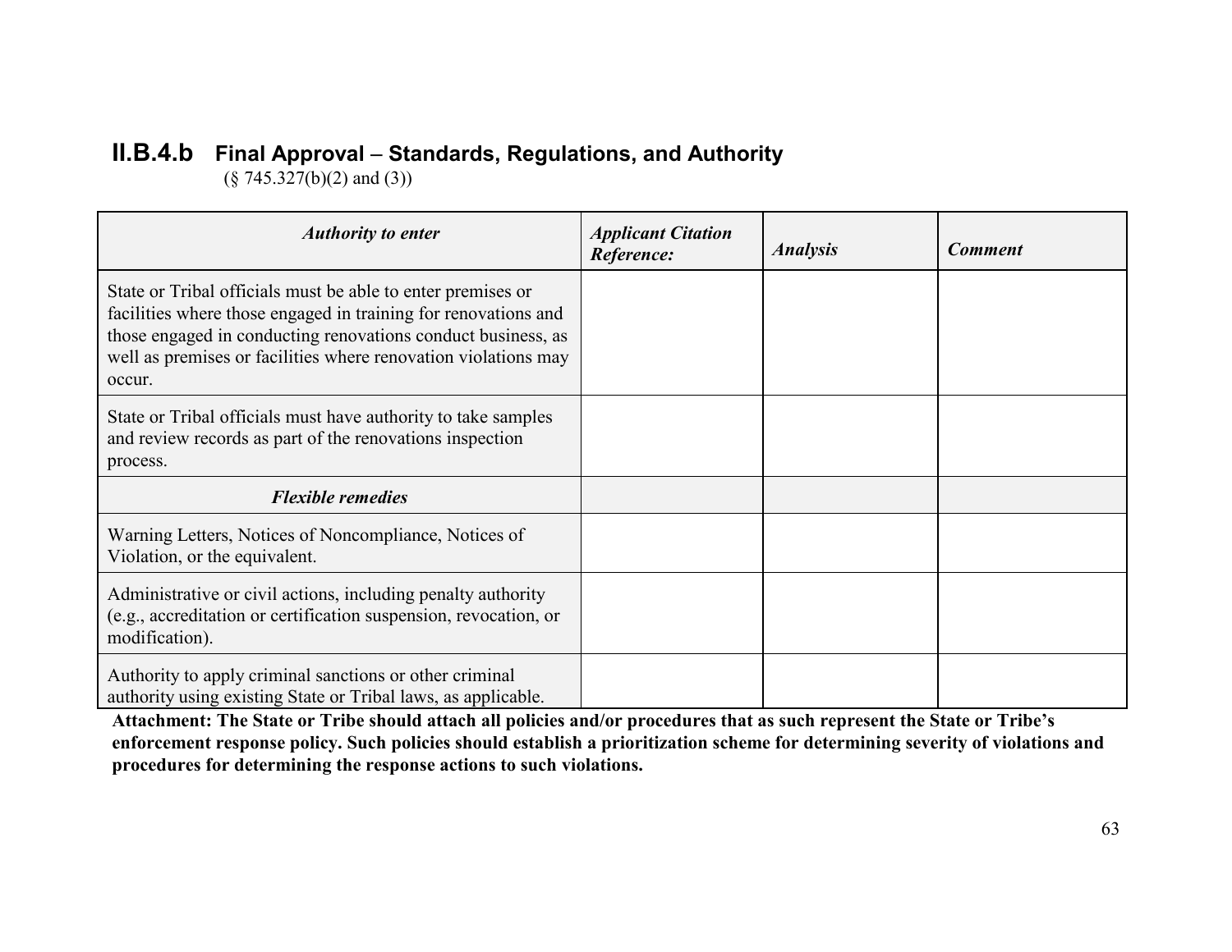## II.B.4.b Final Approval – Standards, Regulations, and Authority

(§ 745.327(b)(2) and (3))

| *Authority to enter* | *Applicant Citation Reference:* | *Analysis* | *Comment* |
|---|---|---|---|
| State or Tribal officials must be able to enter premises or facilities where those engaged in training for renovations and those engaged in conducting renovations conduct business, as well as premises or facilities where renovation violations may occur. | | | |
| State or Tribal officials must have authority to take samples and review records as part of the renovations inspection process. | | | |
| ***Flexible remedies*** | | | |
| Warning Letters, Notices of Noncompliance, Notices of Violation, or the equivalent. | | | |
| Administrative or civil actions, including penalty authority (e.g., accreditation or certification suspension, revocation, or modification). | | | |
| Authority to apply criminal sanctions or other criminal authority using existing State or Tribal laws, as applicable. | | | |

**Attachment: The State or Tribe should attach all policies and/or procedures that as such represent the State or Tribe's enforcement response policy. Such policies should establish a prioritization scheme for determining severity of violations and procedures for determining the response actions to such violations.**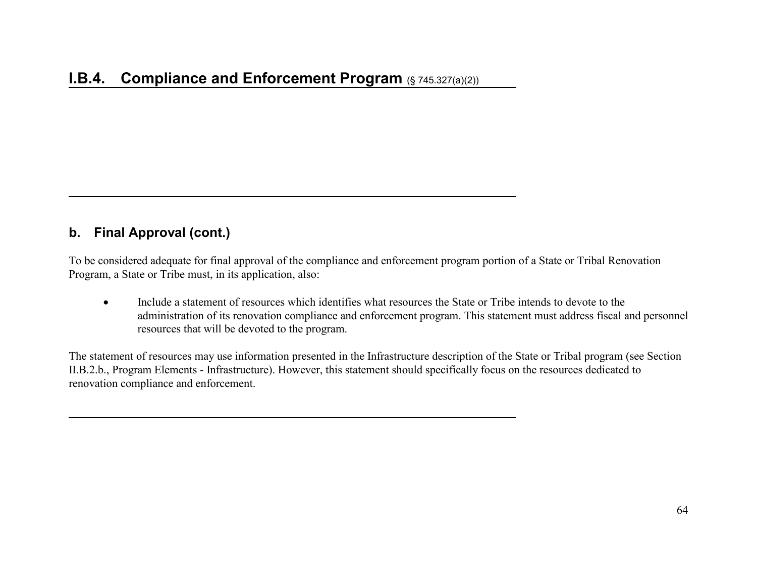# I.B.4. Compliance and Enforcement Program (§ 745.327(a)(2))

---

## b. Final Approval (cont.)

To be considered adequate for final approval of the compliance and enforcement program portion of a State or Tribal Renovation Program, a State or Tribe must, in its application, also:

- Include a statement of resources which identifies what resources the State or Tribe intends to devote to the administration of its renovation compliance and enforcement program. This statement must address fiscal and personnel resources that will be devoted to the program.

The statement of resources may use information presented in the Infrastructure description of the State or Tribal program (see Section II.B.2.b., Program Elements - Infrastructure). However, this statement should specifically focus on the resources dedicated to renovation compliance and enforcement.

---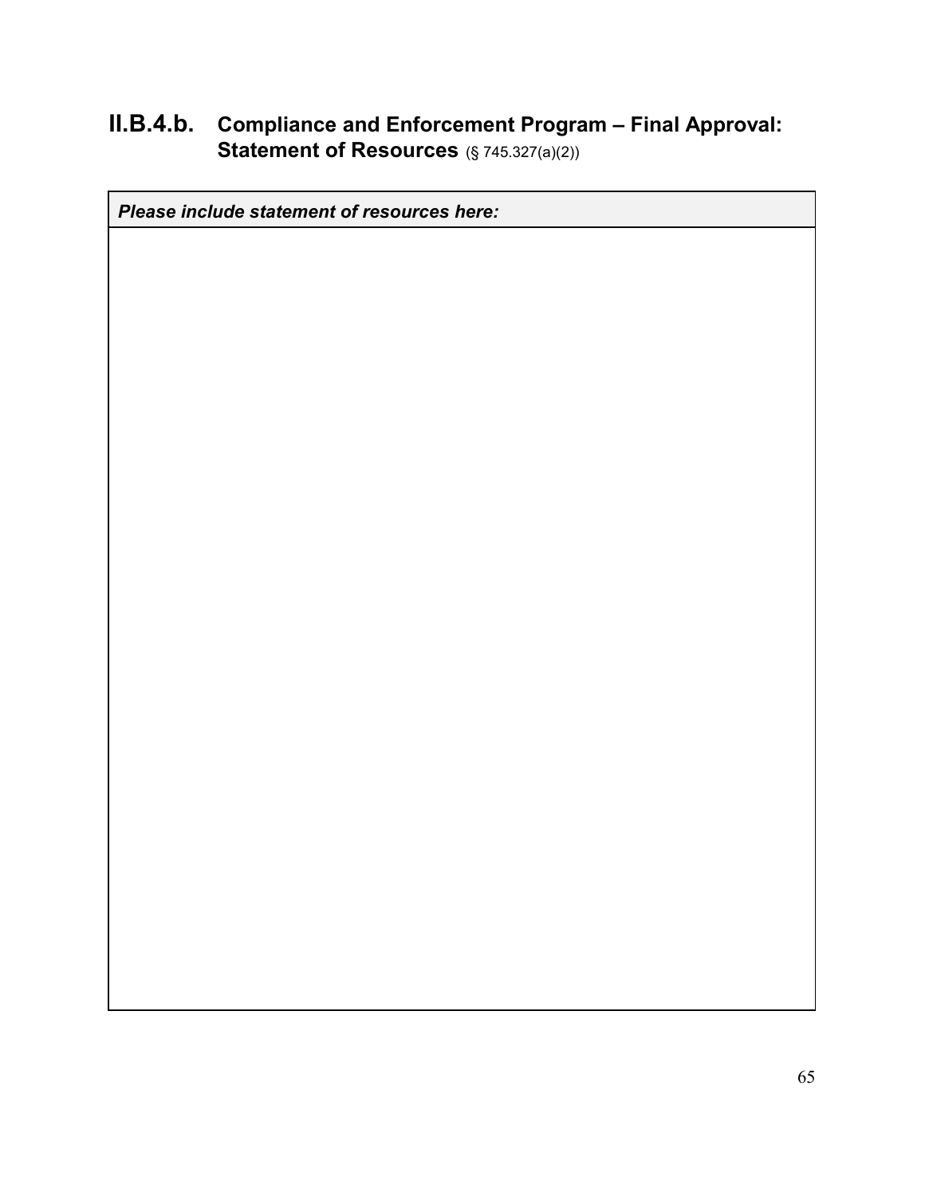## II.B.4.b. Compliance and Enforcement Program – Final Approval: Statement of Resources (§ 745.327(a)(2))

| *Please include statement of resources here:* |
|---|
| |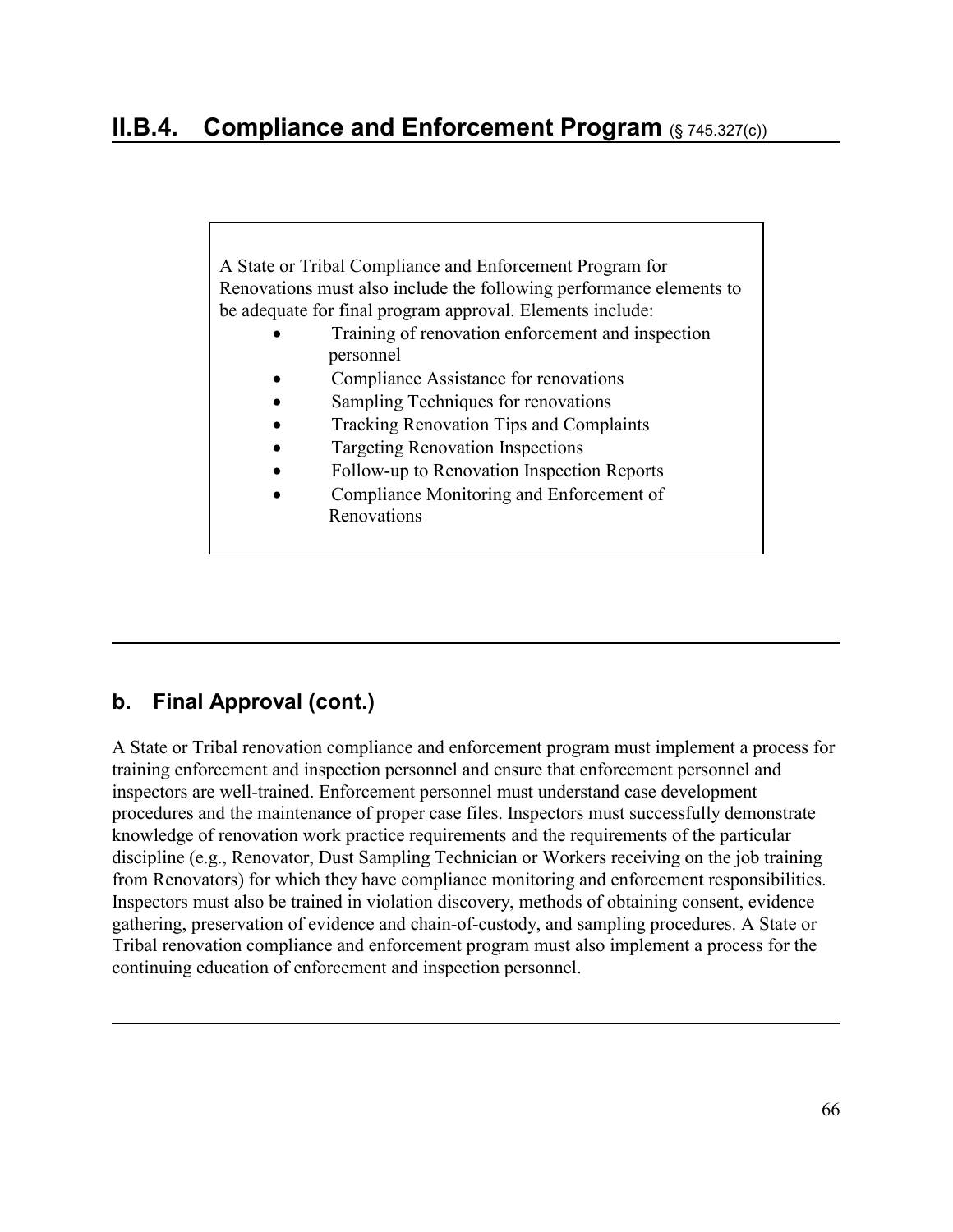## II.B.4. Compliance and Enforcement Program (§ 745.327(c))

A State or Tribal Compliance and Enforcement Program for Renovations must also include the following performance elements to be adequate for final program approval. Elements include:

- Training of renovation enforcement and inspection personnel
- Compliance Assistance for renovations
- Sampling Techniques for renovations
- Tracking Renovation Tips and Complaints
- Targeting Renovation Inspections
- Follow-up to Renovation Inspection Reports
- Compliance Monitoring and Enforcement of Renovations

---

### b. Final Approval (cont.)

A State or Tribal renovation compliance and enforcement program must implement a process for training enforcement and inspection personnel and ensure that enforcement personnel and inspectors are well-trained. Enforcement personnel must understand case development procedures and the maintenance of proper case files. Inspectors must successfully demonstrate knowledge of renovation work practice requirements and the requirements of the particular discipline (e.g., Renovator, Dust Sampling Technician or Workers receiving on the job training from Renovators) for which they have compliance monitoring and enforcement responsibilities. Inspectors must also be trained in violation discovery, methods of obtaining consent, evidence gathering, preservation of evidence and chain-of-custody, and sampling procedures. A State or Tribal renovation compliance and enforcement program must also implement a process for the continuing education of enforcement and inspection personnel.

---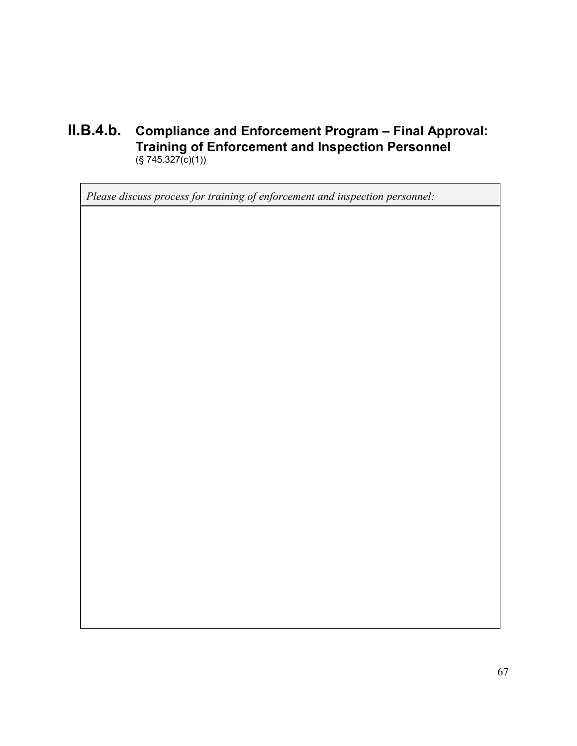## II.B.4.b. Compliance and Enforcement Program – Final Approval: Training of Enforcement and Inspection Personnel

(§ 745.327(c)(1))

| *Please discuss process for training of enforcement and inspection personnel:* |
| --- |
| |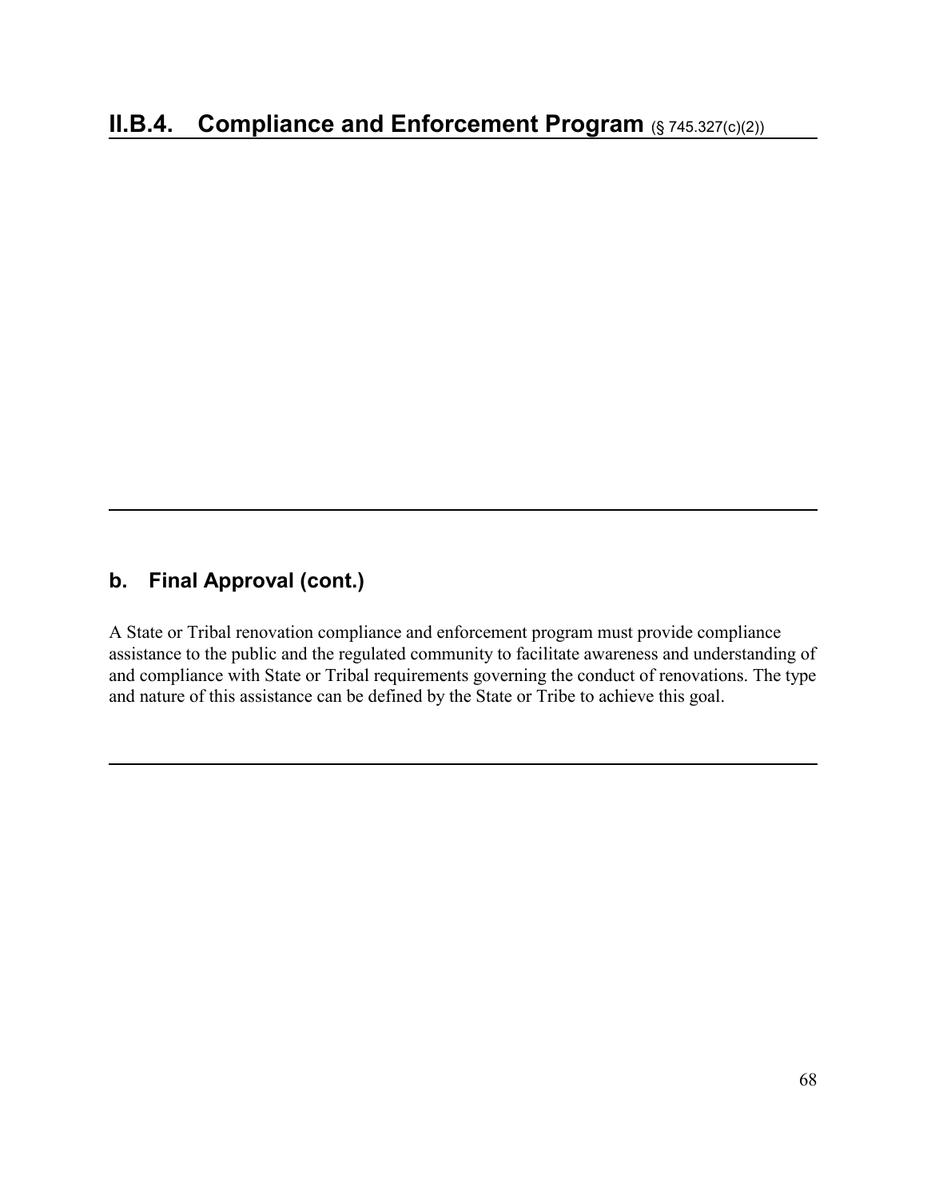## II.B.4. Compliance and Enforcement Program (§ 745.327(c)(2))

---

### b. Final Approval (cont.)

A State or Tribal renovation compliance and enforcement program must provide compliance assistance to the public and the regulated community to facilitate awareness and understanding of and compliance with State or Tribal requirements governing the conduct of renovations. The type and nature of this assistance can be defined by the State or Tribe to achieve this goal.

---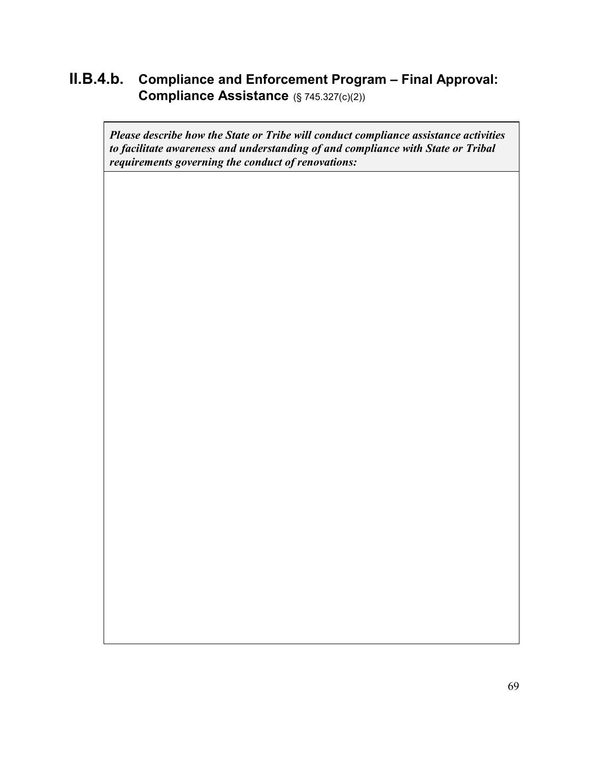## II.B.4.b. Compliance and Enforcement Program – Final Approval: Compliance Assistance (§ 745.327(c)(2))

| *Please describe how the State or Tribe will conduct compliance assistance activities to facilitate awareness and understanding of and compliance with State or Tribal requirements governing the conduct of renovations:* |
| --- |
| |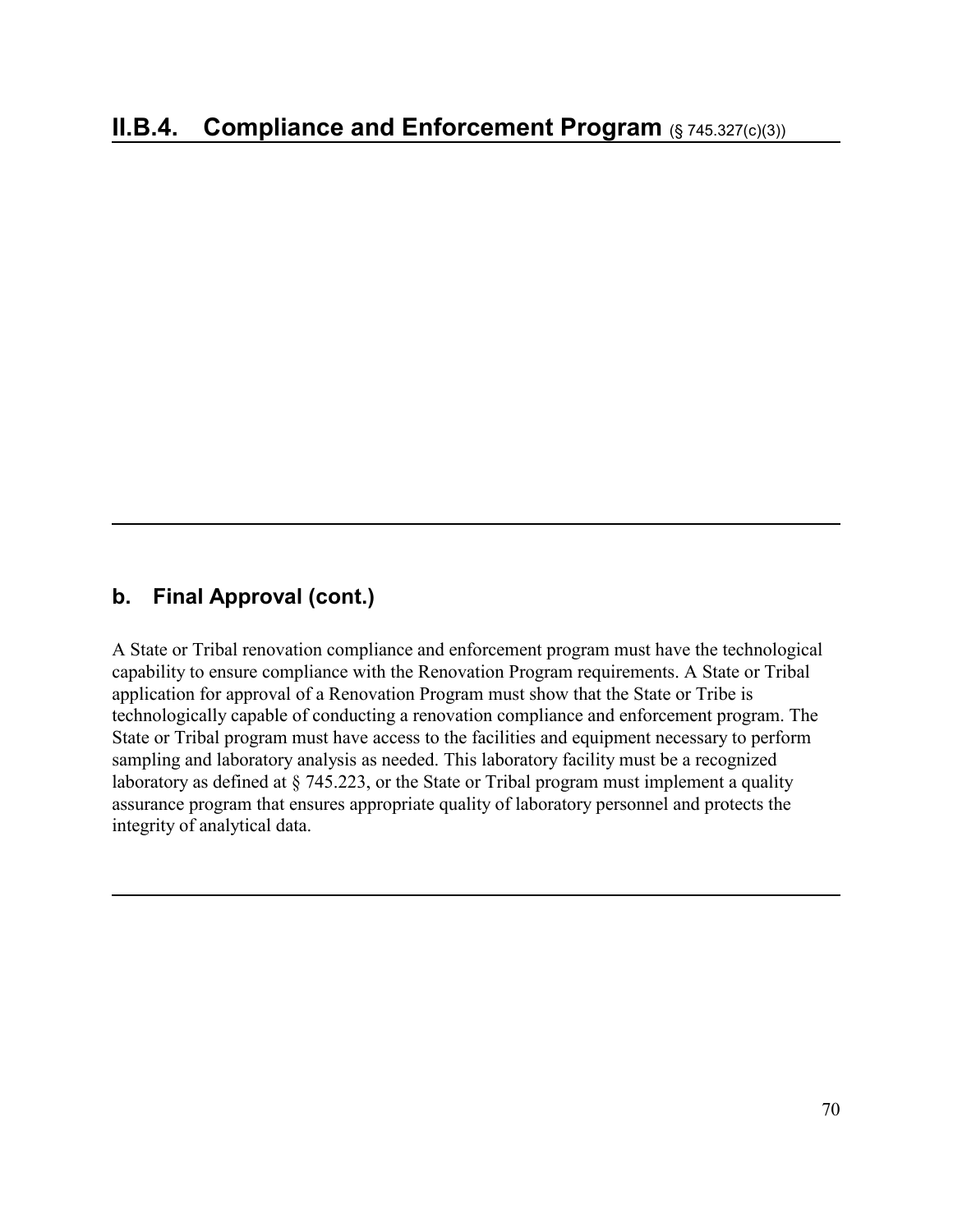# II.B.4. Compliance and Enforcement Program (§ 745.327(c)(3))

## b. Final Approval (cont.)

A State or Tribal renovation compliance and enforcement program must have the technological capability to ensure compliance with the Renovation Program requirements. A State or Tribal application for approval of a Renovation Program must show that the State or Tribe is technologically capable of conducting a renovation compliance and enforcement program. The State or Tribal program must have access to the facilities and equipment necessary to perform sampling and laboratory analysis as needed. This laboratory facility must be a recognized laboratory as defined at § 745.223, or the State or Tribal program must implement a quality assurance program that ensures appropriate quality of laboratory personnel and protects the integrity of analytical data.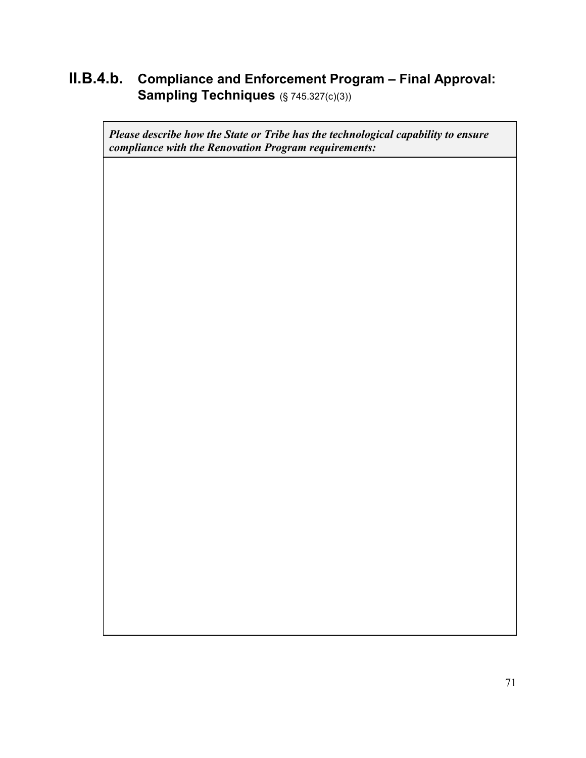## II.B.4.b. Compliance and Enforcement Program – Final Approval: Sampling Techniques (§ 745.327(c)(3))

| *Please describe how the State or Tribe has the technological capability to ensure compliance with the Renovation Program requirements:* |
| --- |
| |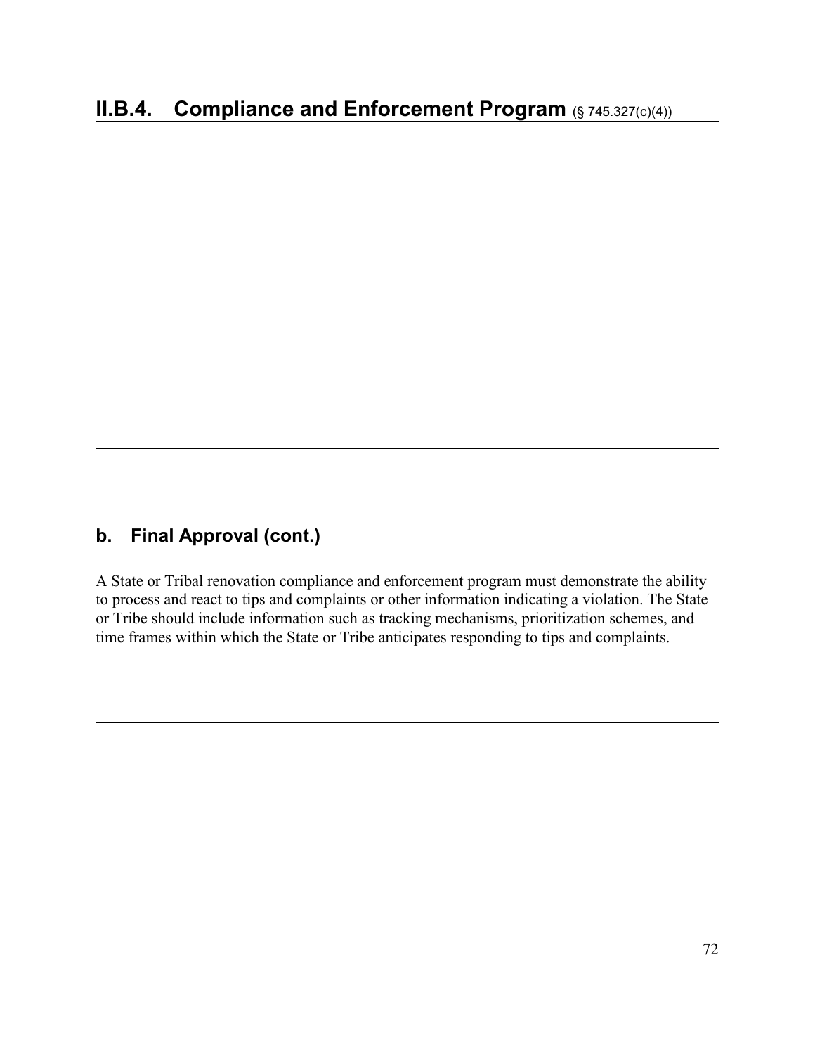# II.B.4. Compliance and Enforcement Program (§ 745.327(c)(4))

## b. Final Approval (cont.)

A State or Tribal renovation compliance and enforcement program must demonstrate the ability to process and react to tips and complaints or other information indicating a violation. The State or Tribe should include information such as tracking mechanisms, prioritization schemes, and time frames within which the State or Tribe anticipates responding to tips and complaints.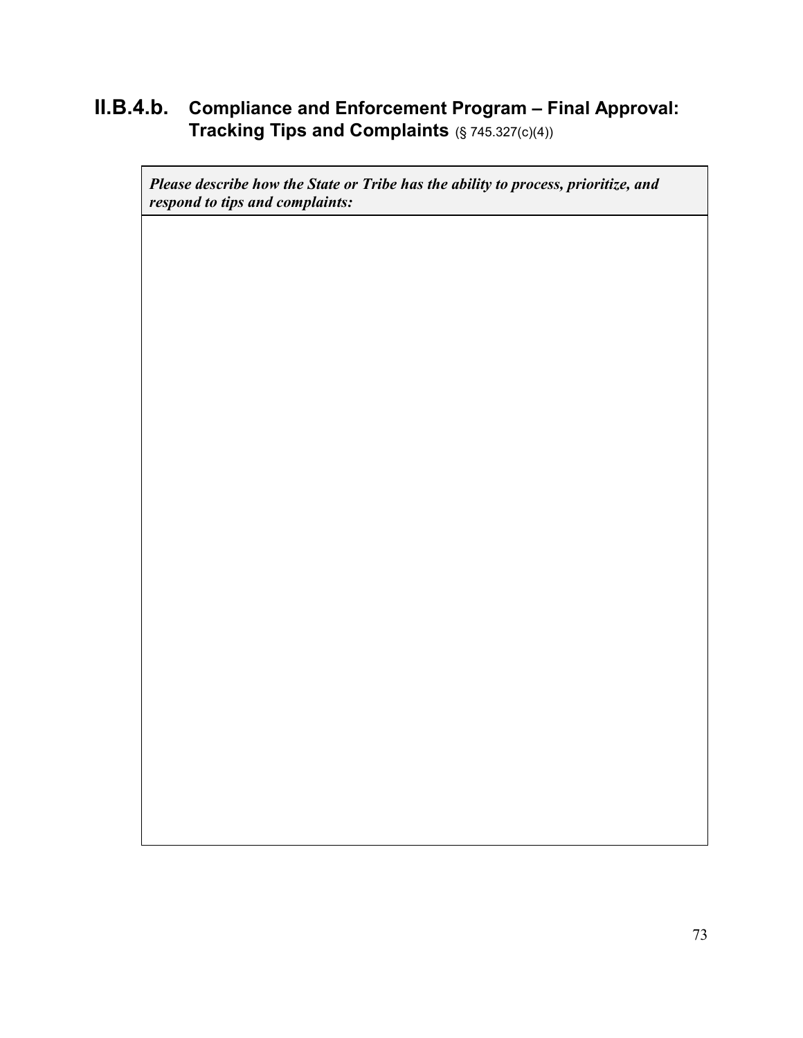## II.B.4.b. Compliance and Enforcement Program – Final Approval: Tracking Tips and Complaints (§ 745.327(c)(4))

| ***Please describe how the State or Tribe has the ability to process, prioritize, and respond to tips and complaints:*** |
| --- |
| |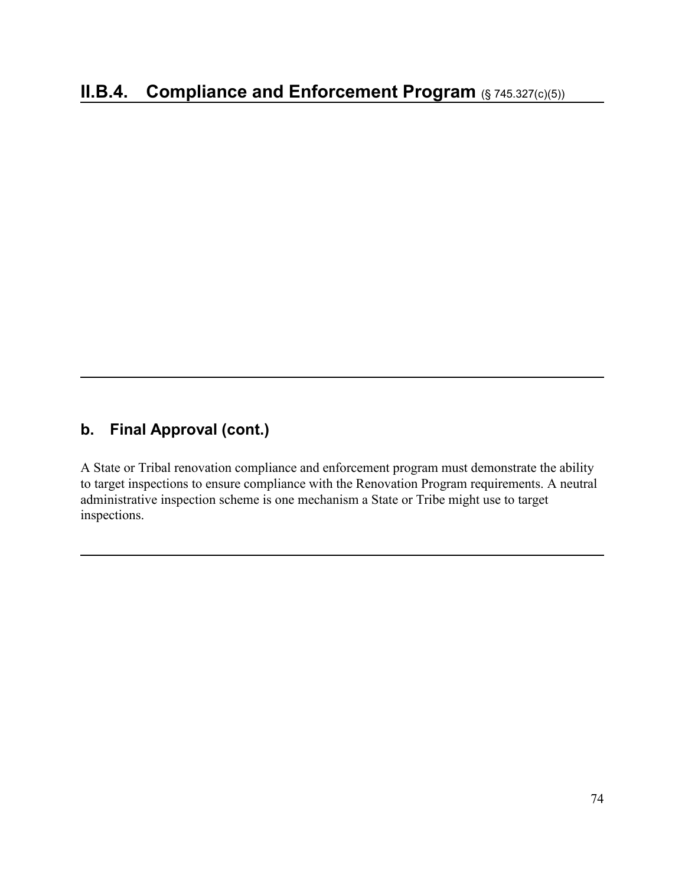## II.B.4. Compliance and Enforcement Program (§ 745.327(c)(5))

---

### b. Final Approval (cont.)

A State or Tribal renovation compliance and enforcement program must demonstrate the ability to target inspections to ensure compliance with the Renovation Program requirements. A neutral administrative inspection scheme is one mechanism a State or Tribe might use to target inspections.

---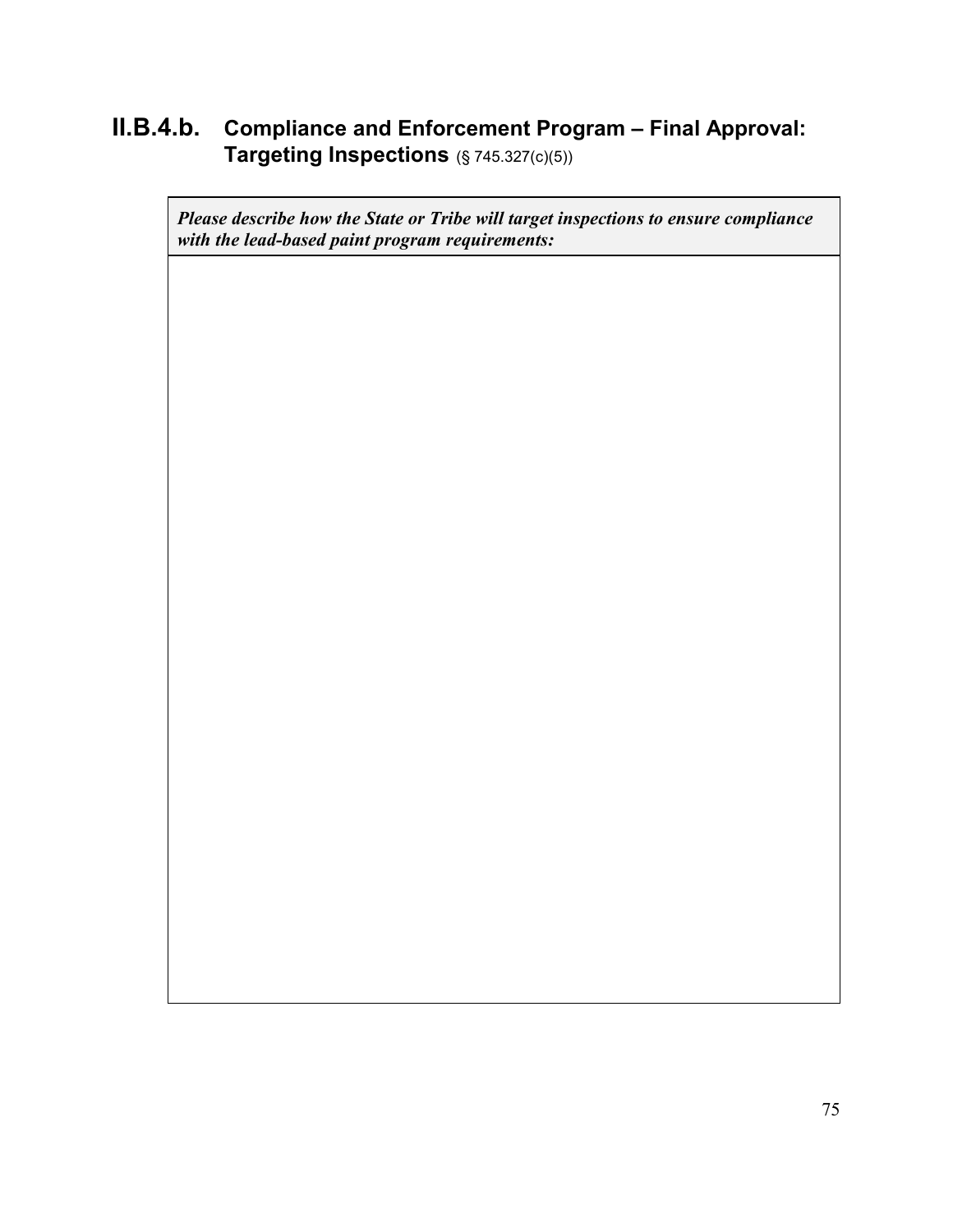## II.B.4.b. Compliance and Enforcement Program – Final Approval: Targeting Inspections (§ 745.327(c)(5))

| ***Please describe how the State or Tribe will target inspections to ensure compliance with the lead-based paint program requirements:*** |
| --- |
| |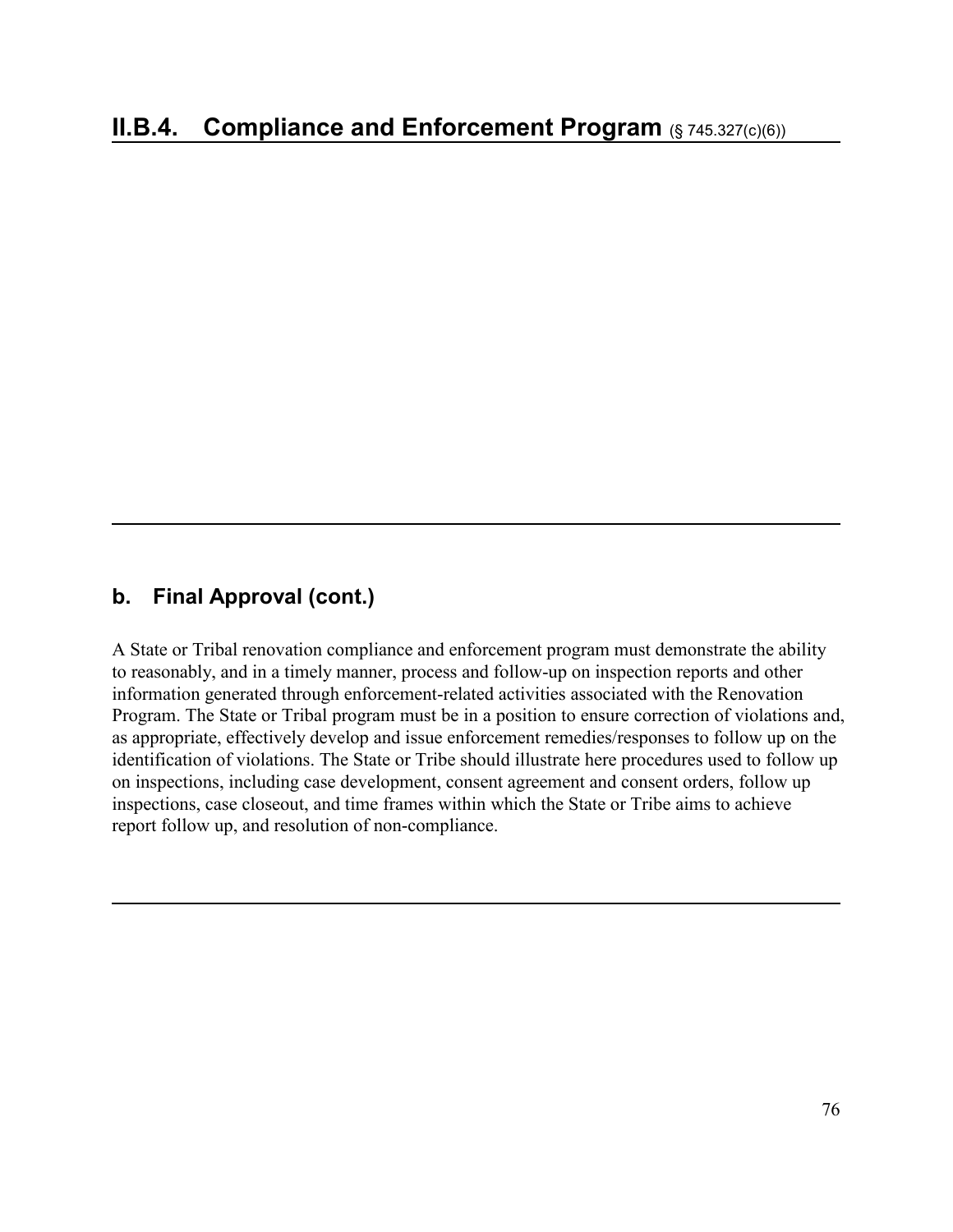## II.B.4. Compliance and Enforcement Program (§ 745.327(c)(6))

---

---

### b. Final Approval (cont.)

A State or Tribal renovation compliance and enforcement program must demonstrate the ability to reasonably, and in a timely manner, process and follow-up on inspection reports and other information generated through enforcement-related activities associated with the Renovation Program. The State or Tribal program must be in a position to ensure correction of violations and, as appropriate, effectively develop and issue enforcement remedies/responses to follow up on the identification of violations. The State or Tribe should illustrate here procedures used to follow up on inspections, including case development, consent agreement and consent orders, follow up inspections, case closeout, and time frames within which the State or Tribe aims to achieve report follow up, and resolution of non-compliance.

---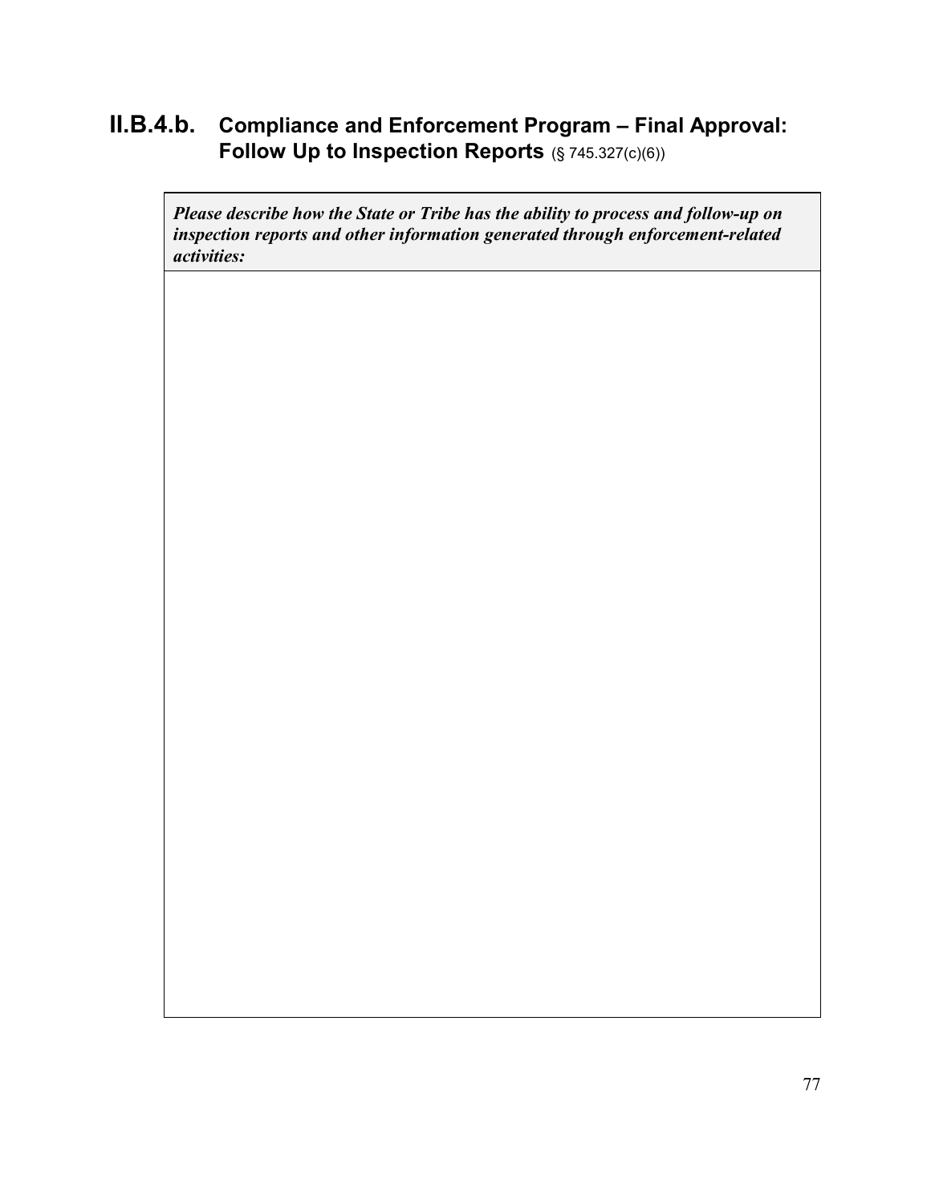## II.B.4.b. Compliance and Enforcement Program – Final Approval: Follow Up to Inspection Reports (§ 745.327(c)(6))

| ***Please describe how the State or Tribe has the ability to process and follow-up on inspection reports and other information generated through enforcement-related activities:*** |
| --- |
| |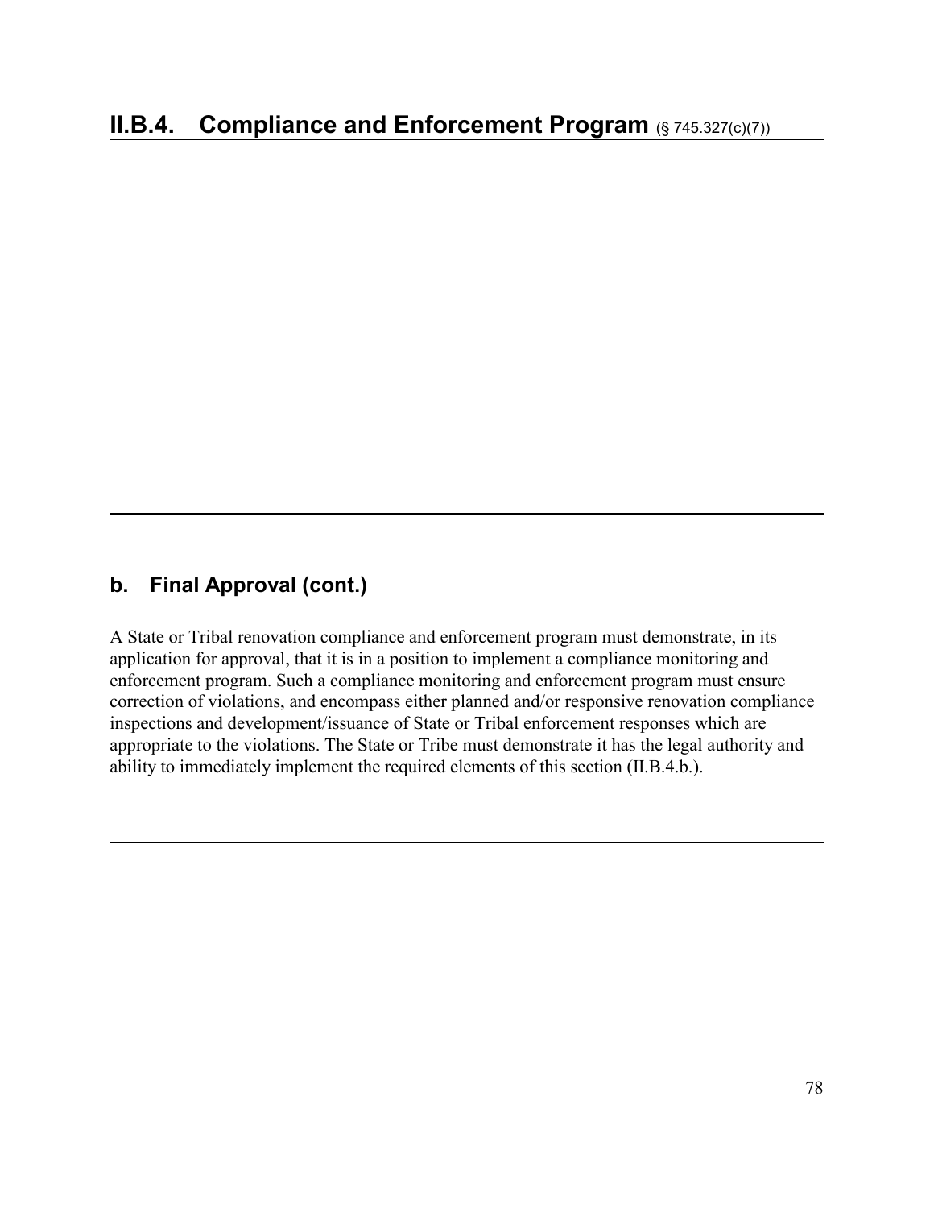## II.B.4. Compliance and Enforcement Program (§ 745.327(c)(7))

### b. Final Approval (cont.)

A State or Tribal renovation compliance and enforcement program must demonstrate, in its application for approval, that it is in a position to implement a compliance monitoring and enforcement program. Such a compliance monitoring and enforcement program must ensure correction of violations, and encompass either planned and/or responsive renovation compliance inspections and development/issuance of State or Tribal enforcement responses which are appropriate to the violations. The State or Tribe must demonstrate it has the legal authority and ability to immediately implement the required elements of this section (II.B.4.b.).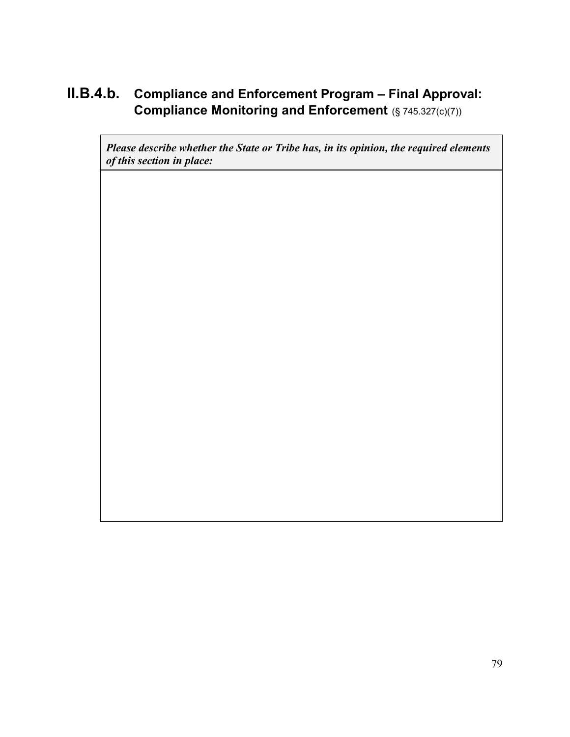## II.B.4.b. Compliance and Enforcement Program – Final Approval: Compliance Monitoring and Enforcement (§ 745.327(c)(7))

| *Please describe whether the State or Tribe has, in its opinion, the required elements of this section in place:* |
|---|
| |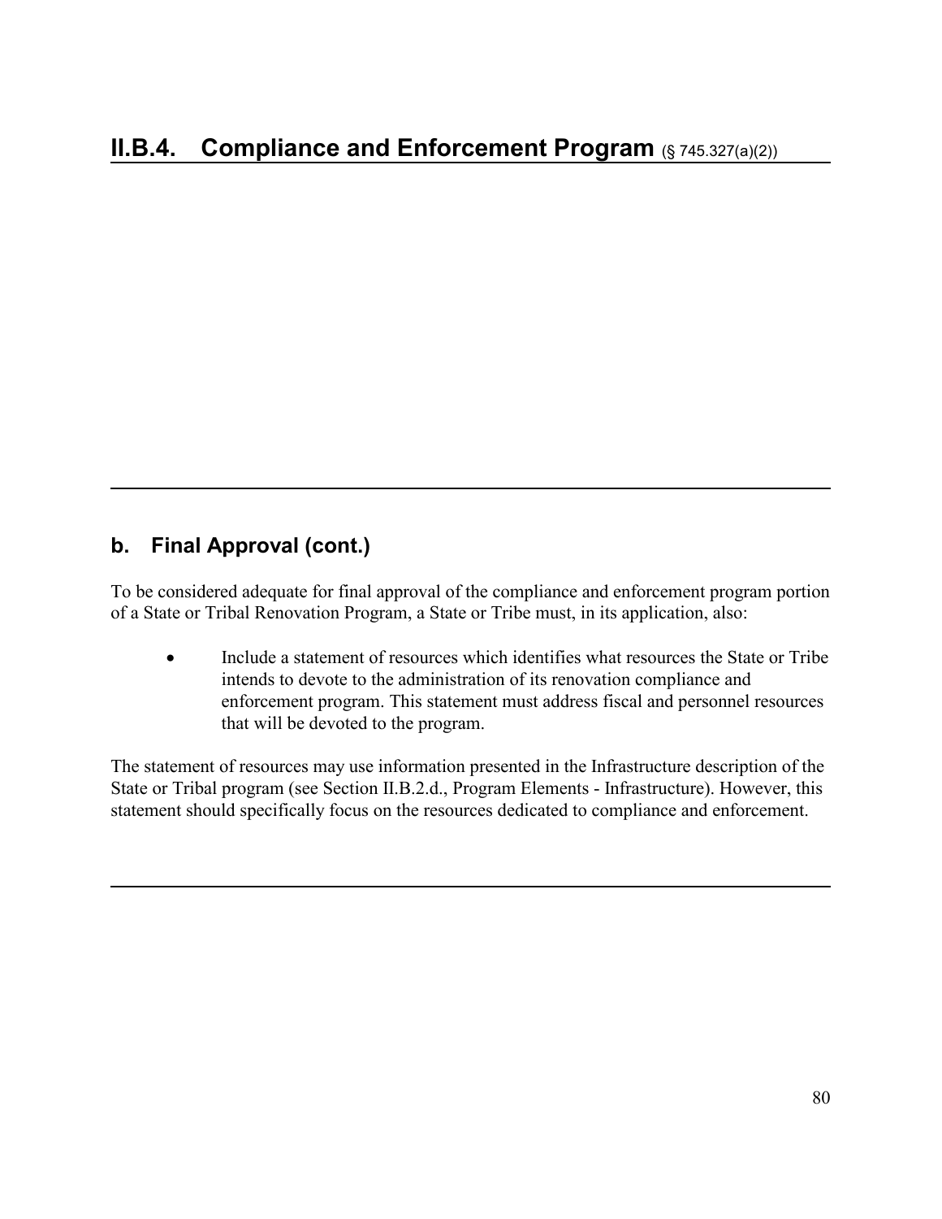# II.B.4. Compliance and Enforcement Program (§ 745.327(a)(2))

## b. Final Approval (cont.)

To be considered adequate for final approval of the compliance and enforcement program portion of a State or Tribal Renovation Program, a State or Tribe must, in its application, also:

- Include a statement of resources which identifies what resources the State or Tribe intends to devote to the administration of its renovation compliance and enforcement program. This statement must address fiscal and personnel resources that will be devoted to the program.

The statement of resources may use information presented in the Infrastructure description of the State or Tribal program (see Section II.B.2.d., Program Elements - Infrastructure). However, this statement should specifically focus on the resources dedicated to compliance and enforcement.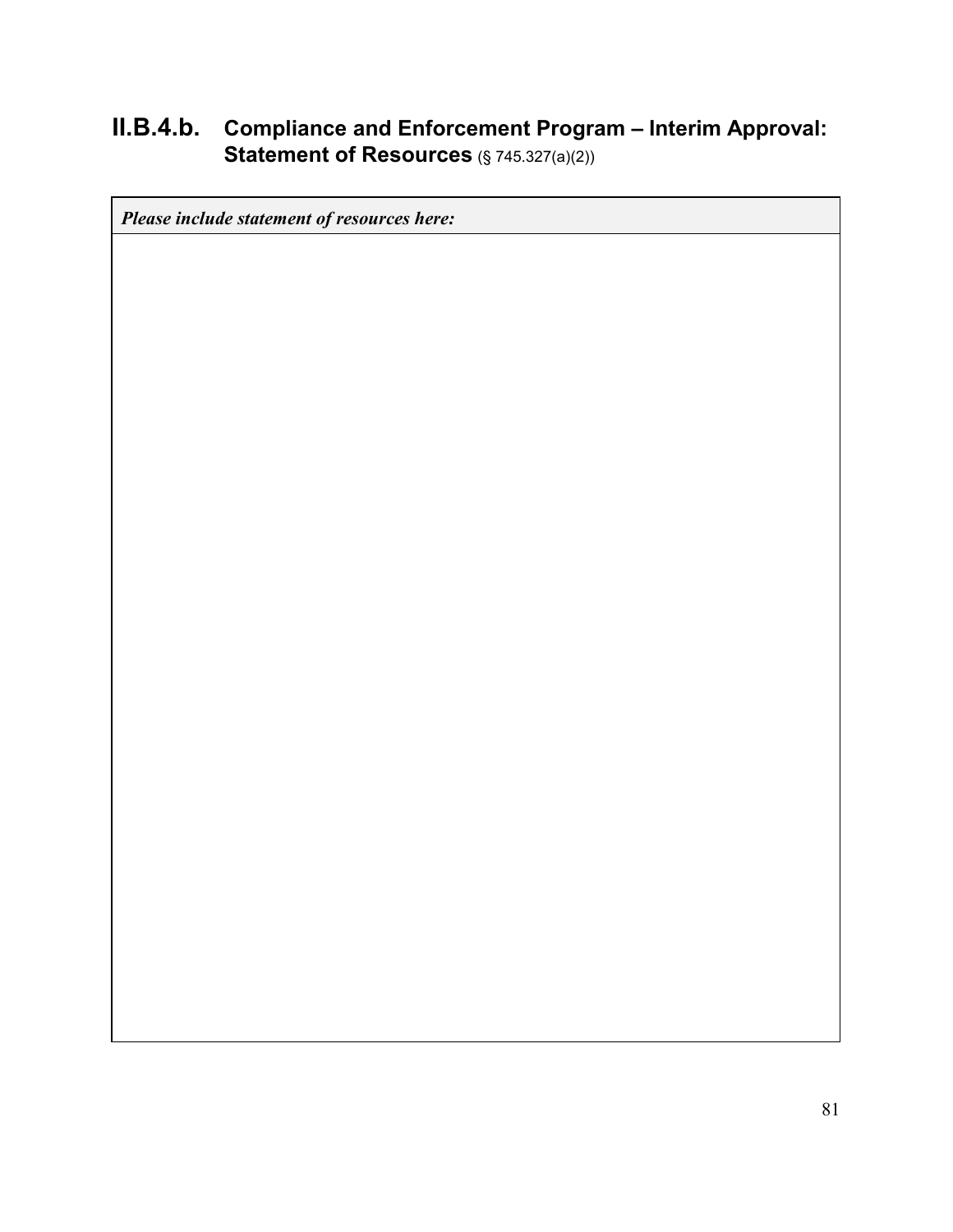## II.B.4.b. Compliance and Enforcement Program – Interim Approval: Statement of Resources (§ 745.327(a)(2))

| *Please include statement of resources here:* |
| --- |
| |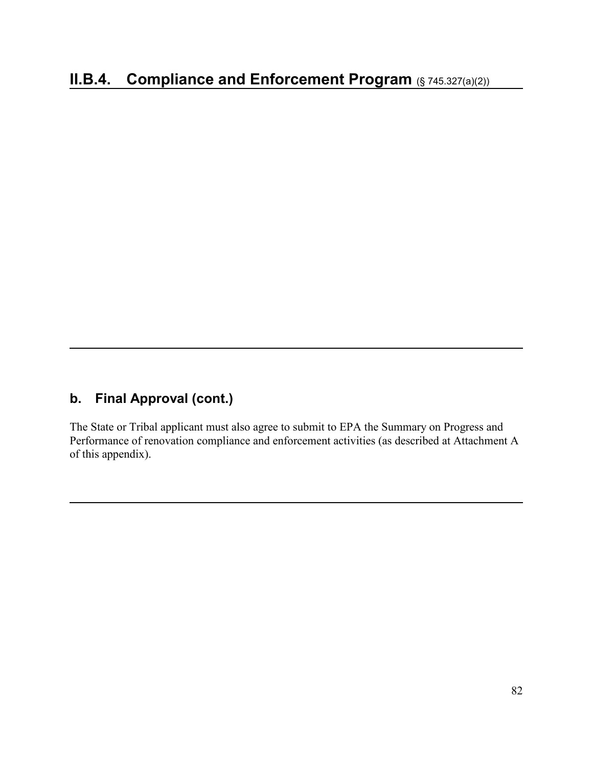## II.B.4. Compliance and Enforcement Program (§ 745.327(a)(2))

### b. Final Approval (cont.)

The State or Tribal applicant must also agree to submit to EPA the Summary on Progress and Performance of renovation compliance and enforcement activities (as described at Attachment A of this appendix).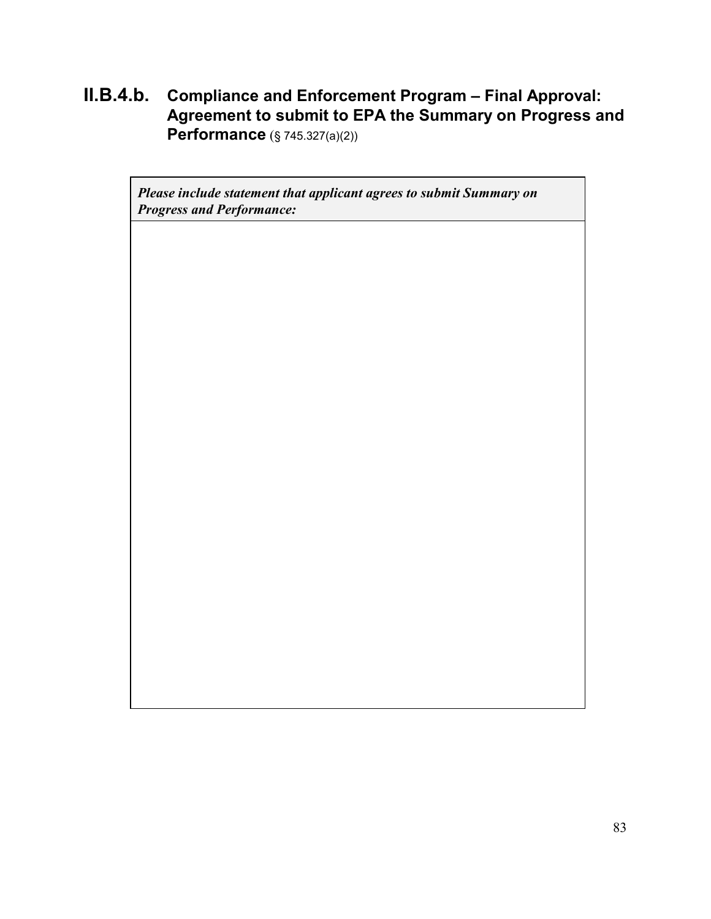## II.B.4.b. Compliance and Enforcement Program – Final Approval: Agreement to submit to EPA the Summary on Progress and Performance (§ 745.327(a)(2))

| *Please include statement that applicant agrees to submit Summary on Progress and Performance:* |
| --- |
| |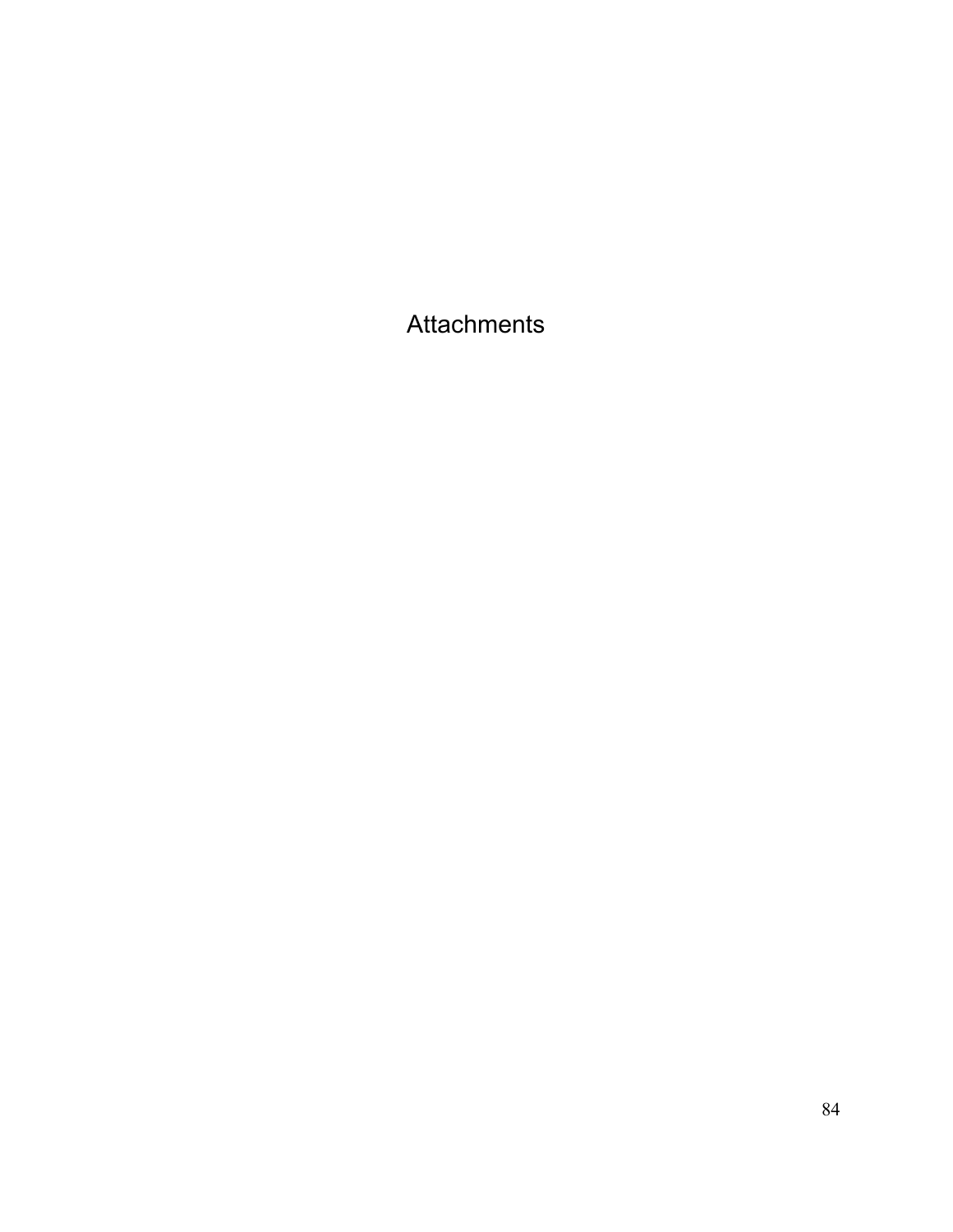# Attachments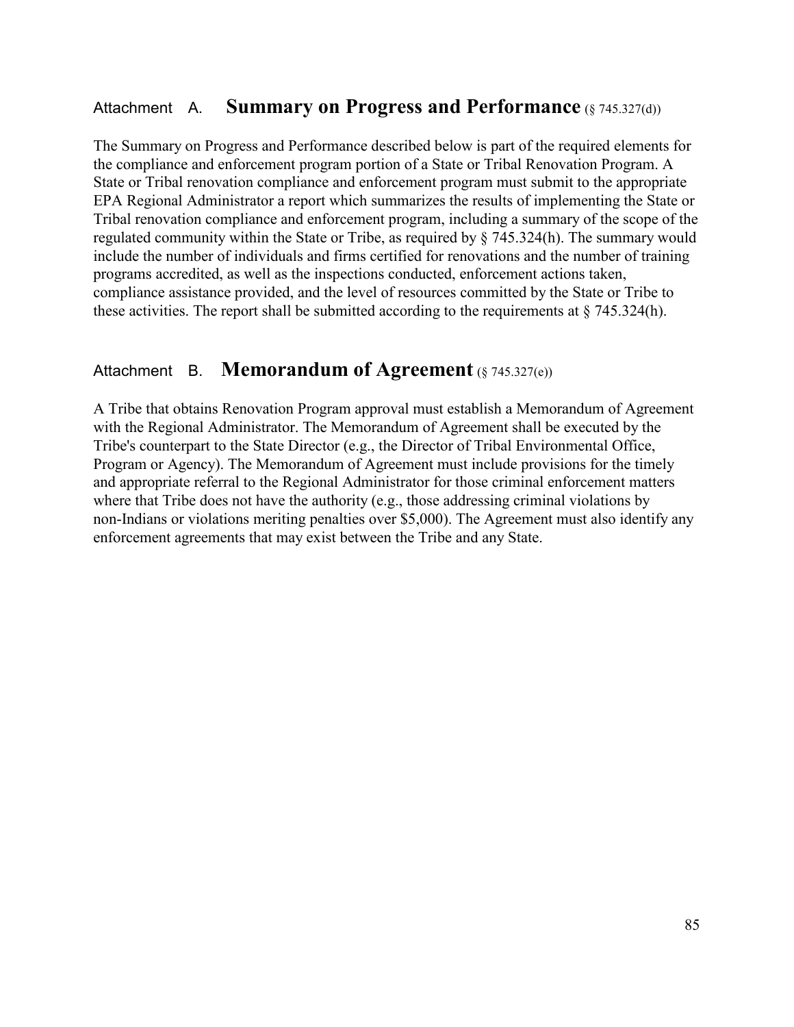## Attachment A. **Summary on Progress and Performance** (§ 745.327(d))

The Summary on Progress and Performance described below is part of the required elements for the compliance and enforcement program portion of a State or Tribal Renovation Program. A State or Tribal renovation compliance and enforcement program must submit to the appropriate EPA Regional Administrator a report which summarizes the results of implementing the State or Tribal renovation compliance and enforcement program, including a summary of the scope of the regulated community within the State or Tribe, as required by § 745.324(h). The summary would include the number of individuals and firms certified for renovations and the number of training programs accredited, as well as the inspections conducted, enforcement actions taken, compliance assistance provided, and the level of resources committed by the State or Tribe to these activities. The report shall be submitted according to the requirements at § 745.324(h).

## Attachment B. **Memorandum of Agreement** (§ 745.327(e))

A Tribe that obtains Renovation Program approval must establish a Memorandum of Agreement with the Regional Administrator. The Memorandum of Agreement shall be executed by the Tribe's counterpart to the State Director (e.g., the Director of Tribal Environmental Office, Program or Agency). The Memorandum of Agreement must include provisions for the timely and appropriate referral to the Regional Administrator for those criminal enforcement matters where that Tribe does not have the authority (e.g., those addressing criminal violations by non-Indians or violations meriting penalties over $5,000). The Agreement must also identify any enforcement agreements that may exist between the Tribe and any State.